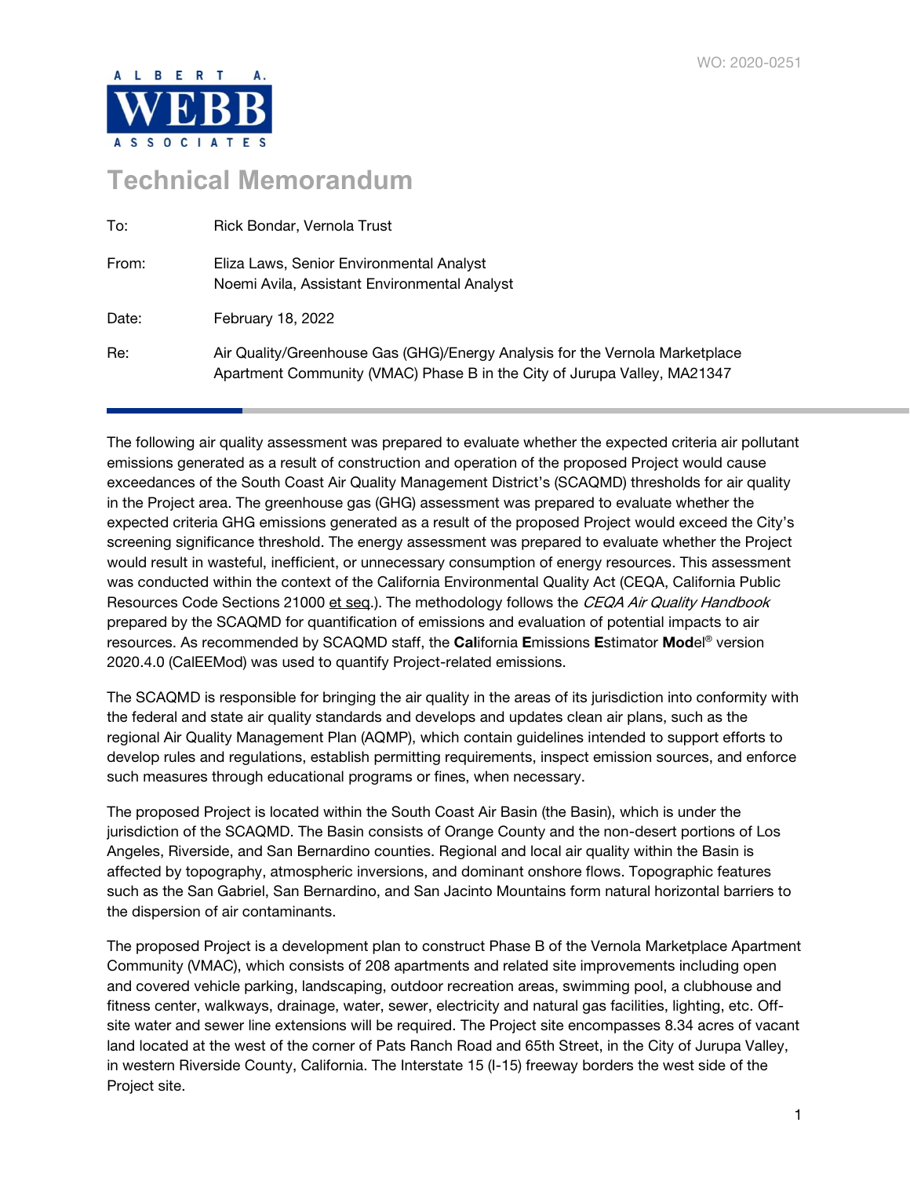WO: 2020-0251

ALBERT A. WEBB ASSOCIATES

# Technical Memorandum

| | |
|---|---|
| To: | Rick Bondar, Vernola Trust |
| From: | Eliza Laws, Senior Environmental Analyst<br>Noemi Avila, Assistant Environmental Analyst |
| Date: | February 18, 2022 |
| Re: | Air Quality/Greenhouse Gas (GHG)/Energy Analysis for the Vernola Marketplace Apartment Community (VMAC) Phase B in the City of Jurupa Valley, MA21347 |

The following air quality assessment was prepared to evaluate whether the expected criteria air pollutant emissions generated as a result of construction and operation of the proposed Project would cause exceedances of the South Coast Air Quality Management District's (SCAQMD) thresholds for air quality in the Project area. The greenhouse gas (GHG) assessment was prepared to evaluate whether the expected criteria GHG emissions generated as a result of the proposed Project would exceed the City's screening significance threshold. The energy assessment was prepared to evaluate whether the Project would result in wasteful, inefficient, or unnecessary consumption of energy resources. This assessment was conducted within the context of the California Environmental Quality Act (CEQA, California Public Resources Code Sections 21000 et seq.). The methodology follows the *CEQA Air Quality Handbook* prepared by the SCAQMD for quantification of emissions and evaluation of potential impacts to air resources. As recommended by SCAQMD staff, the **Cal**ifornia **E**missions **E**stimator **Mod**el® version 2020.4.0 (CalEEMod) was used to quantify Project-related emissions.

The SCAQMD is responsible for bringing the air quality in the areas of its jurisdiction into conformity with the federal and state air quality standards and develops and updates clean air plans, such as the regional Air Quality Management Plan (AQMP), which contain guidelines intended to support efforts to develop rules and regulations, establish permitting requirements, inspect emission sources, and enforce such measures through educational programs or fines, when necessary.

The proposed Project is located within the South Coast Air Basin (the Basin), which is under the jurisdiction of the SCAQMD. The Basin consists of Orange County and the non-desert portions of Los Angeles, Riverside, and San Bernardino counties. Regional and local air quality within the Basin is affected by topography, atmospheric inversions, and dominant onshore flows. Topographic features such as the San Gabriel, San Bernardino, and San Jacinto Mountains form natural horizontal barriers to the dispersion of air contaminants.

The proposed Project is a development plan to construct Phase B of the Vernola Marketplace Apartment Community (VMAC), which consists of 208 apartments and related site improvements including open and covered vehicle parking, landscaping, outdoor recreation areas, swimming pool, a clubhouse and fitness center, walkways, drainage, water, sewer, electricity and natural gas facilities, lighting, etc. Off-site water and sewer line extensions will be required. The Project site encompasses 8.34 acres of vacant land located at the west of the corner of Pats Ranch Road and 65th Street, in the City of Jurupa Valley, in western Riverside County, California. The Interstate 15 (I-15) freeway borders the west side of the Project site.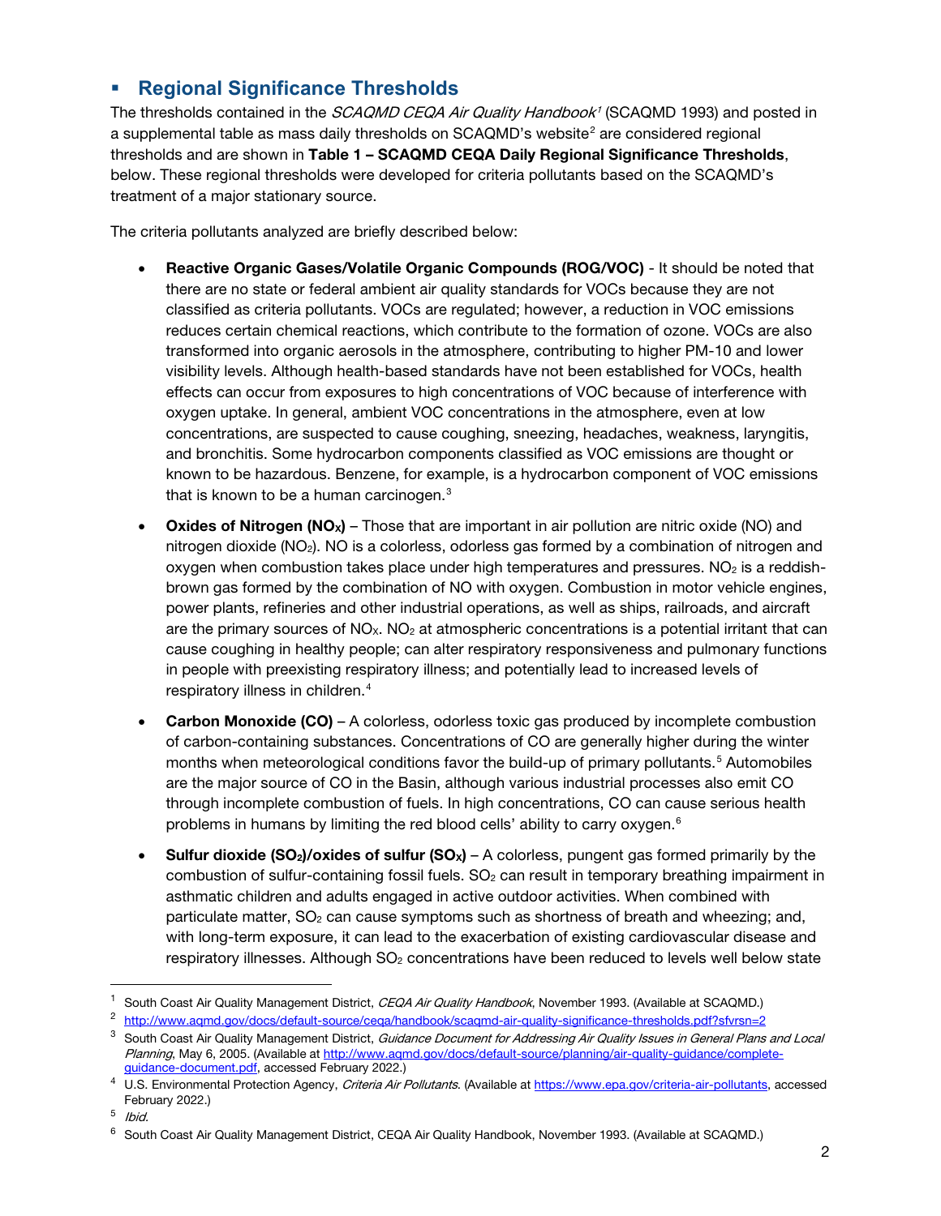## Regional Significance Thresholds

The thresholds contained in the *SCAQMD CEQA Air Quality Handbook*[1] (SCAQMD 1993) and posted in a supplemental table as mass daily thresholds on SCAQMD's website[2] are considered regional thresholds and are shown in **Table 1 – SCAQMD CEQA Daily Regional Significance Thresholds**, below. These regional thresholds were developed for criteria pollutants based on the SCAQMD's treatment of a major stationary source.

The criteria pollutants analyzed are briefly described below:

- **Reactive Organic Gases/Volatile Organic Compounds (ROG/VOC)** - It should be noted that there are no state or federal ambient air quality standards for VOCs because they are not classified as criteria pollutants. VOCs are regulated; however, a reduction in VOC emissions reduces certain chemical reactions, which contribute to the formation of ozone. VOCs are also transformed into organic aerosols in the atmosphere, contributing to higher PM-10 and lower visibility levels. Although health-based standards have not been established for VOCs, health effects can occur from exposures to high concentrations of VOC because of interference with oxygen uptake. In general, ambient VOC concentrations in the atmosphere, even at low concentrations, are suspected to cause coughing, sneezing, headaches, weakness, laryngitis, and bronchitis. Some hydrocarbon components classified as VOC emissions are thought or known to be hazardous. Benzene, for example, is a hydrocarbon component of VOC emissions that is known to be a human carcinogen.[3]

- **Oxides of Nitrogen ($NO_X$)** – Those that are important in air pollution are nitric oxide (NO) and nitrogen dioxide ($NO_2$). NO is a colorless, odorless gas formed by a combination of nitrogen and oxygen when combustion takes place under high temperatures and pressures. $NO_2$ is a reddish-brown gas formed by the combination of NO with oxygen. Combustion in motor vehicle engines, power plants, refineries and other industrial operations, as well as ships, railroads, and aircraft are the primary sources of $NO_X$. $NO_2$ at atmospheric concentrations is a potential irritant that can cause coughing in healthy people; can alter respiratory responsiveness and pulmonary functions in people with preexisting respiratory illness; and potentially lead to increased levels of respiratory illness in children.[4]

- **Carbon Monoxide (CO)** – A colorless, odorless toxic gas produced by incomplete combustion of carbon-containing substances. Concentrations of CO are generally higher during the winter months when meteorological conditions favor the build-up of primary pollutants.[5] Automobiles are the major source of CO in the Basin, although various industrial processes also emit CO through incomplete combustion of fuels. In high concentrations, CO can cause serious health problems in humans by limiting the red blood cells' ability to carry oxygen.[6]

- **Sulfur dioxide ($SO_2$)/oxides of sulfur ($SO_X$)** – A colorless, pungent gas formed primarily by the combustion of sulfur-containing fossil fuels. $SO_2$ can result in temporary breathing impairment in asthmatic children and adults engaged in active outdoor activities. When combined with particulate matter, $SO_2$ can cause symptoms such as shortness of breath and wheezing; and, with long-term exposure, it can lead to the exacerbation of existing cardiovascular disease and respiratory illnesses. Although $SO_2$ concentrations have been reduced to levels well below state

---

[1] South Coast Air Quality Management District, *CEQA Air Quality Handbook*, November 1993. (Available at SCAQMD.)

[2] http://www.aqmd.gov/docs/default-source/ceqa/handbook/scaqmd-air-quality-significance-thresholds.pdf?sfvrsn=2

[3] South Coast Air Quality Management District, *Guidance Document for Addressing Air Quality Issues in General Plans and Local Planning*, May 6, 2005. (Available at http://www.aqmd.gov/docs/default-source/planning/air-quality-guidance/complete-guidance-document.pdf, accessed February 2022.)

[4] U.S. Environmental Protection Agency, *Criteria Air Pollutants*. (Available at https://www.epa.gov/criteria-air-pollutants, accessed February 2022.)

[5] *Ibid.*

[6] South Coast Air Quality Management District, CEQA Air Quality Handbook, November 1993. (Available at SCAQMD.)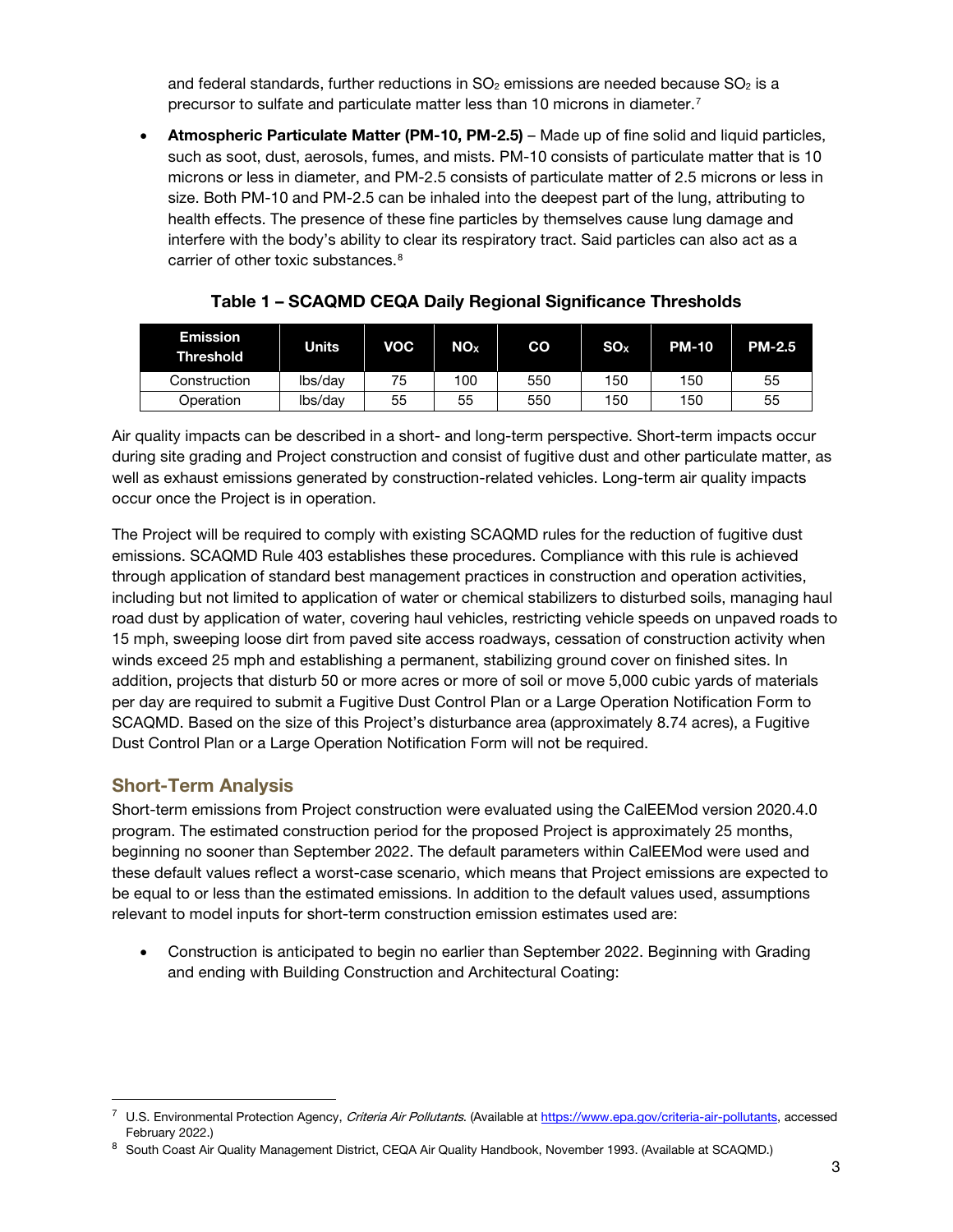and federal standards, further reductions in $SO_2$ emissions are needed because $SO_2$ is a precursor to sulfate and particulate matter less than 10 microns in diameter.[7]

- **Atmospheric Particulate Matter (PM-10, PM-2.5)** – Made up of fine solid and liquid particles, such as soot, dust, aerosols, fumes, and mists. PM-10 consists of particulate matter that is 10 microns or less in diameter, and PM-2.5 consists of particulate matter of 2.5 microns or less in size. Both PM-10 and PM-2.5 can be inhaled into the deepest part of the lung, attributing to health effects. The presence of these fine particles by themselves cause lung damage and interfere with the body's ability to clear its respiratory tract. Said particles can also act as a carrier of other toxic substances.[8]

**Table 1 – SCAQMD CEQA Daily Regional Significance Thresholds**

| Emission Threshold | Units | VOC | $NO_X$ | CO | $SO_X$ | PM-10 | PM-2.5 |
|---|---|---|---|---|---|---|---|
| Construction | lbs/day | 75 | 100 | 550 | 150 | 150 | 55 |
| Operation | lbs/day | 55 | 55 | 550 | 150 | 150 | 55 |

Air quality impacts can be described in a short- and long-term perspective. Short-term impacts occur during site grading and Project construction and consist of fugitive dust and other particulate matter, as well as exhaust emissions generated by construction-related vehicles. Long-term air quality impacts occur once the Project is in operation.

The Project will be required to comply with existing SCAQMD rules for the reduction of fugitive dust emissions. SCAQMD Rule 403 establishes these procedures. Compliance with this rule is achieved through application of standard best management practices in construction and operation activities, including but not limited to application of water or chemical stabilizers to disturbed soils, managing haul road dust by application of water, covering haul vehicles, restricting vehicle speeds on unpaved roads to 15 mph, sweeping loose dirt from paved site access roadways, cessation of construction activity when winds exceed 25 mph and establishing a permanent, stabilizing ground cover on finished sites. In addition, projects that disturb 50 or more acres or more of soil or move 5,000 cubic yards of materials per day are required to submit a Fugitive Dust Control Plan or a Large Operation Notification Form to SCAQMD. Based on the size of this Project's disturbance area (approximately 8.74 acres), a Fugitive Dust Control Plan or a Large Operation Notification Form will not be required.

## Short-Term Analysis

Short-term emissions from Project construction were evaluated using the CalEEMod version 2020.4.0 program. The estimated construction period for the proposed Project is approximately 25 months, beginning no sooner than September 2022. The default parameters within CalEEMod were used and these default values reflect a worst-case scenario, which means that Project emissions are expected to be equal to or less than the estimated emissions. In addition to the default values used, assumptions relevant to model inputs for short-term construction emission estimates used are:

- Construction is anticipated to begin no earlier than September 2022. Beginning with Grading and ending with Building Construction and Architectural Coating:

---

[7] U.S. Environmental Protection Agency, *Criteria Air Pollutants*. (Available at https://www.epa.gov/criteria-air-pollutants, accessed February 2022.)

[8] South Coast Air Quality Management District, CEQA Air Quality Handbook, November 1993. (Available at SCAQMD.)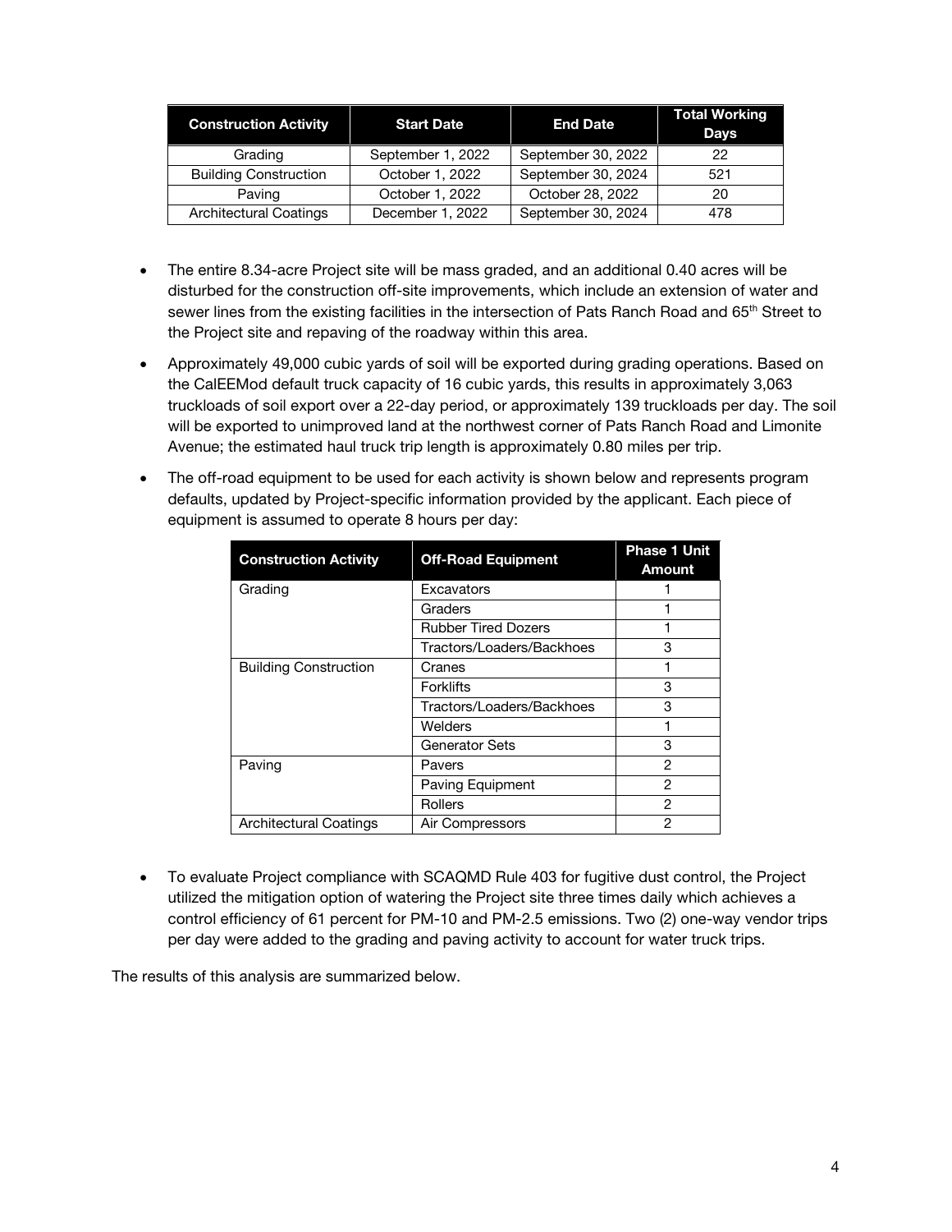| Construction Activity | Start Date | End Date | Total Working Days |
|---|---|---|---|
| Grading | September 1, 2022 | September 30, 2022 | 22 |
| Building Construction | October 1, 2022 | September 30, 2024 | 521 |
| Paving | October 1, 2022 | October 28, 2022 | 20 |
| Architectural Coatings | December 1, 2022 | September 30, 2024 | 478 |

- The entire 8.34-acre Project site will be mass graded, and an additional 0.40 acres will be disturbed for the construction off-site improvements, which include an extension of water and sewer lines from the existing facilities in the intersection of Pats Ranch Road and 65th Street to the Project site and repaving of the roadway within this area.
- Approximately 49,000 cubic yards of soil will be exported during grading operations. Based on the CalEEMod default truck capacity of 16 cubic yards, this results in approximately 3,063 truckloads of soil export over a 22-day period, or approximately 139 truckloads per day. The soil will be exported to unimproved land at the northwest corner of Pats Ranch Road and Limonite Avenue; the estimated haul truck trip length is approximately 0.80 miles per trip.
- The off-road equipment to be used for each activity is shown below and represents program defaults, updated by Project-specific information provided by the applicant. Each piece of equipment is assumed to operate 8 hours per day:

| Construction Activity | Off-Road Equipment | Phase 1 Unit Amount |
|---|---|---|
| Grading | Excavators | 1 |
| | Graders | 1 |
| | Rubber Tired Dozers | 1 |
| | Tractors/Loaders/Backhoes | 3 |
| Building Construction | Cranes | 1 |
| | Forklifts | 3 |
| | Tractors/Loaders/Backhoes | 3 |
| | Welders | 1 |
| | Generator Sets | 3 |
| Paving | Pavers | 2 |
| | Paving Equipment | 2 |
| | Rollers | 2 |
| Architectural Coatings | Air Compressors | 2 |

- To evaluate Project compliance with SCAQMD Rule 403 for fugitive dust control, the Project utilized the mitigation option of watering the Project site three times daily which achieves a control efficiency of 61 percent for PM-10 and PM-2.5 emissions. Two (2) one-way vendor trips per day were added to the grading and paving activity to account for water truck trips.

The results of this analysis are summarized below.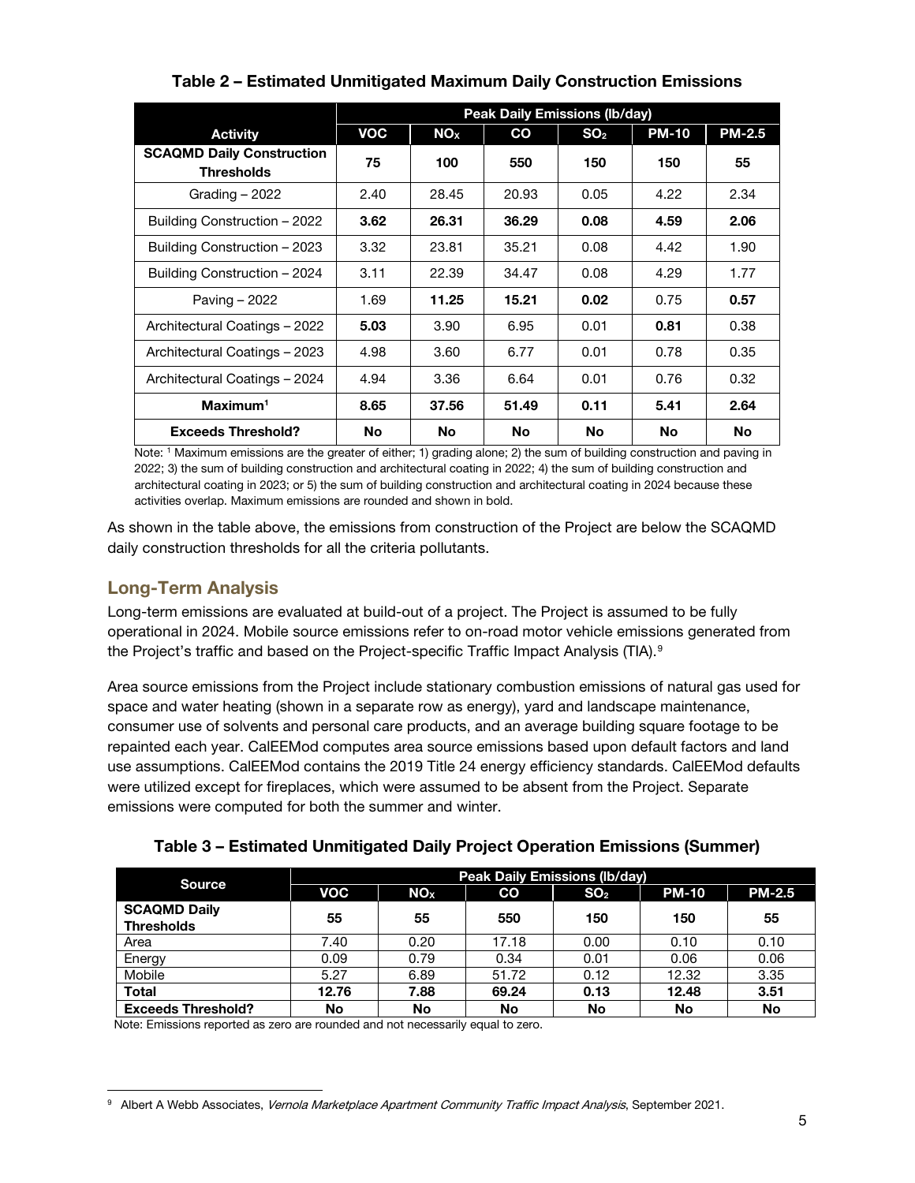**Table 2 – Estimated Unmitigated Maximum Daily Construction Emissions**

| Activity | Peak Daily Emissions (lb/day) | | | | | |
|---|---|---|---|---|---|---|
| | VOC | $NO_X$ | CO | $SO_2$ | PM-10 | PM-2.5 |
| **SCAQMD Daily Construction Thresholds** | **75** | **100** | **550** | **150** | **150** | **55** |
| Grading – 2022 | 2.40 | 28.45 | 20.93 | 0.05 | 4.22 | 2.34 |
| Building Construction – 2022 | **3.62** | **26.31** | **36.29** | **0.08** | **4.59** | **2.06** |
| Building Construction – 2023 | 3.32 | 23.81 | 35.21 | 0.08 | 4.42 | 1.90 |
| Building Construction – 2024 | 3.11 | 22.39 | 34.47 | 0.08 | 4.29 | 1.77 |
| Paving – 2022 | 1.69 | **11.25** | **15.21** | **0.02** | 0.75 | **0.57** |
| Architectural Coatings – 2022 | **5.03** | 3.90 | 6.95 | 0.01 | **0.81** | 0.38 |
| Architectural Coatings – 2023 | 4.98 | 3.60 | 6.77 | 0.01 | 0.78 | 0.35 |
| Architectural Coatings – 2024 | 4.94 | 3.36 | 6.64 | 0.01 | 0.76 | 0.32 |
| **Maximum[1]** | **8.65** | **37.56** | **51.49** | **0.11** | **5.41** | **2.64** |
| **Exceeds Threshold?** | **No** | **No** | **No** | **No** | **No** | **No** |

Note: [1] Maximum emissions are the greater of either; 1) grading alone; 2) the sum of building construction and paving in 2022; 3) the sum of building construction and architectural coating in 2022; 4) the sum of building construction and architectural coating in 2023; or 5) the sum of building construction and architectural coating in 2024 because these activities overlap. Maximum emissions are rounded and shown in bold.

As shown in the table above, the emissions from construction of the Project are below the SCAQMD daily construction thresholds for all the criteria pollutants.

## Long-Term Analysis

Long-term emissions are evaluated at build-out of a project. The Project is assumed to be fully operational in 2024. Mobile source emissions refer to on-road motor vehicle emissions generated from the Project's traffic and based on the Project-specific Traffic Impact Analysis (TIA).[9]

Area source emissions from the Project include stationary combustion emissions of natural gas used for space and water heating (shown in a separate row as energy), yard and landscape maintenance, consumer use of solvents and personal care products, and an average building square footage to be repainted each year. CalEEMod computes area source emissions based upon default factors and land use assumptions. CalEEMod contains the 2019 Title 24 energy efficiency standards. CalEEMod defaults were utilized except for fireplaces, which were assumed to be absent from the Project. Separate emissions were computed for both the summer and winter.

**Table 3 – Estimated Unmitigated Daily Project Operation Emissions (Summer)**

| Source | Peak Daily Emissions (lb/day) | | | | | |
|---|---|---|---|---|---|---|
| | VOC | $NO_X$ | CO | $SO_2$ | PM-10 | PM-2.5 |
| **SCAQMD Daily Thresholds** | **55** | **55** | **550** | **150** | **150** | **55** |
| Area | 7.40 | 0.20 | 17.18 | 0.00 | 0.10 | 0.10 |
| Energy | 0.09 | 0.79 | 0.34 | 0.01 | 0.06 | 0.06 |
| Mobile | 5.27 | 6.89 | 51.72 | 0.12 | 12.32 | 3.35 |
| **Total** | **12.76** | **7.88** | **69.24** | **0.13** | **12.48** | **3.51** |
| **Exceeds Threshold?** | **No** | **No** | **No** | **No** | **No** | **No** |

Note: Emissions reported as zero are rounded and not necessarily equal to zero.

---

[9] Albert A Webb Associates, *Vernola Marketplace Apartment Community Traffic Impact Analysis*, September 2021.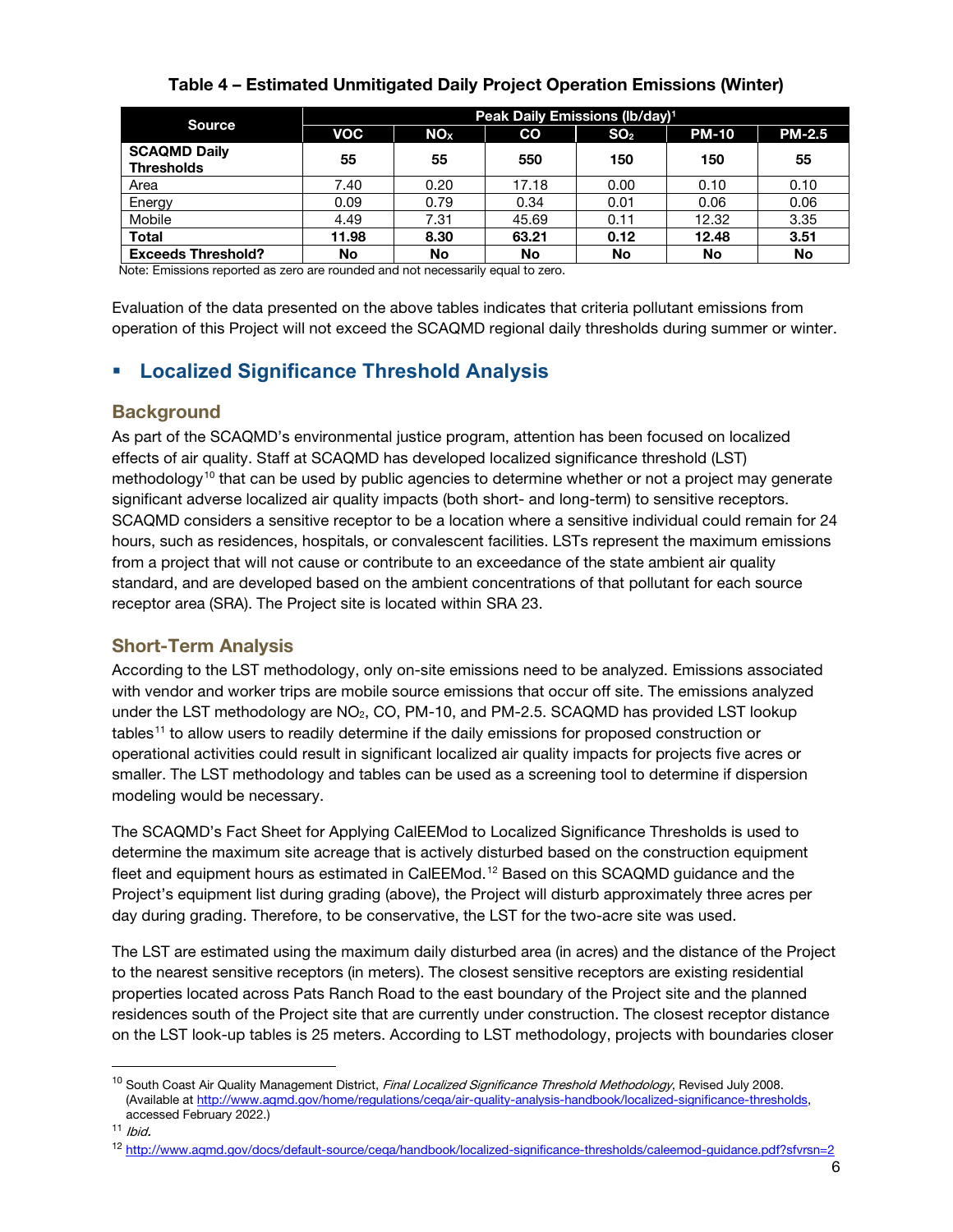**Table 4 – Estimated Unmitigated Daily Project Operation Emissions (Winter)**

| Source | Peak Daily Emissions (lb/day)[1] | | | | | |
|---|---|---|---|---|---|---|
| | VOC | $NO_X$ | CO | $SO_2$ | PM-10 | PM-2.5 |
| **SCAQMD Daily Thresholds** | **55** | **55** | **550** | **150** | **150** | **55** |
| Area | 7.40 | 0.20 | 17.18 | 0.00 | 0.10 | 0.10 |
| Energy | 0.09 | 0.79 | 0.34 | 0.01 | 0.06 | 0.06 |
| Mobile | 4.49 | 7.31 | 45.69 | 0.11 | 12.32 | 3.35 |
| **Total** | **11.98** | **8.30** | **63.21** | **0.12** | **12.48** | **3.51** |
| **Exceeds Threshold?** | **No** | **No** | **No** | **No** | **No** | **No** |

Note: Emissions reported as zero are rounded and not necessarily equal to zero.

Evaluation of the data presented on the above tables indicates that criteria pollutant emissions from operation of this Project will not exceed the SCAQMD regional daily thresholds during summer or winter.

## Localized Significance Threshold Analysis

### Background

As part of the SCAQMD's environmental justice program, attention has been focused on localized effects of air quality. Staff at SCAQMD has developed localized significance threshold (LST) methodology[10] that can be used by public agencies to determine whether or not a project may generate significant adverse localized air quality impacts (both short- and long-term) to sensitive receptors. SCAQMD considers a sensitive receptor to be a location where a sensitive individual could remain for 24 hours, such as residences, hospitals, or convalescent facilities. LSTs represent the maximum emissions from a project that will not cause or contribute to an exceedance of the state ambient air quality standard, and are developed based on the ambient concentrations of that pollutant for each source receptor area (SRA). The Project site is located within SRA 23.

### Short-Term Analysis

According to the LST methodology, only on-site emissions need to be analyzed. Emissions associated with vendor and worker trips are mobile source emissions that occur off site. The emissions analyzed under the LST methodology are $NO_2$, CO, PM-10, and PM-2.5. SCAQMD has provided LST lookup tables[11] to allow users to readily determine if the daily emissions for proposed construction or operational activities could result in significant localized air quality impacts for projects five acres or smaller. The LST methodology and tables can be used as a screening tool to determine if dispersion modeling would be necessary.

The SCAQMD's Fact Sheet for Applying CalEEMod to Localized Significance Thresholds is used to determine the maximum site acreage that is actively disturbed based on the construction equipment fleet and equipment hours as estimated in CalEEMod.[12] Based on this SCAQMD guidance and the Project's equipment list during grading (above), the Project will disturb approximately three acres per day during grading. Therefore, to be conservative, the LST for the two-acre site was used.

The LST are estimated using the maximum daily disturbed area (in acres) and the distance of the Project to the nearest sensitive receptors (in meters). The closest sensitive receptors are existing residential properties located across Pats Ranch Road to the east boundary of the Project site and the planned residences south of the Project site that are currently under construction. The closest receptor distance on the LST look-up tables is 25 meters. According to LST methodology, projects with boundaries closer

---

[10] South Coast Air Quality Management District, *Final Localized Significance Threshold Methodology*, Revised July 2008. (Available at http://www.aqmd.gov/home/regulations/ceqa/air-quality-analysis-handbook/localized-significance-thresholds, accessed February 2022.)

[11] *Ibid.*

[12] http://www.aqmd.gov/docs/default-source/ceqa/handbook/localized-significance-thresholds/caleemod-guidance.pdf?sfvrsn=2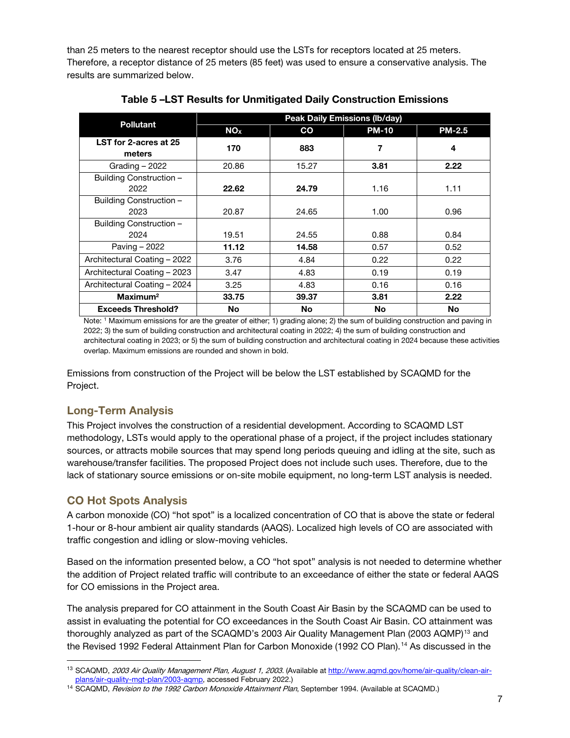than 25 meters to the nearest receptor should use the LSTs for receptors located at 25 meters. Therefore, a receptor distance of 25 meters (85 feet) was used to ensure a conservative analysis. The results are summarized below.

**Table 5 –LST Results for Unmitigated Daily Construction Emissions**

| Pollutant | Peak Daily Emissions (lb/day) | | | |
|---|---|---|---|---|
| | $NO_X$ | CO | PM-10 | PM-2.5 |
| **LST for 2-acres at 25 meters** | **170** | **883** | **7** | **4** |
| Grading – 2022 | 20.86 | 15.27 | **3.81** | **2.22** |
| Building Construction – 2022 | **22.62** | **24.79** | 1.16 | 1.11 |
| Building Construction – 2023 | 20.87 | 24.65 | 1.00 | 0.96 |
| Building Construction – 2024 | 19.51 | 24.55 | 0.88 | 0.84 |
| Paving – 2022 | **11.12** | **14.58** | 0.57 | 0.52 |
| Architectural Coating – 2022 | 3.76 | 4.84 | 0.22 | 0.22 |
| Architectural Coating – 2023 | 3.47 | 4.83 | 0.19 | 0.19 |
| Architectural Coating – 2024 | 3.25 | 4.83 | 0.16 | 0.16 |
| **Maximum[2]** | **33.75** | **39.37** | **3.81** | **2.22** |
| **Exceeds Threshold?** | **No** | **No** | **No** | **No** |

Note: [1] Maximum emissions for are the greater of either; 1) grading alone; 2) the sum of building construction and paving in 2022; 3) the sum of building construction and architectural coating in 2022; 4) the sum of building construction and architectural coating in 2023; or 5) the sum of building construction and architectural coating in 2024 because these activities overlap. Maximum emissions are rounded and shown in bold.

Emissions from construction of the Project will be below the LST established by SCAQMD for the Project.

## Long-Term Analysis

This Project involves the construction of a residential development. According to SCAQMD LST methodology, LSTs would apply to the operational phase of a project, if the project includes stationary sources, or attracts mobile sources that may spend long periods queuing and idling at the site, such as warehouse/transfer facilities. The proposed Project does not include such uses. Therefore, due to the lack of stationary source emissions or on-site mobile equipment, no long-term LST analysis is needed.

## CO Hot Spots Analysis

A carbon monoxide (CO) "hot spot" is a localized concentration of CO that is above the state or federal 1-hour or 8-hour ambient air quality standards (AAQS). Localized high levels of CO are associated with traffic congestion and idling or slow-moving vehicles.

Based on the information presented below, a CO "hot spot" analysis is not needed to determine whether the addition of Project related traffic will contribute to an exceedance of either the state or federal AAQS for CO emissions in the Project area.

The analysis prepared for CO attainment in the South Coast Air Basin by the SCAQMD can be used to assist in evaluating the potential for CO exceedances in the South Coast Air Basin. CO attainment was thoroughly analyzed as part of the SCAQMD's 2003 Air Quality Management Plan (2003 AQMP)[13] and the Revised 1992 Federal Attainment Plan for Carbon Monoxide (1992 CO Plan).[14] As discussed in the

[13] SCAQMD, *2003 Air Quality Management Plan, August 1, 2003.* (Available at http://www.aqmd.gov/home/air-quality/clean-air-plans/air-quality-mgt-plan/2003-aqmp, accessed February 2022.)

[14] SCAQMD, *Revision to the 1992 Carbon Monoxide Attainment Plan*, September 1994. (Available at SCAQMD.)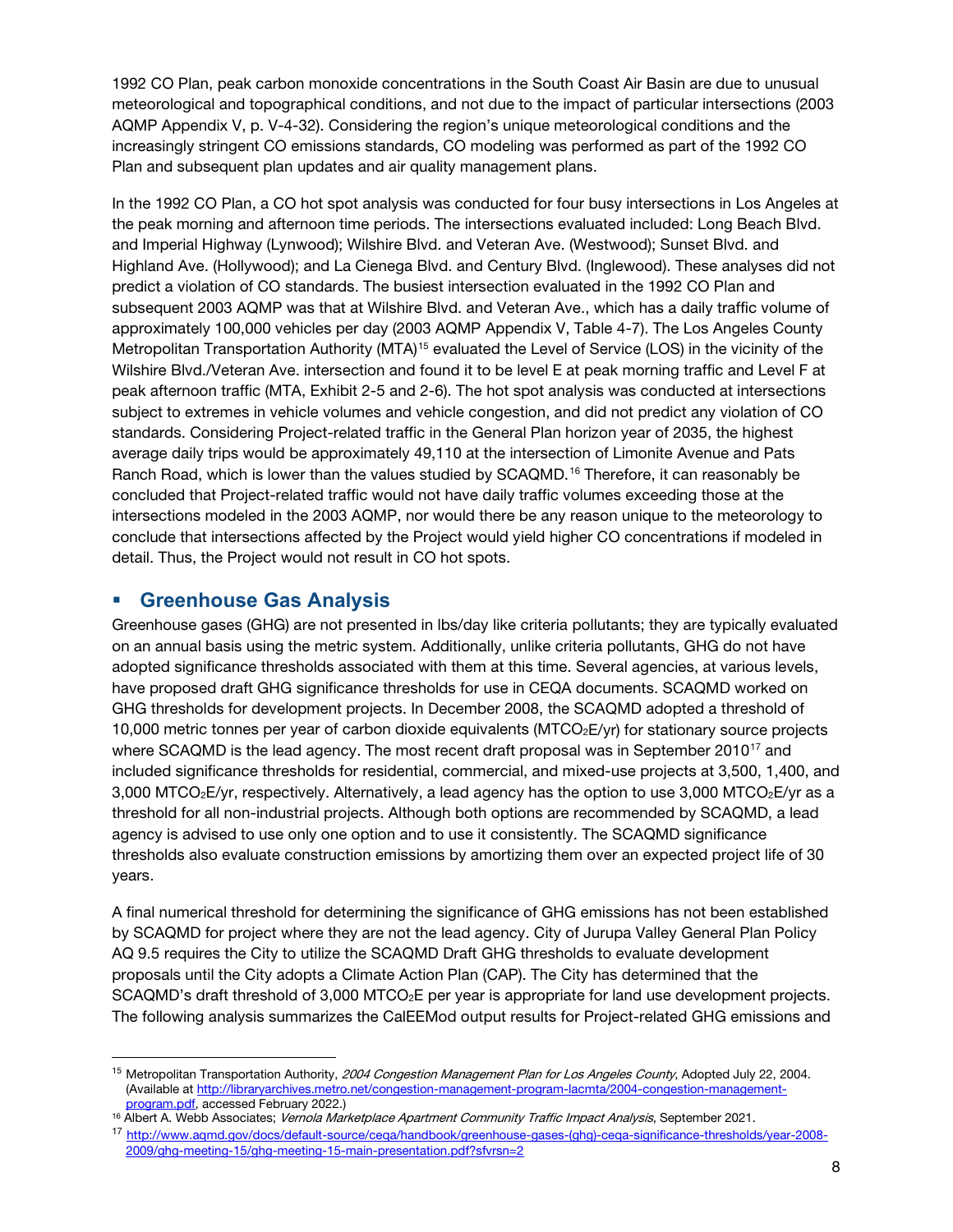1992 CO Plan, peak carbon monoxide concentrations in the South Coast Air Basin are due to unusual meteorological and topographical conditions, and not due to the impact of particular intersections (2003 AQMP Appendix V, p. V-4-32). Considering the region's unique meteorological conditions and the increasingly stringent CO emissions standards, CO modeling was performed as part of the 1992 CO Plan and subsequent plan updates and air quality management plans.

In the 1992 CO Plan, a CO hot spot analysis was conducted for four busy intersections in Los Angeles at the peak morning and afternoon time periods. The intersections evaluated included: Long Beach Blvd. and Imperial Highway (Lynwood); Wilshire Blvd. and Veteran Ave. (Westwood); Sunset Blvd. and Highland Ave. (Hollywood); and La Cienega Blvd. and Century Blvd. (Inglewood). These analyses did not predict a violation of CO standards. The busiest intersection evaluated in the 1992 CO Plan and subsequent 2003 AQMP was that at Wilshire Blvd. and Veteran Ave., which has a daily traffic volume of approximately 100,000 vehicles per day (2003 AQMP Appendix V, Table 4-7). The Los Angeles County Metropolitan Transportation Authority (MTA)[15] evaluated the Level of Service (LOS) in the vicinity of the Wilshire Blvd./Veteran Ave. intersection and found it to be level E at peak morning traffic and Level F at peak afternoon traffic (MTA, Exhibit 2-5 and 2-6). The hot spot analysis was conducted at intersections subject to extremes in vehicle volumes and vehicle congestion, and did not predict any violation of CO standards. Considering Project-related traffic in the General Plan horizon year of 2035, the highest average daily trips would be approximately 49,110 at the intersection of Limonite Avenue and Pats Ranch Road, which is lower than the values studied by SCAQMD.[16] Therefore, it can reasonably be concluded that Project-related traffic would not have daily traffic volumes exceeding those at the intersections modeled in the 2003 AQMP, nor would there be any reason unique to the meteorology to conclude that intersections affected by the Project would yield higher CO concentrations if modeled in detail. Thus, the Project would not result in CO hot spots.

## Greenhouse Gas Analysis

Greenhouse gases (GHG) are not presented in lbs/day like criteria pollutants; they are typically evaluated on an annual basis using the metric system. Additionally, unlike criteria pollutants, GHG do not have adopted significance thresholds associated with them at this time. Several agencies, at various levels, have proposed draft GHG significance thresholds for use in CEQA documents. SCAQMD worked on GHG thresholds for development projects. In December 2008, the SCAQMD adopted a threshold of 10,000 metric tonnes per year of carbon dioxide equivalents ($MTCO_2E$/yr) for stationary source projects where SCAQMD is the lead agency. The most recent draft proposal was in September 2010[17] and included significance thresholds for residential, commercial, and mixed-use projects at 3,500, 1,400, and 3,000 $MTCO_2E$/yr, respectively. Alternatively, a lead agency has the option to use 3,000 $MTCO_2E$/yr as a threshold for all non-industrial projects. Although both options are recommended by SCAQMD, a lead agency is advised to use only one option and to use it consistently. The SCAQMD significance thresholds also evaluate construction emissions by amortizing them over an expected project life of 30 years.

A final numerical threshold for determining the significance of GHG emissions has not been established by SCAQMD for project where they are not the lead agency. City of Jurupa Valley General Plan Policy AQ 9.5 requires the City to utilize the SCAQMD Draft GHG thresholds to evaluate development proposals until the City adopts a Climate Action Plan (CAP). The City has determined that the SCAQMD's draft threshold of 3,000 $MTCO_2E$ per year is appropriate for land use development projects. The following analysis summarizes the CalEEMod output results for Project-related GHG emissions and

---

[15] Metropolitan Transportation Authority, *2004 Congestion Management Plan for Los Angeles County*, Adopted July 22, 2004. (Available at http://libraryarchives.metro.net/congestion-management-program-lacmta/2004-congestion-management-program.pdf, accessed February 2022.)

[16] Albert A. Webb Associates; *Vernola Marketplace Apartment Community Traffic Impact Analysis*, September 2021.

[17] http://www.aqmd.gov/docs/default-source/ceqa/handbook/greenhouse-gases-(ghg)-ceqa-significance-thresholds/year-2008-2009/ghg-meeting-15/ghg-meeting-15-main-presentation.pdf?sfvrsn=2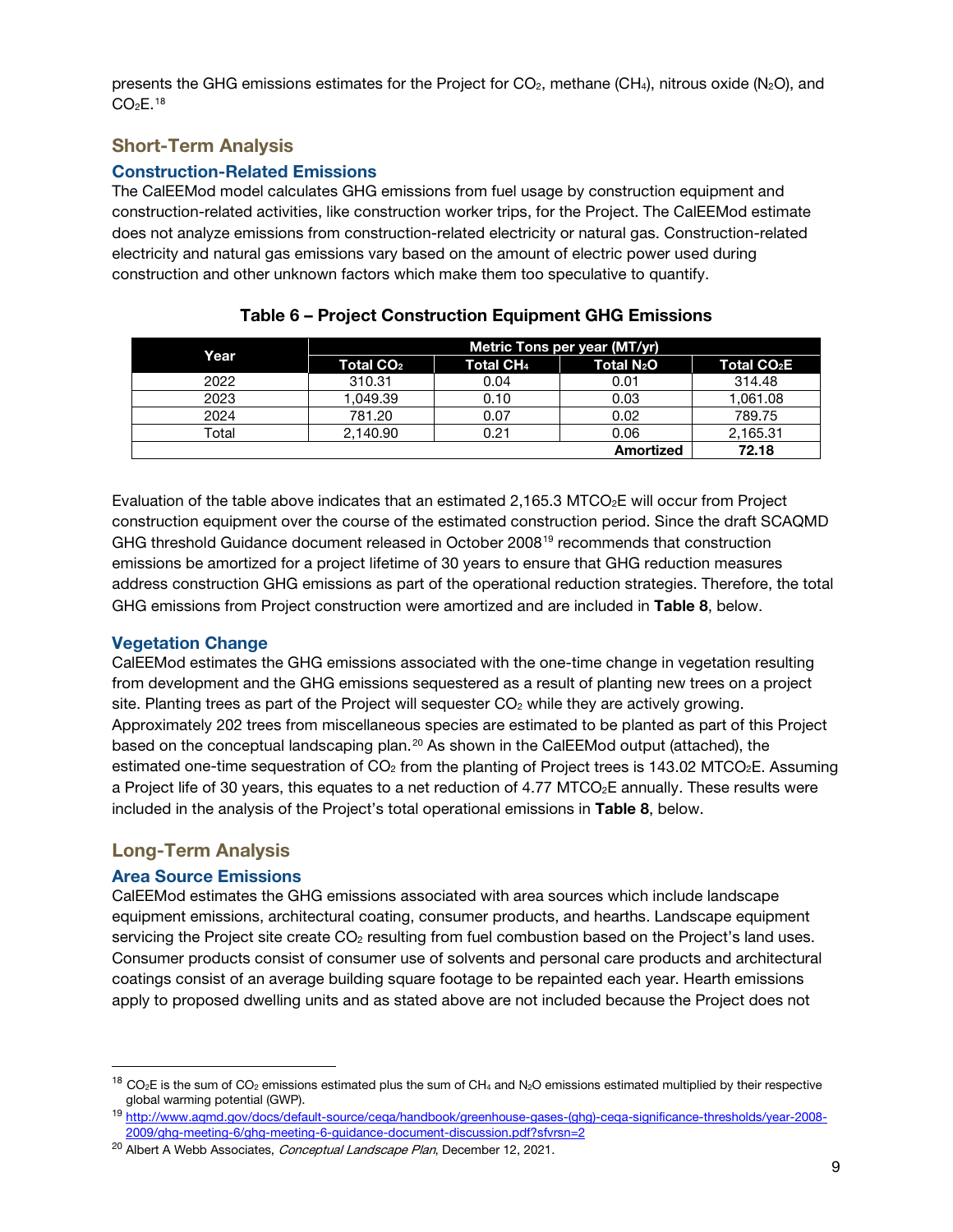presents the GHG emissions estimates for the Project for $CO_2$, methane ($CH_4$), nitrous oxide ($N_2O$), and $CO_2E$.[18]

## Short-Term Analysis

### Construction-Related Emissions

The CalEEMod model calculates GHG emissions from fuel usage by construction equipment and construction-related activities, like construction worker trips, for the Project. The CalEEMod estimate does not analyze emissions from construction-related electricity or natural gas. Construction-related electricity and natural gas emissions vary based on the amount of electric power used during construction and other unknown factors which make them too speculative to quantify.

**Table 6 – Project Construction Equipment GHG Emissions**

| Year | Metric Tons per year (MT/yr) | | | |
|---|---|---|---|---|
| | Total $CO_2$ | Total $CH_4$ | Total $N_2O$ | Total $CO_2E$ |
| 2022 | 310.31 | 0.04 | 0.01 | 314.48 |
| 2023 | 1,049.39 | 0.10 | 0.03 | 1,061.08 |
| 2024 | 781.20 | 0.07 | 0.02 | 789.75 |
| Total | 2,140.90 | 0.21 | 0.06 | 2,165.31 |
| | | | **Amortized** | **72.18** |

Evaluation of the table above indicates that an estimated 2,165.3 $MTCO_2E$ will occur from Project construction equipment over the course of the estimated construction period. Since the draft SCAQMD GHG threshold Guidance document released in October 2008[19] recommends that construction emissions be amortized for a project lifetime of 30 years to ensure that GHG reduction measures address construction GHG emissions as part of the operational reduction strategies. Therefore, the total GHG emissions from Project construction were amortized and are included in **Table 8**, below.

### Vegetation Change

CalEEMod estimates the GHG emissions associated with the one-time change in vegetation resulting from development and the GHG emissions sequestered as a result of planting new trees on a project site. Planting trees as part of the Project will sequester $CO_2$ while they are actively growing. Approximately 202 trees from miscellaneous species are estimated to be planted as part of this Project based on the conceptual landscaping plan.[20] As shown in the CalEEMod output (attached), the estimated one-time sequestration of $CO_2$ from the planting of Project trees is 143.02 $MTCO_2E$. Assuming a Project life of 30 years, this equates to a net reduction of 4.77 $MTCO_2E$ annually. These results were included in the analysis of the Project's total operational emissions in **Table 8**, below.

## Long-Term Analysis

### Area Source Emissions

CalEEMod estimates the GHG emissions associated with area sources which include landscape equipment emissions, architectural coating, consumer products, and hearths. Landscape equipment servicing the Project site create $CO_2$ resulting from fuel combustion based on the Project's land uses. Consumer products consist of consumer use of solvents and personal care products and architectural coatings consist of an average building square footage to be repainted each year. Hearth emissions apply to proposed dwelling units and as stated above are not included because the Project does not

---

[18] $CO_2E$ is the sum of $CO_2$ emissions estimated plus the sum of $CH_4$ and $N_2O$ emissions estimated multiplied by their respective global warming potential (GWP).

[19] http://www.aqmd.gov/docs/default-source/ceqa/handbook/greenhouse-gases-(ghg)-ceqa-significance-thresholds/year-2008-2009/ghg-meeting-6/ghg-meeting-6-guidance-document-discussion.pdf?sfvrsn=2

[20] Albert A Webb Associates, *Conceptual Landscape Plan*, December 12, 2021.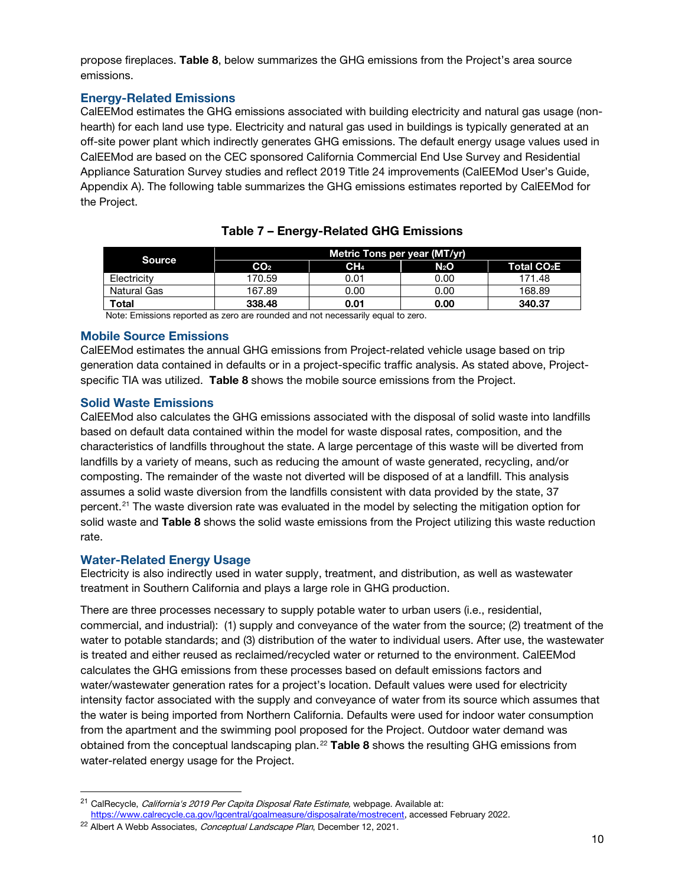propose fireplaces. **Table 8**, below summarizes the GHG emissions from the Project's area source emissions.

### Energy-Related Emissions

CalEEMod estimates the GHG emissions associated with building electricity and natural gas usage (non-hearth) for each land use type. Electricity and natural gas used in buildings is typically generated at an off-site power plant which indirectly generates GHG emissions. The default energy usage values used in CalEEMod are based on the CEC sponsored California Commercial End Use Survey and Residential Appliance Saturation Survey studies and reflect 2019 Title 24 improvements (CalEEMod User's Guide, Appendix A). The following table summarizes the GHG emissions estimates reported by CalEEMod for the Project.

**Table 7 – Energy-Related GHG Emissions**

| Source | Metric Tons per year (MT/yr) | | | |
|---|---|---|---|---|
| | $CO_2$ | $CH_4$ | $N_2O$ | Total $CO_2E$ |
| Electricity | 170.59 | 0.01 | 0.00 | 171.48 |
| Natural Gas | 167.89 | 0.00 | 0.00 | 168.89 |
| **Total** | **338.48** | **0.01** | **0.00** | **340.37** |

Note: Emissions reported as zero are rounded and not necessarily equal to zero.

### Mobile Source Emissions

CalEEMod estimates the annual GHG emissions from Project-related vehicle usage based on trip generation data contained in defaults or in a project-specific traffic analysis. As stated above, Project-specific TIA was utilized. **Table 8** shows the mobile source emissions from the Project.

### Solid Waste Emissions

CalEEMod also calculates the GHG emissions associated with the disposal of solid waste into landfills based on default data contained within the model for waste disposal rates, composition, and the characteristics of landfills throughout the state. A large percentage of this waste will be diverted from landfills by a variety of means, such as reducing the amount of waste generated, recycling, and/or composting. The remainder of the waste not diverted will be disposed of at a landfill. This analysis assumes a solid waste diversion from the landfills consistent with data provided by the state, 37 percent.[21] The waste diversion rate was evaluated in the model by selecting the mitigation option for solid waste and **Table 8** shows the solid waste emissions from the Project utilizing this waste reduction rate.

### Water-Related Energy Usage

Electricity is also indirectly used in water supply, treatment, and distribution, as well as wastewater treatment in Southern California and plays a large role in GHG production.

There are three processes necessary to supply potable water to urban users (i.e., residential, commercial, and industrial): (1) supply and conveyance of the water from the source; (2) treatment of the water to potable standards; and (3) distribution of the water to individual users. After use, the wastewater is treated and either reused as reclaimed/recycled water or returned to the environment. CalEEMod calculates the GHG emissions from these processes based on default emissions factors and water/wastewater generation rates for a project's location. Default values were used for electricity intensity factor associated with the supply and conveyance of water from its source which assumes that the water is being imported from Northern California. Defaults were used for indoor water consumption from the apartment and the swimming pool proposed for the Project. Outdoor water demand was obtained from the conceptual landscaping plan.[22] **Table 8** shows the resulting GHG emissions from water-related energy usage for the Project.

---

[21] CalRecycle, *California's 2019 Per Capita Disposal Rate Estimate,* webpage. Available at: https://www.calrecycle.ca.gov/lgcentral/goalmeasure/disposalrate/mostrecent, accessed February 2022.

[22] Albert A Webb Associates, *Conceptual Landscape Plan*, December 12, 2021.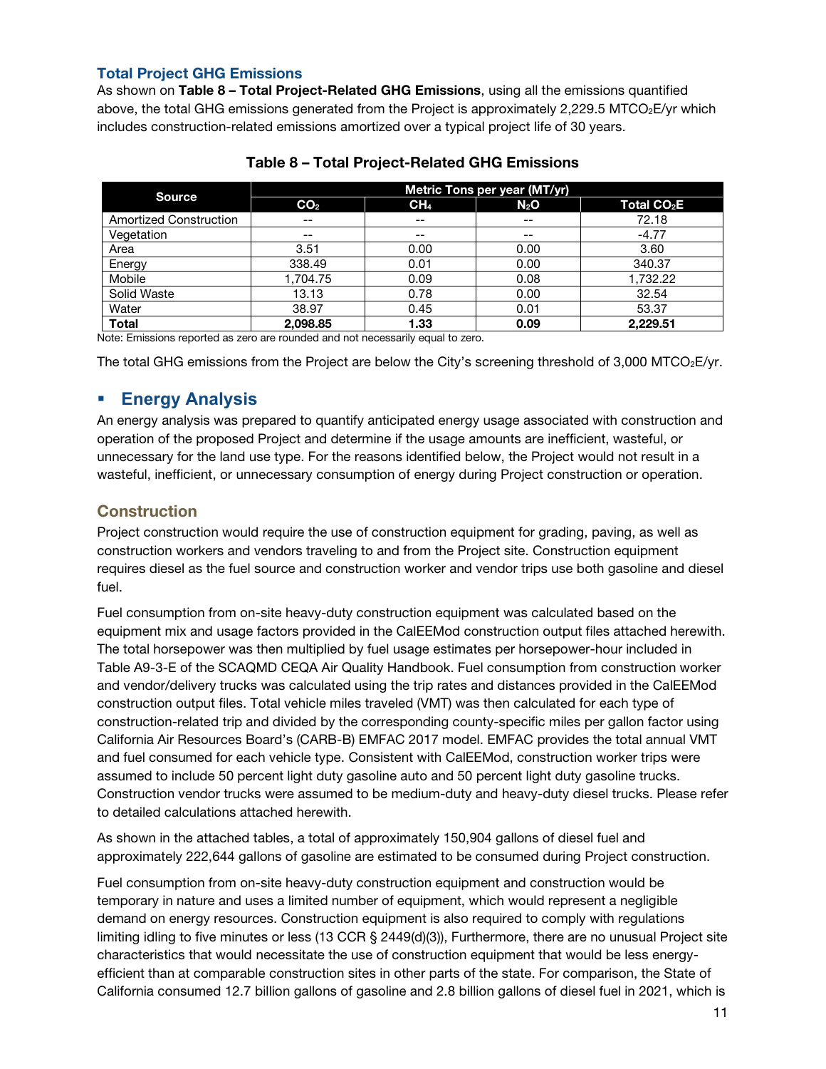### Total Project GHG Emissions

As shown on **Table 8 – Total Project-Related GHG Emissions**, using all the emissions quantified above, the total GHG emissions generated from the Project is approximately 2,229.5 $MTCO_2E$/yr which includes construction-related emissions amortized over a typical project life of 30 years.

**Table 8 – Total Project-Related GHG Emissions**

| Source | Metric Tons per year (MT/yr) | | | |
|---|---|---|---|---|
| | $CO_2$ | $CH_4$ | $N_2O$ | Total $CO_2E$ |
| Amortized Construction | -- | -- | -- | 72.18 |
| Vegetation | -- | -- | -- | -4.77 |
| Area | 3.51 | 0.00 | 0.00 | 3.60 |
| Energy | 338.49 | 0.01 | 0.00 | 340.37 |
| Mobile | 1,704.75 | 0.09 | 0.08 | 1,732.22 |
| Solid Waste | 13.13 | 0.78 | 0.00 | 32.54 |
| Water | 38.97 | 0.45 | 0.01 | 53.37 |
| **Total** | **2,098.85** | **1.33** | **0.09** | **2,229.51** |

Note: Emissions reported as zero are rounded and not necessarily equal to zero.

The total GHG emissions from the Project are below the City's screening threshold of 3,000 $MTCO_2E$/yr.

## Energy Analysis

An energy analysis was prepared to quantify anticipated energy usage associated with construction and operation of the proposed Project and determine if the usage amounts are inefficient, wasteful, or unnecessary for the land use type. For the reasons identified below, the Project would not result in a wasteful, inefficient, or unnecessary consumption of energy during Project construction or operation.

### Construction

Project construction would require the use of construction equipment for grading, paving, as well as construction workers and vendors traveling to and from the Project site. Construction equipment requires diesel as the fuel source and construction worker and vendor trips use both gasoline and diesel fuel.

Fuel consumption from on-site heavy-duty construction equipment was calculated based on the equipment mix and usage factors provided in the CalEEMod construction output files attached herewith. The total horsepower was then multiplied by fuel usage estimates per horsepower-hour included in Table A9-3-E of the SCAQMD CEQA Air Quality Handbook. Fuel consumption from construction worker and vendor/delivery trucks was calculated using the trip rates and distances provided in the CalEEMod construction output files. Total vehicle miles traveled (VMT) was then calculated for each type of construction-related trip and divided by the corresponding county-specific miles per gallon factor using California Air Resources Board's (CARB-B) EMFAC 2017 model. EMFAC provides the total annual VMT and fuel consumed for each vehicle type. Consistent with CalEEMod, construction worker trips were assumed to include 50 percent light duty gasoline auto and 50 percent light duty gasoline trucks. Construction vendor trucks were assumed to be medium-duty and heavy-duty diesel trucks. Please refer to detailed calculations attached herewith.

As shown in the attached tables, a total of approximately 150,904 gallons of diesel fuel and approximately 222,644 gallons of gasoline are estimated to be consumed during Project construction.

Fuel consumption from on-site heavy-duty construction equipment and construction would be temporary in nature and uses a limited number of equipment, which would represent a negligible demand on energy resources. Construction equipment is also required to comply with regulations limiting idling to five minutes or less (13 CCR § 2449(d)(3)), Furthermore, there are no unusual Project site characteristics that would necessitate the use of construction equipment that would be less energy-efficient than at comparable construction sites in other parts of the state. For comparison, the State of California consumed 12.7 billion gallons of gasoline and 2.8 billion gallons of diesel fuel in 2021, which is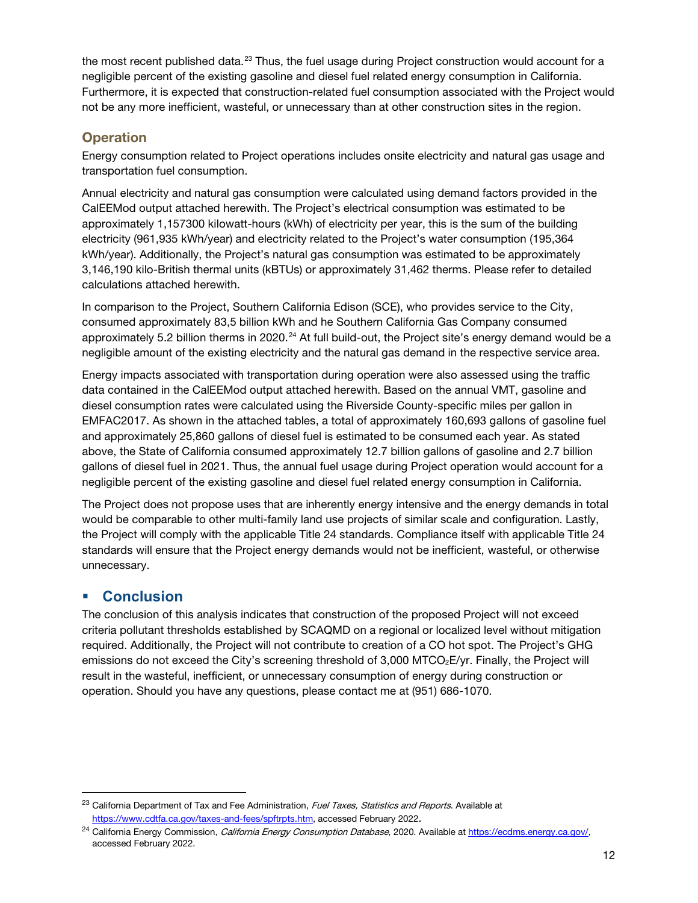the most recent published data.[23] Thus, the fuel usage during Project construction would account for a negligible percent of the existing gasoline and diesel fuel related energy consumption in California. Furthermore, it is expected that construction-related fuel consumption associated with the Project would not be any more inefficient, wasteful, or unnecessary than at other construction sites in the region.

### Operation

Energy consumption related to Project operations includes onsite electricity and natural gas usage and transportation fuel consumption.

Annual electricity and natural gas consumption were calculated using demand factors provided in the CalEEMod output attached herewith. The Project's electrical consumption was estimated to be approximately 1,157300 kilowatt-hours (kWh) of electricity per year, this is the sum of the building electricity (961,935 kWh/year) and electricity related to the Project's water consumption (195,364 kWh/year). Additionally, the Project's natural gas consumption was estimated to be approximately 3,146,190 kilo-British thermal units (kBTUs) or approximately 31,462 therms. Please refer to detailed calculations attached herewith.

In comparison to the Project, Southern California Edison (SCE), who provides service to the City, consumed approximately 83,5 billion kWh and he Southern California Gas Company consumed approximately 5.2 billion therms in 2020.[24] At full build-out, the Project site's energy demand would be a negligible amount of the existing electricity and the natural gas demand in the respective service area.

Energy impacts associated with transportation during operation were also assessed using the traffic data contained in the CalEEMod output attached herewith. Based on the annual VMT, gasoline and diesel consumption rates were calculated using the Riverside County-specific miles per gallon in EMFAC2017. As shown in the attached tables, a total of approximately 160,693 gallons of gasoline fuel and approximately 25,860 gallons of diesel fuel is estimated to be consumed each year. As stated above, the State of California consumed approximately 12.7 billion gallons of gasoline and 2.7 billion gallons of diesel fuel in 2021. Thus, the annual fuel usage during Project operation would account for a negligible percent of the existing gasoline and diesel fuel related energy consumption in California.

The Project does not propose uses that are inherently energy intensive and the energy demands in total would be comparable to other multi-family land use projects of similar scale and configuration. Lastly, the Project will comply with the applicable Title 24 standards. Compliance itself with applicable Title 24 standards will ensure that the Project energy demands would not be inefficient, wasteful, or otherwise unnecessary.

## Conclusion

The conclusion of this analysis indicates that construction of the proposed Project will not exceed criteria pollutant thresholds established by SCAQMD on a regional or localized level without mitigation required. Additionally, the Project will not contribute to creation of a CO hot spot. The Project's GHG emissions do not exceed the City's screening threshold of 3,000 $MTCO_2E$/yr. Finally, the Project will result in the wasteful, inefficient, or unnecessary consumption of energy during construction or operation. Should you have any questions, please contact me at (951) 686-1070.

---

[23] California Department of Tax and Fee Administration, *Fuel Taxes, Statistics and Reports*. Available at https://www.cdtfa.ca.gov/taxes-and-fees/spftrpts.htm, accessed February 2022.

[24] California Energy Commission, *California Energy Consumption Database*, 2020. Available at https://ecdms.energy.ca.gov/, accessed February 2022.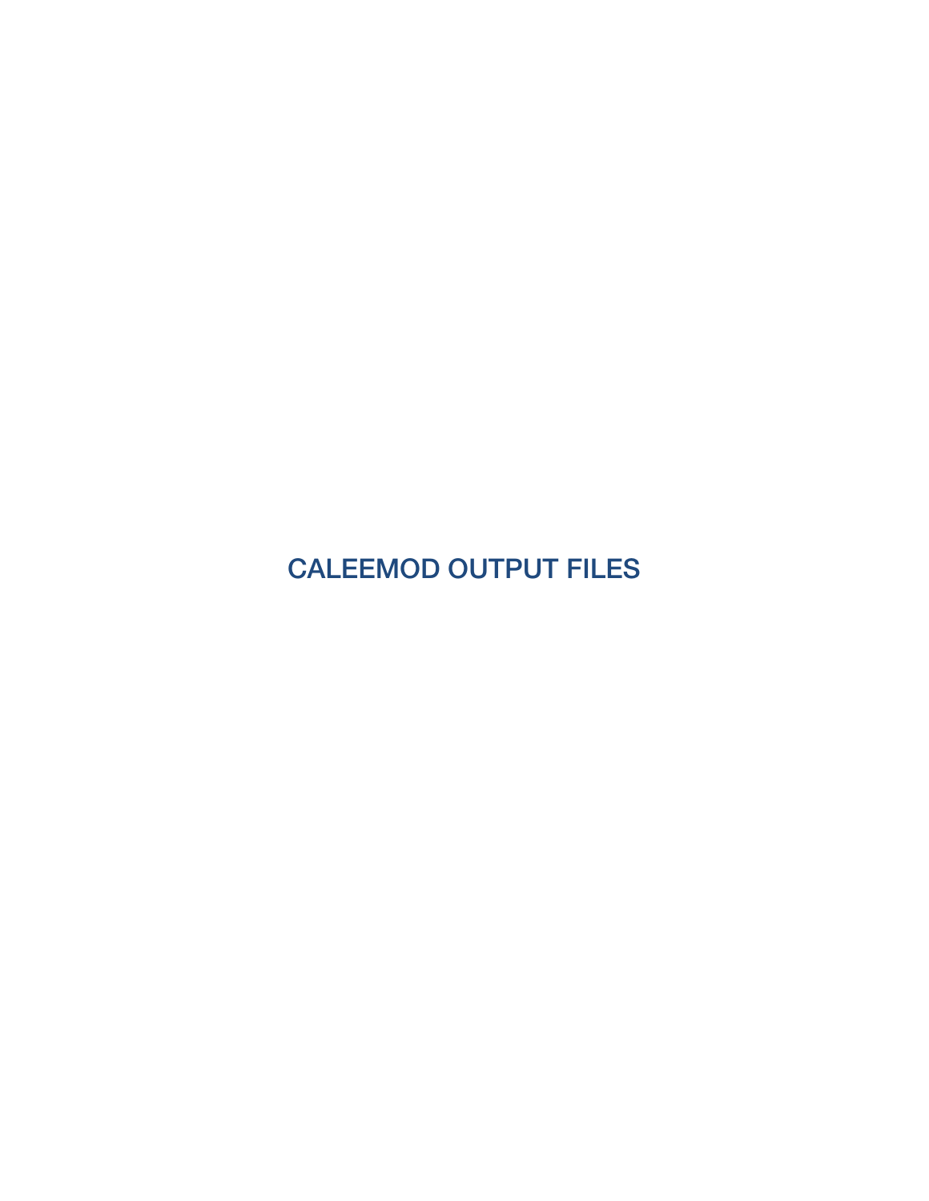# CALEEMOD OUTPUT FILES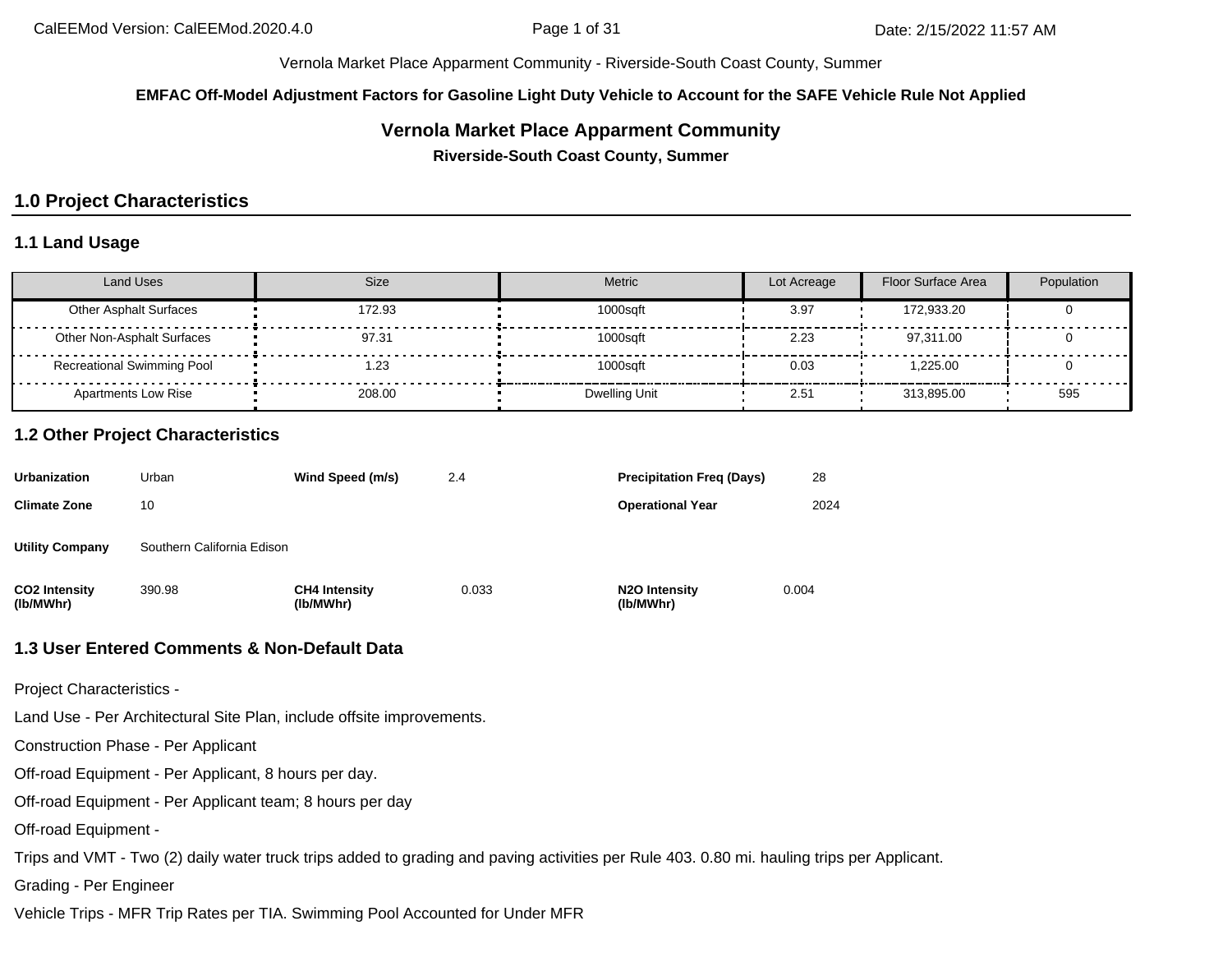Vernola Market Place Apparment Community - Riverside-South Coast County, Summer

**EMFAC Off-Model Adjustment Factors for Gasoline Light Duty Vehicle to Account for the SAFE Vehicle Rule Not Applied**

# Vernola Market Place Apparment Community

**Riverside-South Coast County, Summer**

## 1.0 Project Characteristics

### 1.1 Land Usage

| Land Uses | Size | Metric | Lot Acreage | Floor Surface Area | Population |
|---|---|---|---|---|---|
| Other Asphalt Surfaces | 172.93 | 1000sqft | 3.97 | 172,933.20 | 0 |
| Other Non-Asphalt Surfaces | 97.31 | 1000sqft | 2.23 | 97,311.00 | 0 |
| Recreational Swimming Pool | 1.23 | 1000sqft | 0.03 | 1,225.00 | 0 |
| Apartments Low Rise | 208.00 | Dwelling Unit | 2.51 | 313,895.00 | 595 |

### 1.2 Other Project Characteristics

| | | | | | |
|---|---|---|---|---|---|
| **Urbanization** | Urban | **Wind Speed (m/s)** | 2.4 | **Precipitation Freq (Days)** | 28 |
| **Climate Zone** | 10 | | | **Operational Year** | 2024 |
| **Utility Company** | Southern California Edison | | | | |
| **CO2 Intensity (lb/MWhr)** | 390.98 | **CH4 Intensity (lb/MWhr)** | 0.033 | **N2O Intensity (lb/MWhr)** | 0.004 |

### 1.3 User Entered Comments & Non-Default Data

Project Characteristics -

Land Use - Per Architectural Site Plan, include offsite improvements.

Construction Phase - Per Applicant

Off-road Equipment - Per Applicant, 8 hours per day.

Off-road Equipment - Per Applicant team; 8 hours per day

Off-road Equipment -

Trips and VMT - Two (2) daily water truck trips added to grading and paving activities per Rule 403. 0.80 mi. hauling trips per Applicant.

Grading - Per Engineer

Vehicle Trips - MFR Trip Rates per TIA. Swimming Pool Accounted for Under MFR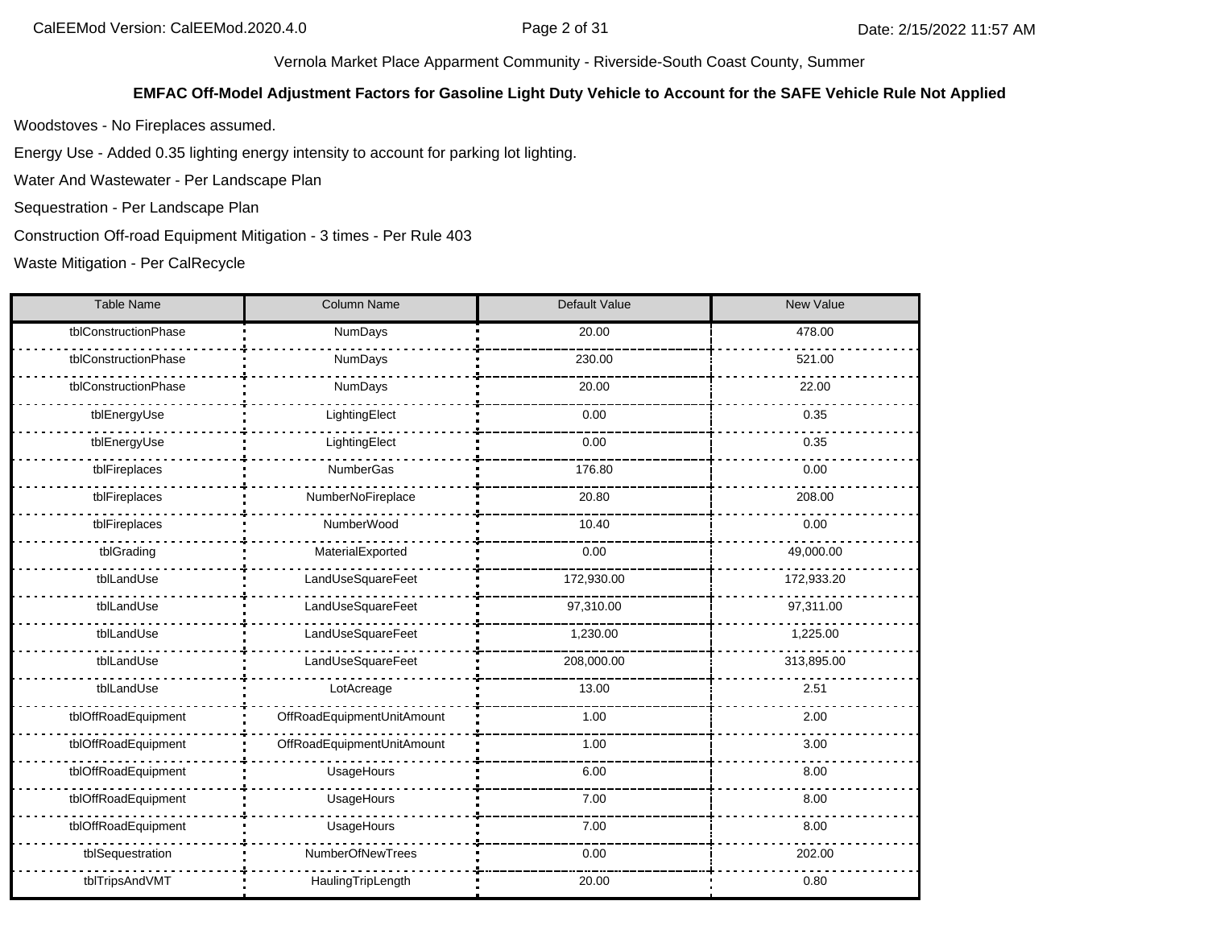Vernola Market Place Apparment Community - Riverside-South Coast County, Summer

**EMFAC Off-Model Adjustment Factors for Gasoline Light Duty Vehicle to Account for the SAFE Vehicle Rule Not Applied**

Woodstoves - No Fireplaces assumed.

Energy Use - Added 0.35 lighting energy intensity to account for parking lot lighting.

Water And Wastewater - Per Landscape Plan

Sequestration - Per Landscape Plan

Construction Off-road Equipment Mitigation - 3 times - Per Rule 403

Waste Mitigation - Per CalRecycle

| Table Name | Column Name | Default Value | New Value |
|---|---|---|---|
| tblConstructionPhase | NumDays | 20.00 | 478.00 |
| tblConstructionPhase | NumDays | 230.00 | 521.00 |
| tblConstructionPhase | NumDays | 20.00 | 22.00 |
| tblEnergyUse | LightingElect | 0.00 | 0.35 |
| tblEnergyUse | LightingElect | 0.00 | 0.35 |
| tblFireplaces | NumberGas | 176.80 | 0.00 |
| tblFireplaces | NumberNoFireplace | 20.80 | 208.00 |
| tblFireplaces | NumberWood | 10.40 | 0.00 |
| tblGrading | MaterialExported | 0.00 | 49,000.00 |
| tblLandUse | LandUseSquareFeet | 172,930.00 | 172,933.20 |
| tblLandUse | LandUseSquareFeet | 97,310.00 | 97,311.00 |
| tblLandUse | LandUseSquareFeet | 1,230.00 | 1,225.00 |
| tblLandUse | LandUseSquareFeet | 208,000.00 | 313,895.00 |
| tblLandUse | LotAcreage | 13.00 | 2.51 |
| tblOffRoadEquipment | OffRoadEquipmentUnitAmount | 1.00 | 2.00 |
| tblOffRoadEquipment | OffRoadEquipmentUnitAmount | 1.00 | 3.00 |
| tblOffRoadEquipment | UsageHours | 6.00 | 8.00 |
| tblOffRoadEquipment | UsageHours | 7.00 | 8.00 |
| tblOffRoadEquipment | UsageHours | 7.00 | 8.00 |
| tblSequestration | NumberOfNewTrees | 0.00 | 202.00 |
| tblTripsAndVMT | HaulingTripLength | 20.00 | 0.80 |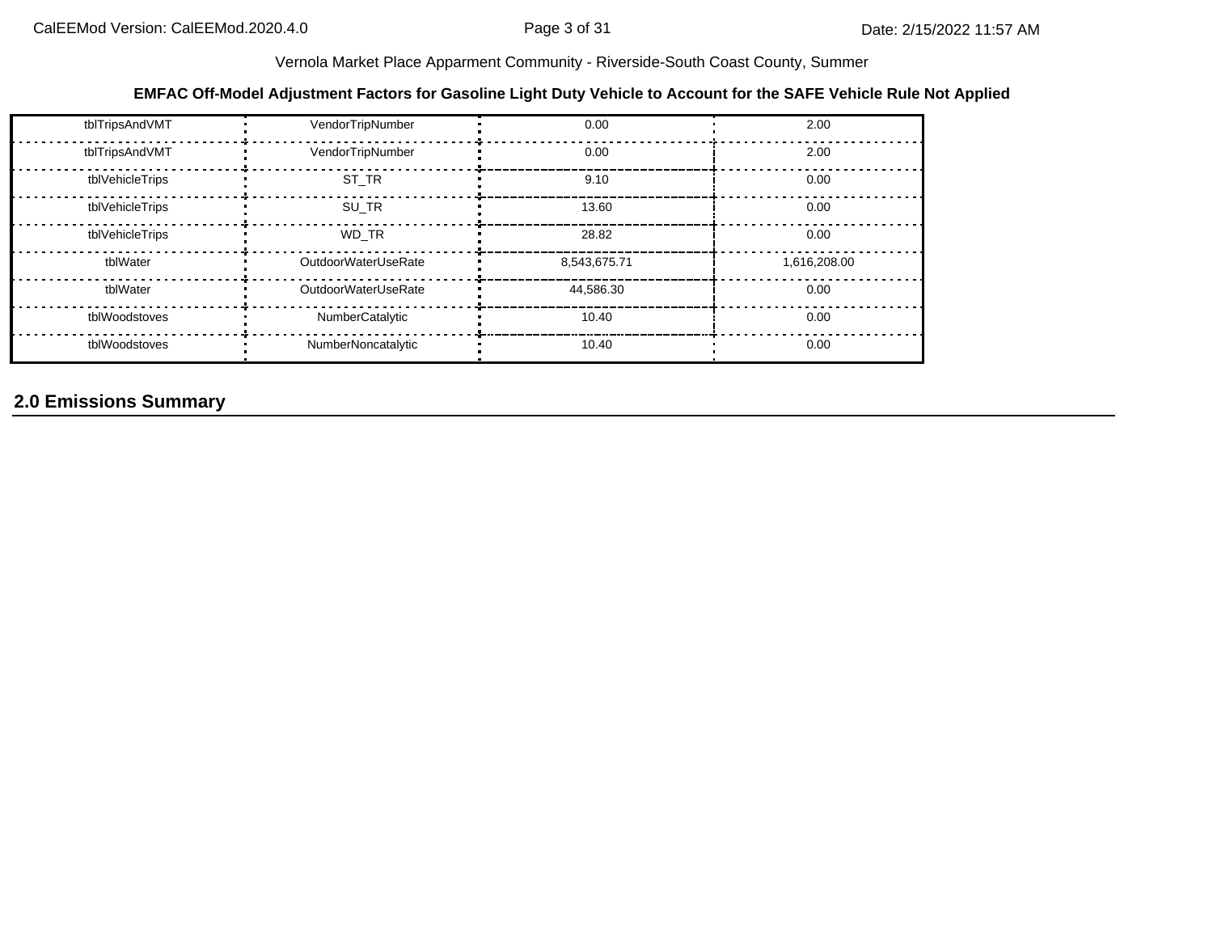**EMFAC Off-Model Adjustment Factors for Gasoline Light Duty Vehicle to Account for the SAFE Vehicle Rule Not Applied**

| | | | |
|---|---|---|---|
| tblTripsAndVMT | VendorTripNumber | 0.00 | 2.00 |
| tblTripsAndVMT | VendorTripNumber | 0.00 | 2.00 |
| tblVehicleTrips | ST_TR | 9.10 | 0.00 |
| tblVehicleTrips | SU_TR | 13.60 | 0.00 |
| tblVehicleTrips | WD_TR | 28.82 | 0.00 |
| tblWater | OutdoorWaterUseRate | 8,543,675.71 | 1,616,208.00 |
| tblWater | OutdoorWaterUseRate | 44,586.30 | 0.00 |
| tblWoodstoves | NumberCatalytic | 10.40 | 0.00 |
| tblWoodstoves | NumberNoncatalytic | 10.40 | 0.00 |

## 2.0 Emissions Summary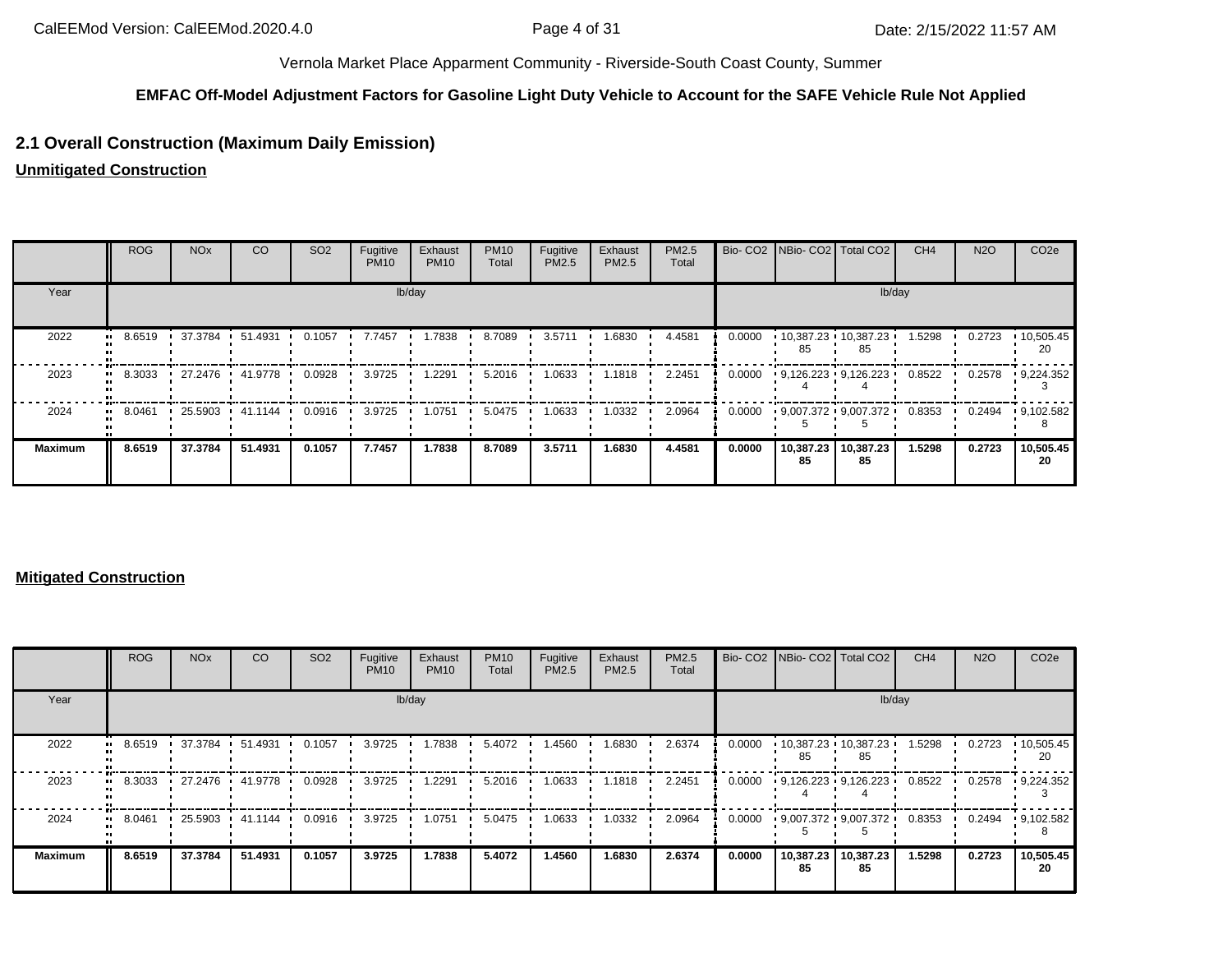Vernola Market Place Apparment Community - Riverside-South Coast County, Summer

**EMFAC Off-Model Adjustment Factors for Gasoline Light Duty Vehicle to Account for the SAFE Vehicle Rule Not Applied**

## 2.1 Overall Construction (Maximum Daily Emission)

**Unmitigated Construction**

| | ROG | NOx | CO | SO2 | Fugitive PM10 | Exhaust PM10 | PM10 Total | Fugitive PM2.5 | Exhaust PM2.5 | PM2.5 Total | Bio- CO2 | NBio- CO2 | Total CO2 | CH4 | N2O | CO2e |
|---|---|---|---|---|---|---|---|---|---|---|---|---|---|---|---|---|
| Year | lb/day | | | | | | | | | | lb/day | | | | | |
| 2022 | 8.6519 | 37.3784 | 51.4931 | 0.1057 | 7.7457 | 1.7838 | 8.7089 | 3.5711 | 1.6830 | 4.4581 | 0.0000 | 10,387.2385 | 10,387.2385 | 1.5298 | 0.2723 | 10,505.4520 |
| 2023 | 8.3033 | 27.2476 | 41.9778 | 0.0928 | 3.9725 | 1.2291 | 5.2016 | 1.0633 | 1.1818 | 2.2451 | 0.0000 | 9,126.2234 | 9,126.2234 | 0.8522 | 0.2578 | 9,224.3523 |
| 2024 | 8.0461 | 25.5903 | 41.1144 | 0.0916 | 3.9725 | 1.0751 | 5.0475 | 1.0633 | 1.0332 | 2.0964 | 0.0000 | 9,007.3725 | 9,007.3725 | 0.8353 | 0.2494 | 9,102.5828 |
| **Maximum** | **8.6519** | **37.3784** | **51.4931** | **0.1057** | **7.7457** | **1.7838** | **8.7089** | **3.5711** | **1.6830** | **4.4581** | **0.0000** | **10,387.2385** | **10,387.2385** | **1.5298** | **0.2723** | **10,505.4520** |

**Mitigated Construction**

| | ROG | NOx | CO | SO2 | Fugitive PM10 | Exhaust PM10 | PM10 Total | Fugitive PM2.5 | Exhaust PM2.5 | PM2.5 Total | Bio- CO2 | NBio- CO2 | Total CO2 | CH4 | N2O | CO2e |
|---|---|---|---|---|---|---|---|---|---|---|---|---|---|---|---|---|
| Year | lb/day | | | | | | | | | | lb/day | | | | | |
| 2022 | 8.6519 | 37.3784 | 51.4931 | 0.1057 | 3.9725 | 1.7838 | 5.4072 | 1.4560 | 1.6830 | 2.6374 | 0.0000 | 10,387.2385 | 10,387.2385 | 1.5298 | 0.2723 | 10,505.4520 |
| 2023 | 8.3033 | 27.2476 | 41.9778 | 0.0928 | 3.9725 | 1.2291 | 5.2016 | 1.0633 | 1.1818 | 2.2451 | 0.0000 | 9,126.2234 | 9,126.2234 | 0.8522 | 0.2578 | 9,224.3523 |
| 2024 | 8.0461 | 25.5903 | 41.1144 | 0.0916 | 3.9725 | 1.0751 | 5.0475 | 1.0633 | 1.0332 | 2.0964 | 0.0000 | 9,007.3725 | 9,007.3725 | 0.8353 | 0.2494 | 9,102.5828 |
| **Maximum** | **8.6519** | **37.3784** | **51.4931** | **0.1057** | **3.9725** | **1.7838** | **5.4072** | **1.4560** | **1.6830** | **2.6374** | **0.0000** | **10,387.2385** | **10,387.2385** | **1.5298** | **0.2723** | **10,505.4520** |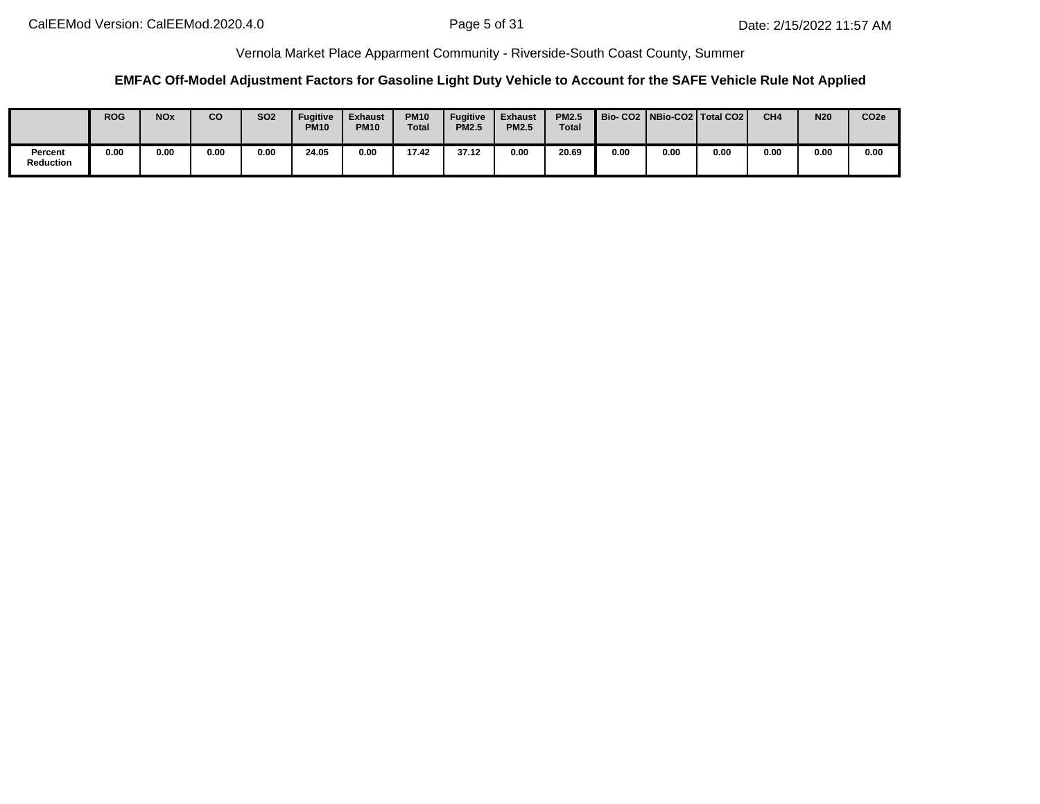Vernola Market Place Apparment Community - Riverside-South Coast County, Summer

**EMFAC Off-Model Adjustment Factors for Gasoline Light Duty Vehicle to Account for the SAFE Vehicle Rule Not Applied**

| | ROG | NOx | CO | SO2 | Fugitive PM10 | Exhaust PM10 | PM10 Total | Fugitive PM2.5 | Exhaust PM2.5 | PM2.5 Total | Bio- CO2 | NBio-CO2 | Total CO2 | CH4 | N20 | CO2e |
|---|---|---|---|---|---|---|---|---|---|---|---|---|---|---|---|---|
| Percent Reduction | 0.00 | 0.00 | 0.00 | 0.00 | 24.05 | 0.00 | 17.42 | 37.12 | 0.00 | 20.69 | 0.00 | 0.00 | 0.00 | 0.00 | 0.00 | 0.00 |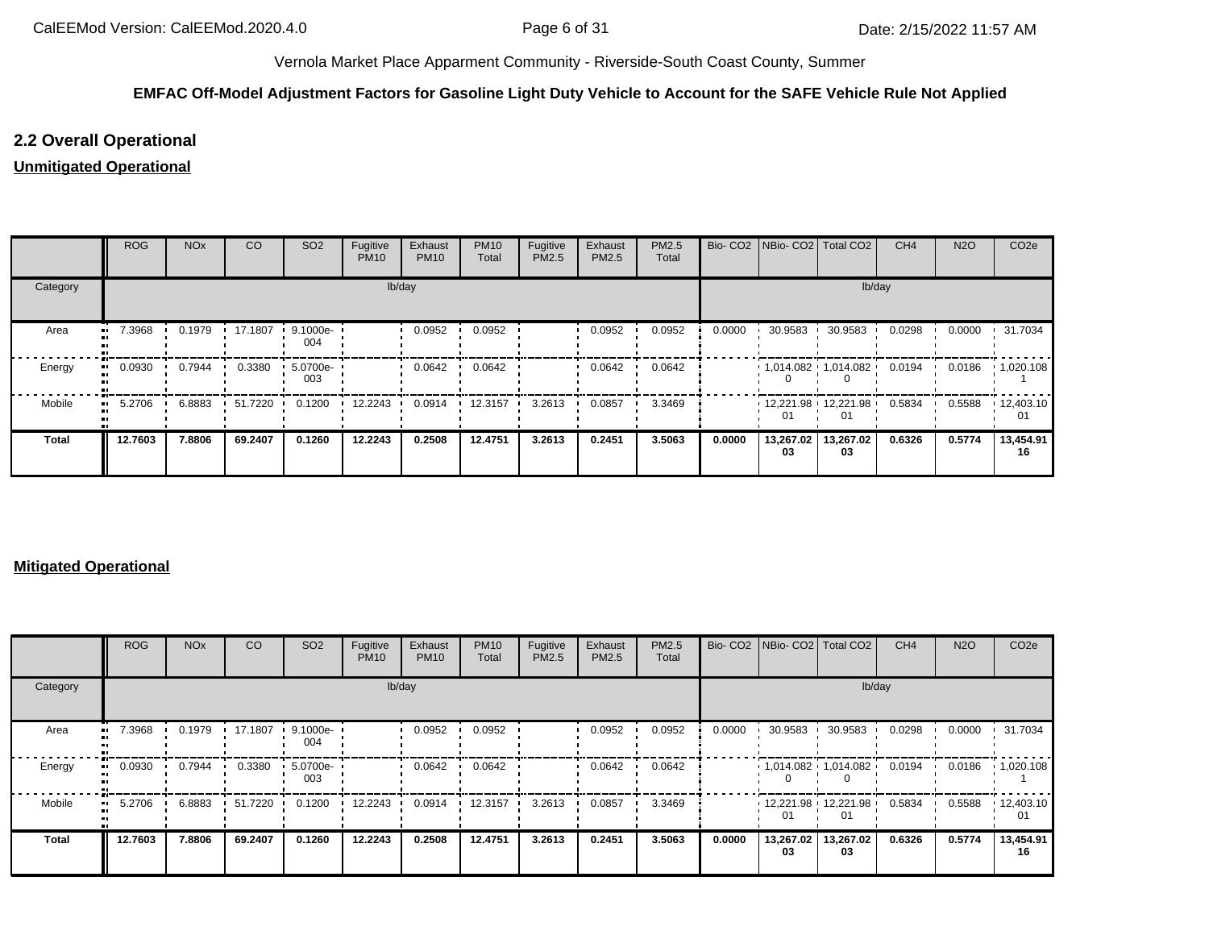Vernola Market Place Apparment Community - Riverside-South Coast County, Summer

**EMFAC Off-Model Adjustment Factors for Gasoline Light Duty Vehicle to Account for the SAFE Vehicle Rule Not Applied**

## 2.2 Overall Operational

**Unmitigated Operational**

| | ROG | NOx | CO | SO2 | Fugitive PM10 | Exhaust PM10 | PM10 Total | Fugitive PM2.5 | Exhaust PM2.5 | PM2.5 Total | Bio- CO2 | NBio- CO2 | Total CO2 | CH4 | N2O | CO2e |
|---|---|---|---|---|---|---|---|---|---|---|---|---|---|---|---|---|
| Category | lb/day | | | | | | | | | | lb/day | | | | | |
| Area | 7.3968 | 0.1979 | 17.1807 | 9.1000e-004 | | 0.0952 | 0.0952 | | 0.0952 | 0.0952 | 0.0000 | 30.9583 | 30.9583 | 0.0298 | 0.0000 | 31.7034 |
| Energy | 0.0930 | 0.7944 | 0.3380 | 5.0700e-003 | | 0.0642 | 0.0642 | | 0.0642 | 0.0642 | | 1,014.0820 | 1,014.0820 | 0.0194 | 0.0186 | 1,020.1081 |
| Mobile | 5.2706 | 6.8883 | 51.7220 | 0.1200 | 12.2243 | 0.0914 | 12.3157 | 3.2613 | 0.0857 | 3.3469 | | 12,221.9801 | 12,221.9801 | 0.5834 | 0.5588 | 12,403.1001 |
| **Total** | **12.7603** | **7.8806** | **69.2407** | **0.1260** | **12.2243** | **0.2508** | **12.4751** | **3.2613** | **0.2451** | **3.5063** | **0.0000** | **13,267.0203** | **13,267.0203** | **0.6326** | **0.5774** | **13,454.9116** |

**Mitigated Operational**

| | ROG | NOx | CO | SO2 | Fugitive PM10 | Exhaust PM10 | PM10 Total | Fugitive PM2.5 | Exhaust PM2.5 | PM2.5 Total | Bio- CO2 | NBio- CO2 | Total CO2 | CH4 | N2O | CO2e |
|---|---|---|---|---|---|---|---|---|---|---|---|---|---|---|---|---|
| Category | lb/day | | | | | | | | | | lb/day | | | | | |
| Area | 7.3968 | 0.1979 | 17.1807 | 9.1000e-004 | | 0.0952 | 0.0952 | | 0.0952 | 0.0952 | 0.0000 | 30.9583 | 30.9583 | 0.0298 | 0.0000 | 31.7034 |
| Energy | 0.0930 | 0.7944 | 0.3380 | 5.0700e-003 | | 0.0642 | 0.0642 | | 0.0642 | 0.0642 | | 1,014.0820 | 1,014.0820 | 0.0194 | 0.0186 | 1,020.1081 |
| Mobile | 5.2706 | 6.8883 | 51.7220 | 0.1200 | 12.2243 | 0.0914 | 12.3157 | 3.2613 | 0.0857 | 3.3469 | | 12,221.9801 | 12,221.9801 | 0.5834 | 0.5588 | 12,403.1001 |
| **Total** | **12.7603** | **7.8806** | **69.2407** | **0.1260** | **12.2243** | **0.2508** | **12.4751** | **3.2613** | **0.2451** | **3.5063** | **0.0000** | **13,267.0203** | **13,267.0203** | **0.6326** | **0.5774** | **13,454.9116** |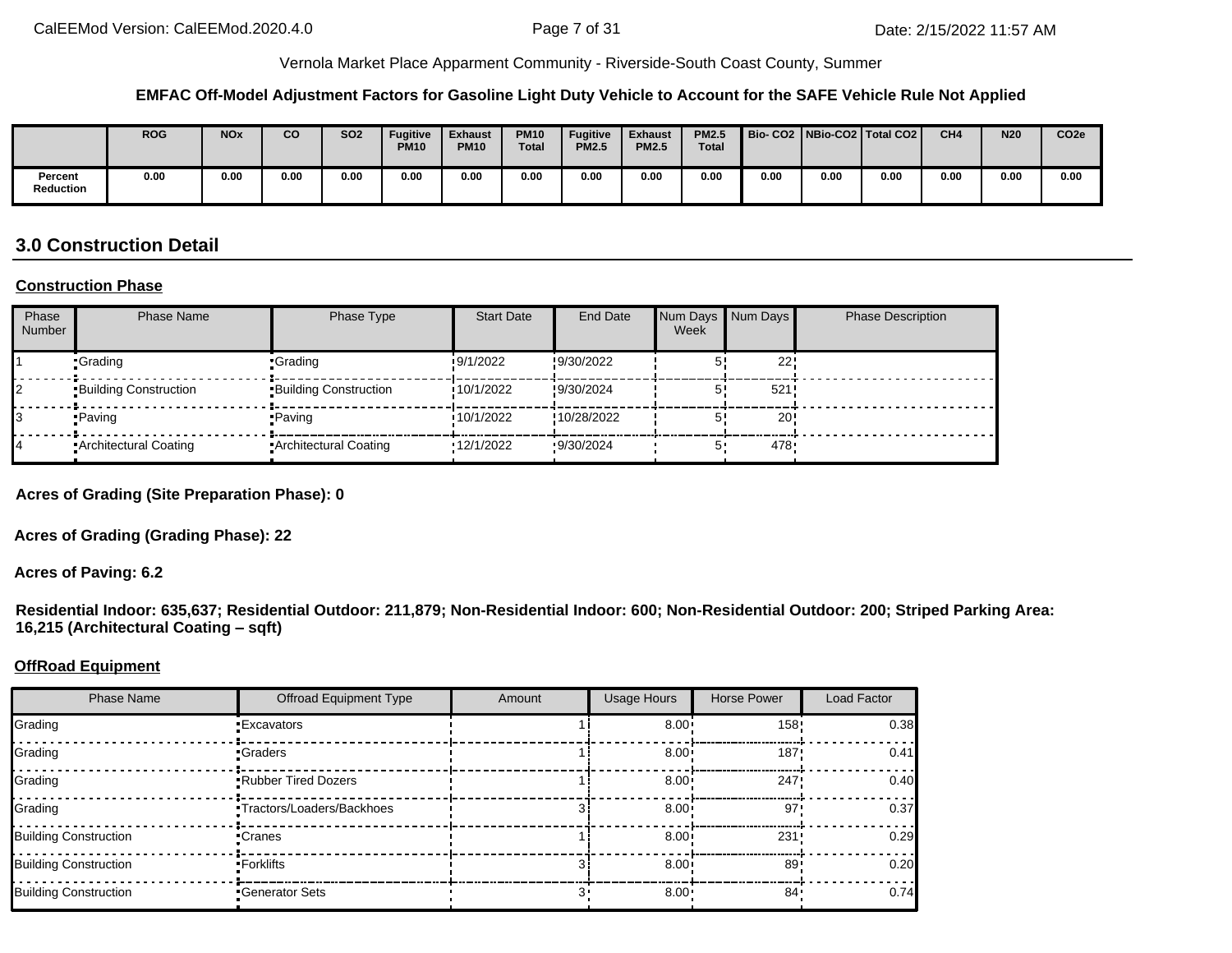Vernola Market Place Apparment Community - Riverside-South Coast County, Summer

**EMFAC Off-Model Adjustment Factors for Gasoline Light Duty Vehicle to Account for the SAFE Vehicle Rule Not Applied**

| | ROG | NOx | CO | SO2 | Fugitive PM10 | Exhaust PM10 | PM10 Total | Fugitive PM2.5 | Exhaust PM2.5 | PM2.5 Total | Bio- CO2 | NBio-CO2 | Total CO2 | CH4 | N20 | CO2e |
|---|---|---|---|---|---|---|---|---|---|---|---|---|---|---|---|---|
| Percent Reduction | 0.00 | 0.00 | 0.00 | 0.00 | 0.00 | 0.00 | 0.00 | 0.00 | 0.00 | 0.00 | 0.00 | 0.00 | 0.00 | 0.00 | 0.00 | 0.00 |

## 3.0 Construction Detail

**Construction Phase**

| Phase Number | Phase Name | Phase Type | Start Date | End Date | Num Days Week | Num Days | Phase Description |
|---|---|---|---|---|---|---|---|
| 1 | Grading | Grading | 9/1/2022 | 9/30/2022 | 5 | 22 | |
| 2 | Building Construction | Building Construction | 10/1/2022 | 9/30/2024 | 5 | 521 | |
| 3 | Paving | Paving | 10/1/2022 | 10/28/2022 | 5 | 20 | |
| 4 | Architectural Coating | Architectural Coating | 12/1/2022 | 9/30/2024 | 5 | 478 | |

**Acres of Grading (Site Preparation Phase): 0**

**Acres of Grading (Grading Phase): 22**

**Acres of Paving: 6.2**

**Residential Indoor: 635,637; Residential Outdoor: 211,879; Non-Residential Indoor: 600; Non-Residential Outdoor: 200; Striped Parking Area: 16,215 (Architectural Coating – sqft)**

**OffRoad Equipment**

| Phase Name | Offroad Equipment Type | Amount | Usage Hours | Horse Power | Load Factor |
|---|---|---|---|---|---|
| Grading | Excavators | 1 | 8.00 | 158 | 0.38 |
| Grading | Graders | 1 | 8.00 | 187 | 0.41 |
| Grading | Rubber Tired Dozers | 1 | 8.00 | 247 | 0.40 |
| Grading | Tractors/Loaders/Backhoes | 3 | 8.00 | 97 | 0.37 |
| Building Construction | Cranes | 1 | 8.00 | 231 | 0.29 |
| Building Construction | Forklifts | 3 | 8.00 | 89 | 0.20 |
| Building Construction | Generator Sets | 3 | 8.00 | 84 | 0.74 |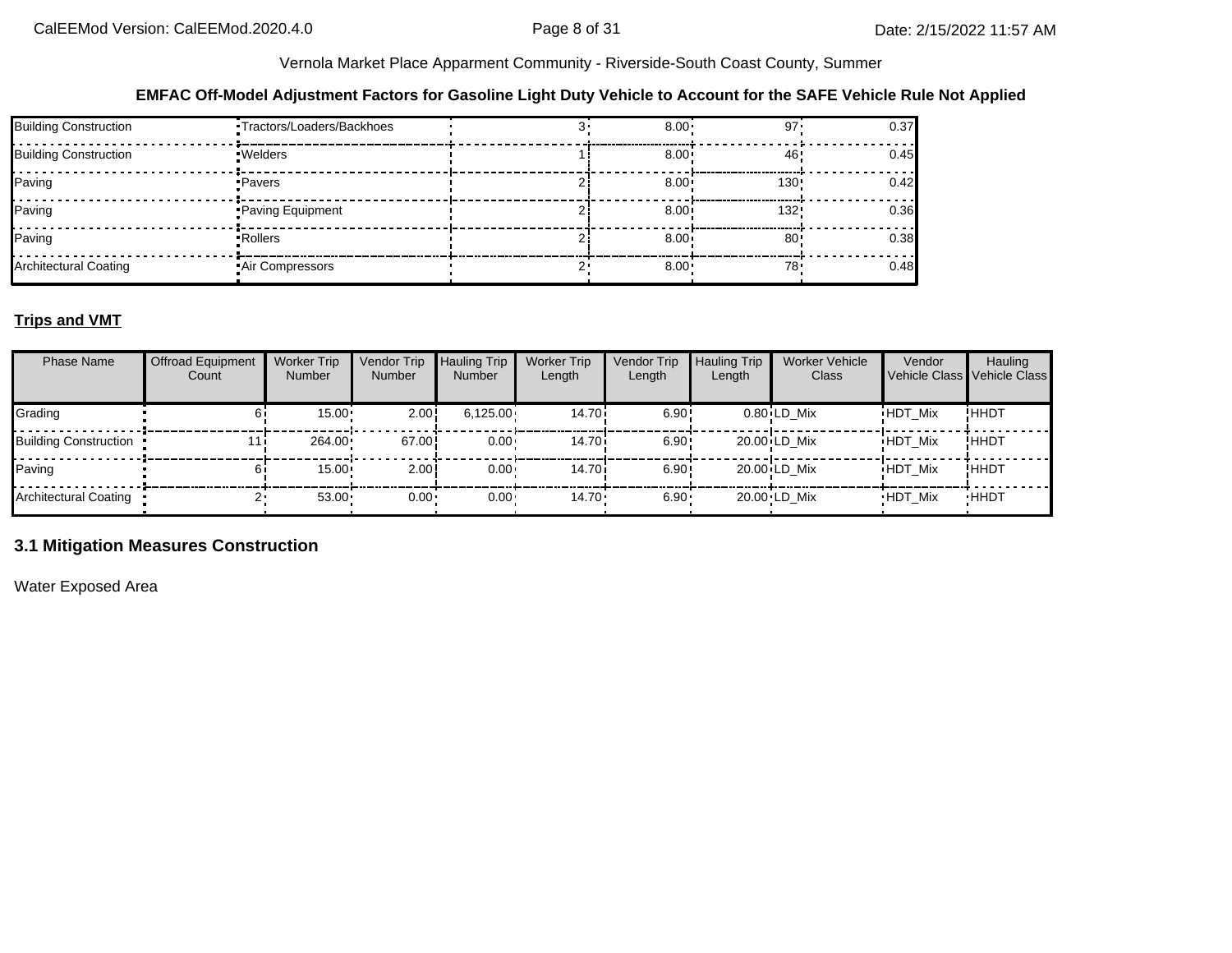**EMFAC Off-Model Adjustment Factors for Gasoline Light Duty Vehicle to Account for the SAFE Vehicle Rule Not Applied**

| | | | | | |
|---|---|---|---|---|---|
| Building Construction | Tractors/Loaders/Backhoes | 3 | 8.00 | 97 | 0.37 |
| Building Construction | Welders | 1 | 8.00 | 46 | 0.45 |
| Paving | Pavers | 2 | 8.00 | 130 | 0.42 |
| Paving | Paving Equipment | 2 | 8.00 | 132 | 0.36 |
| Paving | Rollers | 2 | 8.00 | 80 | 0.38 |
| Architectural Coating | Air Compressors | 2 | 8.00 | 78 | 0.48 |

**Trips and VMT**

| Phase Name | Offroad Equipment Count | Worker Trip Number | Vendor Trip Number | Hauling Trip Number | Worker Trip Length | Vendor Trip Length | Hauling Trip Length | Worker Vehicle Class | Vendor Vehicle Class | Hauling Vehicle Class |
|---|---|---|---|---|---|---|---|---|---|---|
| Grading | 6 | 15.00 | 2.00 | 6,125.00 | 14.70 | 6.90 | 0.80 | LD_Mix | HDT_Mix | HHDT |
| Building Construction | 11 | 264.00 | 67.00 | 0.00 | 14.70 | 6.90 | 20.00 | LD_Mix | HDT_Mix | HHDT |
| Paving | 6 | 15.00 | 2.00 | 0.00 | 14.70 | 6.90 | 20.00 | LD_Mix | HDT_Mix | HHDT |
| Architectural Coating | 2 | 53.00 | 0.00 | 0.00 | 14.70 | 6.90 | 20.00 | LD_Mix | HDT_Mix | HHDT |

## 3.1 Mitigation Measures Construction

Water Exposed Area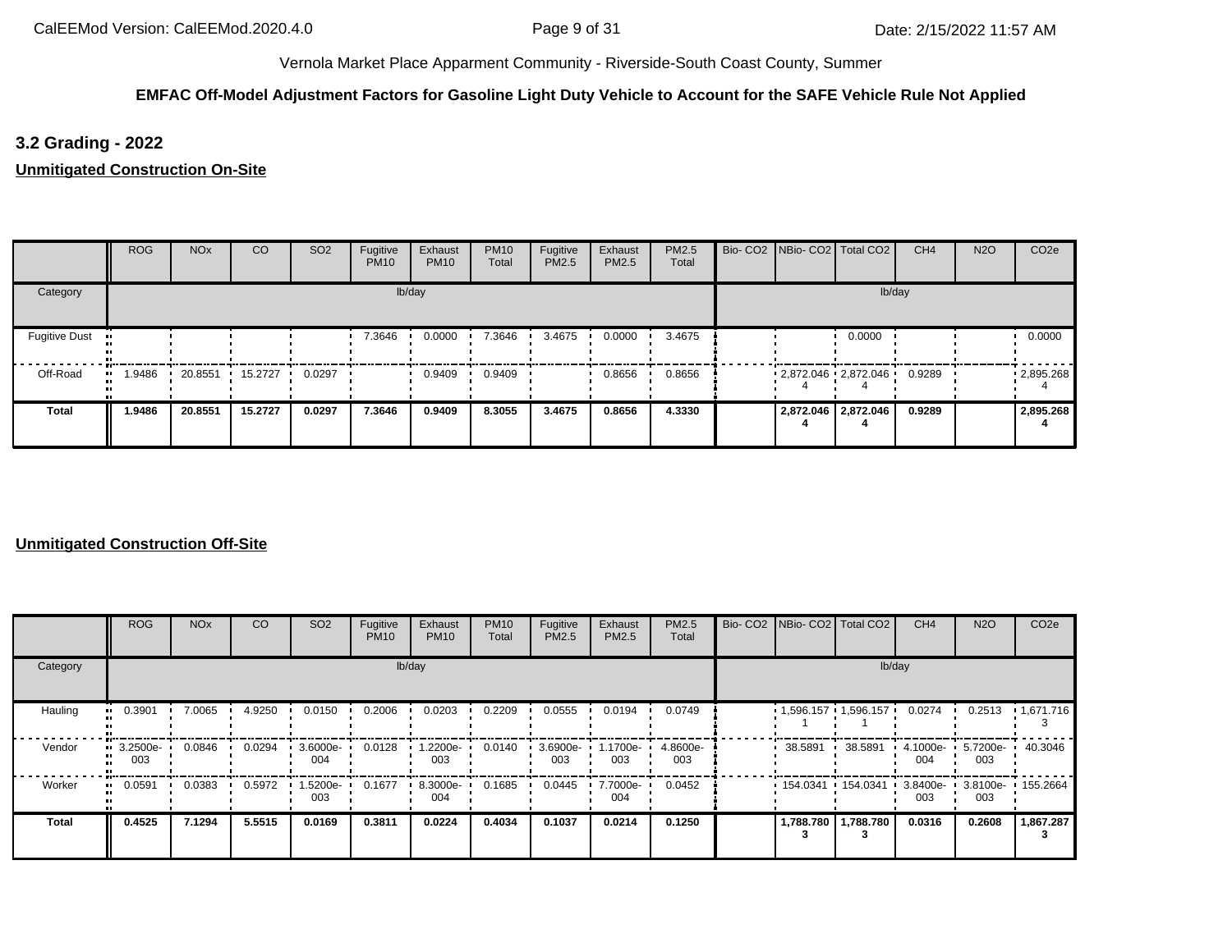Vernola Market Place Apparment Community - Riverside-South Coast County, Summer

**EMFAC Off-Model Adjustment Factors for Gasoline Light Duty Vehicle to Account for the SAFE Vehicle Rule Not Applied**

## 3.2 Grading - 2022

**Unmitigated Construction On-Site**

| | ROG | NOx | CO | SO2 | Fugitive PM10 | Exhaust PM10 | PM10 Total | Fugitive PM2.5 | Exhaust PM2.5 | PM2.5 Total | Bio- CO2 | NBio- CO2 | Total CO2 | CH4 | N2O | CO2e |
|---|---|---|---|---|---|---|---|---|---|---|---|---|---|---|---|---|
| Category | lb/day | | | | | | | | | | lb/day | | | | | |
| Fugitive Dust | | | | | 7.3646 | 0.0000 | 7.3646 | 3.4675 | 0.0000 | 3.4675 | | | 0.0000 | | | 0.0000 |
| Off-Road | 1.9486 | 20.8551 | 15.2727 | 0.0297 | | 0.9409 | 0.9409 | | 0.8656 | 0.8656 | | 2,872.046 4 | 2,872.046 4 | 0.9289 | | 2,895.268 4 |
| **Total** | **1.9486** | **20.8551** | **15.2727** | **0.0297** | **7.3646** | **0.9409** | **8.3055** | **3.4675** | **0.8656** | **4.3330** | | **2,872.046 4** | **2,872.046 4** | **0.9289** | | **2,895.268 4** |

**Unmitigated Construction Off-Site**

| | ROG | NOx | CO | SO2 | Fugitive PM10 | Exhaust PM10 | PM10 Total | Fugitive PM2.5 | Exhaust PM2.5 | PM2.5 Total | Bio- CO2 | NBio- CO2 | Total CO2 | CH4 | N2O | CO2e |
|---|---|---|---|---|---|---|---|---|---|---|---|---|---|---|---|---|
| Category | lb/day | | | | | | | | | | lb/day | | | | | |
| Hauling | 0.3901 | 7.0065 | 4.9250 | 0.0150 | 0.2006 | 0.0203 | 0.2209 | 0.0555 | 0.0194 | 0.0749 | | 1,596.157 1 | 1,596.157 1 | 0.0274 | 0.2513 | 1,671.716 3 |
| Vendor | 3.2500e-003 | 0.0846 | 0.0294 | 3.6000e-004 | 0.0128 | 1.2200e-003 | 0.0140 | 3.6900e-003 | 1.1700e-003 | 4.8600e-003 | | 38.5891 | 38.5891 | 4.1000e-004 | 5.7200e-003 | 40.3046 |
| Worker | 0.0591 | 0.0383 | 0.5972 | 1.5200e-003 | 0.1677 | 8.3000e-004 | 0.1685 | 0.0445 | 7.7000e-004 | 0.0452 | | 154.0341 | 154.0341 | 3.8400e-003 | 3.8100e-003 | 155.2664 |
| **Total** | **0.4525** | **7.1294** | **5.5515** | **0.0169** | **0.3811** | **0.0224** | **0.4034** | **0.1037** | **0.0214** | **0.1250** | | **1,788.780 3** | **1,788.780 3** | **0.0316** | **0.2608** | **1,867.287 3** |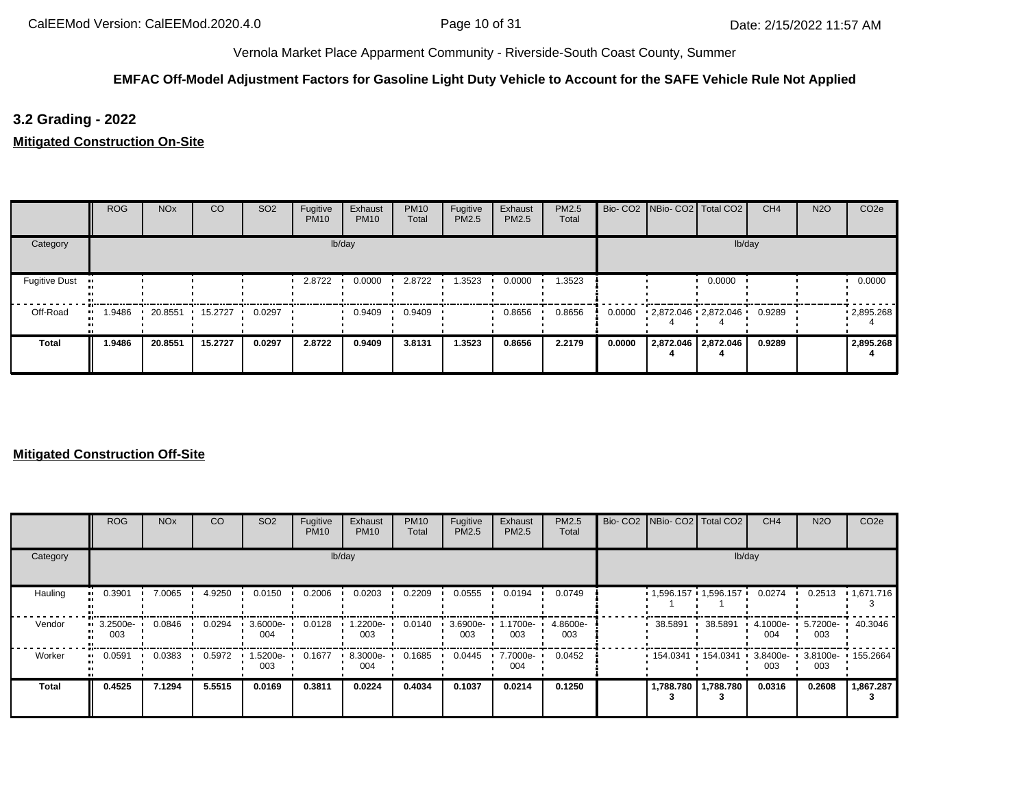Vernola Market Place Apparment Community - Riverside-South Coast County, Summer

**EMFAC Off-Model Adjustment Factors for Gasoline Light Duty Vehicle to Account for the SAFE Vehicle Rule Not Applied**

## 3.2 Grading - 2022

**Mitigated Construction On-Site**

| | ROG | NOx | CO | SO2 | Fugitive PM10 | Exhaust PM10 | PM10 Total | Fugitive PM2.5 | Exhaust PM2.5 | PM2.5 Total | Bio- CO2 | NBio- CO2 | Total CO2 | CH4 | N2O | CO2e |
|---|---|---|---|---|---|---|---|---|---|---|---|---|---|---|---|---|
| Category | lb/day | | | | | | | | | | lb/day | | | | | |
| Fugitive Dust | | | | | 2.8722 | 0.0000 | 2.8722 | 1.3523 | 0.0000 | 1.3523 | | | 0.0000 | | | 0.0000 |
| Off-Road | 1.9486 | 20.8551 | 15.2727 | 0.0297 | | 0.9409 | 0.9409 | | 0.8656 | 0.8656 | 0.0000 | 2,872.0464 | 2,872.0464 | 0.9289 | | 2,895.2684 |
| **Total** | **1.9486** | **20.8551** | **15.2727** | **0.0297** | **2.8722** | **0.9409** | **3.8131** | **1.3523** | **0.8656** | **2.2179** | **0.0000** | **2,872.0464** | **2,872.0464** | **0.9289** | | **2,895.2684** |

**Mitigated Construction Off-Site**

| | ROG | NOx | CO | SO2 | Fugitive PM10 | Exhaust PM10 | PM10 Total | Fugitive PM2.5 | Exhaust PM2.5 | PM2.5 Total | Bio- CO2 | NBio- CO2 | Total CO2 | CH4 | N2O | CO2e |
|---|---|---|---|---|---|---|---|---|---|---|---|---|---|---|---|---|
| Category | lb/day | | | | | | | | | | lb/day | | | | | |
| Hauling | 0.3901 | 7.0065 | 4.9250 | 0.0150 | 0.2006 | 0.0203 | 0.2209 | 0.0555 | 0.0194 | 0.0749 | | 1,596.1571 | 1,596.1571 | 0.0274 | 0.2513 | 1,671.7163 |
| Vendor | 3.2500e-003 | 0.0846 | 0.0294 | 3.6000e-004 | 0.0128 | 1.2200e-003 | 0.0140 | 3.6900e-003 | 1.1700e-003 | 4.8600e-003 | | 38.5891 | 38.5891 | 4.1000e-004 | 5.7200e-003 | 40.3046 |
| Worker | 0.0591 | 0.0383 | 0.5972 | 1.5200e-003 | 0.1677 | 8.3000e-004 | 0.1685 | 0.0445 | 7.7000e-004 | 0.0452 | | 154.0341 | 154.0341 | 3.8400e-003 | 3.8100e-003 | 155.2664 |
| **Total** | **0.4525** | **7.1294** | **5.5515** | **0.0169** | **0.3811** | **0.0224** | **0.4034** | **0.1037** | **0.0214** | **0.1250** | | **1,788.7803** | **1,788.7803** | **0.0316** | **0.2608** | **1,867.2873** |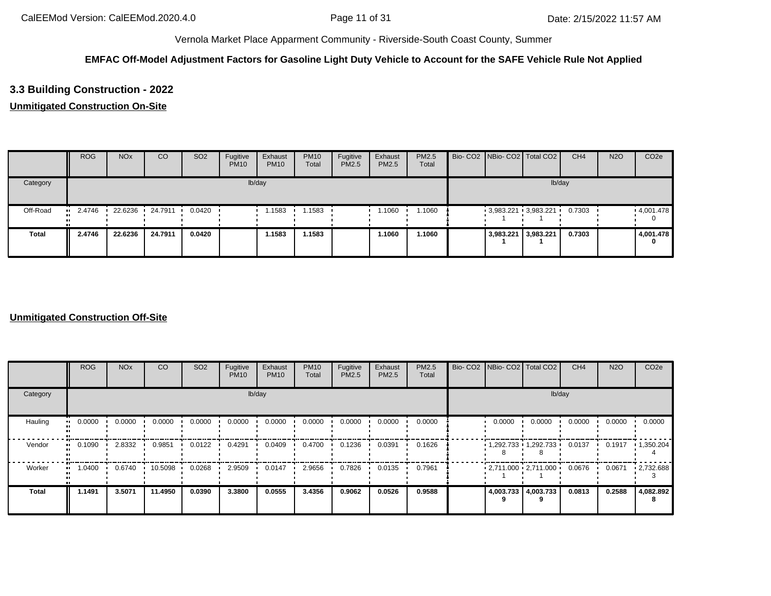Vernola Market Place Apparment Community - Riverside-South Coast County, Summer

**EMFAC Off-Model Adjustment Factors for Gasoline Light Duty Vehicle to Account for the SAFE Vehicle Rule Not Applied**

## 3.3 Building Construction - 2022

**Unmitigated Construction On-Site**

| | ROG | NOx | CO | SO2 | Fugitive PM10 | Exhaust PM10 | PM10 Total | Fugitive PM2.5 | Exhaust PM2.5 | PM2.5 Total | Bio- CO2 | NBio- CO2 | Total CO2 | CH4 | N2O | CO2e |
|---|---|---|---|---|---|---|---|---|---|---|---|---|---|---|---|---|
| Category | lb/day | | | | | | | | | | lb/day | | | | | |
| Off-Road | 2.4746 | 22.6236 | 24.7911 | 0.0420 | | 1.1583 | 1.1583 | | 1.1060 | 1.1060 | | 3,983.2211 | 3,983.2211 | 0.7303 | | 4,001.4780 |
| **Total** | **2.4746** | **22.6236** | **24.7911** | **0.0420** | | **1.1583** | **1.1583** | | **1.1060** | **1.1060** | | **3,983.2211** | **3,983.2211** | **0.7303** | | **4,001.4780** |

**Unmitigated Construction Off-Site**

| | ROG | NOx | CO | SO2 | Fugitive PM10 | Exhaust PM10 | PM10 Total | Fugitive PM2.5 | Exhaust PM2.5 | PM2.5 Total | Bio- CO2 | NBio- CO2 | Total CO2 | CH4 | N2O | CO2e |
|---|---|---|---|---|---|---|---|---|---|---|---|---|---|---|---|---|
| Category | lb/day | | | | | | | | | | lb/day | | | | | |
| Hauling | 0.0000 | 0.0000 | 0.0000 | 0.0000 | 0.0000 | 0.0000 | 0.0000 | 0.0000 | 0.0000 | 0.0000 | | 0.0000 | 0.0000 | 0.0000 | 0.0000 | 0.0000 |
| Vendor | 0.1090 | 2.8332 | 0.9851 | 0.0122 | 0.4291 | 0.0409 | 0.4700 | 0.1236 | 0.0391 | 0.1626 | | 1,292.7338 | 1,292.7338 | 0.0137 | 0.1917 | 1,350.2044 |
| Worker | 1.0400 | 0.6740 | 10.5098 | 0.0268 | 2.9509 | 0.0147 | 2.9656 | 0.7826 | 0.0135 | 0.7961 | | 2,711.0001 | 2,711.0001 | 0.0676 | 0.0671 | 2,732.6883 |
| **Total** | **1.1491** | **3.5071** | **11.4950** | **0.0390** | **3.3800** | **0.0555** | **3.4356** | **0.9062** | **0.0526** | **0.9588** | | **4,003.7339** | **4,003.7339** | **0.0813** | **0.2588** | **4,082.8928** |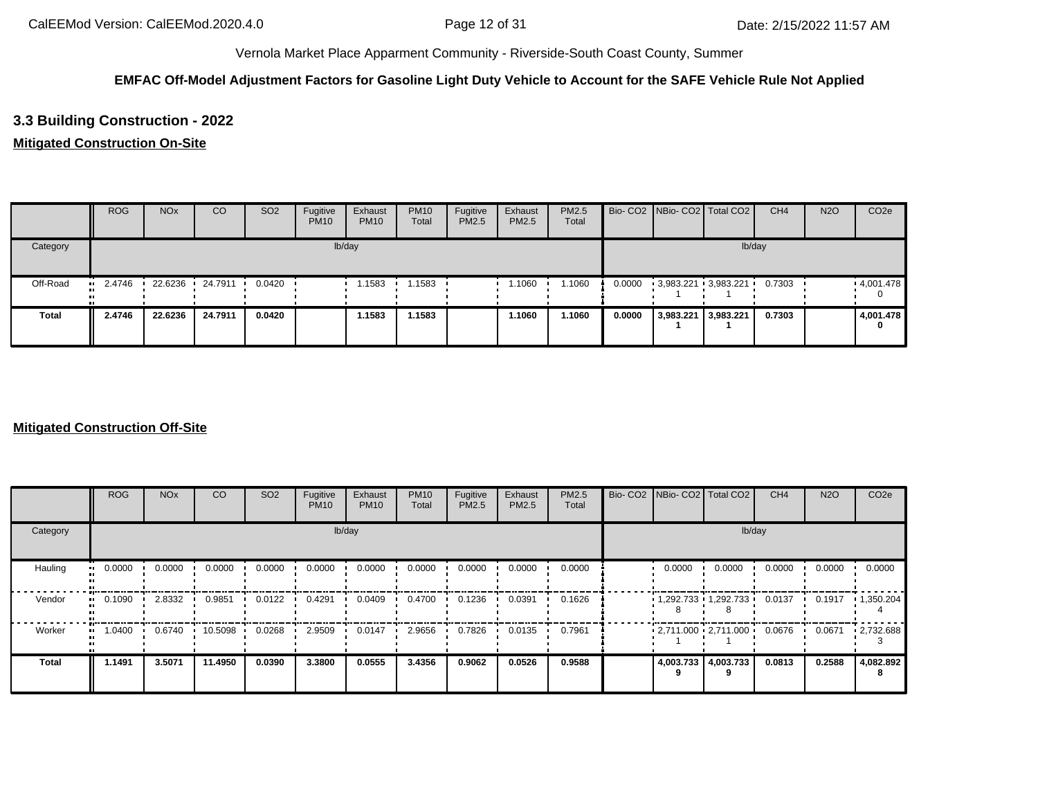Vernola Market Place Apparment Community - Riverside-South Coast County, Summer

**EMFAC Off-Model Adjustment Factors for Gasoline Light Duty Vehicle to Account for the SAFE Vehicle Rule Not Applied**

## 3.3 Building Construction - 2022

**Mitigated Construction On-Site**

| | ROG | NOx | CO | SO2 | Fugitive PM10 | Exhaust PM10 | PM10 Total | Fugitive PM2.5 | Exhaust PM2.5 | PM2.5 Total | Bio- CO2 | NBio- CO2 | Total CO2 | CH4 | N2O | CO2e |
|---|---|---|---|---|---|---|---|---|---|---|---|---|---|---|---|---|
| Category | lb/day | | | | | | | | | | lb/day | | | | | |
| Off-Road | 2.4746 | 22.6236 | 24.7911 | 0.0420 | | 1.1583 | 1.1583 | | 1.1060 | 1.1060 | 0.0000 | 3,983.221 1 | 3,983.221 1 | 0.7303 | | 4,001.478 0 |
| **Total** | **2.4746** | **22.6236** | **24.7911** | **0.0420** | | **1.1583** | **1.1583** | | **1.1060** | **1.1060** | **0.0000** | **3,983.221 1** | **3,983.221 1** | **0.7303** | | **4,001.478 0** |

**Mitigated Construction Off-Site**

| | ROG | NOx | CO | SO2 | Fugitive PM10 | Exhaust PM10 | PM10 Total | Fugitive PM2.5 | Exhaust PM2.5 | PM2.5 Total | Bio- CO2 | NBio- CO2 | Total CO2 | CH4 | N2O | CO2e |
|---|---|---|---|---|---|---|---|---|---|---|---|---|---|---|---|---|
| Category | lb/day | | | | | | | | | | lb/day | | | | | |
| Hauling | 0.0000 | 0.0000 | 0.0000 | 0.0000 | 0.0000 | 0.0000 | 0.0000 | 0.0000 | 0.0000 | 0.0000 | | 0.0000 | 0.0000 | 0.0000 | 0.0000 | 0.0000 |
| Vendor | 0.1090 | 2.8332 | 0.9851 | 0.0122 | 0.4291 | 0.0409 | 0.4700 | 0.1236 | 0.0391 | 0.1626 | | 1,292.733 8 | 1,292.733 8 | 0.0137 | 0.1917 | 1,350.204 4 |
| Worker | 1.0400 | 0.6740 | 10.5098 | 0.0268 | 2.9509 | 0.0147 | 2.9656 | 0.7826 | 0.0135 | 0.7961 | | 2,711.000 1 | 2,711.000 1 | 0.0676 | 0.0671 | 2,732.688 3 |
| **Total** | **1.1491** | **3.5071** | **11.4950** | **0.0390** | **3.3800** | **0.0555** | **3.4356** | **0.9062** | **0.0526** | **0.9588** | | **4,003.733 9** | **4,003.733 9** | **0.0813** | **0.2588** | **4,082.892 8** |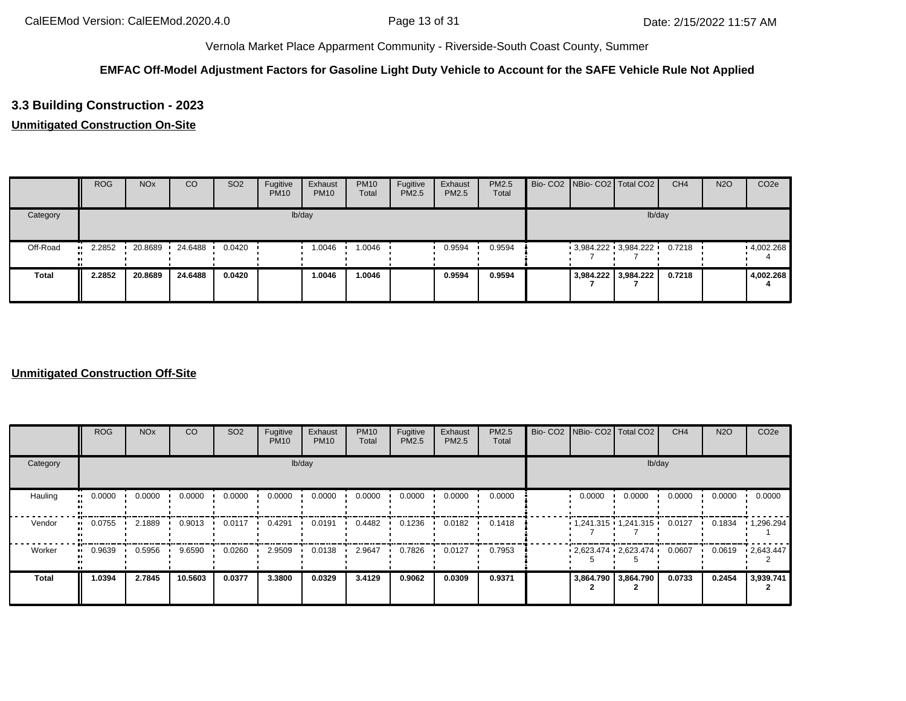Vernola Market Place Apparment Community - Riverside-South Coast County, Summer

**EMFAC Off-Model Adjustment Factors for Gasoline Light Duty Vehicle to Account for the SAFE Vehicle Rule Not Applied**

## 3.3 Building Construction - 2023

**Unmitigated Construction On-Site**

| | ROG | NOx | CO | SO2 | Fugitive PM10 | Exhaust PM10 | PM10 Total | Fugitive PM2.5 | Exhaust PM2.5 | PM2.5 Total | Bio- CO2 | NBio- CO2 | Total CO2 | CH4 | N2O | CO2e |
|---|---|---|---|---|---|---|---|---|---|---|---|---|---|---|---|---|
| Category | lb/day | | | | | | | | | | lb/day | | | | | |
| Off-Road | 2.2852 | 20.8689 | 24.6488 | 0.0420 | | 1.0046 | 1.0046 | | 0.9594 | 0.9594 | | 3,984.2227 | 3,984.2227 | 0.7218 | | 4,002.2684 |
| **Total** | **2.2852** | **20.8689** | **24.6488** | **0.0420** | | **1.0046** | **1.0046** | | **0.9594** | **0.9594** | | **3,984.2227** | **3,984.2227** | **0.7218** | | **4,002.2684** |

**Unmitigated Construction Off-Site**

| | ROG | NOx | CO | SO2 | Fugitive PM10 | Exhaust PM10 | PM10 Total | Fugitive PM2.5 | Exhaust PM2.5 | PM2.5 Total | Bio- CO2 | NBio- CO2 | Total CO2 | CH4 | N2O | CO2e |
|---|---|---|---|---|---|---|---|---|---|---|---|---|---|---|---|---|
| Category | lb/day | | | | | | | | | | lb/day | | | | | |
| Hauling | 0.0000 | 0.0000 | 0.0000 | 0.0000 | 0.0000 | 0.0000 | 0.0000 | 0.0000 | 0.0000 | 0.0000 | | 0.0000 | 0.0000 | 0.0000 | 0.0000 | 0.0000 |
| Vendor | 0.0755 | 2.1889 | 0.9013 | 0.0117 | 0.4291 | 0.0191 | 0.4482 | 0.1236 | 0.0182 | 0.1418 | | 1,241.3157 | 1,241.3157 | 0.0127 | 0.1834 | 1,296.2941 |
| Worker | 0.9639 | 0.5956 | 9.6590 | 0.0260 | 2.9509 | 0.0138 | 2.9647 | 0.7826 | 0.0127 | 0.7953 | | 2,623.4745 | 2,623.4745 | 0.0607 | 0.0619 | 2,643.4472 |
| **Total** | **1.0394** | **2.7845** | **10.5603** | **0.0377** | **3.3800** | **0.0329** | **3.4129** | **0.9062** | **0.0309** | **0.9371** | | **3,864.7902** | **3,864.7902** | **0.0733** | **0.2454** | **3,939.7412** |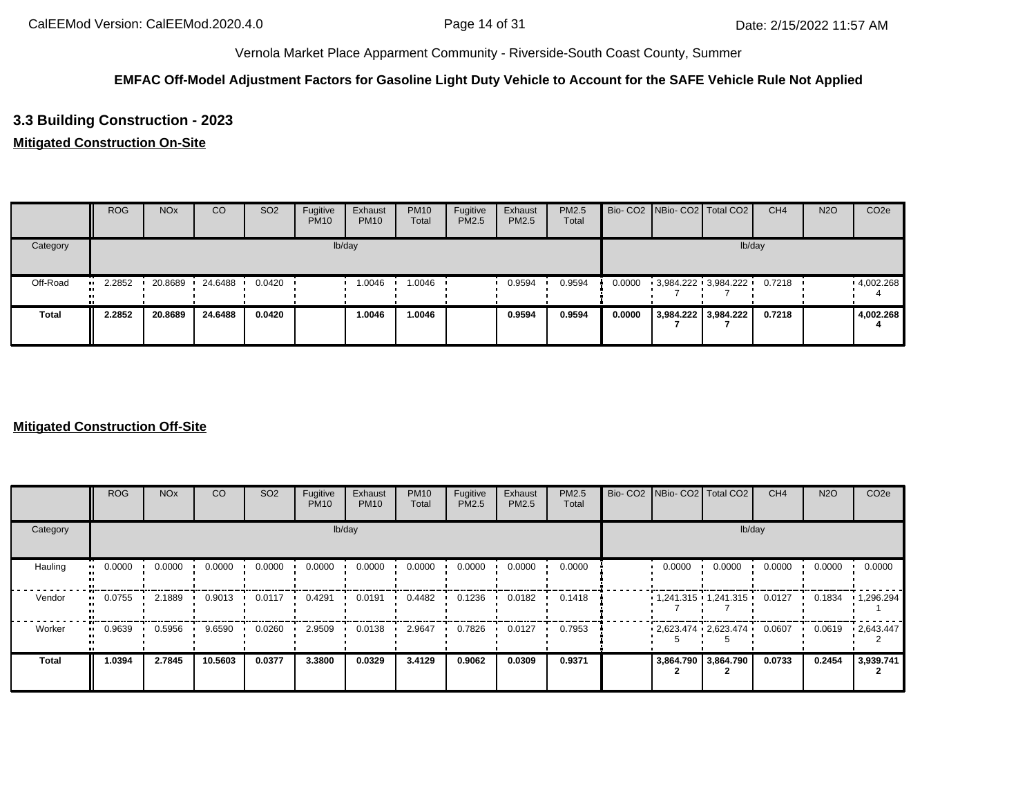Vernola Market Place Apparment Community - Riverside-South Coast County, Summer

**EMFAC Off-Model Adjustment Factors for Gasoline Light Duty Vehicle to Account for the SAFE Vehicle Rule Not Applied**

## 3.3 Building Construction - 2023

### Mitigated Construction On-Site

| | ROG | NOx | CO | SO2 | Fugitive PM10 | Exhaust PM10 | PM10 Total | Fugitive PM2.5 | Exhaust PM2.5 | PM2.5 Total | Bio- CO2 | NBio- CO2 | Total CO2 | CH4 | N2O | CO2e |
|---|---|---|---|---|---|---|---|---|---|---|---|---|---|---|---|---|
| Category | lb/day | | | | | | | | | | lb/day | | | | | |
| Off-Road | 2.2852 | 20.8689 | 24.6488 | 0.0420 | | 1.0046 | 1.0046 | | 0.9594 | 0.9594 | 0.0000 | 3,984.2227 | 3,984.2227 | 0.7218 | | 4,002.2684 |
| **Total** | **2.2852** | **20.8689** | **24.6488** | **0.0420** | | **1.0046** | **1.0046** | | **0.9594** | **0.9594** | **0.0000** | **3,984.2227** | **3,984.2227** | **0.7218** | | **4,002.2684** |

### Mitigated Construction Off-Site

| | ROG | NOx | CO | SO2 | Fugitive PM10 | Exhaust PM10 | PM10 Total | Fugitive PM2.5 | Exhaust PM2.5 | PM2.5 Total | Bio- CO2 | NBio- CO2 | Total CO2 | CH4 | N2O | CO2e |
|---|---|---|---|---|---|---|---|---|---|---|---|---|---|---|---|---|
| Category | lb/day | | | | | | | | | | lb/day | | | | | |
| Hauling | 0.0000 | 0.0000 | 0.0000 | 0.0000 | 0.0000 | 0.0000 | 0.0000 | 0.0000 | 0.0000 | 0.0000 | | 0.0000 | 0.0000 | 0.0000 | 0.0000 | 0.0000 |
| Vendor | 0.0755 | 2.1889 | 0.9013 | 0.0117 | 0.4291 | 0.0191 | 0.4482 | 0.1236 | 0.0182 | 0.1418 | | 1,241.3157 | 1,241.3157 | 0.0127 | 0.1834 | 1,296.2941 |
| Worker | 0.9639 | 0.5956 | 9.6590 | 0.0260 | 2.9509 | 0.0138 | 2.9647 | 0.7826 | 0.0127 | 0.7953 | | 2,623.4745 | 2,623.4745 | 0.0607 | 0.0619 | 2,643.4472 |
| **Total** | **1.0394** | **2.7845** | **10.5603** | **0.0377** | **3.3800** | **0.0329** | **3.4129** | **0.9062** | **0.0309** | **0.9371** | | **3,864.7902** | **3,864.7902** | **0.0733** | **0.2454** | **3,939.7412** |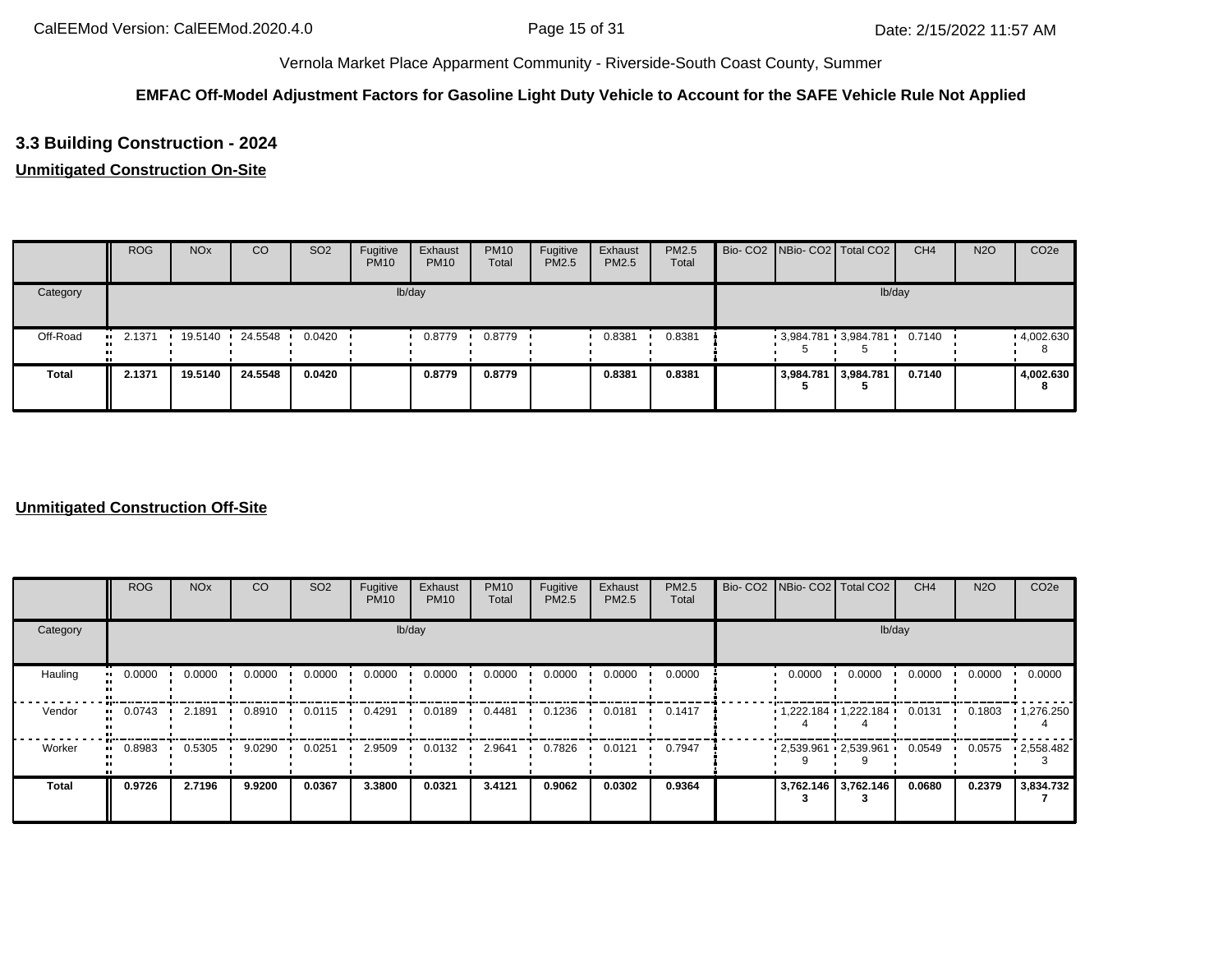Vernola Market Place Apparment Community - Riverside-South Coast County, Summer

**EMFAC Off-Model Adjustment Factors for Gasoline Light Duty Vehicle to Account for the SAFE Vehicle Rule Not Applied**

### 3.3 Building Construction - 2024

**Unmitigated Construction On-Site**

| | ROG | NOx | CO | SO2 | Fugitive PM10 | Exhaust PM10 | PM10 Total | Fugitive PM2.5 | Exhaust PM2.5 | PM2.5 Total | Bio- CO2 | NBio- CO2 | Total CO2 | CH4 | N2O | CO2e |
|---|---|---|---|---|---|---|---|---|---|---|---|---|---|---|---|---|
| Category | lb/day | | | | | | | | | | lb/day | | | | | |
| Off-Road | 2.1371 | 19.5140 | 24.5548 | 0.0420 | | 0.8779 | 0.8779 | | 0.8381 | 0.8381 | | 3,984.7815 | 3,984.7815 | 0.7140 | | 4,002.6308 |
| **Total** | **2.1371** | **19.5140** | **24.5548** | **0.0420** | | **0.8779** | **0.8779** | | **0.8381** | **0.8381** | | **3,984.7815** | **3,984.7815** | **0.7140** | | **4,002.6308** |

**Unmitigated Construction Off-Site**

| | ROG | NOx | CO | SO2 | Fugitive PM10 | Exhaust PM10 | PM10 Total | Fugitive PM2.5 | Exhaust PM2.5 | PM2.5 Total | Bio- CO2 | NBio- CO2 | Total CO2 | CH4 | N2O | CO2e |
|---|---|---|---|---|---|---|---|---|---|---|---|---|---|---|---|---|
| Category | lb/day | | | | | | | | | | lb/day | | | | | |
| Hauling | 0.0000 | 0.0000 | 0.0000 | 0.0000 | 0.0000 | 0.0000 | 0.0000 | 0.0000 | 0.0000 | 0.0000 | | 0.0000 | 0.0000 | 0.0000 | 0.0000 | 0.0000 |
| Vendor | 0.0743 | 2.1891 | 0.8910 | 0.0115 | 0.4291 | 0.0189 | 0.4481 | 0.1236 | 0.0181 | 0.1417 | | 1,222.1844 | 1,222.1844 | 0.0131 | 0.1803 | 1,276.2504 |
| Worker | 0.8983 | 0.5305 | 9.0290 | 0.0251 | 2.9509 | 0.0132 | 2.9641 | 0.7826 | 0.0121 | 0.7947 | | 2,539.9619 | 2,539.9619 | 0.0549 | 0.0575 | 2,558.4823 |
| **Total** | **0.9726** | **2.7196** | **9.9200** | **0.0367** | **3.3800** | **0.0321** | **3.4121** | **0.9062** | **0.0302** | **0.9364** | | **3,762.1463** | **3,762.1463** | **0.0680** | **0.2379** | **3,834.7327** |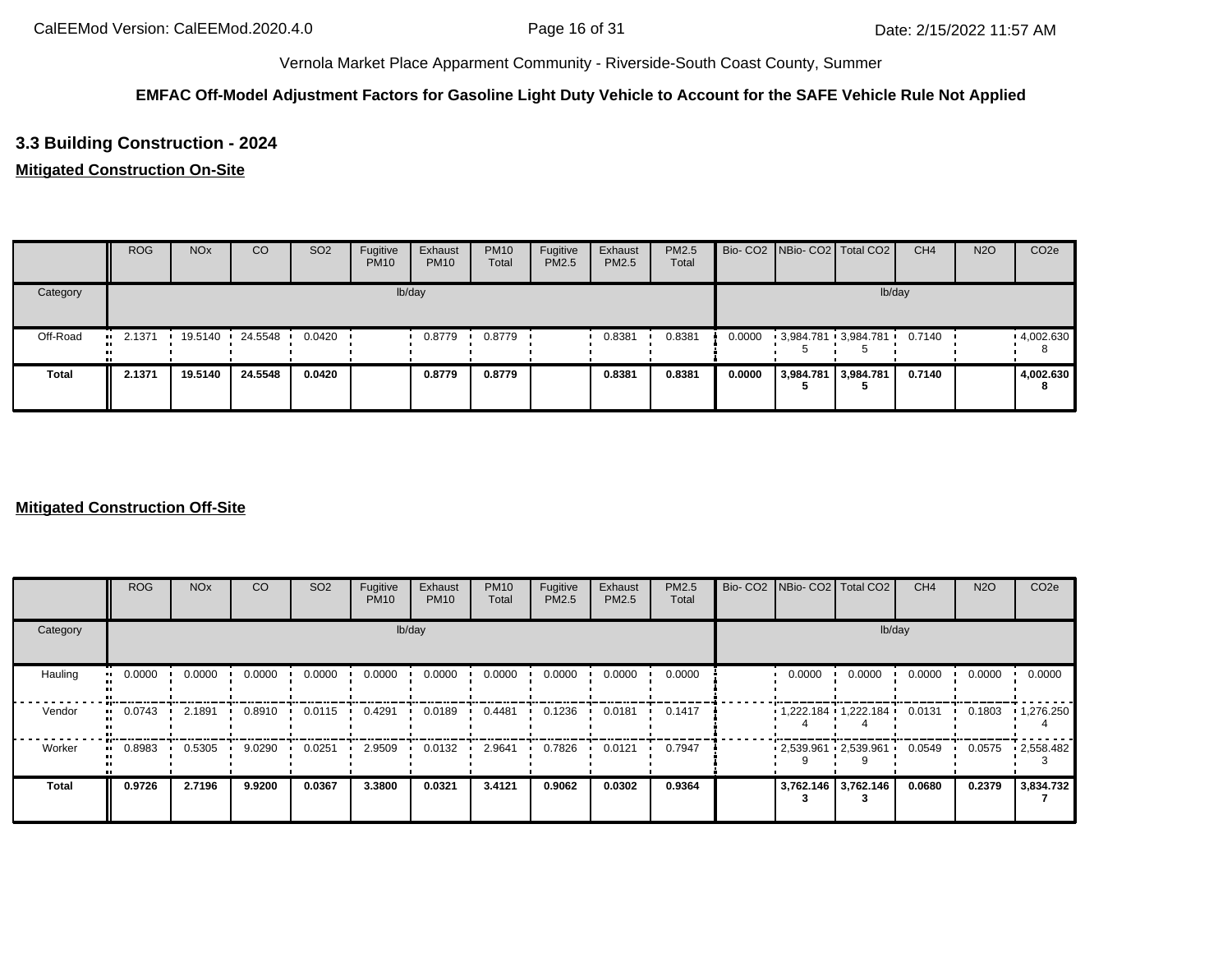Vernola Market Place Apparment Community - Riverside-South Coast County, Summer

**EMFAC Off-Model Adjustment Factors for Gasoline Light Duty Vehicle to Account for the SAFE Vehicle Rule Not Applied**

### 3.3 Building Construction - 2024

**Mitigated Construction On-Site**

| | ROG | NOx | CO | SO2 | Fugitive PM10 | Exhaust PM10 | PM10 Total | Fugitive PM2.5 | Exhaust PM2.5 | PM2.5 Total | Bio- CO2 | NBio- CO2 | Total CO2 | CH4 | N2O | CO2e |
|---|---|---|---|---|---|---|---|---|---|---|---|---|---|---|---|---|
| Category | lb/day | | | | | | | | | | lb/day | | | | | |
| Off-Road | 2.1371 | 19.5140 | 24.5548 | 0.0420 | | 0.8779 | 0.8779 | | 0.8381 | 0.8381 | 0.0000 | 3,984.781 5 | 3,984.781 5 | 0.7140 | | 4,002.630 8 |
| **Total** | **2.1371** | **19.5140** | **24.5548** | **0.0420** | | **0.8779** | **0.8779** | | **0.8381** | **0.8381** | **0.0000** | **3,984.781 5** | **3,984.781 5** | **0.7140** | | **4,002.630 8** |

**Mitigated Construction Off-Site**

| | ROG | NOx | CO | SO2 | Fugitive PM10 | Exhaust PM10 | PM10 Total | Fugitive PM2.5 | Exhaust PM2.5 | PM2.5 Total | Bio- CO2 | NBio- CO2 | Total CO2 | CH4 | N2O | CO2e |
|---|---|---|---|---|---|---|---|---|---|---|---|---|---|---|---|---|
| Category | lb/day | | | | | | | | | | lb/day | | | | | |
| Hauling | 0.0000 | 0.0000 | 0.0000 | 0.0000 | 0.0000 | 0.0000 | 0.0000 | 0.0000 | 0.0000 | 0.0000 | | 0.0000 | 0.0000 | 0.0000 | 0.0000 | 0.0000 |
| Vendor | 0.0743 | 2.1891 | 0.8910 | 0.0115 | 0.4291 | 0.0189 | 0.4481 | 0.1236 | 0.0181 | 0.1417 | | 1,222.184 4 | 1,222.184 4 | 0.0131 | 0.1803 | 1,276.250 4 |
| Worker | 0.8983 | 0.5305 | 9.0290 | 0.0251 | 2.9509 | 0.0132 | 2.9641 | 0.7826 | 0.0121 | 0.7947 | | 2,539.961 9 | 2,539.961 9 | 0.0549 | 0.0575 | 2,558.482 3 |
| **Total** | **0.9726** | **2.7196** | **9.9200** | **0.0367** | **3.3800** | **0.0321** | **3.4121** | **0.9062** | **0.0302** | **0.9364** | | **3,762.146 3** | **3,762.146 3** | **0.0680** | **0.2379** | **3,834.732 7** |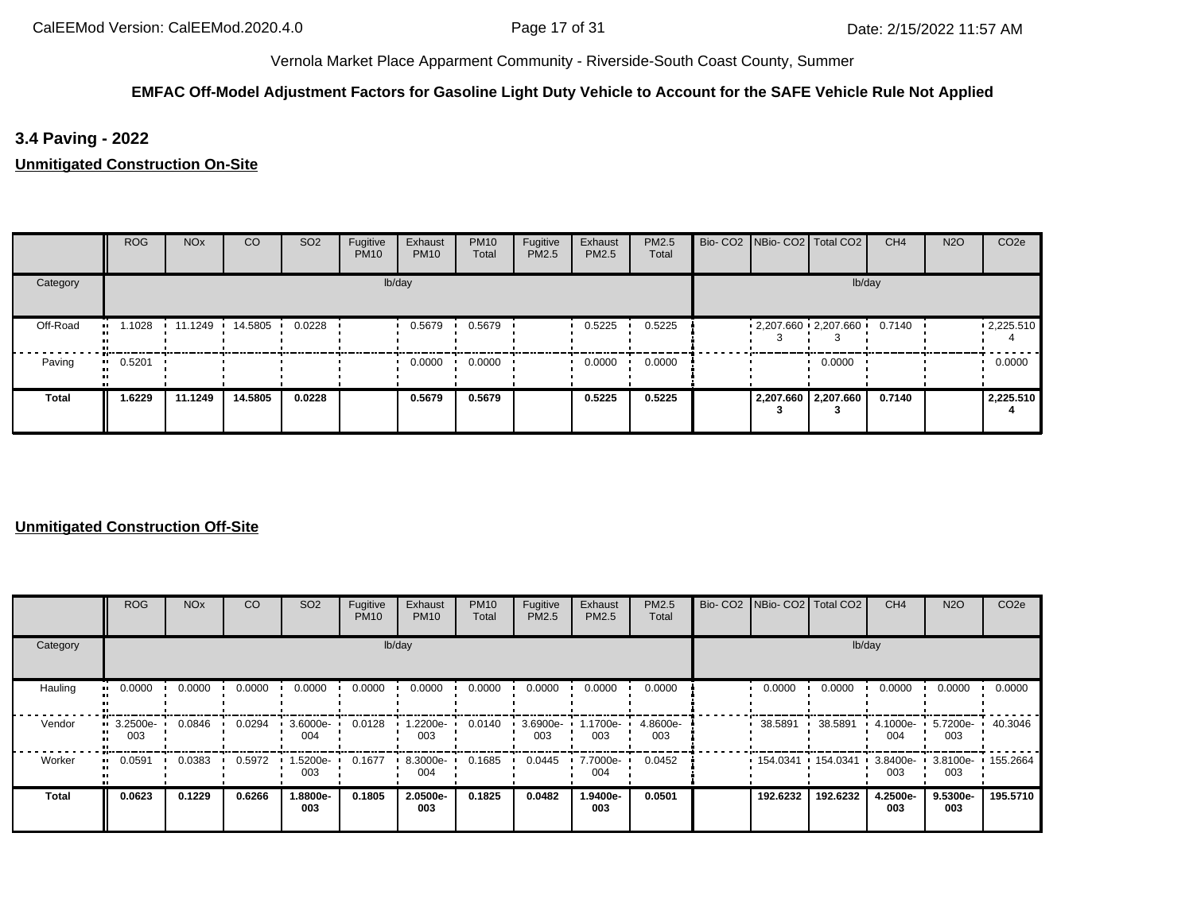Vernola Market Place Apparment Community - Riverside-South Coast County, Summer

**EMFAC Off-Model Adjustment Factors for Gasoline Light Duty Vehicle to Account for the SAFE Vehicle Rule Not Applied**

### 3.4 Paving - 2022

**Unmitigated Construction On-Site**

| | ROG | NOx | CO | SO2 | Fugitive PM10 | Exhaust PM10 | PM10 Total | Fugitive PM2.5 | Exhaust PM2.5 | PM2.5 Total | Bio- CO2 | NBio- CO2 | Total CO2 | CH4 | N2O | CO2e |
|---|---|---|---|---|---|---|---|---|---|---|---|---|---|---|---|---|
| Category | lb/day | | | | | | | | | | lb/day | | | | | |
| Off-Road | 1.1028 | 11.1249 | 14.5805 | 0.0228 | | 0.5679 | 0.5679 | | 0.5225 | 0.5225 | | 2,207.6603 | 2,207.6603 | 0.7140 | | 2,225.5104 |
| Paving | 0.5201 | | | | | 0.0000 | 0.0000 | | 0.0000 | 0.0000 | | | 0.0000 | | | 0.0000 |
| **Total** | **1.6229** | **11.1249** | **14.5805** | **0.0228** | | **0.5679** | **0.5679** | | **0.5225** | **0.5225** | | **2,207.6603** | **2,207.6603** | **0.7140** | | **2,225.5104** |

**Unmitigated Construction Off-Site**

| | ROG | NOx | CO | SO2 | Fugitive PM10 | Exhaust PM10 | PM10 Total | Fugitive PM2.5 | Exhaust PM2.5 | PM2.5 Total | Bio- CO2 | NBio- CO2 | Total CO2 | CH4 | N2O | CO2e |
|---|---|---|---|---|---|---|---|---|---|---|---|---|---|---|---|---|
| Category | lb/day | | | | | | | | | | lb/day | | | | | |
| Hauling | 0.0000 | 0.0000 | 0.0000 | 0.0000 | 0.0000 | 0.0000 | 0.0000 | 0.0000 | 0.0000 | 0.0000 | | 0.0000 | 0.0000 | 0.0000 | 0.0000 | 0.0000 |
| Vendor | 3.2500e-003 | 0.0846 | 0.0294 | 3.6000e-004 | 0.0128 | 1.2200e-003 | 0.0140 | 3.6900e-003 | 1.1700e-003 | 4.8600e-003 | | 38.5891 | 38.5891 | 4.1000e-004 | 5.7200e-003 | 40.3046 |
| Worker | 0.0591 | 0.0383 | 0.5972 | 1.5200e-003 | 0.1677 | 8.3000e-004 | 0.1685 | 0.0445 | 7.7000e-004 | 0.0452 | | 154.0341 | 154.0341 | 3.8400e-003 | 3.8100e-003 | 155.2664 |
| **Total** | **0.0623** | **0.1229** | **0.6266** | **1.8800e-003** | **0.1805** | **2.0500e-003** | **0.1825** | **0.0482** | **1.9400e-003** | **0.0501** | | **192.6232** | **192.6232** | **4.2500e-003** | **9.5300e-003** | **195.5710** |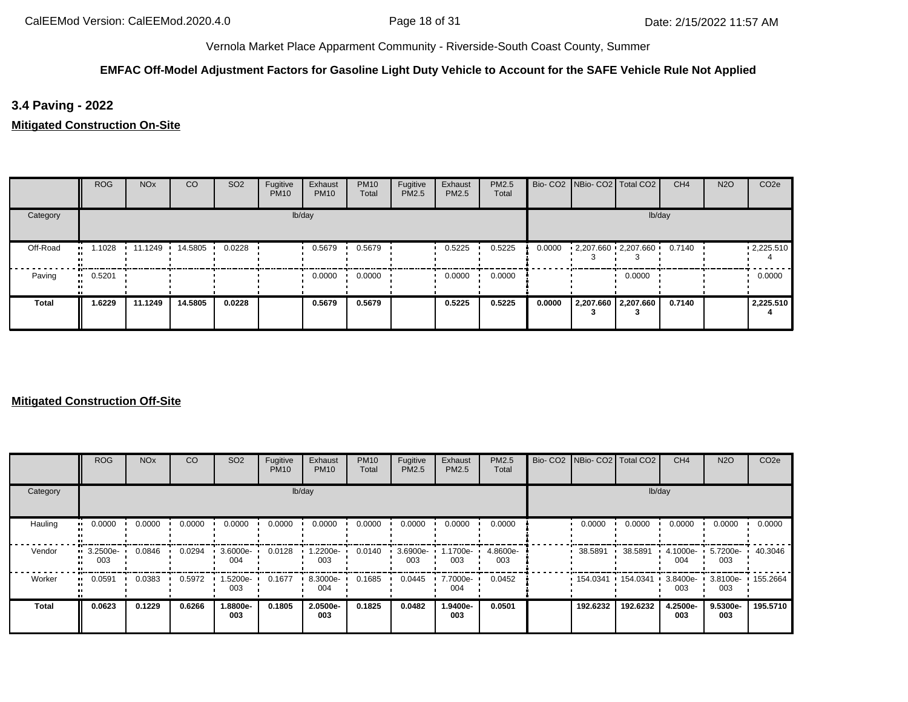Vernola Market Place Apparment Community - Riverside-South Coast County, Summer

**EMFAC Off-Model Adjustment Factors for Gasoline Light Duty Vehicle to Account for the SAFE Vehicle Rule Not Applied**

### 3.4 Paving - 2022

**Mitigated Construction On-Site**

| | ROG | NOx | CO | SO2 | Fugitive PM10 | Exhaust PM10 | PM10 Total | Fugitive PM2.5 | Exhaust PM2.5 | PM2.5 Total | Bio- CO2 | NBio- CO2 | Total CO2 | CH4 | N2O | CO2e |
|---|---|---|---|---|---|---|---|---|---|---|---|---|---|---|---|---|
| Category | lb/day | | | | | | | | | | lb/day | | | | | |
| Off-Road | 1.1028 | 11.1249 | 14.5805 | 0.0228 | | 0.5679 | 0.5679 | | 0.5225 | 0.5225 | 0.0000 | 2,207.660 3 | 2,207.660 3 | 0.7140 | | 2,225.510 4 |
| Paving | 0.5201 | | | | | 0.0000 | 0.0000 | | 0.0000 | 0.0000 | | | 0.0000 | | | 0.0000 |
| **Total** | **1.6229** | **11.1249** | **14.5805** | **0.0228** | | **0.5679** | **0.5679** | | **0.5225** | **0.5225** | **0.0000** | **2,207.660 3** | **2,207.660 3** | **0.7140** | | **2,225.510 4** |

**Mitigated Construction Off-Site**

| | ROG | NOx | CO | SO2 | Fugitive PM10 | Exhaust PM10 | PM10 Total | Fugitive PM2.5 | Exhaust PM2.5 | PM2.5 Total | Bio- CO2 | NBio- CO2 | Total CO2 | CH4 | N2O | CO2e |
|---|---|---|---|---|---|---|---|---|---|---|---|---|---|---|---|---|
| Category | lb/day | | | | | | | | | | lb/day | | | | | |
| Hauling | 0.0000 | 0.0000 | 0.0000 | 0.0000 | 0.0000 | 0.0000 | 0.0000 | 0.0000 | 0.0000 | 0.0000 | | 0.0000 | 0.0000 | 0.0000 | 0.0000 | 0.0000 |
| Vendor | 3.2500e-003 | 0.0846 | 0.0294 | 3.6000e-004 | 0.0128 | 1.2200e-003 | 0.0140 | 3.6900e-003 | 1.1700e-003 | 4.8600e-003 | | 38.5891 | 38.5891 | 4.1000e-004 | 5.7200e-003 | 40.3046 |
| Worker | 0.0591 | 0.0383 | 0.5972 | 1.5200e-003 | 0.1677 | 8.3000e-004 | 0.1685 | 0.0445 | 7.7000e-004 | 0.0452 | | 154.0341 | 154.0341 | 3.8400e-003 | 3.8100e-003 | 155.2664 |
| **Total** | **0.0623** | **0.1229** | **0.6266** | **1.8800e-003** | **0.1805** | **2.0500e-003** | **0.1825** | **0.0482** | **1.9400e-003** | **0.0501** | | **192.6232** | **192.6232** | **4.2500e-003** | **9.5300e-003** | **195.5710** |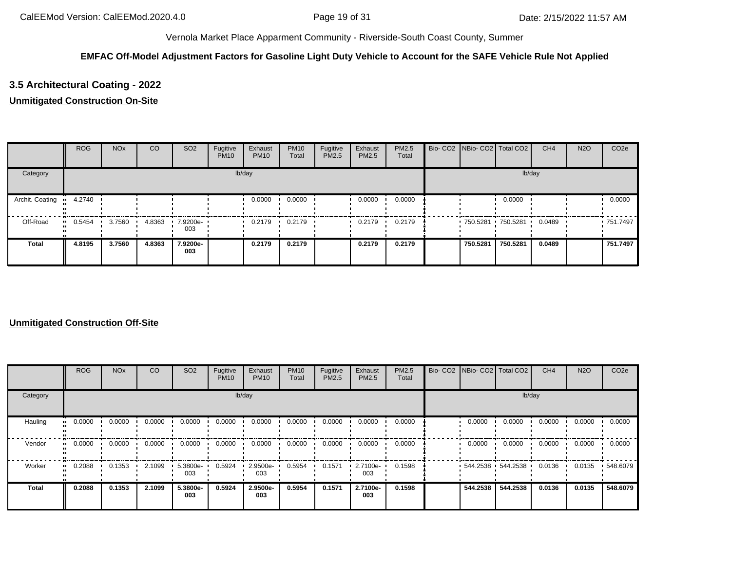Vernola Market Place Apparment Community - Riverside-South Coast County, Summer

**EMFAC Off-Model Adjustment Factors for Gasoline Light Duty Vehicle to Account for the SAFE Vehicle Rule Not Applied**

## 3.5 Architectural Coating - 2022

**Unmitigated Construction On-Site**

| | ROG | NOx | CO | SO2 | Fugitive PM10 | Exhaust PM10 | PM10 Total | Fugitive PM2.5 | Exhaust PM2.5 | PM2.5 Total | Bio- CO2 | NBio- CO2 | Total CO2 | CH4 | N2O | CO2e |
|---|---|---|---|---|---|---|---|---|---|---|---|---|---|---|---|---|
| Category | lb/day | | | | | | | | | | lb/day | | | | | |
| Archit. Coating | 4.2740 | | | | | 0.0000 | 0.0000 | | 0.0000 | 0.0000 | | | 0.0000 | | | 0.0000 |
| Off-Road | 0.5454 | 3.7560 | 4.8363 | 7.9200e-003 | | 0.2179 | 0.2179 | | 0.2179 | 0.2179 | | 750.5281 | 750.5281 | 0.0489 | | 751.7497 |
| **Total** | **4.8195** | **3.7560** | **4.8363** | **7.9200e-003** | | **0.2179** | **0.2179** | | **0.2179** | **0.2179** | | **750.5281** | **750.5281** | **0.0489** | | **751.7497** |

**Unmitigated Construction Off-Site**

| | ROG | NOx | CO | SO2 | Fugitive PM10 | Exhaust PM10 | PM10 Total | Fugitive PM2.5 | Exhaust PM2.5 | PM2.5 Total | Bio- CO2 | NBio- CO2 | Total CO2 | CH4 | N2O | CO2e |
|---|---|---|---|---|---|---|---|---|---|---|---|---|---|---|---|---|
| Category | lb/day | | | | | | | | | | lb/day | | | | | |
| Hauling | 0.0000 | 0.0000 | 0.0000 | 0.0000 | 0.0000 | 0.0000 | 0.0000 | 0.0000 | 0.0000 | 0.0000 | | 0.0000 | 0.0000 | 0.0000 | 0.0000 | 0.0000 |
| Vendor | 0.0000 | 0.0000 | 0.0000 | 0.0000 | 0.0000 | 0.0000 | 0.0000 | 0.0000 | 0.0000 | 0.0000 | | 0.0000 | 0.0000 | 0.0000 | 0.0000 | 0.0000 |
| Worker | 0.2088 | 0.1353 | 2.1099 | 5.3800e-003 | 0.5924 | 2.9500e-003 | 0.5954 | 0.1571 | 2.7100e-003 | 0.1598 | | 544.2538 | 544.2538 | 0.0136 | 0.0135 | 548.6079 |
| **Total** | **0.2088** | **0.1353** | **2.1099** | **5.3800e-003** | **0.5924** | **2.9500e-003** | **0.5954** | **0.1571** | **2.7100e-003** | **0.1598** | | **544.2538** | **544.2538** | **0.0136** | **0.0135** | **548.6079** |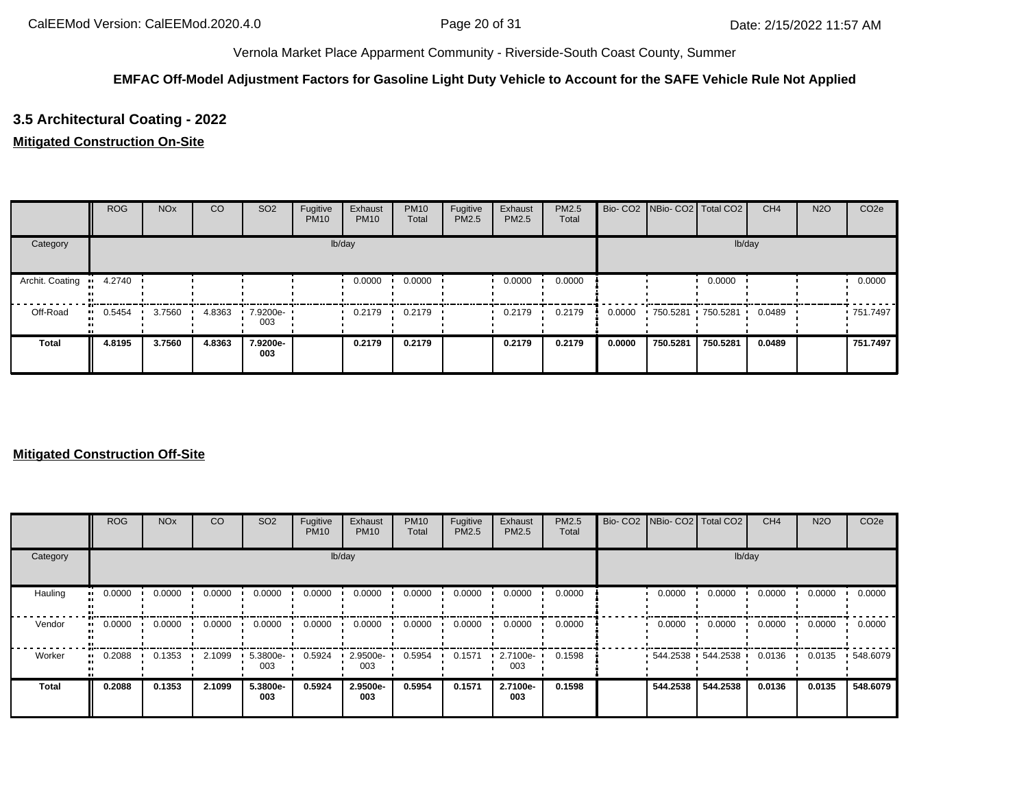Vernola Market Place Apparment Community - Riverside-South Coast County, Summer

**EMFAC Off-Model Adjustment Factors for Gasoline Light Duty Vehicle to Account for the SAFE Vehicle Rule Not Applied**

## 3.5 Architectural Coating - 2022

**Mitigated Construction On-Site**

| | ROG | NOx | CO | SO2 | Fugitive PM10 | Exhaust PM10 | PM10 Total | Fugitive PM2.5 | Exhaust PM2.5 | PM2.5 Total | Bio- CO2 | NBio- CO2 | Total CO2 | CH4 | N2O | CO2e |
|---|---|---|---|---|---|---|---|---|---|---|---|---|---|---|---|---|
| Category | lb/day | | | | | | | | | | lb/day | | | | | |
| Archit. Coating | 4.2740 | | | | | 0.0000 | 0.0000 | | 0.0000 | 0.0000 | | | 0.0000 | | | 0.0000 |
| Off-Road | 0.5454 | 3.7560 | 4.8363 | 7.9200e-003 | | 0.2179 | 0.2179 | | 0.2179 | 0.2179 | 0.0000 | 750.5281 | 750.5281 | 0.0489 | | 751.7497 |
| **Total** | **4.8195** | **3.7560** | **4.8363** | **7.9200e-003** | | **0.2179** | **0.2179** | | **0.2179** | **0.2179** | **0.0000** | **750.5281** | **750.5281** | **0.0489** | | **751.7497** |

**Mitigated Construction Off-Site**

| | ROG | NOx | CO | SO2 | Fugitive PM10 | Exhaust PM10 | PM10 Total | Fugitive PM2.5 | Exhaust PM2.5 | PM2.5 Total | Bio- CO2 | NBio- CO2 | Total CO2 | CH4 | N2O | CO2e |
|---|---|---|---|---|---|---|---|---|---|---|---|---|---|---|---|---|
| Category | lb/day | | | | | | | | | | lb/day | | | | | |
| Hauling | 0.0000 | 0.0000 | 0.0000 | 0.0000 | 0.0000 | 0.0000 | 0.0000 | 0.0000 | 0.0000 | 0.0000 | | 0.0000 | 0.0000 | 0.0000 | 0.0000 | 0.0000 |
| Vendor | 0.0000 | 0.0000 | 0.0000 | 0.0000 | 0.0000 | 0.0000 | 0.0000 | 0.0000 | 0.0000 | 0.0000 | | 0.0000 | 0.0000 | 0.0000 | 0.0000 | 0.0000 |
| Worker | 0.2088 | 0.1353 | 2.1099 | 5.3800e-003 | 0.5924 | 2.9500e-003 | 0.5954 | 0.1571 | 2.7100e-003 | 0.1598 | | 544.2538 | 544.2538 | 0.0136 | 0.0135 | 548.6079 |
| **Total** | **0.2088** | **0.1353** | **2.1099** | **5.3800e-003** | **0.5924** | **2.9500e-003** | **0.5954** | **0.1571** | **2.7100e-003** | **0.1598** | | **544.2538** | **544.2538** | **0.0136** | **0.0135** | **548.6079** |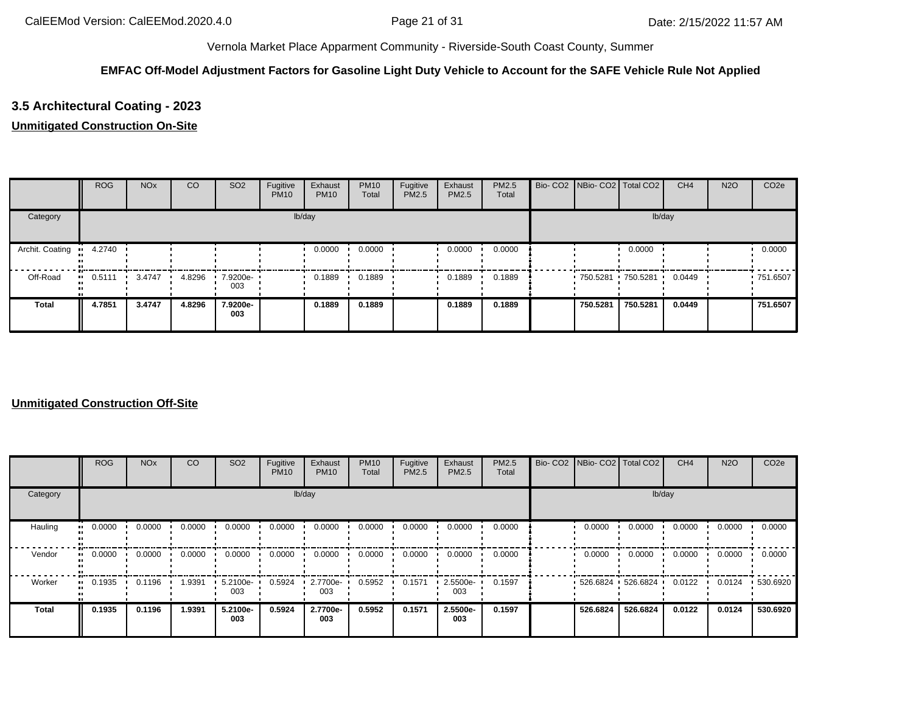Vernola Market Place Apparment Community - Riverside-South Coast County, Summer

**EMFAC Off-Model Adjustment Factors for Gasoline Light Duty Vehicle to Account for the SAFE Vehicle Rule Not Applied**

### 3.5 Architectural Coating - 2023

**Unmitigated Construction On-Site**

| | ROG | NOx | CO | SO2 | Fugitive PM10 | Exhaust PM10 | PM10 Total | Fugitive PM2.5 | Exhaust PM2.5 | PM2.5 Total | Bio- CO2 | NBio- CO2 | Total CO2 | CH4 | N2O | CO2e |
|---|---|---|---|---|---|---|---|---|---|---|---|---|---|---|---|---|
| Category | lb/day | | | | | | | | | | lb/day | | | | | |
| Archit. Coating | 4.2740 | | | | | 0.0000 | 0.0000 | | 0.0000 | 0.0000 | | | 0.0000 | | | 0.0000 |
| Off-Road | 0.5111 | 3.4747 | 4.8296 | 7.9200e-003 | | 0.1889 | 0.1889 | | 0.1889 | 0.1889 | | 750.5281 | 750.5281 | 0.0449 | | 751.6507 |
| **Total** | **4.7851** | **3.4747** | **4.8296** | **7.9200e-003** | | **0.1889** | **0.1889** | | **0.1889** | **0.1889** | | **750.5281** | **750.5281** | **0.0449** | | **751.6507** |

**Unmitigated Construction Off-Site**

| | ROG | NOx | CO | SO2 | Fugitive PM10 | Exhaust PM10 | PM10 Total | Fugitive PM2.5 | Exhaust PM2.5 | PM2.5 Total | Bio- CO2 | NBio- CO2 | Total CO2 | CH4 | N2O | CO2e |
|---|---|---|---|---|---|---|---|---|---|---|---|---|---|---|---|---|
| Category | lb/day | | | | | | | | | | lb/day | | | | | |
| Hauling | 0.0000 | 0.0000 | 0.0000 | 0.0000 | 0.0000 | 0.0000 | 0.0000 | 0.0000 | 0.0000 | 0.0000 | | 0.0000 | 0.0000 | 0.0000 | 0.0000 | 0.0000 |
| Vendor | 0.0000 | 0.0000 | 0.0000 | 0.0000 | 0.0000 | 0.0000 | 0.0000 | 0.0000 | 0.0000 | 0.0000 | | 0.0000 | 0.0000 | 0.0000 | 0.0000 | 0.0000 |
| Worker | 0.1935 | 0.1196 | 1.9391 | 5.2100e-003 | 0.5924 | 2.7700e-003 | 0.5952 | 0.1571 | 2.5500e-003 | 0.1597 | | 526.6824 | 526.6824 | 0.0122 | 0.0124 | 530.6920 |
| **Total** | **0.1935** | **0.1196** | **1.9391** | **5.2100e-003** | **0.5924** | **2.7700e-003** | **0.5952** | **0.1571** | **2.5500e-003** | **0.1597** | | **526.6824** | **526.6824** | **0.0122** | **0.0124** | **530.6920** |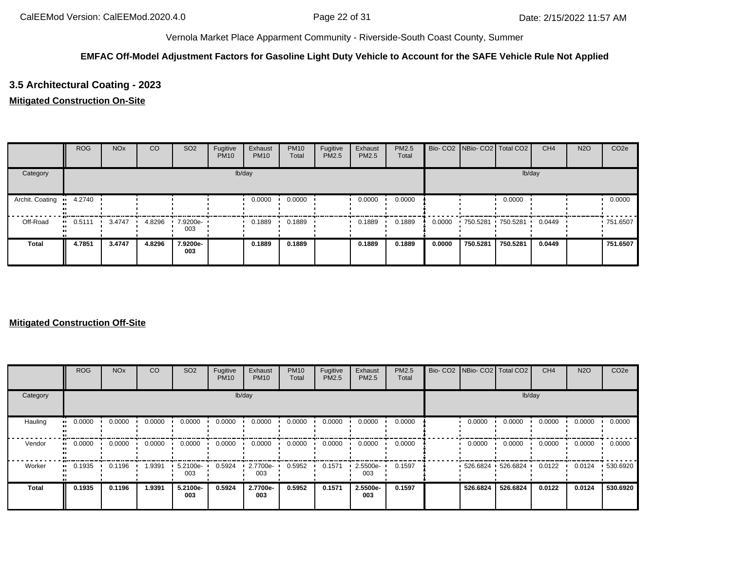Vernola Market Place Apparment Community - Riverside-South Coast County, Summer

**EMFAC Off-Model Adjustment Factors for Gasoline Light Duty Vehicle to Account for the SAFE Vehicle Rule Not Applied**

## 3.5 Architectural Coating - 2023

**Mitigated Construction On-Site**

| | ROG | NOx | CO | SO2 | Fugitive PM10 | Exhaust PM10 | PM10 Total | Fugitive PM2.5 | Exhaust PM2.5 | PM2.5 Total | Bio- CO2 | NBio- CO2 | Total CO2 | CH4 | N2O | CO2e |
|---|---|---|---|---|---|---|---|---|---|---|---|---|---|---|---|---|
| Category | lb/day | | | | | | | | | | lb/day | | | | | |
| Archit. Coating | 4.2740 | | | | | 0.0000 | 0.0000 | | 0.0000 | 0.0000 | | | 0.0000 | | | 0.0000 |
| Off-Road | 0.5111 | 3.4747 | 4.8296 | 7.9200e-003 | | 0.1889 | 0.1889 | | 0.1889 | 0.1889 | 0.0000 | 750.5281 | 750.5281 | 0.0449 | | 751.6507 |
| **Total** | **4.7851** | **3.4747** | **4.8296** | **7.9200e-003** | | **0.1889** | **0.1889** | | **0.1889** | **0.1889** | **0.0000** | **750.5281** | **750.5281** | **0.0449** | | **751.6507** |

**Mitigated Construction Off-Site**

| | ROG | NOx | CO | SO2 | Fugitive PM10 | Exhaust PM10 | PM10 Total | Fugitive PM2.5 | Exhaust PM2.5 | PM2.5 Total | Bio- CO2 | NBio- CO2 | Total CO2 | CH4 | N2O | CO2e |
|---|---|---|---|---|---|---|---|---|---|---|---|---|---|---|---|---|
| Category | lb/day | | | | | | | | | | lb/day | | | | | |
| Hauling | 0.0000 | 0.0000 | 0.0000 | 0.0000 | 0.0000 | 0.0000 | 0.0000 | 0.0000 | 0.0000 | 0.0000 | | 0.0000 | 0.0000 | 0.0000 | 0.0000 | 0.0000 |
| Vendor | 0.0000 | 0.0000 | 0.0000 | 0.0000 | 0.0000 | 0.0000 | 0.0000 | 0.0000 | 0.0000 | 0.0000 | | 0.0000 | 0.0000 | 0.0000 | 0.0000 | 0.0000 |
| Worker | 0.1935 | 0.1196 | 1.9391 | 5.2100e-003 | 0.5924 | 2.7700e-003 | 0.5952 | 0.1571 | 2.5500e-003 | 0.1597 | | 526.6824 | 526.6824 | 0.0122 | 0.0124 | 530.6920 |
| **Total** | **0.1935** | **0.1196** | **1.9391** | **5.2100e-003** | **0.5924** | **2.7700e-003** | **0.5952** | **0.1571** | **2.5500e-003** | **0.1597** | | **526.6824** | **526.6824** | **0.0122** | **0.0124** | **530.6920** |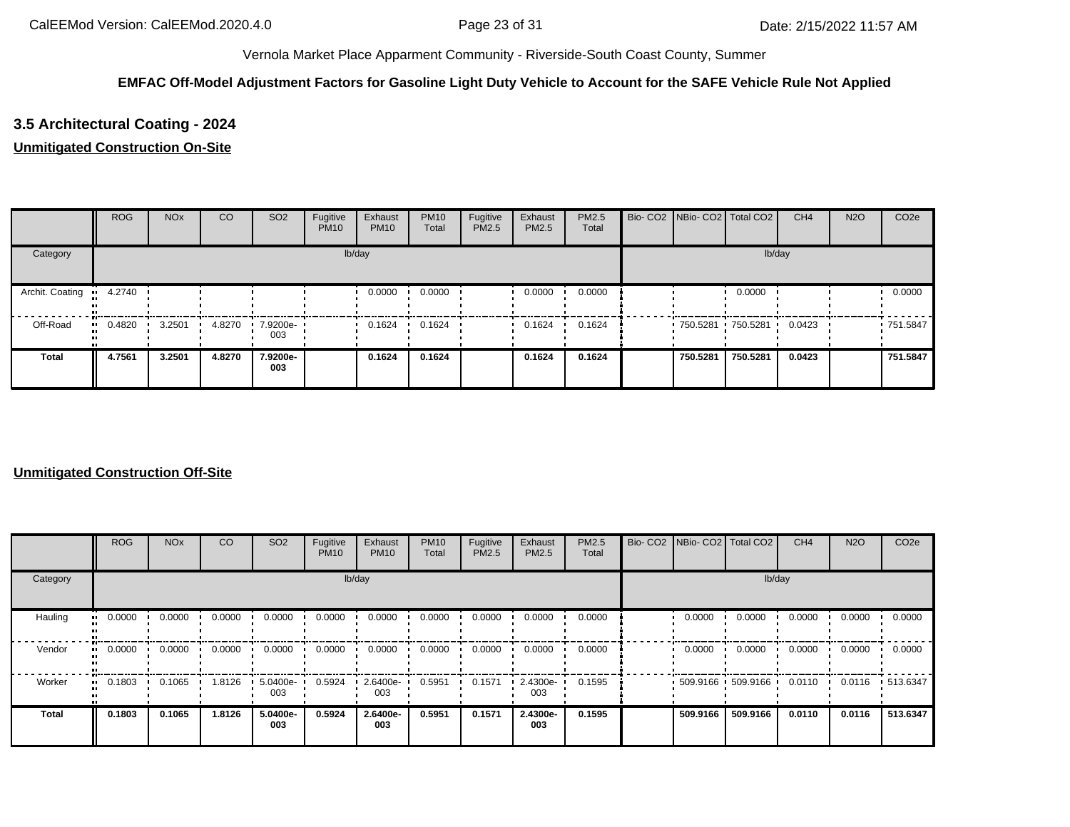Vernola Market Place Apparment Community - Riverside-South Coast County, Summer

**EMFAC Off-Model Adjustment Factors for Gasoline Light Duty Vehicle to Account for the SAFE Vehicle Rule Not Applied**

### 3.5 Architectural Coating - 2024

**Unmitigated Construction On-Site**

| | ROG | NOx | CO | SO2 | Fugitive PM10 | Exhaust PM10 | PM10 Total | Fugitive PM2.5 | Exhaust PM2.5 | PM2.5 Total | Bio- CO2 | NBio- CO2 | Total CO2 | CH4 | N2O | CO2e |
|---|---|---|---|---|---|---|---|---|---|---|---|---|---|---|---|---|
| Category | lb/day | | | | | | | | | | lb/day | | | | | |
| Archit. Coating | 4.2740 | | | | | 0.0000 | 0.0000 | | 0.0000 | 0.0000 | | | 0.0000 | | | 0.0000 |
| Off-Road | 0.4820 | 3.2501 | 4.8270 | 7.9200e-003 | | 0.1624 | 0.1624 | | 0.1624 | 0.1624 | | 750.5281 | 750.5281 | 0.0423 | | 751.5847 |
| **Total** | **4.7561** | **3.2501** | **4.8270** | **7.9200e-003** | | **0.1624** | **0.1624** | | **0.1624** | **0.1624** | | **750.5281** | **750.5281** | **0.0423** | | **751.5847** |

**Unmitigated Construction Off-Site**

| | ROG | NOx | CO | SO2 | Fugitive PM10 | Exhaust PM10 | PM10 Total | Fugitive PM2.5 | Exhaust PM2.5 | PM2.5 Total | Bio- CO2 | NBio- CO2 | Total CO2 | CH4 | N2O | CO2e |
|---|---|---|---|---|---|---|---|---|---|---|---|---|---|---|---|---|
| Category | lb/day | | | | | | | | | | lb/day | | | | | |
| Hauling | 0.0000 | 0.0000 | 0.0000 | 0.0000 | 0.0000 | 0.0000 | 0.0000 | 0.0000 | 0.0000 | 0.0000 | | 0.0000 | 0.0000 | 0.0000 | 0.0000 | 0.0000 |
| Vendor | 0.0000 | 0.0000 | 0.0000 | 0.0000 | 0.0000 | 0.0000 | 0.0000 | 0.0000 | 0.0000 | 0.0000 | | 0.0000 | 0.0000 | 0.0000 | 0.0000 | 0.0000 |
| Worker | 0.1803 | 0.1065 | 1.8126 | 5.0400e-003 | 0.5924 | 2.6400e-003 | 0.5951 | 0.1571 | 2.4300e-003 | 0.1595 | | 509.9166 | 509.9166 | 0.0110 | 0.0116 | 513.6347 |
| **Total** | **0.1803** | **0.1065** | **1.8126** | **5.0400e-003** | **0.5924** | **2.6400e-003** | **0.5951** | **0.1571** | **2.4300e-003** | **0.1595** | | **509.9166** | **509.9166** | **0.0110** | **0.0116** | **513.6347** |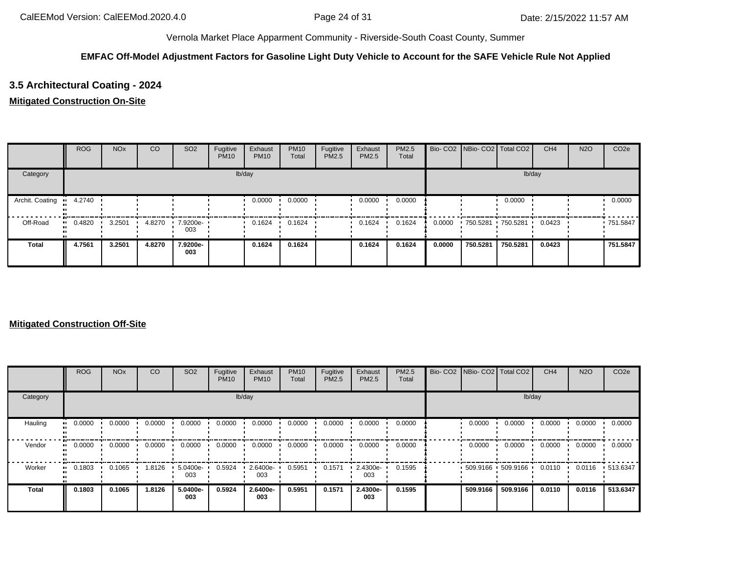Vernola Market Place Apparment Community - Riverside-South Coast County, Summer

**EMFAC Off-Model Adjustment Factors for Gasoline Light Duty Vehicle to Account for the SAFE Vehicle Rule Not Applied**

## 3.5 Architectural Coating - 2024

**Mitigated Construction On-Site**

| | ROG | NOx | CO | SO2 | Fugitive PM10 | Exhaust PM10 | PM10 Total | Fugitive PM2.5 | Exhaust PM2.5 | PM2.5 Total | Bio- CO2 | NBio- CO2 | Total CO2 | CH4 | N2O | CO2e |
|---|---|---|---|---|---|---|---|---|---|---|---|---|---|---|---|---|
| Category | lb/day | | | | | | | | | | lb/day | | | | | |
| Archit. Coating | 4.2740 | | | | | 0.0000 | 0.0000 | | 0.0000 | 0.0000 | | | 0.0000 | | | 0.0000 |
| Off-Road | 0.4820 | 3.2501 | 4.8270 | 7.9200e-003 | | 0.1624 | 0.1624 | | 0.1624 | 0.1624 | 0.0000 | 750.5281 | 750.5281 | 0.0423 | | 751.5847 |
| **Total** | **4.7561** | **3.2501** | **4.8270** | **7.9200e-003** | | **0.1624** | **0.1624** | | **0.1624** | **0.1624** | **0.0000** | **750.5281** | **750.5281** | **0.0423** | | **751.5847** |

**Mitigated Construction Off-Site**

| | ROG | NOx | CO | SO2 | Fugitive PM10 | Exhaust PM10 | PM10 Total | Fugitive PM2.5 | Exhaust PM2.5 | PM2.5 Total | Bio- CO2 | NBio- CO2 | Total CO2 | CH4 | N2O | CO2e |
|---|---|---|---|---|---|---|---|---|---|---|---|---|---|---|---|---|
| Category | lb/day | | | | | | | | | | lb/day | | | | | |
| Hauling | 0.0000 | 0.0000 | 0.0000 | 0.0000 | 0.0000 | 0.0000 | 0.0000 | 0.0000 | 0.0000 | 0.0000 | | 0.0000 | 0.0000 | 0.0000 | 0.0000 | 0.0000 |
| Vendor | 0.0000 | 0.0000 | 0.0000 | 0.0000 | 0.0000 | 0.0000 | 0.0000 | 0.0000 | 0.0000 | 0.0000 | | 0.0000 | 0.0000 | 0.0000 | 0.0000 | 0.0000 |
| Worker | 0.1803 | 0.1065 | 1.8126 | 5.0400e-003 | 0.5924 | 2.6400e-003 | 0.5951 | 0.1571 | 2.4300e-003 | 0.1595 | | 509.9166 | 509.9166 | 0.0110 | 0.0116 | 513.6347 |
| **Total** | **0.1803** | **0.1065** | **1.8126** | **5.0400e-003** | **0.5924** | **2.6400e-003** | **0.5951** | **0.1571** | **2.4300e-003** | **0.1595** | | **509.9166** | **509.9166** | **0.0110** | **0.0116** | **513.6347** |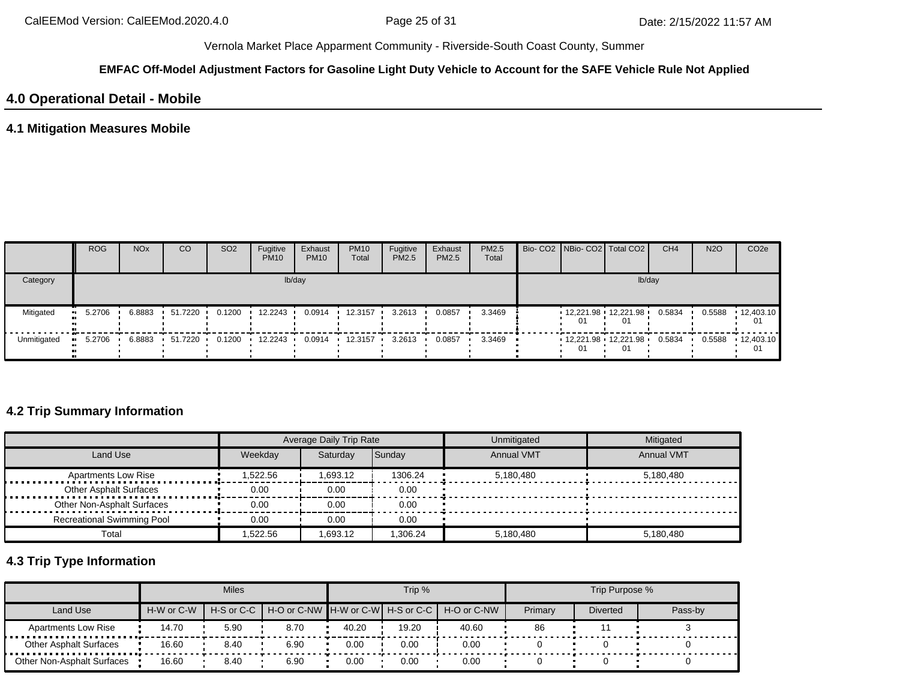Vernola Market Place Apparment Community - Riverside-South Coast County, Summer

**EMFAC Off-Model Adjustment Factors for Gasoline Light Duty Vehicle to Account for the SAFE Vehicle Rule Not Applied**

## 4.0 Operational Detail - Mobile

### 4.1 Mitigation Measures Mobile

| | ROG | NOx | CO | SO2 | Fugitive PM10 | Exhaust PM10 | PM10 Total | Fugitive PM2.5 | Exhaust PM2.5 | PM2.5 Total | Bio- CO2 | NBio- CO2 | Total CO2 | CH4 | N2O | CO2e |
|---|---|---|---|---|---|---|---|---|---|---|---|---|---|---|---|---|
| Category | lb/day | | | | | | | | | | lb/day | | | | | |
| Mitigated | 5.2706 | 6.8883 | 51.7220 | 0.1200 | 12.2243 | 0.0914 | 12.3157 | 3.2613 | 0.0857 | 3.3469 | | 12,221.9801 | 12,221.9801 | 0.5834 | 0.5588 | 12,403.1001 |
| Unmitigated | 5.2706 | 6.8883 | 51.7220 | 0.1200 | 12.2243 | 0.0914 | 12.3157 | 3.2613 | 0.0857 | 3.3469 | | 12,221.9801 | 12,221.9801 | 0.5834 | 0.5588 | 12,403.1001 |

### 4.2 Trip Summary Information

| | Average Daily Trip Rate | | | Unmitigated | Mitigated |
|---|---|---|---|---|---|
| Land Use | Weekday | Saturday | Sunday | Annual VMT | Annual VMT |
| Apartments Low Rise | 1,522.56 | 1,693.12 | 1306.24 | 5,180,480 | 5,180,480 |
| Other Asphalt Surfaces | 0.00 | 0.00 | 0.00 | | |
| Other Non-Asphalt Surfaces | 0.00 | 0.00 | 0.00 | | |
| Recreational Swimming Pool | 0.00 | 0.00 | 0.00 | | |
| Total | 1,522.56 | 1,693.12 | 1,306.24 | 5,180,480 | 5,180,480 |

### 4.3 Trip Type Information

| | Miles | | | Trip % | | | Trip Purpose % | | |
|---|---|---|---|---|---|---|---|---|---|
| Land Use | H-W or C-W | H-S or C-C | H-O or C-NW | H-W or C-W | H-S or C-C | H-O or C-NW | Primary | Diverted | Pass-by |
| Apartments Low Rise | 14.70 | 5.90 | 8.70 | 40.20 | 19.20 | 40.60 | 86 | 11 | 3 |
| Other Asphalt Surfaces | 16.60 | 8.40 | 6.90 | 0.00 | 0.00 | 0.00 | 0 | 0 | 0 |
| Other Non-Asphalt Surfaces | 16.60 | 8.40 | 6.90 | 0.00 | 0.00 | 0.00 | 0 | 0 | 0 |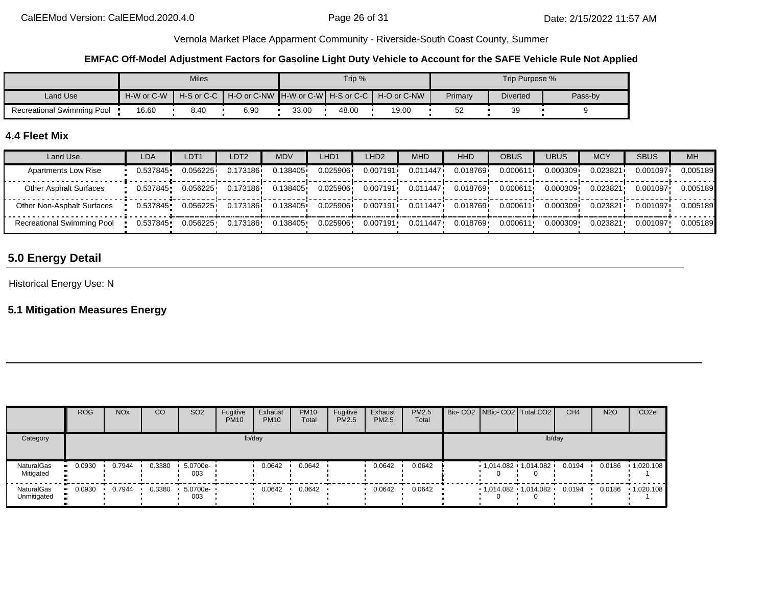Vernola Market Place Apparment Community - Riverside-South Coast County, Summer

**EMFAC Off-Model Adjustment Factors for Gasoline Light Duty Vehicle to Account for the SAFE Vehicle Rule Not Applied**

| | Miles | | | Trip % | | | Trip Purpose % | | |
|---|---|---|---|---|---|---|---|---|---|
| Land Use | H-W or C-W | H-S or C-C | H-O or C-NW | H-W or C-W | H-S or C-C | H-O or C-NW | Primary | Diverted | Pass-by |
| Recreational Swimming Pool | 16.60 | 8.40 | 6.90 | 33.00 | 48.00 | 19.00 | 52 | 39 | 9 |

### 4.4 Fleet Mix

| Land Use | LDA | LDT1 | LDT2 | MDV | LHD1 | LHD2 | MHD | HHD | OBUS | UBUS | MCY | SBUS | MH |
|---|---|---|---|---|---|---|---|---|---|---|---|---|---|
| Apartments Low Rise | 0.537845 | 0.056225 | 0.173186 | 0.138405 | 0.025906 | 0.007191 | 0.011447 | 0.018769 | 0.000611 | 0.000309 | 0.023821 | 0.001097 | 0.005189 |
| Other Asphalt Surfaces | 0.537845 | 0.056225 | 0.173186 | 0.138405 | 0.025906 | 0.007191 | 0.011447 | 0.018769 | 0.000611 | 0.000309 | 0.023821 | 0.001097 | 0.005189 |
| Other Non-Asphalt Surfaces | 0.537845 | 0.056225 | 0.173186 | 0.138405 | 0.025906 | 0.007191 | 0.011447 | 0.018769 | 0.000611 | 0.000309 | 0.023821 | 0.001097 | 0.005189 |
| Recreational Swimming Pool | 0.537845 | 0.056225 | 0.173186 | 0.138405 | 0.025906 | 0.007191 | 0.011447 | 0.018769 | 0.000611 | 0.000309 | 0.023821 | 0.001097 | 0.005189 |

## 5.0 Energy Detail

Historical Energy Use: N

### 5.1 Mitigation Measures Energy

| | ROG | NOx | CO | SO2 | Fugitive PM10 | Exhaust PM10 | PM10 Total | Fugitive PM2.5 | Exhaust PM2.5 | PM2.5 Total | Bio- CO2 | NBio- CO2 | Total CO2 | CH4 | N2O | CO2e |
|---|---|---|---|---|---|---|---|---|---|---|---|---|---|---|---|---|
| Category | lb/day | | | | | | | | | | lb/day | | | | | |
| NaturalGas Mitigated | 0.0930 | 0.7944 | 0.3380 | 5.0700e-003 | | 0.0642 | 0.0642 | | 0.0642 | 0.0642 | | 1,014.0820 | 1,014.0820 | 0.0194 | 0.0186 | 1,020.1081 |
| NaturalGas Unmitigated | 0.0930 | 0.7944 | 0.3380 | 5.0700e-003 | | 0.0642 | 0.0642 | | 0.0642 | 0.0642 | | 1,014.0820 | 1,014.0820 | 0.0194 | 0.0186 | 1,020.1081 |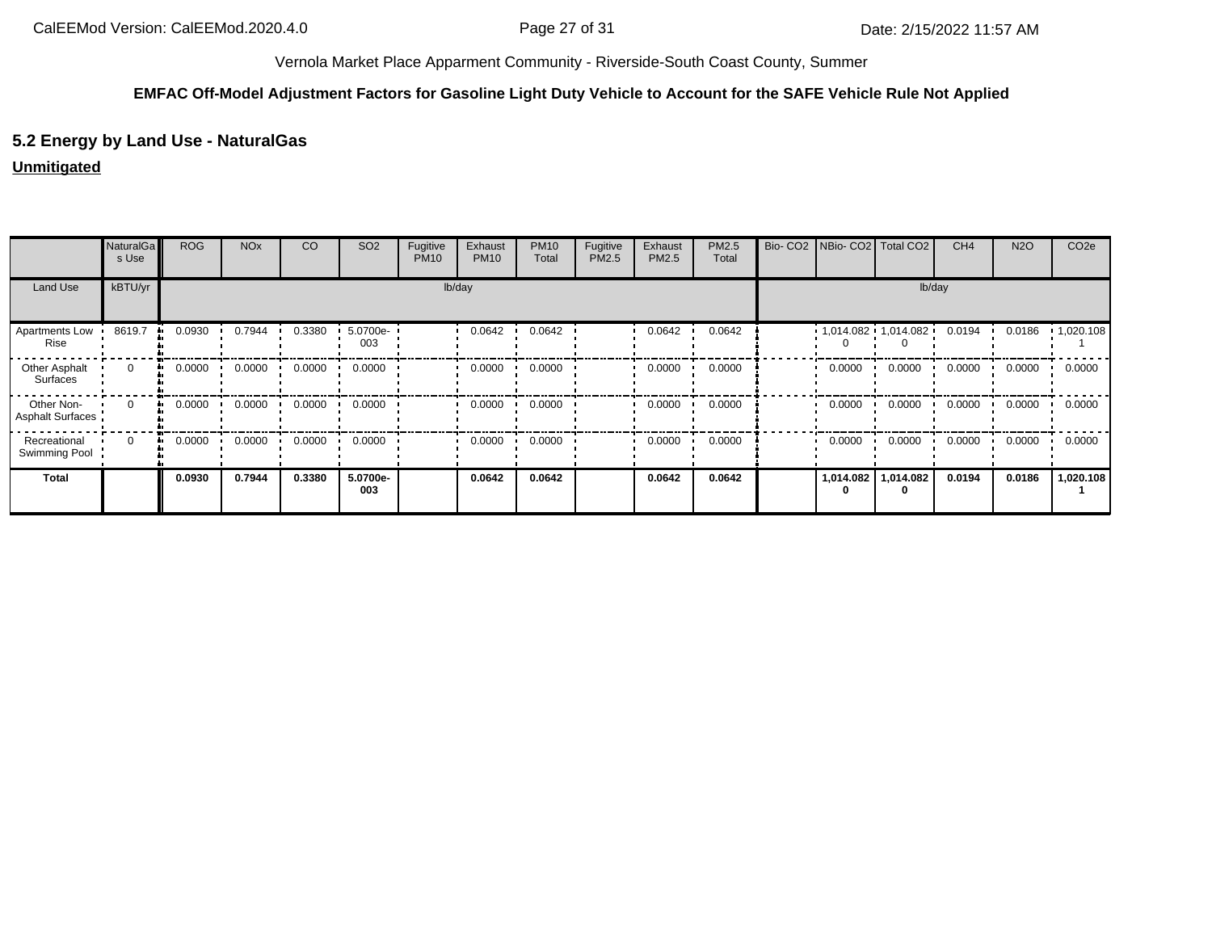Vernola Market Place Apparment Community - Riverside-South Coast County, Summer

**EMFAC Off-Model Adjustment Factors for Gasoline Light Duty Vehicle to Account for the SAFE Vehicle Rule Not Applied**

## 5.2 Energy by Land Use - NaturalGas

**Unmitigated**

| | NaturalGas Use | ROG | NOx | CO | SO2 | Fugitive PM10 | Exhaust PM10 | PM10 Total | Fugitive PM2.5 | Exhaust PM2.5 | PM2.5 Total | Bio- CO2 | NBio- CO2 | Total CO2 | CH4 | N2O | CO2e |
|---|---|---|---|---|---|---|---|---|---|---|---|---|---|---|---|---|---|
| Land Use | kBTU/yr | lb/day | | | | | | | | | | lb/day | | | | | |
| Apartments Low Rise | 8619.7 | 0.0930 | 0.7944 | 0.3380 | 5.0700e-003 | | 0.0642 | 0.0642 | | 0.0642 | 0.0642 | | 1,014.0820 | 1,014.0820 | 0.0194 | 0.0186 | 1,020.1081 |
| Other Asphalt Surfaces | 0 | 0.0000 | 0.0000 | 0.0000 | 0.0000 | | 0.0000 | 0.0000 | | 0.0000 | 0.0000 | | 0.0000 | 0.0000 | 0.0000 | 0.0000 | 0.0000 |
| Other Non-Asphalt Surfaces | 0 | 0.0000 | 0.0000 | 0.0000 | 0.0000 | | 0.0000 | 0.0000 | | 0.0000 | 0.0000 | | 0.0000 | 0.0000 | 0.0000 | 0.0000 | 0.0000 |
| Recreational Swimming Pool | 0 | 0.0000 | 0.0000 | 0.0000 | 0.0000 | | 0.0000 | 0.0000 | | 0.0000 | 0.0000 | | 0.0000 | 0.0000 | 0.0000 | 0.0000 | 0.0000 |
| **Total** | | **0.0930** | **0.7944** | **0.3380** | **5.0700e-003** | | **0.0642** | **0.0642** | | **0.0642** | **0.0642** | | **1,014.0820** | **1,014.0820** | **0.0194** | **0.0186** | **1,020.1081** |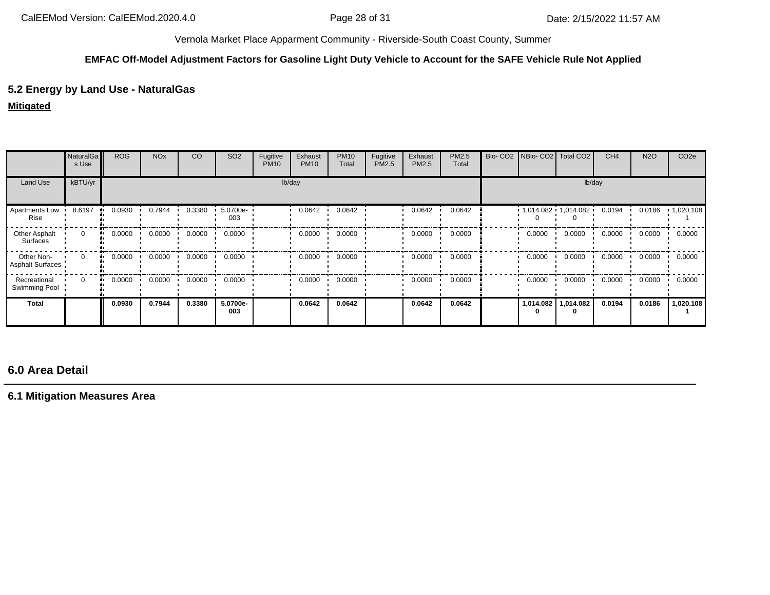Vernola Market Place Apparment Community - Riverside-South Coast County, Summer

**EMFAC Off-Model Adjustment Factors for Gasoline Light Duty Vehicle to Account for the SAFE Vehicle Rule Not Applied**

## 5.2 Energy by Land Use - NaturalGas

**Mitigated**

| | NaturalGas Use | ROG | NOx | CO | SO2 | Fugitive PM10 | Exhaust PM10 | PM10 Total | Fugitive PM2.5 | Exhaust PM2.5 | PM2.5 Total | Bio- CO2 | NBio- CO2 | Total CO2 | CH4 | N2O | CO2e |
|---|---|---|---|---|---|---|---|---|---|---|---|---|---|---|---|---|---|
| Land Use | kBTU/yr | lb/day | | | | | | | | | | lb/day | | | | | |
| Apartments Low Rise | 8.6197 | 0.0930 | 0.7944 | 0.3380 | 5.0700e-003 | | 0.0642 | 0.0642 | | 0.0642 | 0.0642 | | 1,014.0820 | 1,014.0820 | 0.0194 | 0.0186 | 1,020.1081 |
| Other Asphalt Surfaces | 0 | 0.0000 | 0.0000 | 0.0000 | 0.0000 | | 0.0000 | 0.0000 | | 0.0000 | 0.0000 | | 0.0000 | 0.0000 | 0.0000 | 0.0000 | 0.0000 |
| Other Non-Asphalt Surfaces | 0 | 0.0000 | 0.0000 | 0.0000 | 0.0000 | | 0.0000 | 0.0000 | | 0.0000 | 0.0000 | | 0.0000 | 0.0000 | 0.0000 | 0.0000 | 0.0000 |
| Recreational Swimming Pool | 0 | 0.0000 | 0.0000 | 0.0000 | 0.0000 | | 0.0000 | 0.0000 | | 0.0000 | 0.0000 | | 0.0000 | 0.0000 | 0.0000 | 0.0000 | 0.0000 |
| **Total** | | **0.0930** | **0.7944** | **0.3380** | **5.0700e-003** | | **0.0642** | **0.0642** | | **0.0642** | **0.0642** | | **1,014.0820** | **1,014.0820** | **0.0194** | **0.0186** | **1,020.1081** |

## 6.0 Area Detail

### 6.1 Mitigation Measures Area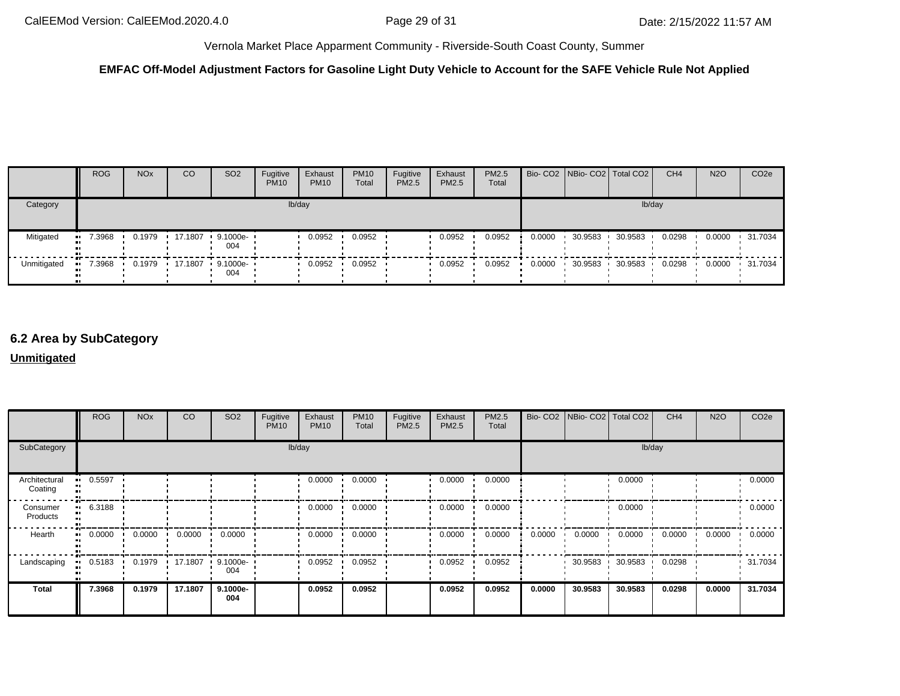**EMFAC Off-Model Adjustment Factors for Gasoline Light Duty Vehicle to Account for the SAFE Vehicle Rule Not Applied**

| | ROG | NOx | CO | SO2 | Fugitive PM10 | Exhaust PM10 | PM10 Total | Fugitive PM2.5 | Exhaust PM2.5 | PM2.5 Total | Bio- CO2 | NBio- CO2 | Total CO2 | CH4 | N2O | CO2e |
|---|---|---|---|---|---|---|---|---|---|---|---|---|---|---|---|---|
| Category | lb/day | | | | | | | | | | lb/day | | | | | |
| Mitigated | 7.3968 | 0.1979 | 17.1807 | 9.1000e-004 | | 0.0952 | 0.0952 | | 0.0952 | 0.0952 | 0.0000 | 30.9583 | 30.9583 | 0.0298 | 0.0000 | 31.7034 |
| Unmitigated | 7.3968 | 0.1979 | 17.1807 | 9.1000e-004 | | 0.0952 | 0.0952 | | 0.0952 | 0.0952 | 0.0000 | 30.9583 | 30.9583 | 0.0298 | 0.0000 | 31.7034 |

## 6.2 Area by SubCategory

**Unmitigated**

| | ROG | NOx | CO | SO2 | Fugitive PM10 | Exhaust PM10 | PM10 Total | Fugitive PM2.5 | Exhaust PM2.5 | PM2.5 Total | Bio- CO2 | NBio- CO2 | Total CO2 | CH4 | N2O | CO2e |
|---|---|---|---|---|---|---|---|---|---|---|---|---|---|---|---|---|
| SubCategory | lb/day | | | | | | | | | | lb/day | | | | | |
| Architectural Coating | 0.5597 | | | | | 0.0000 | 0.0000 | | 0.0000 | 0.0000 | | | 0.0000 | | | 0.0000 |
| Consumer Products | 6.3188 | | | | | 0.0000 | 0.0000 | | 0.0000 | 0.0000 | | | 0.0000 | | | 0.0000 |
| Hearth | 0.0000 | 0.0000 | 0.0000 | 0.0000 | | 0.0000 | 0.0000 | | 0.0000 | 0.0000 | 0.0000 | 0.0000 | 0.0000 | 0.0000 | 0.0000 | 0.0000 |
| Landscaping | 0.5183 | 0.1979 | 17.1807 | 9.1000e-004 | | 0.0952 | 0.0952 | | 0.0952 | 0.0952 | | 30.9583 | 30.9583 | 0.0298 | | 31.7034 |
| **Total** | **7.3968** | **0.1979** | **17.1807** | **9.1000e-004** | | **0.0952** | **0.0952** | | **0.0952** | **0.0952** | **0.0000** | **30.9583** | **30.9583** | **0.0298** | **0.0000** | **31.7034** |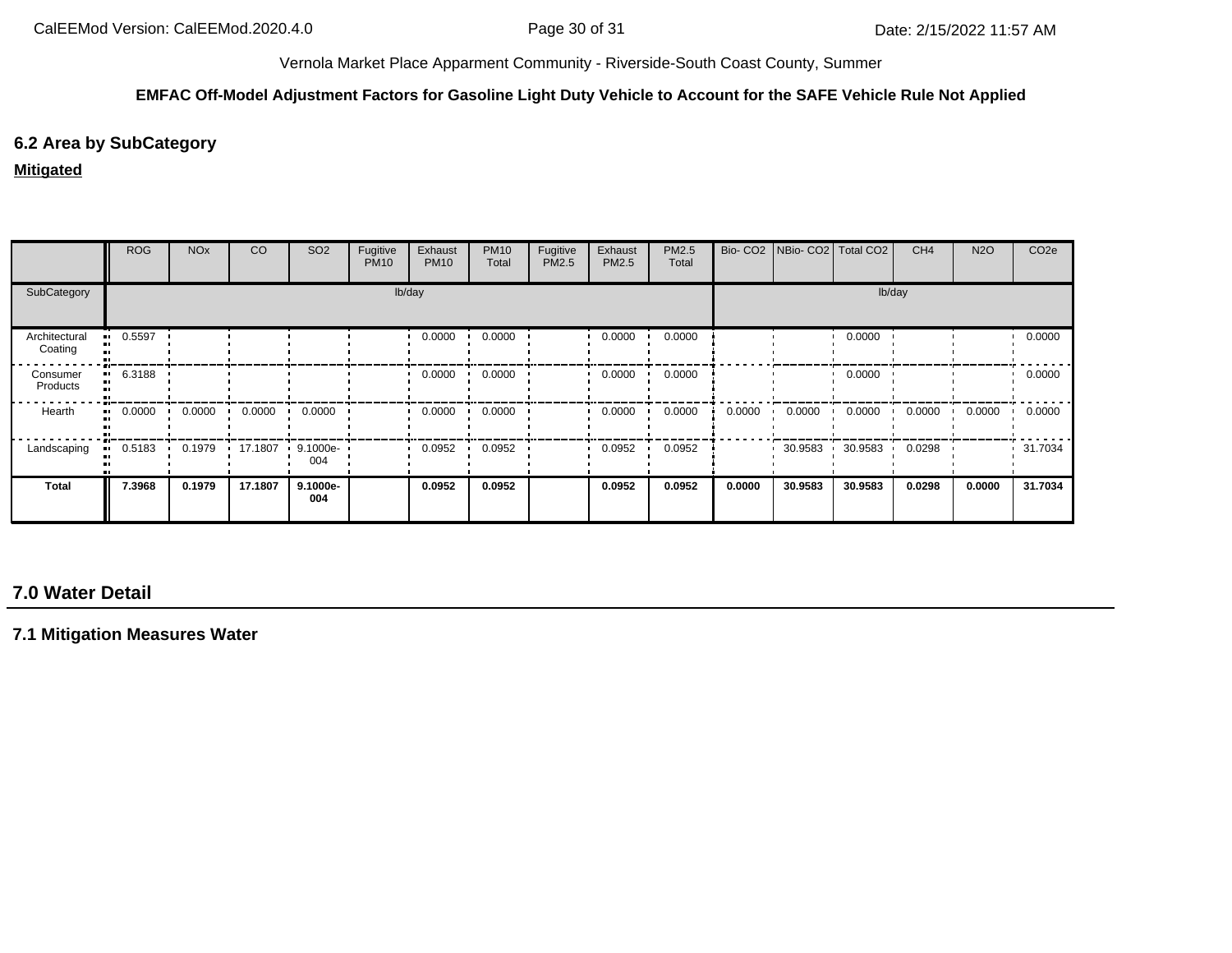Vernola Market Place Apparment Community - Riverside-South Coast County, Summer

**EMFAC Off-Model Adjustment Factors for Gasoline Light Duty Vehicle to Account for the SAFE Vehicle Rule Not Applied**

## 6.2 Area by SubCategory

**Mitigated**

| | ROG | NOx | CO | SO2 | Fugitive PM10 | Exhaust PM10 | PM10 Total | Fugitive PM2.5 | Exhaust PM2.5 | PM2.5 Total | Bio- CO2 | NBio- CO2 | Total CO2 | CH4 | N2O | CO2e |
|---|---|---|---|---|---|---|---|---|---|---|---|---|---|---|---|---|
| SubCategory | lb/day | | | | | | | | | | lb/day | | | | | |
| Architectural Coating | 0.5597 | | | | | 0.0000 | 0.0000 | | 0.0000 | 0.0000 | | | 0.0000 | | | 0.0000 |
| Consumer Products | 6.3188 | | | | | 0.0000 | 0.0000 | | 0.0000 | 0.0000 | | | 0.0000 | | | 0.0000 |
| Hearth | 0.0000 | 0.0000 | 0.0000 | 0.0000 | | 0.0000 | 0.0000 | | 0.0000 | 0.0000 | 0.0000 | 0.0000 | 0.0000 | 0.0000 | 0.0000 | 0.0000 |
| Landscaping | 0.5183 | 0.1979 | 17.1807 | 9.1000e-004 | | 0.0952 | 0.0952 | | 0.0952 | 0.0952 | | 30.9583 | 30.9583 | 0.0298 | | 31.7034 |
| **Total** | **7.3968** | **0.1979** | **17.1807** | **9.1000e-004** | | **0.0952** | **0.0952** | | **0.0952** | **0.0952** | **0.0000** | **30.9583** | **30.9583** | **0.0298** | **0.0000** | **31.7034** |

# 7.0 Water Detail

## 7.1 Mitigation Measures Water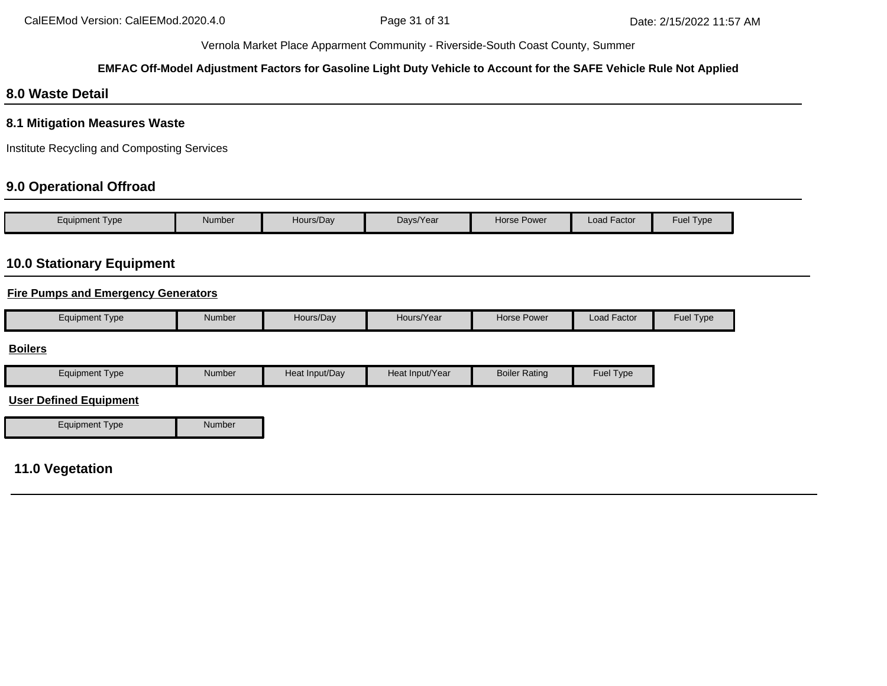## 8.0 Waste Detail

### 8.1 Mitigation Measures Waste

Institute Recycling and Composting Services

## 9.0 Operational Offroad

| Equipment Type | Number | Hours/Day | Days/Year | Horse Power | Load Factor | Fuel Type |
|---|---|---|---|---|---|---|

## 10.0 Stationary Equipment

**Fire Pumps and Emergency Generators**

| Equipment Type | Number | Hours/Day | Hours/Year | Horse Power | Load Factor | Fuel Type |
|---|---|---|---|---|---|---|

**Boilers**

| Equipment Type | Number | Heat Input/Day | Heat Input/Year | Boiler Rating | Fuel Type |
|---|---|---|---|---|---|

**User Defined Equipment**

| Equipment Type | Number |
|---|---|

## 11.0 Vegetation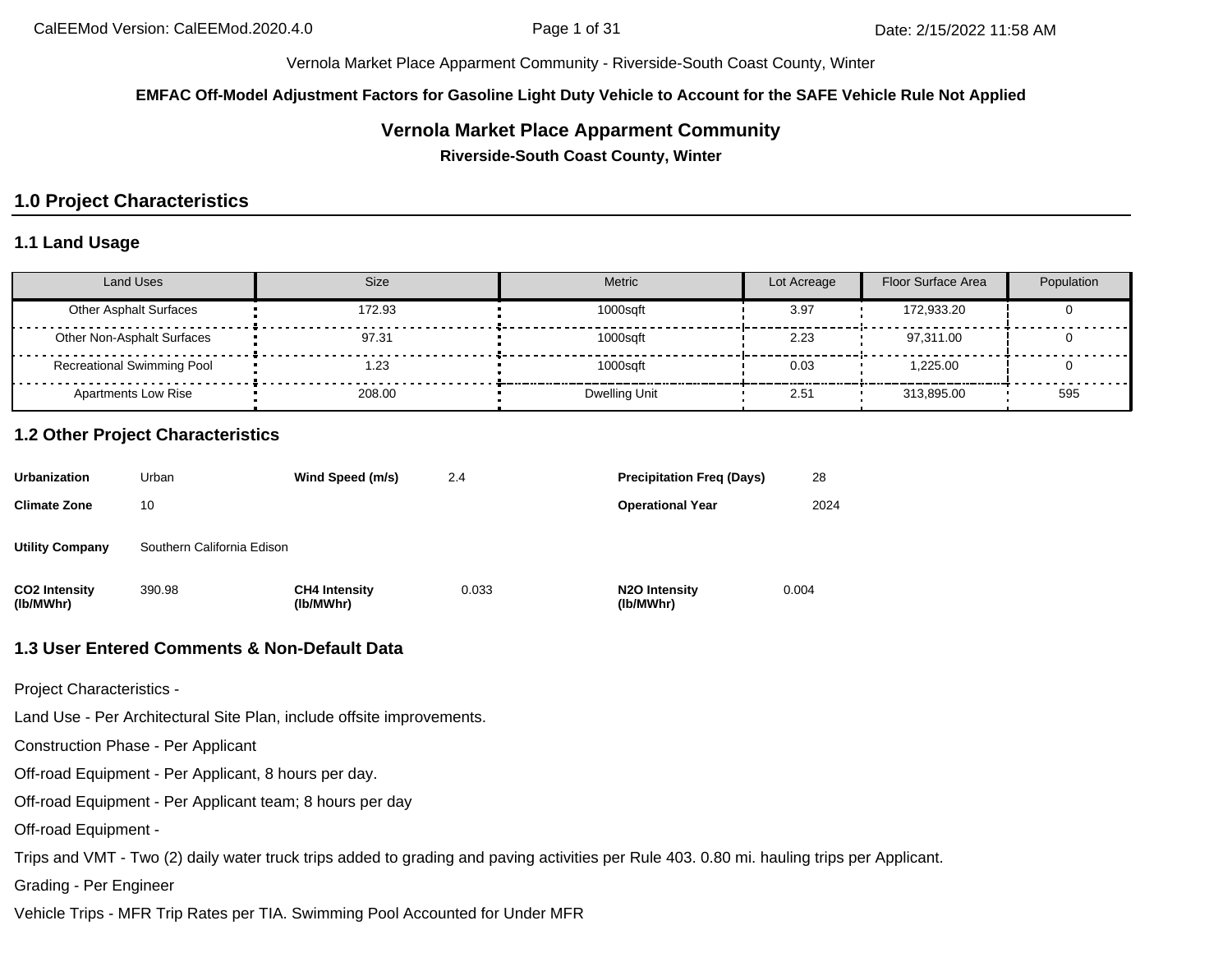Vernola Market Place Apparment Community - Riverside-South Coast County, Winter

**EMFAC Off-Model Adjustment Factors for Gasoline Light Duty Vehicle to Account for the SAFE Vehicle Rule Not Applied**

# Vernola Market Place Apparment Community

**Riverside-South Coast County, Winter**

## 1.0 Project Characteristics

### 1.1 Land Usage

| Land Uses | Size | Metric | Lot Acreage | Floor Surface Area | Population |
|---|---|---|---|---|---|
| Other Asphalt Surfaces | 172.93 | 1000sqft | 3.97 | 172,933.20 | 0 |
| Other Non-Asphalt Surfaces | 97.31 | 1000sqft | 2.23 | 97,311.00 | 0 |
| Recreational Swimming Pool | 1.23 | 1000sqft | 0.03 | 1,225.00 | 0 |
| Apartments Low Rise | 208.00 | Dwelling Unit | 2.51 | 313,895.00 | 595 |

### 1.2 Other Project Characteristics

| | | | | | |
|---|---|---|---|---|---|
| **Urbanization** | Urban | **Wind Speed (m/s)** | 2.4 | **Precipitation Freq (Days)** | 28 |
| **Climate Zone** | 10 | | | **Operational Year** | 2024 |
| **Utility Company** | Southern California Edison | | | | |
| **CO2 Intensity (lb/MWhr)** | 390.98 | **CH4 Intensity (lb/MWhr)** | 0.033 | **N2O Intensity (lb/MWhr)** | 0.004 |

### 1.3 User Entered Comments & Non-Default Data

Project Characteristics -

Land Use - Per Architectural Site Plan, include offsite improvements.

Construction Phase - Per Applicant

Off-road Equipment - Per Applicant, 8 hours per day.

Off-road Equipment - Per Applicant team; 8 hours per day

Off-road Equipment -

Trips and VMT - Two (2) daily water truck trips added to grading and paving activities per Rule 403. 0.80 mi. hauling trips per Applicant.

Grading - Per Engineer

Vehicle Trips - MFR Trip Rates per TIA. Swimming Pool Accounted for Under MFR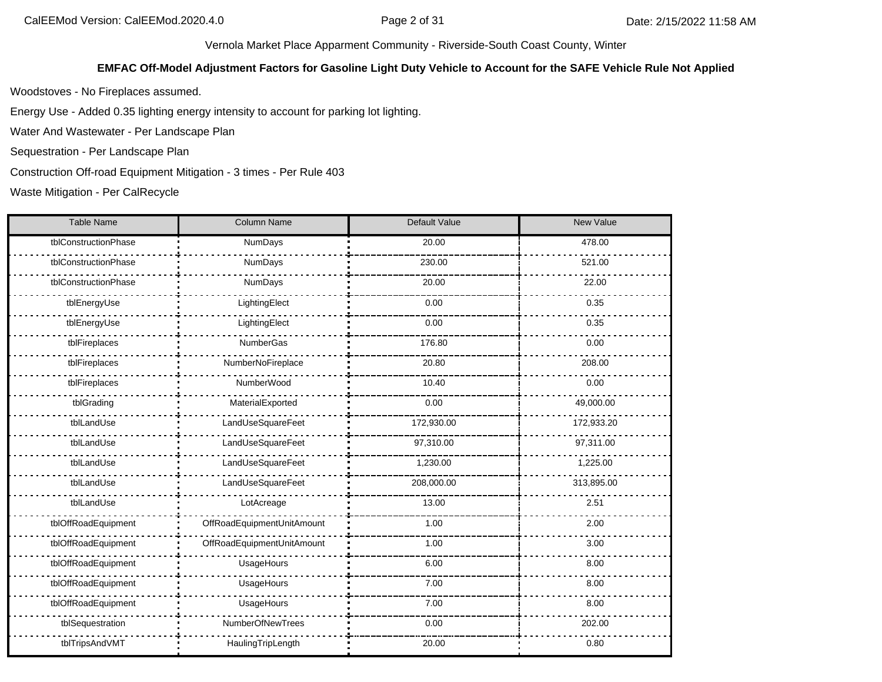Vernola Market Place Apparment Community - Riverside-South Coast County, Winter

**EMFAC Off-Model Adjustment Factors for Gasoline Light Duty Vehicle to Account for the SAFE Vehicle Rule Not Applied**

Woodstoves - No Fireplaces assumed.

Energy Use - Added 0.35 lighting energy intensity to account for parking lot lighting.

Water And Wastewater - Per Landscape Plan

Sequestration - Per Landscape Plan

Construction Off-road Equipment Mitigation - 3 times - Per Rule 403

Waste Mitigation - Per CalRecycle

| Table Name | Column Name | Default Value | New Value |
|---|---|---|---|
| tblConstructionPhase | NumDays | 20.00 | 478.00 |
| tblConstructionPhase | NumDays | 230.00 | 521.00 |
| tblConstructionPhase | NumDays | 20.00 | 22.00 |
| tblEnergyUse | LightingElect | 0.00 | 0.35 |
| tblEnergyUse | LightingElect | 0.00 | 0.35 |
| tblFireplaces | NumberGas | 176.80 | 0.00 |
| tblFireplaces | NumberNoFireplace | 20.80 | 208.00 |
| tblFireplaces | NumberWood | 10.40 | 0.00 |
| tblGrading | MaterialExported | 0.00 | 49,000.00 |
| tblLandUse | LandUseSquareFeet | 172,930.00 | 172,933.20 |
| tblLandUse | LandUseSquareFeet | 97,310.00 | 97,311.00 |
| tblLandUse | LandUseSquareFeet | 1,230.00 | 1,225.00 |
| tblLandUse | LandUseSquareFeet | 208,000.00 | 313,895.00 |
| tblLandUse | LotAcreage | 13.00 | 2.51 |
| tblOffRoadEquipment | OffRoadEquipmentUnitAmount | 1.00 | 2.00 |
| tblOffRoadEquipment | OffRoadEquipmentUnitAmount | 1.00 | 3.00 |
| tblOffRoadEquipment | UsageHours | 6.00 | 8.00 |
| tblOffRoadEquipment | UsageHours | 7.00 | 8.00 |
| tblOffRoadEquipment | UsageHours | 7.00 | 8.00 |
| tblSequestration | NumberOfNewTrees | 0.00 | 202.00 |
| tblTripsAndVMT | HaulingTripLength | 20.00 | 0.80 |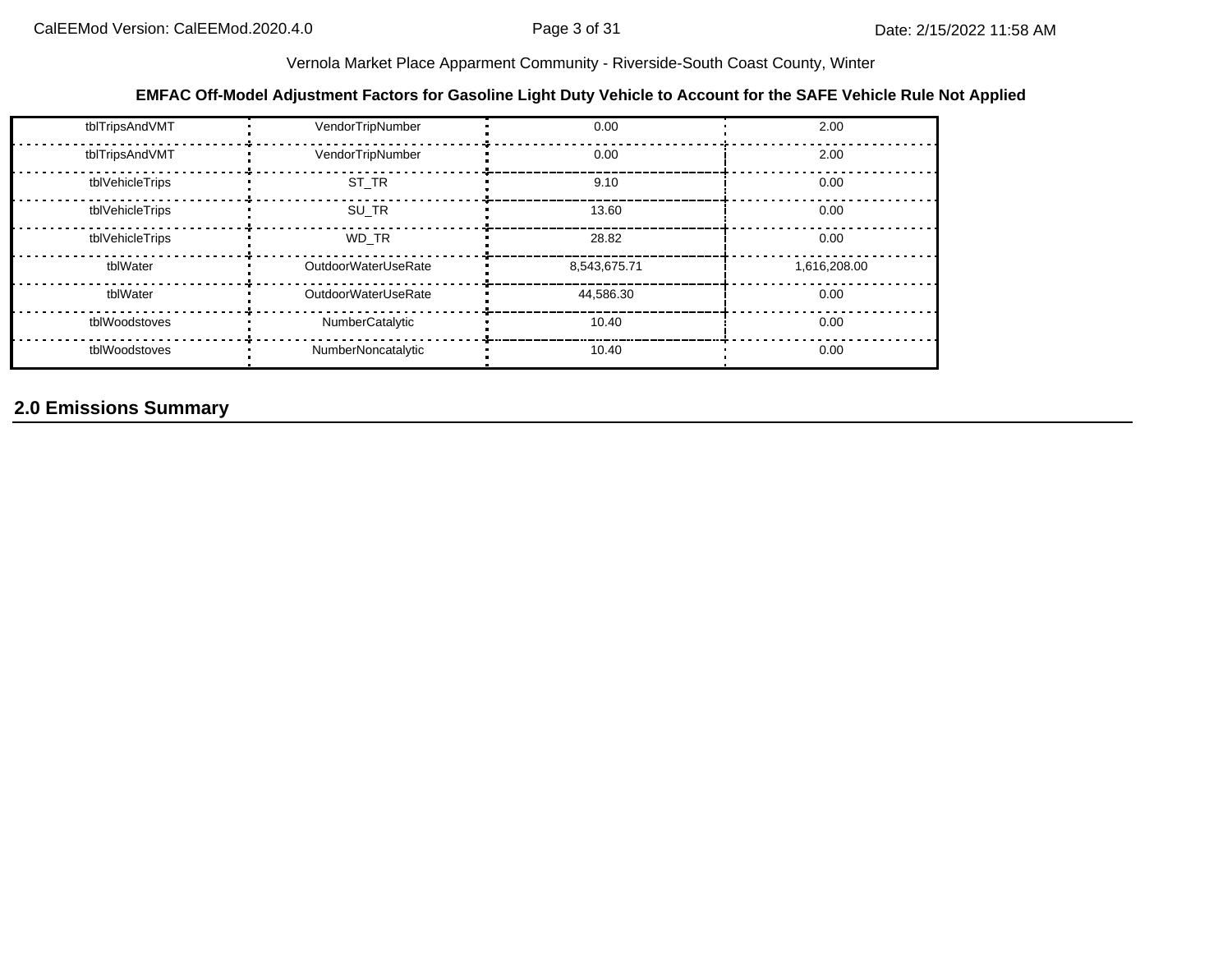Vernola Market Place Apparment Community - Riverside-South Coast County, Winter

**EMFAC Off-Model Adjustment Factors for Gasoline Light Duty Vehicle to Account for the SAFE Vehicle Rule Not Applied**

| | | | |
|---|---|---|---|
| tblTripsAndVMT | VendorTripNumber | 0.00 | 2.00 |
| tblTripsAndVMT | VendorTripNumber | 0.00 | 2.00 |
| tblVehicleTrips | ST_TR | 9.10 | 0.00 |
| tblVehicleTrips | SU_TR | 13.60 | 0.00 |
| tblVehicleTrips | WD_TR | 28.82 | 0.00 |
| tblWater | OutdoorWaterUseRate | 8,543,675.71 | 1,616,208.00 |
| tblWater | OutdoorWaterUseRate | 44,586.30 | 0.00 |
| tblWoodstoves | NumberCatalytic | 10.40 | 0.00 |
| tblWoodstoves | NumberNoncatalytic | 10.40 | 0.00 |

## 2.0 Emissions Summary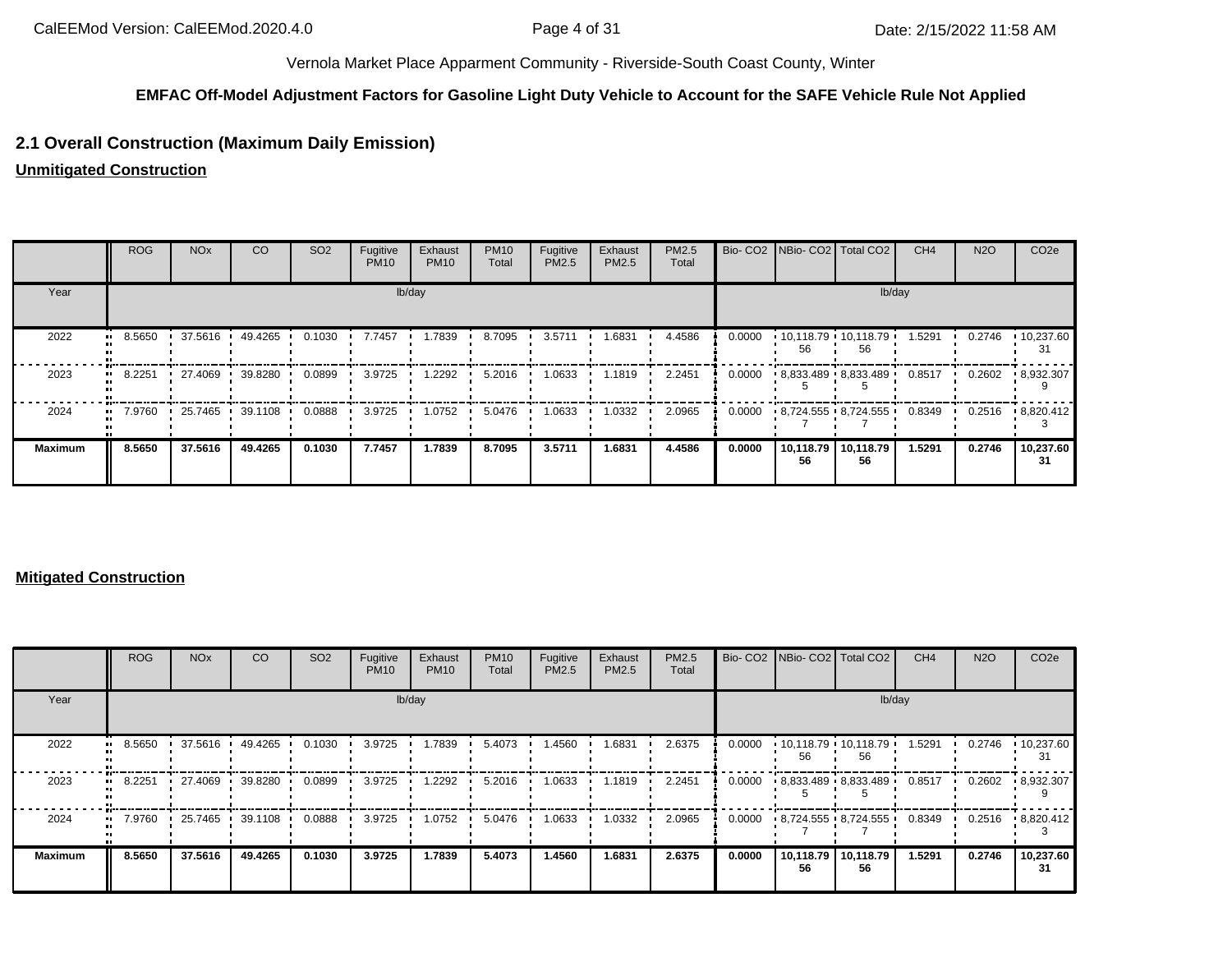Vernola Market Place Apparment Community - Riverside-South Coast County, Winter

**EMFAC Off-Model Adjustment Factors for Gasoline Light Duty Vehicle to Account for the SAFE Vehicle Rule Not Applied**

## 2.1 Overall Construction (Maximum Daily Emission)

**Unmitigated Construction**

| | ROG | NOx | CO | SO2 | Fugitive PM10 | Exhaust PM10 | PM10 Total | Fugitive PM2.5 | Exhaust PM2.5 | PM2.5 Total | Bio- CO2 | NBio- CO2 | Total CO2 | CH4 | N2O | CO2e |
|---|---|---|---|---|---|---|---|---|---|---|---|---|---|---|---|---|
| Year | lb/day | | | | | | | | | | lb/day | | | | | |
| 2022 | 8.5650 | 37.5616 | 49.4265 | 0.1030 | 7.7457 | 1.7839 | 8.7095 | 3.5711 | 1.6831 | 4.4586 | 0.0000 | 10,118.7956 | 10,118.7956 | 1.5291 | 0.2746 | 10,237.6031 |
| 2023 | 8.2251 | 27.4069 | 39.8280 | 0.0899 | 3.9725 | 1.2292 | 5.2016 | 1.0633 | 1.1819 | 2.2451 | 0.0000 | 8,833.4895 | 8,833.4895 | 0.8517 | 0.2602 | 8,932.3079 |
| 2024 | 7.9760 | 25.7465 | 39.1108 | 0.0888 | 3.9725 | 1.0752 | 5.0476 | 1.0633 | 1.0332 | 2.0965 | 0.0000 | 8,724.5557 | 8,724.5557 | 0.8349 | 0.2516 | 8,820.4123 |
| **Maximum** | **8.5650** | **37.5616** | **49.4265** | **0.1030** | **7.7457** | **1.7839** | **8.7095** | **3.5711** | **1.6831** | **4.4586** | **0.0000** | **10,118.7956** | **10,118.7956** | **1.5291** | **0.2746** | **10,237.6031** |

**Mitigated Construction**

| | ROG | NOx | CO | SO2 | Fugitive PM10 | Exhaust PM10 | PM10 Total | Fugitive PM2.5 | Exhaust PM2.5 | PM2.5 Total | Bio- CO2 | NBio- CO2 | Total CO2 | CH4 | N2O | CO2e |
|---|---|---|---|---|---|---|---|---|---|---|---|---|---|---|---|---|
| Year | lb/day | | | | | | | | | | lb/day | | | | | |
| 2022 | 8.5650 | 37.5616 | 49.4265 | 0.1030 | 3.9725 | 1.7839 | 5.4073 | 1.4560 | 1.6831 | 2.6375 | 0.0000 | 10,118.7956 | 10,118.7956 | 1.5291 | 0.2746 | 10,237.6031 |
| 2023 | 8.2251 | 27.4069 | 39.8280 | 0.0899 | 3.9725 | 1.2292 | 5.2016 | 1.0633 | 1.1819 | 2.2451 | 0.0000 | 8,833.4895 | 8,833.4895 | 0.8517 | 0.2602 | 8,932.3079 |
| 2024 | 7.9760 | 25.7465 | 39.1108 | 0.0888 | 3.9725 | 1.0752 | 5.0476 | 1.0633 | 1.0332 | 2.0965 | 0.0000 | 8,724.5557 | 8,724.5557 | 0.8349 | 0.2516 | 8,820.4123 |
| **Maximum** | **8.5650** | **37.5616** | **49.4265** | **0.1030** | **3.9725** | **1.7839** | **5.4073** | **1.4560** | **1.6831** | **2.6375** | **0.0000** | **10,118.7956** | **10,118.7956** | **1.5291** | **0.2746** | **10,237.6031** |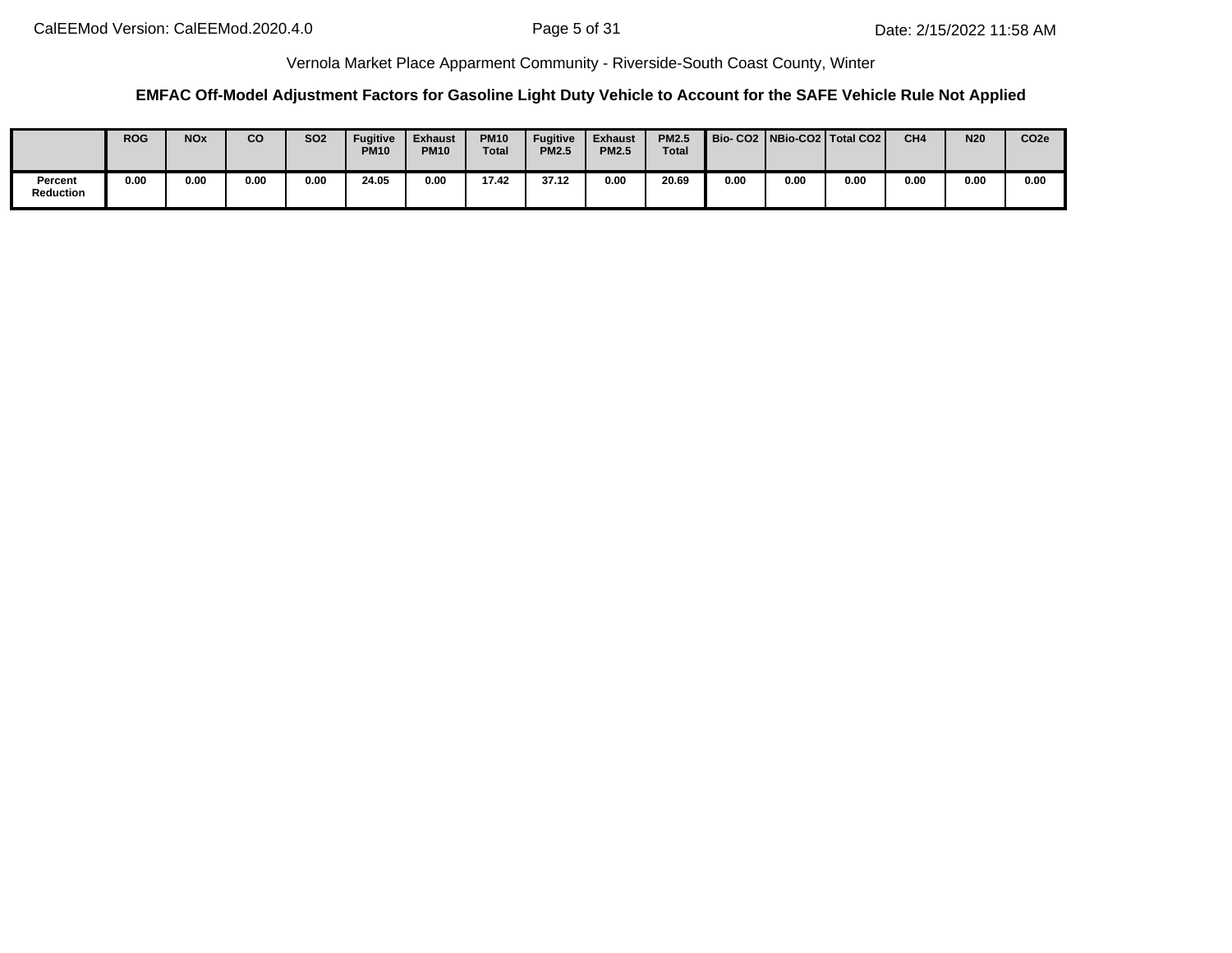Vernola Market Place Apparment Community - Riverside-South Coast County, Winter

### EMFAC Off-Model Adjustment Factors for Gasoline Light Duty Vehicle to Account for the SAFE Vehicle Rule Not Applied

| | ROG | NOx | CO | SO2 | Fugitive PM10 | Exhaust PM10 | PM10 Total | Fugitive PM2.5 | Exhaust PM2.5 | PM2.5 Total | Bio- CO2 | NBio-CO2 | Total CO2 | CH4 | N20 | CO2e |
|---|---|---|---|---|---|---|---|---|---|---|---|---|---|---|---|---|
| Percent Reduction | 0.00 | 0.00 | 0.00 | 0.00 | 24.05 | 0.00 | 17.42 | 37.12 | 0.00 | 20.69 | 0.00 | 0.00 | 0.00 | 0.00 | 0.00 | 0.00 |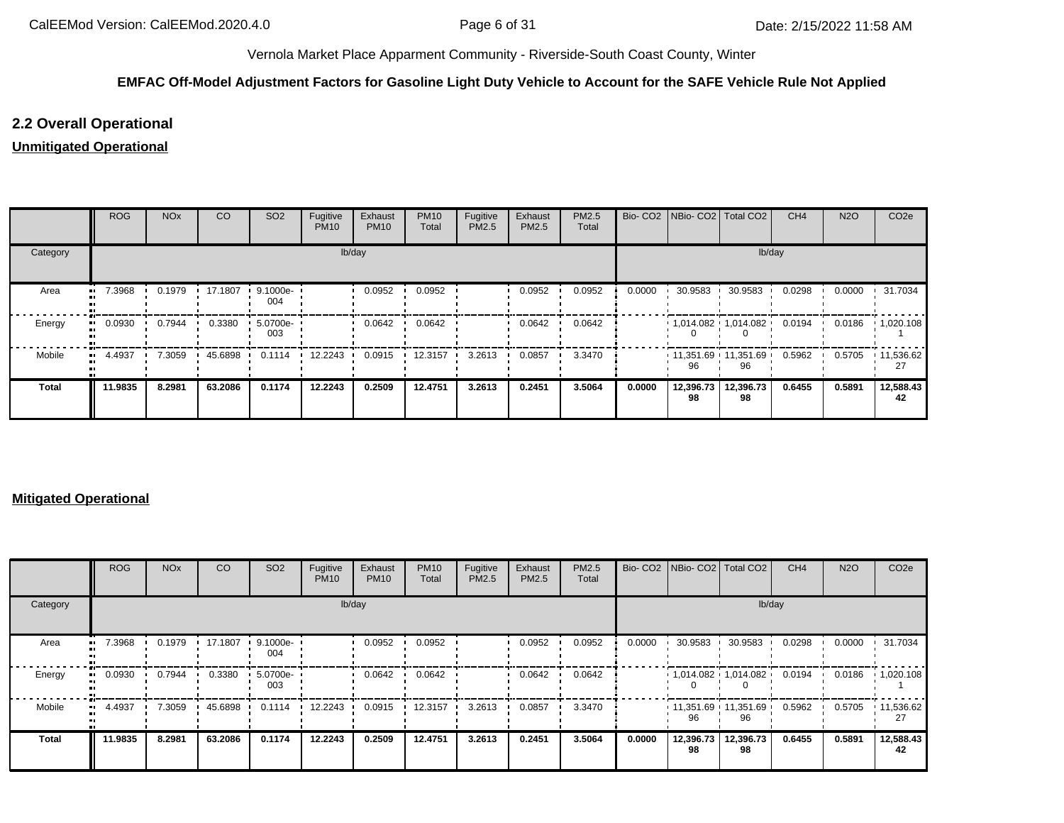Vernola Market Place Apparment Community - Riverside-South Coast County, Winter

**EMFAC Off-Model Adjustment Factors for Gasoline Light Duty Vehicle to Account for the SAFE Vehicle Rule Not Applied**

## 2.2 Overall Operational

**Unmitigated Operational**

| | ROG | NOx | CO | SO2 | Fugitive PM10 | Exhaust PM10 | PM10 Total | Fugitive PM2.5 | Exhaust PM2.5 | PM2.5 Total | Bio- CO2 | NBio- CO2 | Total CO2 | CH4 | N2O | CO2e |
|---|---|---|---|---|---|---|---|---|---|---|---|---|---|---|---|---|
| Category | lb/day | | | | | | | | | | lb/day | | | | | |
| Area | 7.3968 | 0.1979 | 17.1807 | 9.1000e-004 | | 0.0952 | 0.0952 | | 0.0952 | 0.0952 | 0.0000 | 30.9583 | 30.9583 | 0.0298 | 0.0000 | 31.7034 |
| Energy | 0.0930 | 0.7944 | 0.3380 | 5.0700e-003 | | 0.0642 | 0.0642 | | 0.0642 | 0.0642 | | 1,014.0820 | 1,014.0820 | 0.0194 | 0.0186 | 1,020.1081 |
| Mobile | 4.4937 | 7.3059 | 45.6898 | 0.1114 | 12.2243 | 0.0915 | 12.3157 | 3.2613 | 0.0857 | 3.3470 | | 11,351.6996 | 11,351.6996 | 0.5962 | 0.5705 | 11,536.6227 |
| **Total** | **11.9835** | **8.2981** | **63.2086** | **0.1174** | **12.2243** | **0.2509** | **12.4751** | **3.2613** | **0.2451** | **3.5064** | **0.0000** | **12,396.7398** | **12,396.7398** | **0.6455** | **0.5891** | **12,588.4342** |

**Mitigated Operational**

| | ROG | NOx | CO | SO2 | Fugitive PM10 | Exhaust PM10 | PM10 Total | Fugitive PM2.5 | Exhaust PM2.5 | PM2.5 Total | Bio- CO2 | NBio- CO2 | Total CO2 | CH4 | N2O | CO2e |
|---|---|---|---|---|---|---|---|---|---|---|---|---|---|---|---|---|
| Category | lb/day | | | | | | | | | | lb/day | | | | | |
| Area | 7.3968 | 0.1979 | 17.1807 | 9.1000e-004 | | 0.0952 | 0.0952 | | 0.0952 | 0.0952 | 0.0000 | 30.9583 | 30.9583 | 0.0298 | 0.0000 | 31.7034 |
| Energy | 0.0930 | 0.7944 | 0.3380 | 5.0700e-003 | | 0.0642 | 0.0642 | | 0.0642 | 0.0642 | | 1,014.0820 | 1,014.0820 | 0.0194 | 0.0186 | 1,020.1081 |
| Mobile | 4.4937 | 7.3059 | 45.6898 | 0.1114 | 12.2243 | 0.0915 | 12.3157 | 3.2613 | 0.0857 | 3.3470 | | 11,351.6996 | 11,351.6996 | 0.5962 | 0.5705 | 11,536.6227 |
| **Total** | **11.9835** | **8.2981** | **63.2086** | **0.1174** | **12.2243** | **0.2509** | **12.4751** | **3.2613** | **0.2451** | **3.5064** | **0.0000** | **12,396.7398** | **12,396.7398** | **0.6455** | **0.5891** | **12,588.4342** |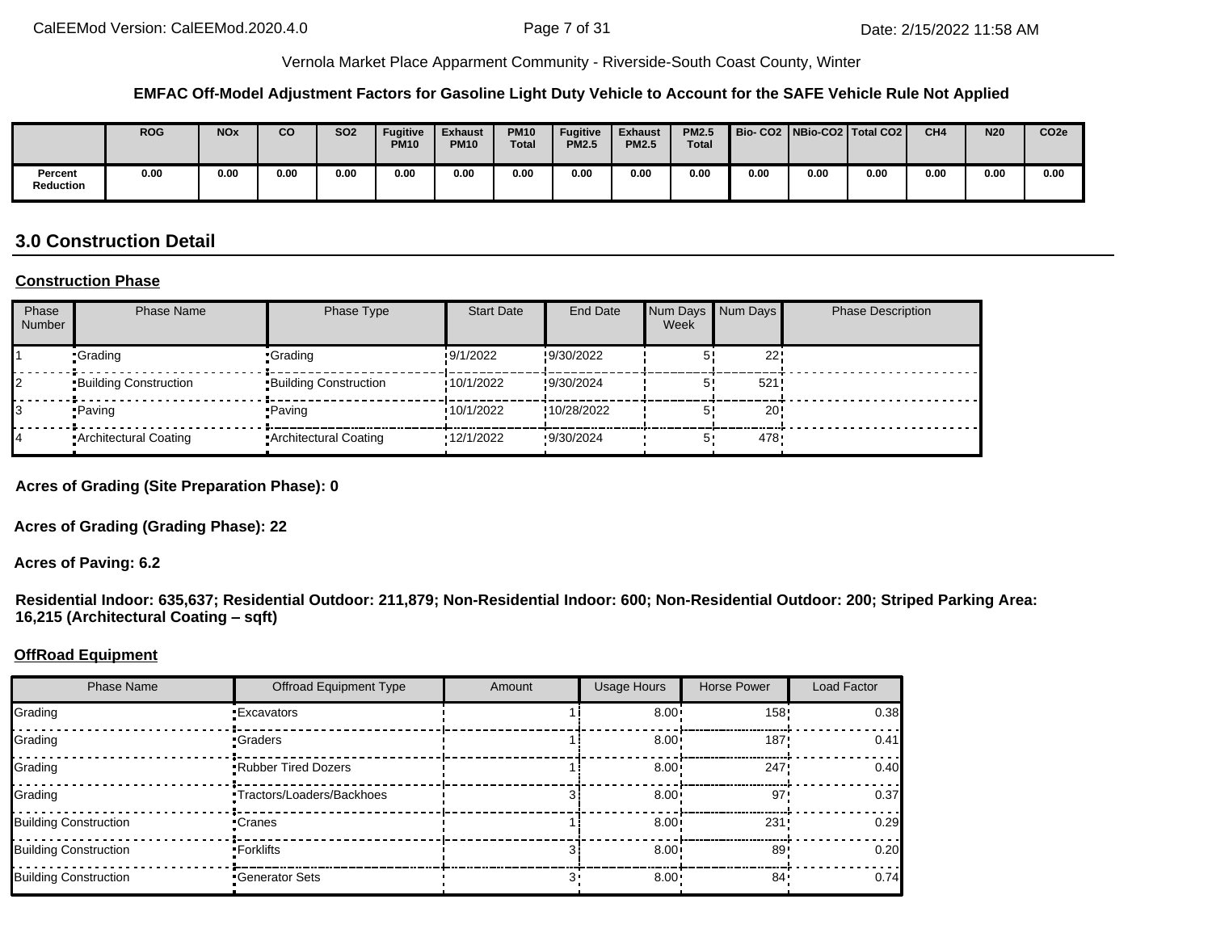Vernola Market Place Apparment Community - Riverside-South Coast County, Winter

**EMFAC Off-Model Adjustment Factors for Gasoline Light Duty Vehicle to Account for the SAFE Vehicle Rule Not Applied**

| | ROG | NOx | CO | SO2 | Fugitive PM10 | Exhaust PM10 | PM10 Total | Fugitive PM2.5 | Exhaust PM2.5 | PM2.5 Total | Bio- CO2 | NBio-CO2 | Total CO2 | CH4 | N20 | CO2e |
|---|---|---|---|---|---|---|---|---|---|---|---|---|---|---|---|---|
| Percent Reduction | 0.00 | 0.00 | 0.00 | 0.00 | 0.00 | 0.00 | 0.00 | 0.00 | 0.00 | 0.00 | 0.00 | 0.00 | 0.00 | 0.00 | 0.00 | 0.00 |

## 3.0 Construction Detail

**Construction Phase**

| Phase Number | Phase Name | Phase Type | Start Date | End Date | Num Days Week | Num Days | Phase Description |
|---|---|---|---|---|---|---|---|
| 1 | Grading | Grading | 9/1/2022 | 9/30/2022 | 5 | 22 | |
| 2 | Building Construction | Building Construction | 10/1/2022 | 9/30/2024 | 5 | 521 | |
| 3 | Paving | Paving | 10/1/2022 | 10/28/2022 | 5 | 20 | |
| 4 | Architectural Coating | Architectural Coating | 12/1/2022 | 9/30/2024 | 5 | 478 | |

**Acres of Grading (Site Preparation Phase): 0**

**Acres of Grading (Grading Phase): 22**

**Acres of Paving: 6.2**

**Residential Indoor: 635,637; Residential Outdoor: 211,879; Non-Residential Indoor: 600; Non-Residential Outdoor: 200; Striped Parking Area: 16,215 (Architectural Coating – sqft)**

**OffRoad Equipment**

| Phase Name | Offroad Equipment Type | Amount | Usage Hours | Horse Power | Load Factor |
|---|---|---|---|---|---|
| Grading | Excavators | 1 | 8.00 | 158 | 0.38 |
| Grading | Graders | 1 | 8.00 | 187 | 0.41 |
| Grading | Rubber Tired Dozers | 1 | 8.00 | 247 | 0.40 |
| Grading | Tractors/Loaders/Backhoes | 3 | 8.00 | 97 | 0.37 |
| Building Construction | Cranes | 1 | 8.00 | 231 | 0.29 |
| Building Construction | Forklifts | 3 | 8.00 | 89 | 0.20 |
| Building Construction | Generator Sets | 3 | 8.00 | 84 | 0.74 |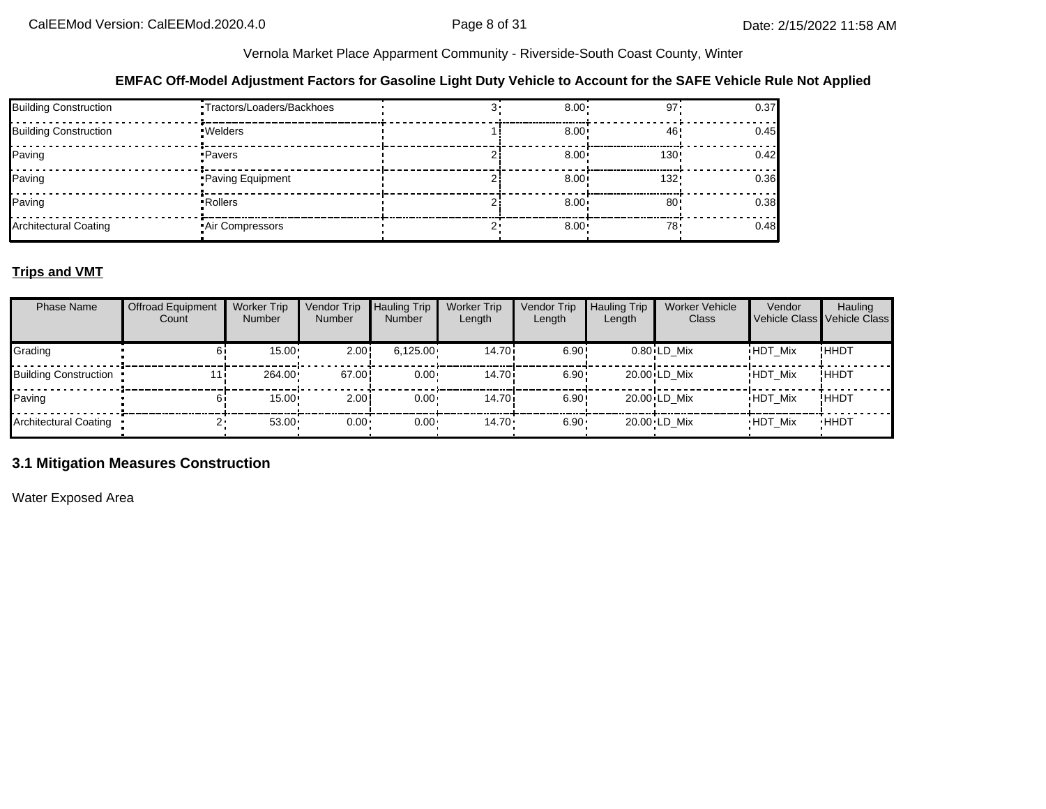Vernola Market Place Apparment Community - Riverside-South Coast County, Winter

**EMFAC Off-Model Adjustment Factors for Gasoline Light Duty Vehicle to Account for the SAFE Vehicle Rule Not Applied**

| | | | | | |
|---|---|---|---|---|---|
| Building Construction | Tractors/Loaders/Backhoes | 3 | 8.00 | 97 | 0.37 |
| Building Construction | Welders | 1 | 8.00 | 46 | 0.45 |
| Paving | Pavers | 2 | 8.00 | 130 | 0.42 |
| Paving | Paving Equipment | 2 | 8.00 | 132 | 0.36 |
| Paving | Rollers | 2 | 8.00 | 80 | 0.38 |
| Architectural Coating | Air Compressors | 2 | 8.00 | 78 | 0.48 |

**Trips and VMT**

| Phase Name | Offroad Equipment Count | Worker Trip Number | Vendor Trip Number | Hauling Trip Number | Worker Trip Length | Vendor Trip Length | Hauling Trip Length | Worker Vehicle Class | Vendor Vehicle Class | Hauling Vehicle Class |
|---|---|---|---|---|---|---|---|---|---|---|
| Grading | 6 | 15.00 | 2.00 | 6,125.00 | 14.70 | 6.90 | 0.80 | LD_Mix | HDT_Mix | HHDT |
| Building Construction | 11 | 264.00 | 67.00 | 0.00 | 14.70 | 6.90 | 20.00 | LD_Mix | HDT_Mix | HHDT |
| Paving | 6 | 15.00 | 2.00 | 0.00 | 14.70 | 6.90 | 20.00 | LD_Mix | HDT_Mix | HHDT |
| Architectural Coating | 2 | 53.00 | 0.00 | 0.00 | 14.70 | 6.90 | 20.00 | LD_Mix | HDT_Mix | HHDT |

## 3.1 Mitigation Measures Construction

Water Exposed Area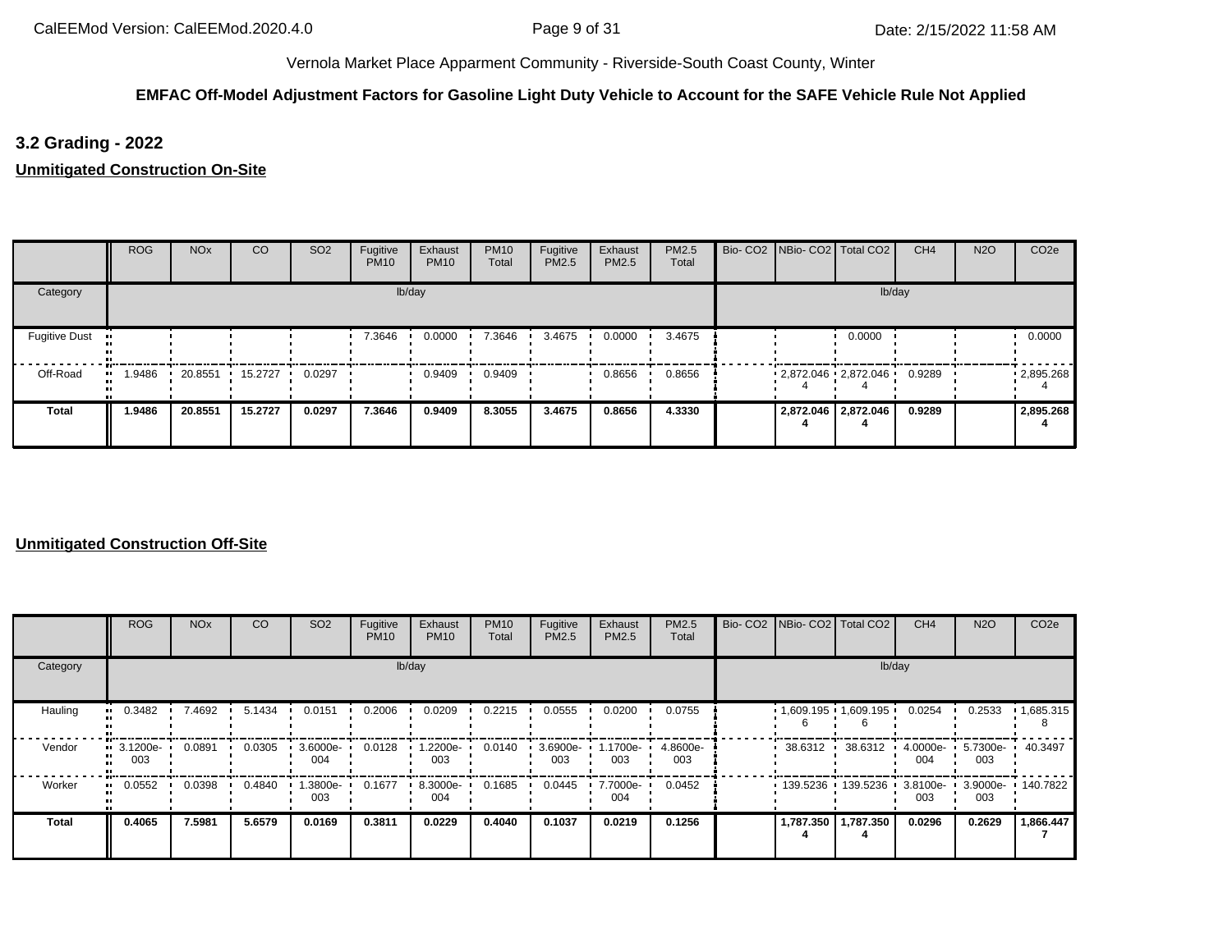Vernola Market Place Apparment Community - Riverside-South Coast County, Winter

**EMFAC Off-Model Adjustment Factors for Gasoline Light Duty Vehicle to Account for the SAFE Vehicle Rule Not Applied**

## 3.2 Grading - 2022

### Unmitigated Construction On-Site

| | ROG | NOx | CO | SO2 | Fugitive PM10 | Exhaust PM10 | PM10 Total | Fugitive PM2.5 | Exhaust PM2.5 | PM2.5 Total | Bio- CO2 | NBio- CO2 | Total CO2 | CH4 | N2O | CO2e |
|---|---|---|---|---|---|---|---|---|---|---|---|---|---|---|---|---|
| Category | lb/day | | | | | | | | | | lb/day | | | | | |
| Fugitive Dust | | | | | 7.3646 | 0.0000 | 7.3646 | 3.4675 | 0.0000 | 3.4675 | | | 0.0000 | | | 0.0000 |
| Off-Road | 1.9486 | 20.8551 | 15.2727 | 0.0297 | | 0.9409 | 0.9409 | | 0.8656 | 0.8656 | | 2,872.0464 | 2,872.0464 | 0.9289 | | 2,895.2684 |
| **Total** | **1.9486** | **20.8551** | **15.2727** | **0.0297** | **7.3646** | **0.9409** | **8.3055** | **3.4675** | **0.8656** | **4.3330** | | **2,872.0464** | **2,872.0464** | **0.9289** | | **2,895.2684** |

### Unmitigated Construction Off-Site

| | ROG | NOx | CO | SO2 | Fugitive PM10 | Exhaust PM10 | PM10 Total | Fugitive PM2.5 | Exhaust PM2.5 | PM2.5 Total | Bio- CO2 | NBio- CO2 | Total CO2 | CH4 | N2O | CO2e |
|---|---|---|---|---|---|---|---|---|---|---|---|---|---|---|---|---|
| Category | lb/day | | | | | | | | | | lb/day | | | | | |
| Hauling | 0.3482 | 7.4692 | 5.1434 | 0.0151 | 0.2006 | 0.0209 | 0.2215 | 0.0555 | 0.0200 | 0.0755 | | 1,609.1956 | 1,609.1956 | 0.0254 | 0.2533 | 1,685.3158 |
| Vendor | 3.1200e-003 | 0.0891 | 0.0305 | 3.6000e-004 | 0.0128 | 1.2200e-003 | 0.0140 | 3.6900e-003 | 1.1700e-003 | 4.8600e-003 | | 38.6312 | 38.6312 | 4.0000e-004 | 5.7300e-003 | 40.3497 |
| Worker | 0.0552 | 0.0398 | 0.4840 | 1.3800e-003 | 0.1677 | 8.3000e-004 | 0.1685 | 0.0445 | 7.7000e-004 | 0.0452 | | 139.5236 | 139.5236 | 3.8100e-003 | 3.9000e-003 | 140.7822 |
| **Total** | **0.4065** | **7.5981** | **5.6579** | **0.0169** | **0.3811** | **0.0229** | **0.4040** | **0.1037** | **0.0219** | **0.1256** | | **1,787.3504** | **1,787.3504** | **0.0296** | **0.2629** | **1,866.4477** |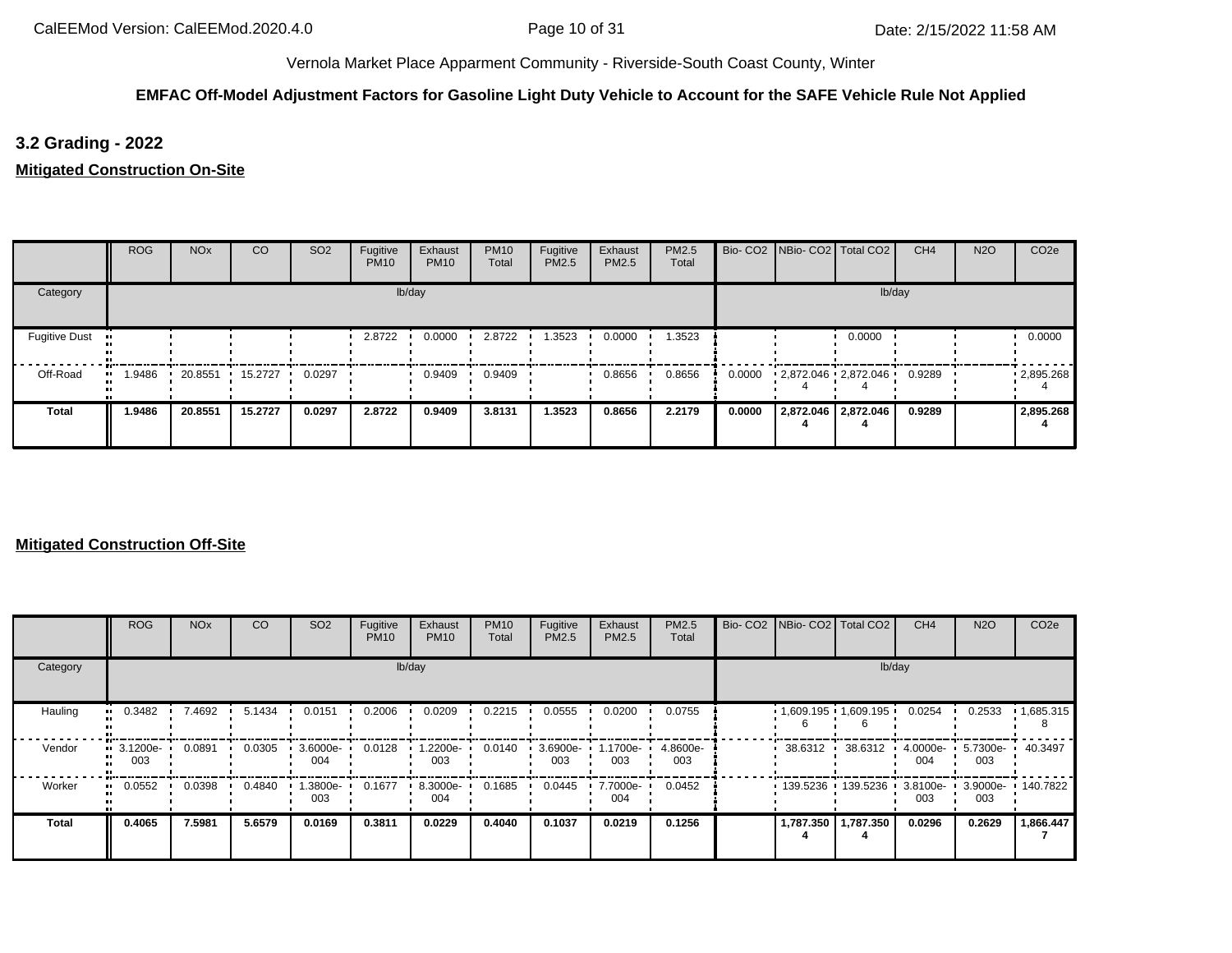Vernola Market Place Apparment Community - Riverside-South Coast County, Winter

**EMFAC Off-Model Adjustment Factors for Gasoline Light Duty Vehicle to Account for the SAFE Vehicle Rule Not Applied**

## 3.2 Grading - 2022

**Mitigated Construction On-Site**

| | ROG | NOx | CO | SO2 | Fugitive PM10 | Exhaust PM10 | PM10 Total | Fugitive PM2.5 | Exhaust PM2.5 | PM2.5 Total | Bio- CO2 | NBio- CO2 | Total CO2 | CH4 | N2O | CO2e |
|---|---|---|---|---|---|---|---|---|---|---|---|---|---|---|---|---|
| Category | lb/day | | | | | | | | | | lb/day | | | | | |
| Fugitive Dust | | | | | 2.8722 | 0.0000 | 2.8722 | 1.3523 | 0.0000 | 1.3523 | | | 0.0000 | | | 0.0000 |
| Off-Road | 1.9486 | 20.8551 | 15.2727 | 0.0297 | | 0.9409 | 0.9409 | | 0.8656 | 0.8656 | 0.0000 | 2,872.0464 | 2,872.0464 | 0.9289 | | 2,895.2684 |
| **Total** | **1.9486** | **20.8551** | **15.2727** | **0.0297** | **2.8722** | **0.9409** | **3.8131** | **1.3523** | **0.8656** | **2.2179** | **0.0000** | **2,872.0464** | **2,872.0464** | **0.9289** | | **2,895.2684** |

**Mitigated Construction Off-Site**

| | ROG | NOx | CO | SO2 | Fugitive PM10 | Exhaust PM10 | PM10 Total | Fugitive PM2.5 | Exhaust PM2.5 | PM2.5 Total | Bio- CO2 | NBio- CO2 | Total CO2 | CH4 | N2O | CO2e |
|---|---|---|---|---|---|---|---|---|---|---|---|---|---|---|---|---|
| Category | lb/day | | | | | | | | | | lb/day | | | | | |
| Hauling | 0.3482 | 7.4692 | 5.1434 | 0.0151 | 0.2006 | 0.0209 | 0.2215 | 0.0555 | 0.0200 | 0.0755 | | 1,609.1956 | 1,609.1956 | 0.0254 | 0.2533 | 1,685.3158 |
| Vendor | 3.1200e-003 | 0.0891 | 0.0305 | 3.6000e-004 | 0.0128 | 1.2200e-003 | 0.0140 | 3.6900e-003 | 1.1700e-003 | 4.8600e-003 | | 38.6312 | 38.6312 | 4.0000e-004 | 5.7300e-003 | 40.3497 |
| Worker | 0.0552 | 0.0398 | 0.4840 | 1.3800e-003 | 0.1677 | 8.3000e-004 | 0.1685 | 0.0445 | 7.7000e-004 | 0.0452 | | 139.5236 | 139.5236 | 3.8100e-003 | 3.9000e-003 | 140.7822 |
| **Total** | **0.4065** | **7.5981** | **5.6579** | **0.0169** | **0.3811** | **0.0229** | **0.4040** | **0.1037** | **0.0219** | **0.1256** | | **1,787.3504** | **1,787.3504** | **0.0296** | **0.2629** | **1,866.4477** |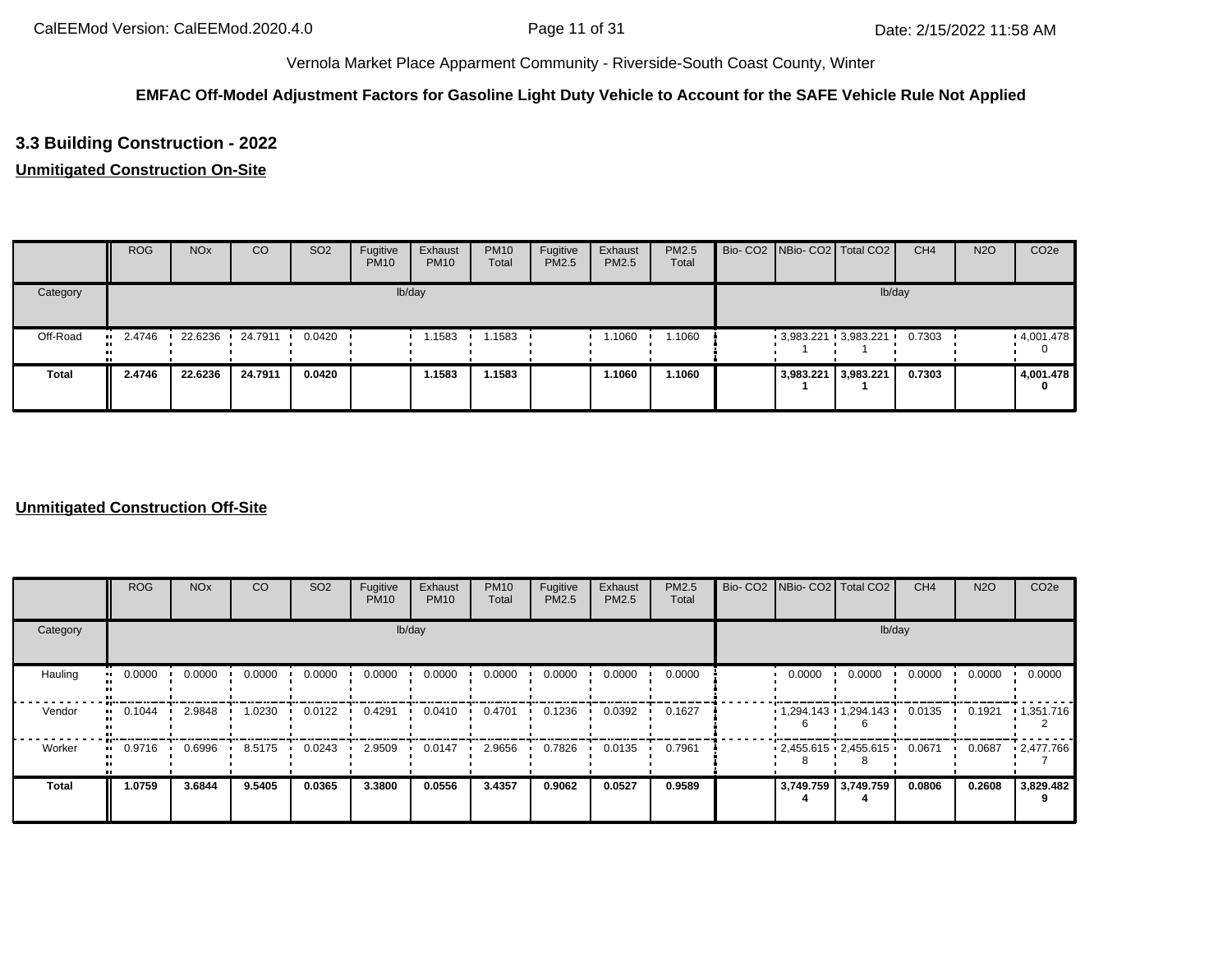Vernola Market Place Apparment Community - Riverside-South Coast County, Winter

**EMFAC Off-Model Adjustment Factors for Gasoline Light Duty Vehicle to Account for the SAFE Vehicle Rule Not Applied**

### 3.3 Building Construction - 2022

**Unmitigated Construction On-Site**

| | ROG | NOx | CO | SO2 | Fugitive PM10 | Exhaust PM10 | PM10 Total | Fugitive PM2.5 | Exhaust PM2.5 | PM2.5 Total | Bio- CO2 | NBio- CO2 | Total CO2 | CH4 | N2O | CO2e |
|---|---|---|---|---|---|---|---|---|---|---|---|---|---|---|---|---|
| Category | lb/day | | | | | | | | | | lb/day | | | | | |
| Off-Road | 2.4746 | 22.6236 | 24.7911 | 0.0420 | | 1.1583 | 1.1583 | | 1.1060 | 1.1060 | | 3,983.2211 | 3,983.2211 | 0.7303 | | 4,001.4780 |
| **Total** | **2.4746** | **22.6236** | **24.7911** | **0.0420** | | **1.1583** | **1.1583** | | **1.1060** | **1.1060** | | **3,983.2211** | **3,983.2211** | **0.7303** | | **4,001.4780** |

**Unmitigated Construction Off-Site**

| | ROG | NOx | CO | SO2 | Fugitive PM10 | Exhaust PM10 | PM10 Total | Fugitive PM2.5 | Exhaust PM2.5 | PM2.5 Total | Bio- CO2 | NBio- CO2 | Total CO2 | CH4 | N2O | CO2e |
|---|---|---|---|---|---|---|---|---|---|---|---|---|---|---|---|---|
| Category | lb/day | | | | | | | | | | lb/day | | | | | |
| Hauling | 0.0000 | 0.0000 | 0.0000 | 0.0000 | 0.0000 | 0.0000 | 0.0000 | 0.0000 | 0.0000 | 0.0000 | | 0.0000 | 0.0000 | 0.0000 | 0.0000 | 0.0000 |
| Vendor | 0.1044 | 2.9848 | 1.0230 | 0.0122 | 0.4291 | 0.0410 | 0.4701 | 0.1236 | 0.0392 | 0.1627 | | 1,294.1436 | 1,294.1436 | 0.0135 | 0.1921 | 1,351.7162 |
| Worker | 0.9716 | 0.6996 | 8.5175 | 0.0243 | 2.9509 | 0.0147 | 2.9656 | 0.7826 | 0.0135 | 0.7961 | | 2,455.6158 | 2,455.6158 | 0.0671 | 0.0687 | 2,477.7667 |
| **Total** | **1.0759** | **3.6844** | **9.5405** | **0.0365** | **3.3800** | **0.0556** | **3.4357** | **0.9062** | **0.0527** | **0.9589** | | **3,749.7594** | **3,749.7594** | **0.0806** | **0.2608** | **3,829.4829** |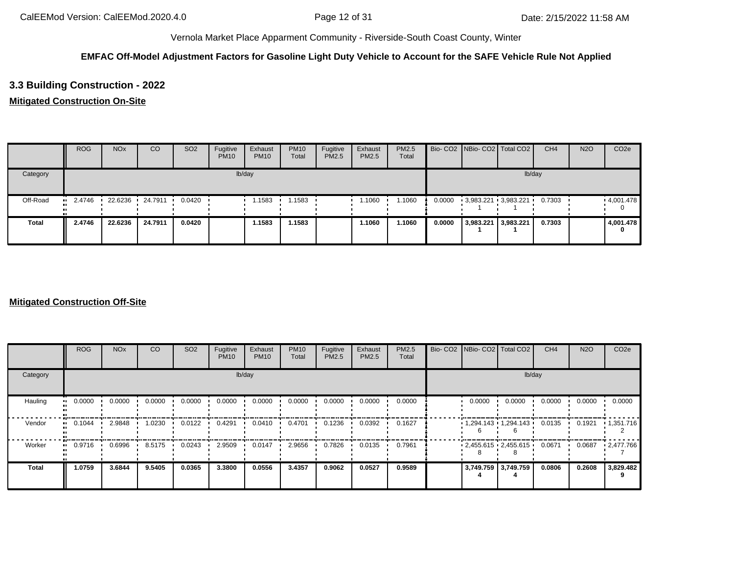Vernola Market Place Apparment Community - Riverside-South Coast County, Winter

**EMFAC Off-Model Adjustment Factors for Gasoline Light Duty Vehicle to Account for the SAFE Vehicle Rule Not Applied**

### 3.3 Building Construction - 2022

**Mitigated Construction On-Site**

| | ROG | NOx | CO | SO2 | Fugitive PM10 | Exhaust PM10 | PM10 Total | Fugitive PM2.5 | Exhaust PM2.5 | PM2.5 Total | Bio- CO2 | NBio- CO2 | Total CO2 | CH4 | N2O | CO2e |
|---|---|---|---|---|---|---|---|---|---|---|---|---|---|---|---|---|
| Category | lb/day | | | | | | | | | | lb/day | | | | | |
| Off-Road | 2.4746 | 22.6236 | 24.7911 | 0.0420 | | 1.1583 | 1.1583 | | 1.1060 | 1.1060 | 0.0000 | 3,983.2211 | 3,983.2211 | 0.7303 | | 4,001.4780 |
| **Total** | **2.4746** | **22.6236** | **24.7911** | **0.0420** | | **1.1583** | **1.1583** | | **1.1060** | **1.1060** | **0.0000** | **3,983.2211** | **3,983.2211** | **0.7303** | | **4,001.4780** |

**Mitigated Construction Off-Site**

| | ROG | NOx | CO | SO2 | Fugitive PM10 | Exhaust PM10 | PM10 Total | Fugitive PM2.5 | Exhaust PM2.5 | PM2.5 Total | Bio- CO2 | NBio- CO2 | Total CO2 | CH4 | N2O | CO2e |
|---|---|---|---|---|---|---|---|---|---|---|---|---|---|---|---|---|
| Category | lb/day | | | | | | | | | | lb/day | | | | | |
| Hauling | 0.0000 | 0.0000 | 0.0000 | 0.0000 | 0.0000 | 0.0000 | 0.0000 | 0.0000 | 0.0000 | 0.0000 | | 0.0000 | 0.0000 | 0.0000 | 0.0000 | 0.0000 |
| Vendor | 0.1044 | 2.9848 | 1.0230 | 0.0122 | 0.4291 | 0.0410 | 0.4701 | 0.1236 | 0.0392 | 0.1627 | | 1,294.1436 | 1,294.1436 | 0.0135 | 0.1921 | 1,351.7162 |
| Worker | 0.9716 | 0.6996 | 8.5175 | 0.0243 | 2.9509 | 0.0147 | 2.9656 | 0.7826 | 0.0135 | 0.7961 | | 2,455.6158 | 2,455.6158 | 0.0671 | 0.0687 | 2,477.7667 |
| **Total** | **1.0759** | **3.6844** | **9.5405** | **0.0365** | **3.3800** | **0.0556** | **3.4357** | **0.9062** | **0.0527** | **0.9589** | | **3,749.7594** | **3,749.7594** | **0.0806** | **0.2608** | **3,829.4829** |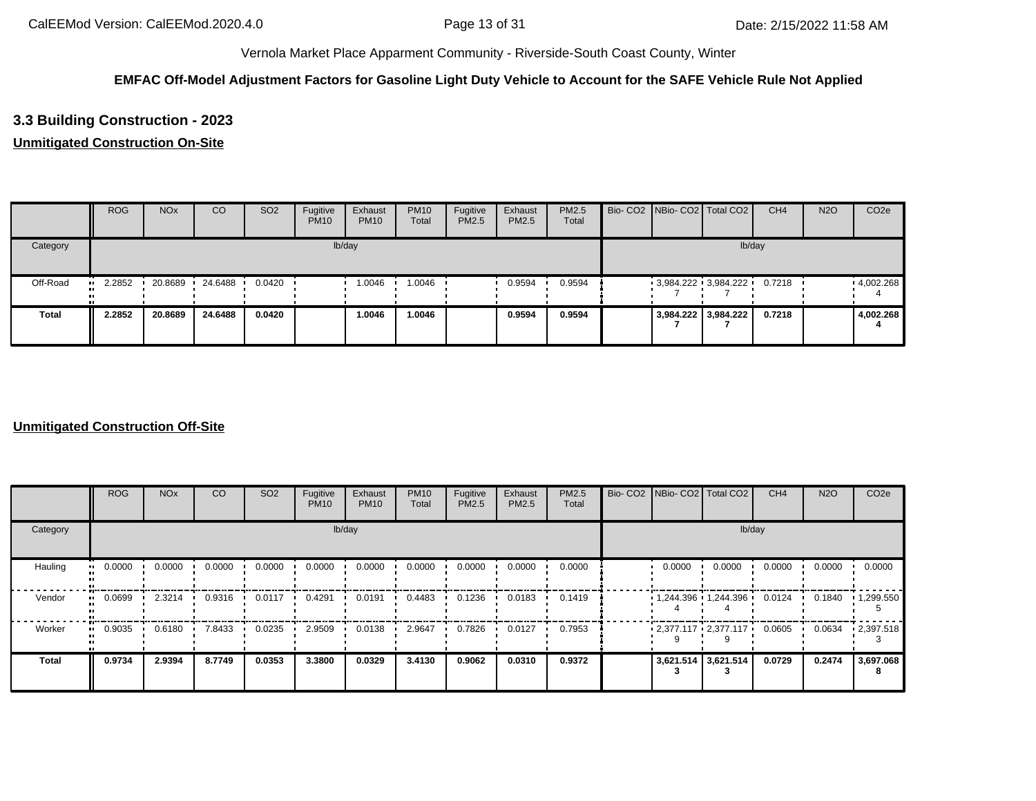Vernola Market Place Apparment Community - Riverside-South Coast County, Winter

**EMFAC Off-Model Adjustment Factors for Gasoline Light Duty Vehicle to Account for the SAFE Vehicle Rule Not Applied**

## 3.3 Building Construction - 2023

**Unmitigated Construction On-Site**

| | ROG | NOx | CO | SO2 | Fugitive PM10 | Exhaust PM10 | PM10 Total | Fugitive PM2.5 | Exhaust PM2.5 | PM2.5 Total | Bio- CO2 | NBio- CO2 | Total CO2 | CH4 | N2O | CO2e |
|---|---|---|---|---|---|---|---|---|---|---|---|---|---|---|---|---|
| Category | lb/day | | | | | | | | | | lb/day | | | | | |
| Off-Road | 2.2852 | 20.8689 | 24.6488 | 0.0420 | | 1.0046 | 1.0046 | | 0.9594 | 0.9594 | | 3,984.2227 | 3,984.2227 | 0.7218 | | 4,002.2684 |
| **Total** | **2.2852** | **20.8689** | **24.6488** | **0.0420** | | **1.0046** | **1.0046** | | **0.9594** | **0.9594** | | **3,984.2227** | **3,984.2227** | **0.7218** | | **4,002.2684** |

**Unmitigated Construction Off-Site**

| | ROG | NOx | CO | SO2 | Fugitive PM10 | Exhaust PM10 | PM10 Total | Fugitive PM2.5 | Exhaust PM2.5 | PM2.5 Total | Bio- CO2 | NBio- CO2 | Total CO2 | CH4 | N2O | CO2e |
|---|---|---|---|---|---|---|---|---|---|---|---|---|---|---|---|---|
| Category | lb/day | | | | | | | | | | lb/day | | | | | |
| Hauling | 0.0000 | 0.0000 | 0.0000 | 0.0000 | 0.0000 | 0.0000 | 0.0000 | 0.0000 | 0.0000 | 0.0000 | | 0.0000 | 0.0000 | 0.0000 | 0.0000 | 0.0000 |
| Vendor | 0.0699 | 2.3214 | 0.9316 | 0.0117 | 0.4291 | 0.0191 | 0.4483 | 0.1236 | 0.0183 | 0.1419 | | 1,244.3964 | 1,244.3964 | 0.0124 | 0.1840 | 1,299.5505 |
| Worker | 0.9035 | 0.6180 | 7.8433 | 0.0235 | 2.9509 | 0.0138 | 2.9647 | 0.7826 | 0.0127 | 0.7953 | | 2,377.1179 | 2,377.1179 | 0.0605 | 0.0634 | 2,397.5183 |
| **Total** | **0.9734** | **2.9394** | **8.7749** | **0.0353** | **3.3800** | **0.0329** | **3.4130** | **0.9062** | **0.0310** | **0.9372** | | **3,621.5143** | **3,621.5143** | **0.0729** | **0.2474** | **3,697.0688** |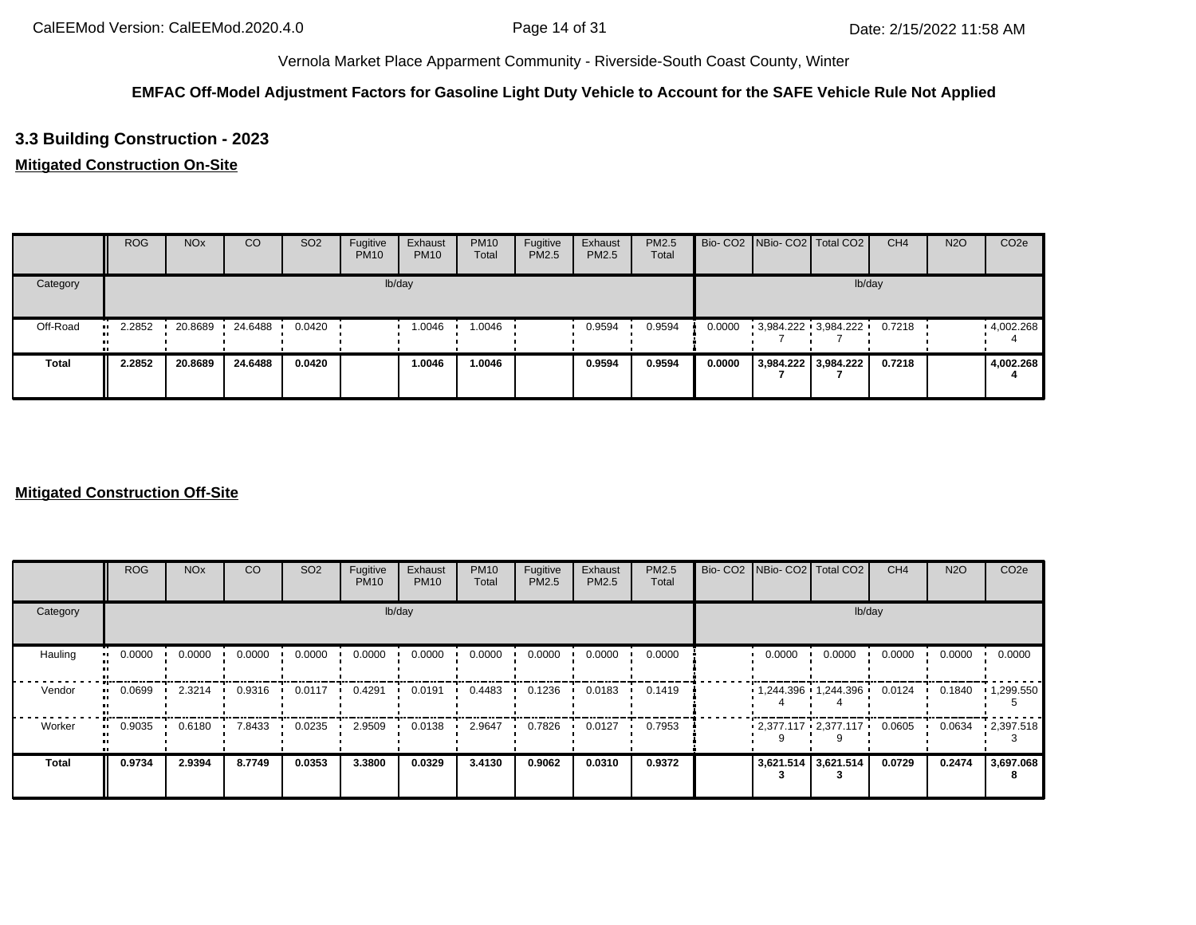Vernola Market Place Apparment Community - Riverside-South Coast County, Winter

**EMFAC Off-Model Adjustment Factors for Gasoline Light Duty Vehicle to Account for the SAFE Vehicle Rule Not Applied**

### 3.3 Building Construction - 2023

**Mitigated Construction On-Site**

| | ROG | NOx | CO | SO2 | Fugitive PM10 | Exhaust PM10 | PM10 Total | Fugitive PM2.5 | Exhaust PM2.5 | PM2.5 Total | Bio- CO2 | NBio- CO2 | Total CO2 | CH4 | N2O | CO2e |
|---|---|---|---|---|---|---|---|---|---|---|---|---|---|---|---|---|
| Category | lb/day | | | | | | | | | | lb/day | | | | | |
| Off-Road | 2.2852 | 20.8689 | 24.6488 | 0.0420 | | 1.0046 | 1.0046 | | 0.9594 | 0.9594 | 0.0000 | 3,984.2227 | 3,984.2227 | 0.7218 | | 4,002.2684 |
| **Total** | **2.2852** | **20.8689** | **24.6488** | **0.0420** | | **1.0046** | **1.0046** | | **0.9594** | **0.9594** | **0.0000** | **3,984.2227** | **3,984.2227** | **0.7218** | | **4,002.2684** |

**Mitigated Construction Off-Site**

| | ROG | NOx | CO | SO2 | Fugitive PM10 | Exhaust PM10 | PM10 Total | Fugitive PM2.5 | Exhaust PM2.5 | PM2.5 Total | Bio- CO2 | NBio- CO2 | Total CO2 | CH4 | N2O | CO2e |
|---|---|---|---|---|---|---|---|---|---|---|---|---|---|---|---|---|
| Category | lb/day | | | | | | | | | | lb/day | | | | | |
| Hauling | 0.0000 | 0.0000 | 0.0000 | 0.0000 | 0.0000 | 0.0000 | 0.0000 | 0.0000 | 0.0000 | 0.0000 | | 0.0000 | 0.0000 | 0.0000 | 0.0000 | 0.0000 |
| Vendor | 0.0699 | 2.3214 | 0.9316 | 0.0117 | 0.4291 | 0.0191 | 0.4483 | 0.1236 | 0.0183 | 0.1419 | | 1,244.3964 | 1,244.3964 | 0.0124 | 0.1840 | 1,299.5505 |
| Worker | 0.9035 | 0.6180 | 7.8433 | 0.0235 | 2.9509 | 0.0138 | 2.9647 | 0.7826 | 0.0127 | 0.7953 | | 2,377.1179 | 2,377.1179 | 0.0605 | 0.0634 | 2,397.5183 |
| **Total** | **0.9734** | **2.9394** | **8.7749** | **0.0353** | **3.3800** | **0.0329** | **3.4130** | **0.9062** | **0.0310** | **0.9372** | | **3,621.5143** | **3,621.5143** | **0.0729** | **0.2474** | **3,697.0688** |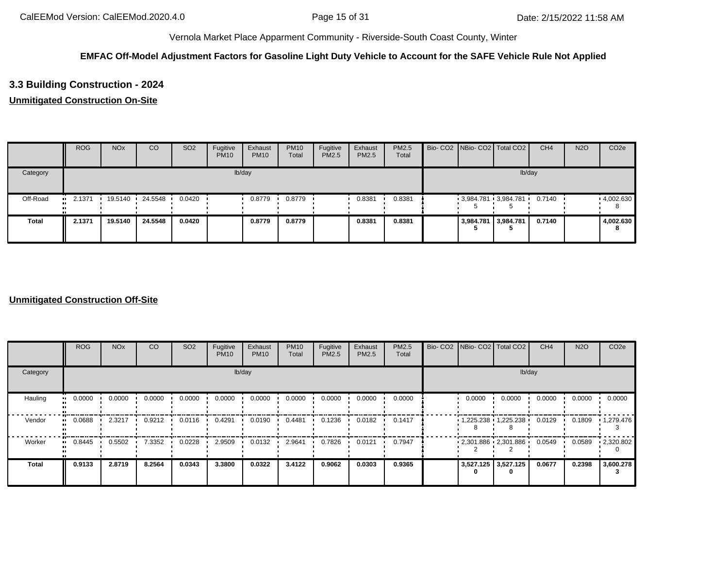Vernola Market Place Apparment Community - Riverside-South Coast County, Winter

**EMFAC Off-Model Adjustment Factors for Gasoline Light Duty Vehicle to Account for the SAFE Vehicle Rule Not Applied**

## 3.3 Building Construction - 2024

**Unmitigated Construction On-Site**

| | ROG | NOx | CO | SO2 | Fugitive PM10 | Exhaust PM10 | PM10 Total | Fugitive PM2.5 | Exhaust PM2.5 | PM2.5 Total | Bio- CO2 | NBio- CO2 | Total CO2 | CH4 | N2O | CO2e |
|---|---|---|---|---|---|---|---|---|---|---|---|---|---|---|---|---|
| Category | lb/day | | | | | | | | | | lb/day | | | | | |
| Off-Road | 2.1371 | 19.5140 | 24.5548 | 0.0420 | | 0.8779 | 0.8779 | | 0.8381 | 0.8381 | | 3,984.7815 | 3,984.7815 | 0.7140 | | 4,002.6308 |
| **Total** | **2.1371** | **19.5140** | **24.5548** | **0.0420** | | **0.8779** | **0.8779** | | **0.8381** | **0.8381** | | **3,984.7815** | **3,984.7815** | **0.7140** | | **4,002.6308** |

**Unmitigated Construction Off-Site**

| | ROG | NOx | CO | SO2 | Fugitive PM10 | Exhaust PM10 | PM10 Total | Fugitive PM2.5 | Exhaust PM2.5 | PM2.5 Total | Bio- CO2 | NBio- CO2 | Total CO2 | CH4 | N2O | CO2e |
|---|---|---|---|---|---|---|---|---|---|---|---|---|---|---|---|---|
| Category | lb/day | | | | | | | | | | lb/day | | | | | |
| Hauling | 0.0000 | 0.0000 | 0.0000 | 0.0000 | 0.0000 | 0.0000 | 0.0000 | 0.0000 | 0.0000 | 0.0000 | | 0.0000 | 0.0000 | 0.0000 | 0.0000 | 0.0000 |
| Vendor | 0.0688 | 2.3217 | 0.9212 | 0.0116 | 0.4291 | 0.0190 | 0.4481 | 0.1236 | 0.0182 | 0.1417 | | 1,225.2388 | 1,225.2388 | 0.0129 | 0.1809 | 1,279.4763 |
| Worker | 0.8445 | 0.5502 | 7.3352 | 0.0228 | 2.9509 | 0.0132 | 2.9641 | 0.7826 | 0.0121 | 0.7947 | | 2,301.8862 | 2,301.8862 | 0.0549 | 0.0589 | 2,320.8020 |
| **Total** | **0.9133** | **2.8719** | **8.2564** | **0.0343** | **3.3800** | **0.0322** | **3.4122** | **0.9062** | **0.0303** | **0.9365** | | **3,527.1250** | **3,527.1250** | **0.0677** | **0.2398** | **3,600.2783** |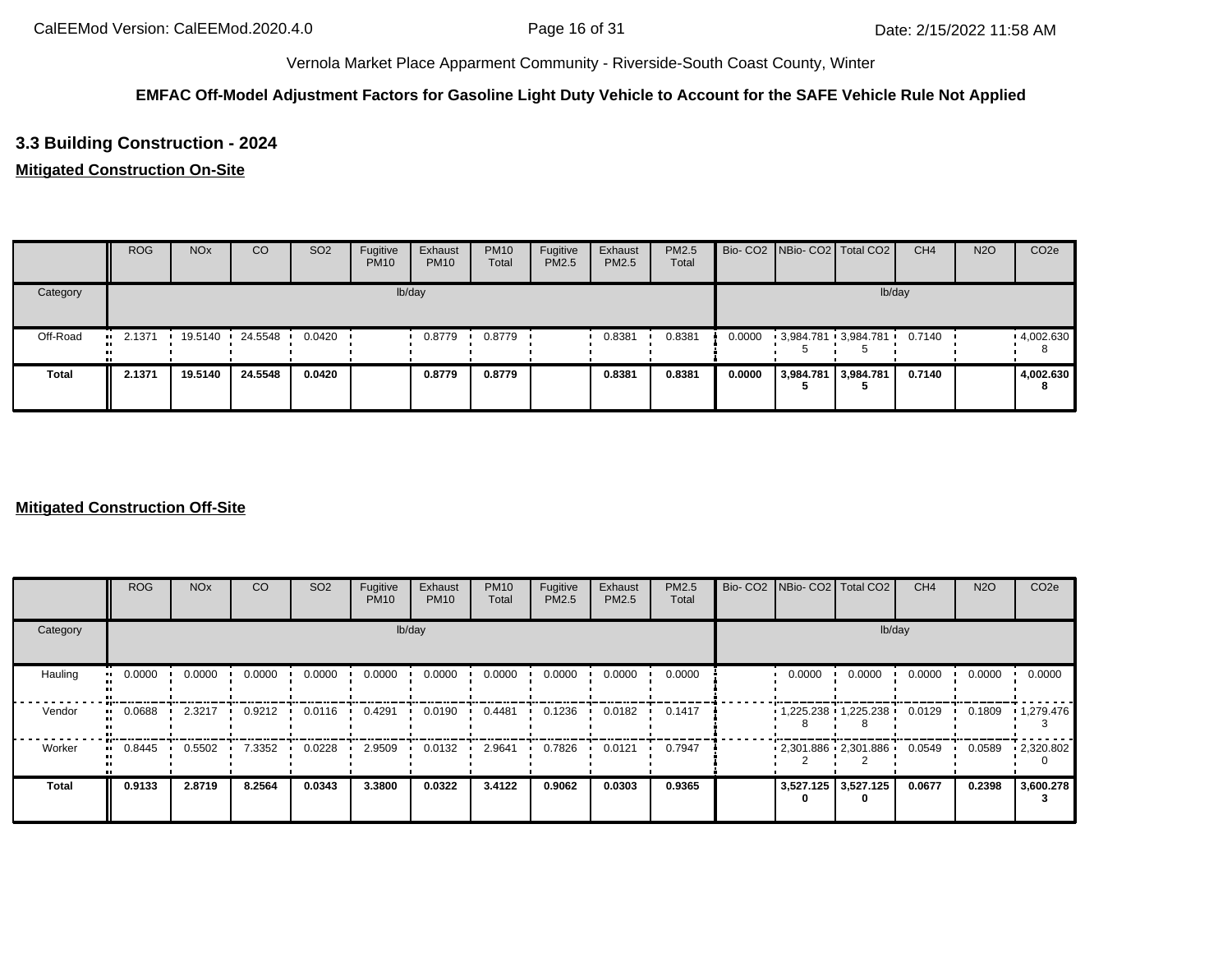Vernola Market Place Apparment Community - Riverside-South Coast County, Winter

**EMFAC Off-Model Adjustment Factors for Gasoline Light Duty Vehicle to Account for the SAFE Vehicle Rule Not Applied**

## 3.3 Building Construction - 2024

**Mitigated Construction On-Site**

| | ROG | NOx | CO | SO2 | Fugitive PM10 | Exhaust PM10 | PM10 Total | Fugitive PM2.5 | Exhaust PM2.5 | PM2.5 Total | Bio- CO2 | NBio- CO2 | Total CO2 | CH4 | N2O | CO2e |
|---|---|---|---|---|---|---|---|---|---|---|---|---|---|---|---|---|
| Category | lb/day | | | | | | | | | | lb/day | | | | | |
| Off-Road | 2.1371 | 19.5140 | 24.5548 | 0.0420 | | 0.8779 | 0.8779 | | 0.8381 | 0.8381 | 0.0000 | 3,984.7815 | 3,984.7815 | 0.7140 | | 4,002.6308 |
| **Total** | **2.1371** | **19.5140** | **24.5548** | **0.0420** | | **0.8779** | **0.8779** | | **0.8381** | **0.8381** | **0.0000** | **3,984.7815** | **3,984.7815** | **0.7140** | | **4,002.6308** |

**Mitigated Construction Off-Site**

| | ROG | NOx | CO | SO2 | Fugitive PM10 | Exhaust PM10 | PM10 Total | Fugitive PM2.5 | Exhaust PM2.5 | PM2.5 Total | Bio- CO2 | NBio- CO2 | Total CO2 | CH4 | N2O | CO2e |
|---|---|---|---|---|---|---|---|---|---|---|---|---|---|---|---|---|
| Category | lb/day | | | | | | | | | | lb/day | | | | | |
| Hauling | 0.0000 | 0.0000 | 0.0000 | 0.0000 | 0.0000 | 0.0000 | 0.0000 | 0.0000 | 0.0000 | 0.0000 | | 0.0000 | 0.0000 | 0.0000 | 0.0000 | 0.0000 |
| Vendor | 0.0688 | 2.3217 | 0.9212 | 0.0116 | 0.4291 | 0.0190 | 0.4481 | 0.1236 | 0.0182 | 0.1417 | | 1,225.2388 | 1,225.2388 | 0.0129 | 0.1809 | 1,279.4763 |
| Worker | 0.8445 | 0.5502 | 7.3352 | 0.0228 | 2.9509 | 0.0132 | 2.9641 | 0.7826 | 0.0121 | 0.7947 | | 2,301.8862 | 2,301.8862 | 0.0549 | 0.0589 | 2,320.8020 |
| **Total** | **0.9133** | **2.8719** | **8.2564** | **0.0343** | **3.3800** | **0.0322** | **3.4122** | **0.9062** | **0.0303** | **0.9365** | | **3,527.1250** | **3,527.1250** | **0.0677** | **0.2398** | **3,600.2783** |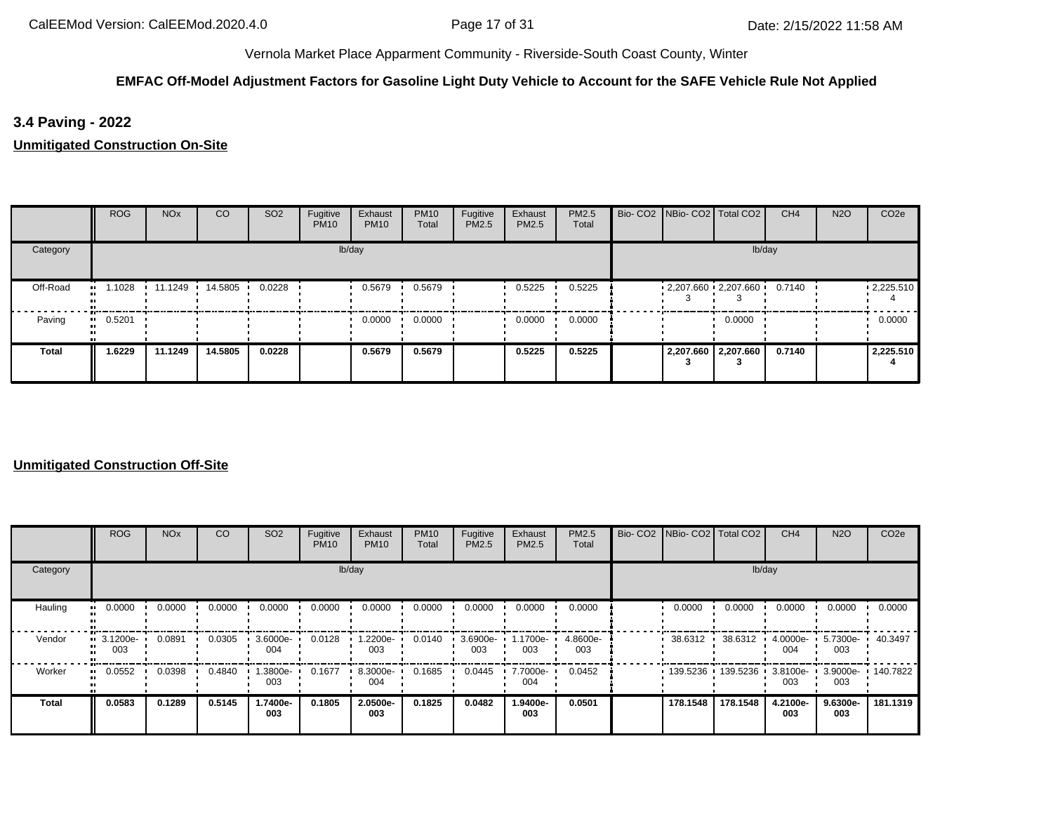Vernola Market Place Apparment Community - Riverside-South Coast County, Winter

**EMFAC Off-Model Adjustment Factors for Gasoline Light Duty Vehicle to Account for the SAFE Vehicle Rule Not Applied**

## 3.4 Paving - 2022

### Unmitigated Construction On-Site

| | ROG | NOx | CO | SO2 | Fugitive PM10 | Exhaust PM10 | PM10 Total | Fugitive PM2.5 | Exhaust PM2.5 | PM2.5 Total | Bio- CO2 | NBio- CO2 | Total CO2 | CH4 | N2O | CO2e |
|---|---|---|---|---|---|---|---|---|---|---|---|---|---|---|---|---|
| Category | lb/day | | | | | | | | | | lb/day | | | | | |
| Off-Road | 1.1028 | 11.1249 | 14.5805 | 0.0228 | | 0.5679 | 0.5679 | | 0.5225 | 0.5225 | | 2,207.6603 | 2,207.6603 | 0.7140 | | 2,225.5104 |
| Paving | 0.5201 | | | | | 0.0000 | 0.0000 | | 0.0000 | 0.0000 | | | 0.0000 | | | 0.0000 |
| **Total** | **1.6229** | **11.1249** | **14.5805** | **0.0228** | | **0.5679** | **0.5679** | | **0.5225** | **0.5225** | | **2,207.6603** | **2,207.6603** | **0.7140** | | **2,225.5104** |

### Unmitigated Construction Off-Site

| | ROG | NOx | CO | SO2 | Fugitive PM10 | Exhaust PM10 | PM10 Total | Fugitive PM2.5 | Exhaust PM2.5 | PM2.5 Total | Bio- CO2 | NBio- CO2 | Total CO2 | CH4 | N2O | CO2e |
|---|---|---|---|---|---|---|---|---|---|---|---|---|---|---|---|---|
| Category | lb/day | | | | | | | | | | lb/day | | | | | |
| Hauling | 0.0000 | 0.0000 | 0.0000 | 0.0000 | 0.0000 | 0.0000 | 0.0000 | 0.0000 | 0.0000 | 0.0000 | | 0.0000 | 0.0000 | 0.0000 | 0.0000 | 0.0000 |
| Vendor | 3.1200e-003 | 0.0891 | 0.0305 | 3.6000e-004 | 0.0128 | 1.2200e-003 | 0.0140 | 3.6900e-003 | 1.1700e-003 | 4.8600e-003 | | 38.6312 | 38.6312 | 4.0000e-004 | 5.7300e-003 | 40.3497 |
| Worker | 0.0552 | 0.0398 | 0.4840 | 1.3800e-003 | 0.1677 | 8.3000e-004 | 0.1685 | 0.0445 | 7.7000e-004 | 0.0452 | | 139.5236 | 139.5236 | 3.8100e-003 | 3.9000e-003 | 140.7822 |
| **Total** | **0.0583** | **0.1289** | **0.5145** | **1.7400e-003** | **0.1805** | **2.0500e-003** | **0.1825** | **0.0482** | **1.9400e-003** | **0.0501** | | **178.1548** | **178.1548** | **4.2100e-003** | **9.6300e-003** | **181.1319** |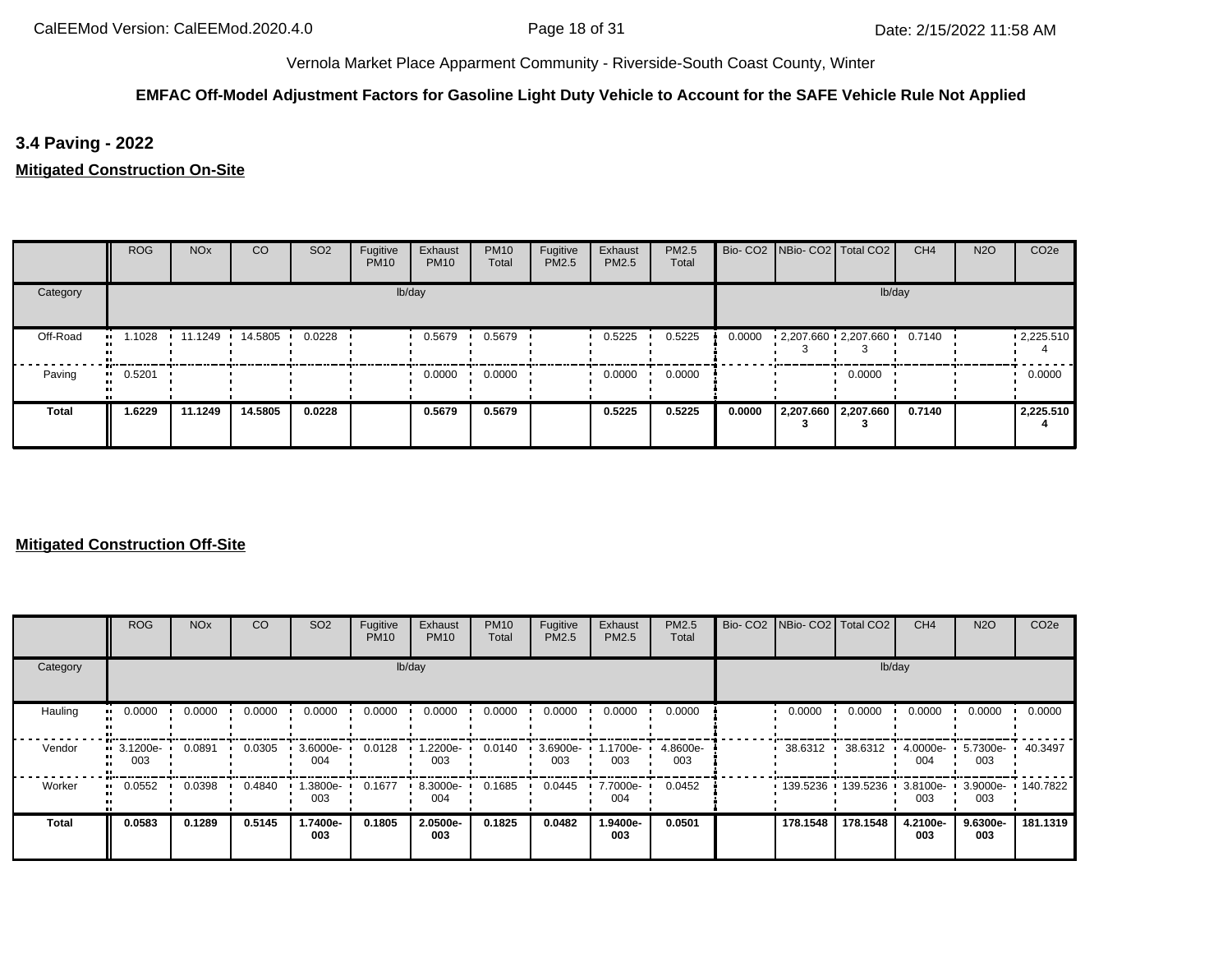Vernola Market Place Apparment Community - Riverside-South Coast County, Winter

**EMFAC Off-Model Adjustment Factors for Gasoline Light Duty Vehicle to Account for the SAFE Vehicle Rule Not Applied**

## 3.4 Paving - 2022

**Mitigated Construction On-Site**

| | ROG | NOx | CO | SO2 | Fugitive PM10 | Exhaust PM10 | PM10 Total | Fugitive PM2.5 | Exhaust PM2.5 | PM2.5 Total | Bio- CO2 | NBio- CO2 | Total CO2 | CH4 | N2O | CO2e |
|---|---|---|---|---|---|---|---|---|---|---|---|---|---|---|---|---|
| Category | lb/day | | | | | | | | | | lb/day | | | | | |
| Off-Road | 1.1028 | 11.1249 | 14.5805 | 0.0228 | | 0.5679 | 0.5679 | | 0.5225 | 0.5225 | 0.0000 | 2,207.660 3 | 2,207.660 3 | 0.7140 | | 2,225.510 4 |
| Paving | 0.5201 | | | | | 0.0000 | 0.0000 | | 0.0000 | 0.0000 | | | 0.0000 | | | 0.0000 |
| **Total** | **1.6229** | **11.1249** | **14.5805** | **0.0228** | | **0.5679** | **0.5679** | | **0.5225** | **0.5225** | **0.0000** | **2,207.660 3** | **2,207.660 3** | **0.7140** | | **2,225.510 4** |

**Mitigated Construction Off-Site**

| | ROG | NOx | CO | SO2 | Fugitive PM10 | Exhaust PM10 | PM10 Total | Fugitive PM2.5 | Exhaust PM2.5 | PM2.5 Total | Bio- CO2 | NBio- CO2 | Total CO2 | CH4 | N2O | CO2e |
|---|---|---|---|---|---|---|---|---|---|---|---|---|---|---|---|---|
| Category | lb/day | | | | | | | | | | lb/day | | | | | |
| Hauling | 0.0000 | 0.0000 | 0.0000 | 0.0000 | 0.0000 | 0.0000 | 0.0000 | 0.0000 | 0.0000 | 0.0000 | | 0.0000 | 0.0000 | 0.0000 | 0.0000 | 0.0000 |
| Vendor | 3.1200e-003 | 0.0891 | 0.0305 | 3.6000e-004 | 0.0128 | 1.2200e-003 | 0.0140 | 3.6900e-003 | 1.1700e-003 | 4.8600e-003 | | 38.6312 | 38.6312 | 4.0000e-004 | 5.7300e-003 | 40.3497 |
| Worker | 0.0552 | 0.0398 | 0.4840 | 1.3800e-003 | 0.1677 | 8.3000e-004 | 0.1685 | 0.0445 | 7.7000e-004 | 0.0452 | | 139.5236 | 139.5236 | 3.8100e-003 | 3.9000e-003 | 140.7822 |
| **Total** | **0.0583** | **0.1289** | **0.5145** | **1.7400e-003** | **0.1805** | **2.0500e-003** | **0.1825** | **0.0482** | **1.9400e-003** | **0.0501** | | **178.1548** | **178.1548** | **4.2100e-003** | **9.6300e-003** | **181.1319** |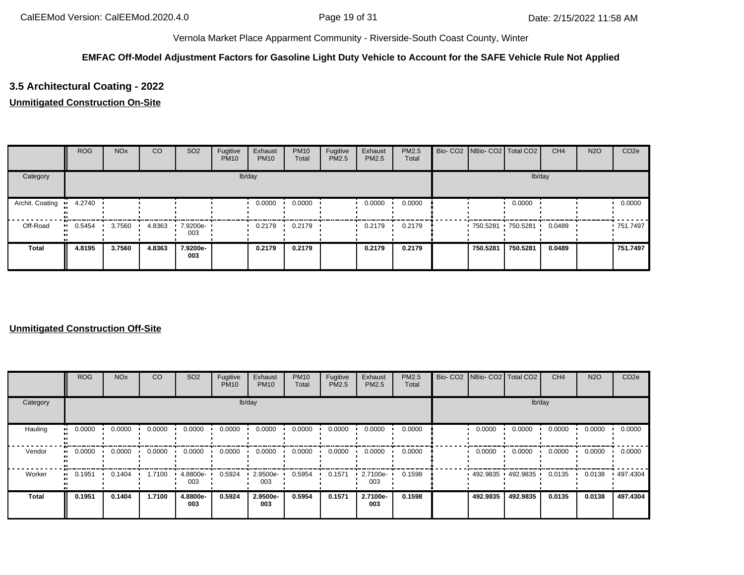Vernola Market Place Apparment Community - Riverside-South Coast County, Winter

**EMFAC Off-Model Adjustment Factors for Gasoline Light Duty Vehicle to Account for the SAFE Vehicle Rule Not Applied**

### 3.5 Architectural Coating - 2022

**Unmitigated Construction On-Site**

| | ROG | NOx | CO | SO2 | Fugitive PM10 | Exhaust PM10 | PM10 Total | Fugitive PM2.5 | Exhaust PM2.5 | PM2.5 Total | Bio- CO2 | NBio- CO2 | Total CO2 | CH4 | N2O | CO2e |
|---|---|---|---|---|---|---|---|---|---|---|---|---|---|---|---|---|
| Category | lb/day | | | | | | | | | | lb/day | | | | | |
| Archit. Coating | 4.2740 | | | | | 0.0000 | 0.0000 | | 0.0000 | 0.0000 | | | 0.0000 | | | 0.0000 |
| Off-Road | 0.5454 | 3.7560 | 4.8363 | 7.9200e-003 | | 0.2179 | 0.2179 | | 0.2179 | 0.2179 | | 750.5281 | 750.5281 | 0.0489 | | 751.7497 |
| **Total** | **4.8195** | **3.7560** | **4.8363** | **7.9200e-003** | | **0.2179** | **0.2179** | | **0.2179** | **0.2179** | | **750.5281** | **750.5281** | **0.0489** | | **751.7497** |

**Unmitigated Construction Off-Site**

| | ROG | NOx | CO | SO2 | Fugitive PM10 | Exhaust PM10 | PM10 Total | Fugitive PM2.5 | Exhaust PM2.5 | PM2.5 Total | Bio- CO2 | NBio- CO2 | Total CO2 | CH4 | N2O | CO2e |
|---|---|---|---|---|---|---|---|---|---|---|---|---|---|---|---|---|
| Category | lb/day | | | | | | | | | | lb/day | | | | | |
| Hauling | 0.0000 | 0.0000 | 0.0000 | 0.0000 | 0.0000 | 0.0000 | 0.0000 | 0.0000 | 0.0000 | 0.0000 | | 0.0000 | 0.0000 | 0.0000 | 0.0000 | 0.0000 |
| Vendor | 0.0000 | 0.0000 | 0.0000 | 0.0000 | 0.0000 | 0.0000 | 0.0000 | 0.0000 | 0.0000 | 0.0000 | | 0.0000 | 0.0000 | 0.0000 | 0.0000 | 0.0000 |
| Worker | 0.1951 | 0.1404 | 1.7100 | 4.8800e-003 | 0.5924 | 2.9500e-003 | 0.5954 | 0.1571 | 2.7100e-003 | 0.1598 | | 492.9835 | 492.9835 | 0.0135 | 0.0138 | 497.4304 |
| **Total** | **0.1951** | **0.1404** | **1.7100** | **4.8800e-003** | **0.5924** | **2.9500e-003** | **0.5954** | **0.1571** | **2.7100e-003** | **0.1598** | | **492.9835** | **492.9835** | **0.0135** | **0.0138** | **497.4304** |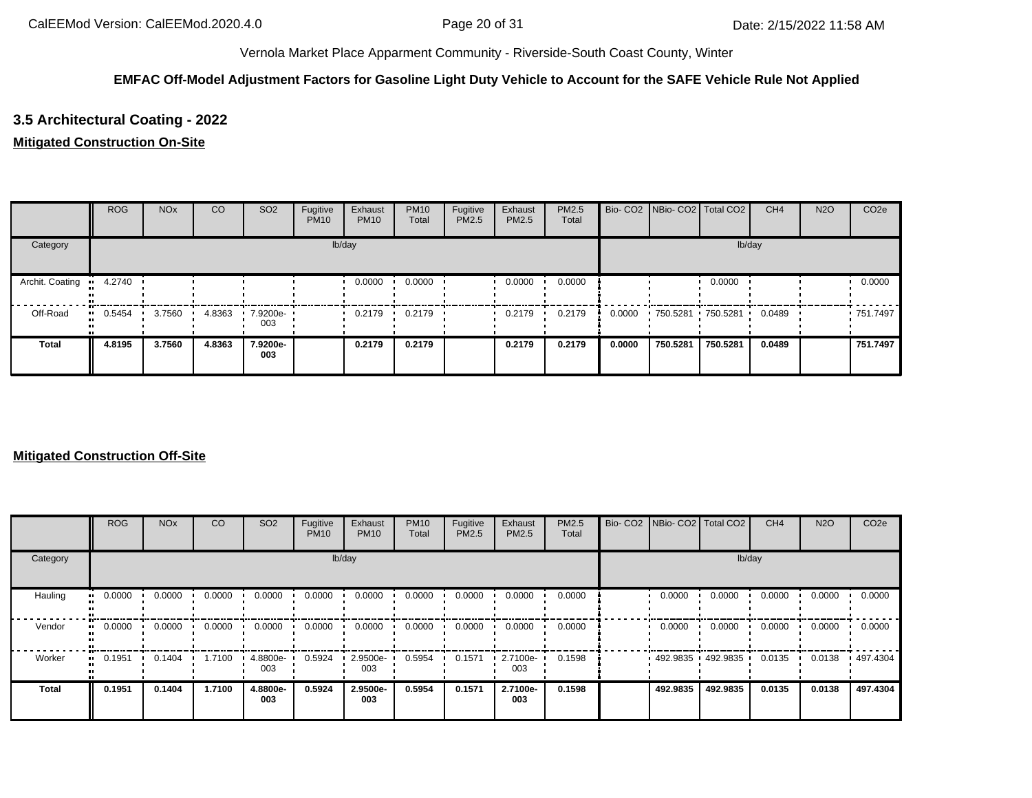Vernola Market Place Apparment Community - Riverside-South Coast County, Winter

**EMFAC Off-Model Adjustment Factors for Gasoline Light Duty Vehicle to Account for the SAFE Vehicle Rule Not Applied**

### 3.5 Architectural Coating - 2022

**Mitigated Construction On-Site**

| | ROG | NOx | CO | SO2 | Fugitive PM10 | Exhaust PM10 | PM10 Total | Fugitive PM2.5 | Exhaust PM2.5 | PM2.5 Total | Bio- CO2 | NBio- CO2 | Total CO2 | CH4 | N2O | CO2e |
|---|---|---|---|---|---|---|---|---|---|---|---|---|---|---|---|---|
| Category | lb/day | | | | | | | | | | lb/day | | | | | |
| Archit. Coating | 4.2740 | | | | | 0.0000 | 0.0000 | | 0.0000 | 0.0000 | | | 0.0000 | | | 0.0000 |
| Off-Road | 0.5454 | 3.7560 | 4.8363 | 7.9200e-003 | | 0.2179 | 0.2179 | | 0.2179 | 0.2179 | 0.0000 | 750.5281 | 750.5281 | 0.0489 | | 751.7497 |
| **Total** | **4.8195** | **3.7560** | **4.8363** | **7.9200e-003** | | **0.2179** | **0.2179** | | **0.2179** | **0.2179** | **0.0000** | **750.5281** | **750.5281** | **0.0489** | | **751.7497** |

**Mitigated Construction Off-Site**

| | ROG | NOx | CO | SO2 | Fugitive PM10 | Exhaust PM10 | PM10 Total | Fugitive PM2.5 | Exhaust PM2.5 | PM2.5 Total | Bio- CO2 | NBio- CO2 | Total CO2 | CH4 | N2O | CO2e |
|---|---|---|---|---|---|---|---|---|---|---|---|---|---|---|---|---|
| Category | lb/day | | | | | | | | | | lb/day | | | | | |
| Hauling | 0.0000 | 0.0000 | 0.0000 | 0.0000 | 0.0000 | 0.0000 | 0.0000 | 0.0000 | 0.0000 | 0.0000 | | 0.0000 | 0.0000 | 0.0000 | 0.0000 | 0.0000 |
| Vendor | 0.0000 | 0.0000 | 0.0000 | 0.0000 | 0.0000 | 0.0000 | 0.0000 | 0.0000 | 0.0000 | 0.0000 | | 0.0000 | 0.0000 | 0.0000 | 0.0000 | 0.0000 |
| Worker | 0.1951 | 0.1404 | 1.7100 | 4.8800e-003 | 0.5924 | 2.9500e-003 | 0.5954 | 0.1571 | 2.7100e-003 | 0.1598 | | 492.9835 | 492.9835 | 0.0135 | 0.0138 | 497.4304 |
| **Total** | **0.1951** | **0.1404** | **1.7100** | **4.8800e-003** | **0.5924** | **2.9500e-003** | **0.5954** | **0.1571** | **2.7100e-003** | **0.1598** | | **492.9835** | **492.9835** | **0.0135** | **0.0138** | **497.4304** |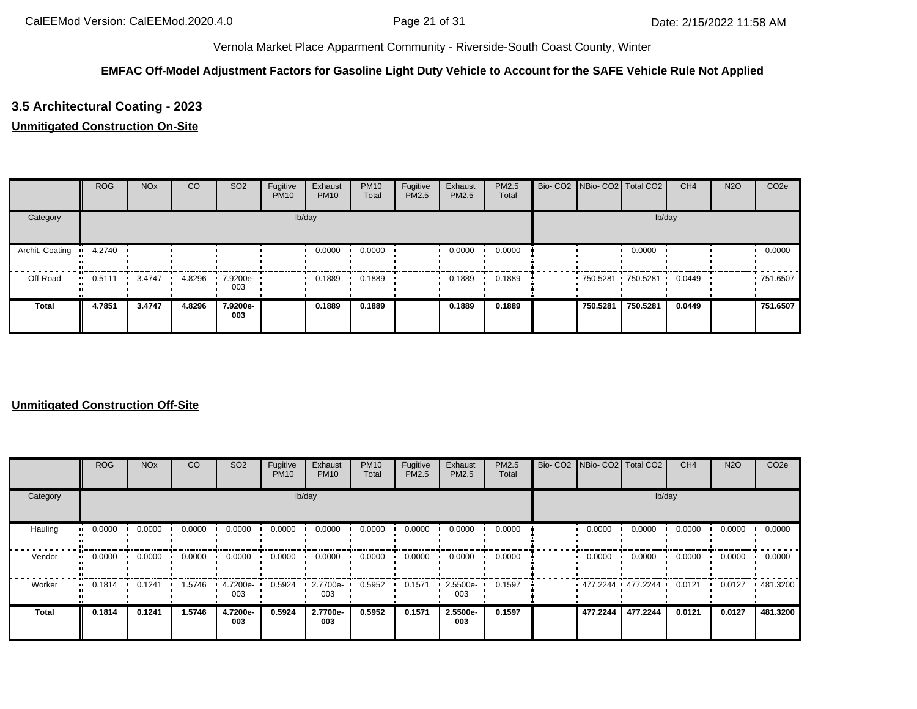Vernola Market Place Apparment Community - Riverside-South Coast County, Winter

**EMFAC Off-Model Adjustment Factors for Gasoline Light Duty Vehicle to Account for the SAFE Vehicle Rule Not Applied**

### 3.5 Architectural Coating - 2023

**Unmitigated Construction On-Site**

| | ROG | NOx | CO | SO2 | Fugitive PM10 | Exhaust PM10 | PM10 Total | Fugitive PM2.5 | Exhaust PM2.5 | PM2.5 Total | Bio- CO2 | NBio- CO2 | Total CO2 | CH4 | N2O | CO2e |
|---|---|---|---|---|---|---|---|---|---|---|---|---|---|---|---|---|
| Category | lb/day | | | | | | | | | | lb/day | | | | | |
| Archit. Coating | 4.2740 | | | | | 0.0000 | 0.0000 | | 0.0000 | 0.0000 | | | 0.0000 | | | 0.0000 |
| Off-Road | 0.5111 | 3.4747 | 4.8296 | 7.9200e-003 | | 0.1889 | 0.1889 | | 0.1889 | 0.1889 | | 750.5281 | 750.5281 | 0.0449 | | 751.6507 |
| **Total** | **4.7851** | **3.4747** | **4.8296** | **7.9200e-003** | | **0.1889** | **0.1889** | | **0.1889** | **0.1889** | | **750.5281** | **750.5281** | **0.0449** | | **751.6507** |

**Unmitigated Construction Off-Site**

| | ROG | NOx | CO | SO2 | Fugitive PM10 | Exhaust PM10 | PM10 Total | Fugitive PM2.5 | Exhaust PM2.5 | PM2.5 Total | Bio- CO2 | NBio- CO2 | Total CO2 | CH4 | N2O | CO2e |
|---|---|---|---|---|---|---|---|---|---|---|---|---|---|---|---|---|
| Category | lb/day | | | | | | | | | | lb/day | | | | | |
| Hauling | 0.0000 | 0.0000 | 0.0000 | 0.0000 | 0.0000 | 0.0000 | 0.0000 | 0.0000 | 0.0000 | 0.0000 | | 0.0000 | 0.0000 | 0.0000 | 0.0000 | 0.0000 |
| Vendor | 0.0000 | 0.0000 | 0.0000 | 0.0000 | 0.0000 | 0.0000 | 0.0000 | 0.0000 | 0.0000 | 0.0000 | | 0.0000 | 0.0000 | 0.0000 | 0.0000 | 0.0000 |
| Worker | 0.1814 | 0.1241 | 1.5746 | 4.7200e-003 | 0.5924 | 2.7700e-003 | 0.5952 | 0.1571 | 2.5500e-003 | 0.1597 | | 477.2244 | 477.2244 | 0.0121 | 0.0127 | 481.3200 |
| **Total** | **0.1814** | **0.1241** | **1.5746** | **4.7200e-003** | **0.5924** | **2.7700e-003** | **0.5952** | **0.1571** | **2.5500e-003** | **0.1597** | | **477.2244** | **477.2244** | **0.0121** | **0.0127** | **481.3200** |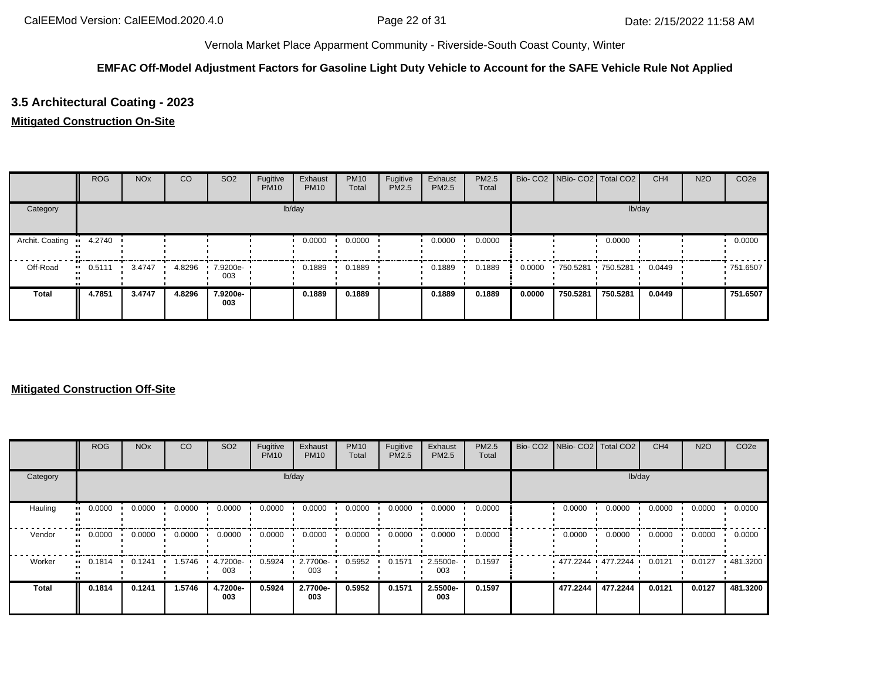Vernola Market Place Apparment Community - Riverside-South Coast County, Winter

**EMFAC Off-Model Adjustment Factors for Gasoline Light Duty Vehicle to Account for the SAFE Vehicle Rule Not Applied**

### 3.5 Architectural Coating - 2023

**Mitigated Construction On-Site**

| | ROG | NOx | CO | SO2 | Fugitive PM10 | Exhaust PM10 | PM10 Total | Fugitive PM2.5 | Exhaust PM2.5 | PM2.5 Total | Bio- CO2 | NBio- CO2 | Total CO2 | CH4 | N2O | CO2e |
|---|---|---|---|---|---|---|---|---|---|---|---|---|---|---|---|---|
| Category | lb/day | | | | | | | | | | lb/day | | | | | |
| Archit. Coating | 4.2740 | | | | | 0.0000 | 0.0000 | | 0.0000 | 0.0000 | | | 0.0000 | | | 0.0000 |
| Off-Road | 0.5111 | 3.4747 | 4.8296 | 7.9200e-003 | | 0.1889 | 0.1889 | | 0.1889 | 0.1889 | 0.0000 | 750.5281 | 750.5281 | 0.0449 | | 751.6507 |
| **Total** | **4.7851** | **3.4747** | **4.8296** | **7.9200e-003** | | **0.1889** | **0.1889** | | **0.1889** | **0.1889** | **0.0000** | **750.5281** | **750.5281** | **0.0449** | | **751.6507** |

**Mitigated Construction Off-Site**

| | ROG | NOx | CO | SO2 | Fugitive PM10 | Exhaust PM10 | PM10 Total | Fugitive PM2.5 | Exhaust PM2.5 | PM2.5 Total | Bio- CO2 | NBio- CO2 | Total CO2 | CH4 | N2O | CO2e |
|---|---|---|---|---|---|---|---|---|---|---|---|---|---|---|---|---|
| Category | lb/day | | | | | | | | | | lb/day | | | | | |
| Hauling | 0.0000 | 0.0000 | 0.0000 | 0.0000 | 0.0000 | 0.0000 | 0.0000 | 0.0000 | 0.0000 | 0.0000 | | 0.0000 | 0.0000 | 0.0000 | 0.0000 | 0.0000 |
| Vendor | 0.0000 | 0.0000 | 0.0000 | 0.0000 | 0.0000 | 0.0000 | 0.0000 | 0.0000 | 0.0000 | 0.0000 | | 0.0000 | 0.0000 | 0.0000 | 0.0000 | 0.0000 |
| Worker | 0.1814 | 0.1241 | 1.5746 | 4.7200e-003 | 0.5924 | 2.7700e-003 | 0.5952 | 0.1571 | 2.5500e-003 | 0.1597 | | 477.2244 | 477.2244 | 0.0121 | 0.0127 | 481.3200 |
| **Total** | **0.1814** | **0.1241** | **1.5746** | **4.7200e-003** | **0.5924** | **2.7700e-003** | **0.5952** | **0.1571** | **2.5500e-003** | **0.1597** | | **477.2244** | **477.2244** | **0.0121** | **0.0127** | **481.3200** |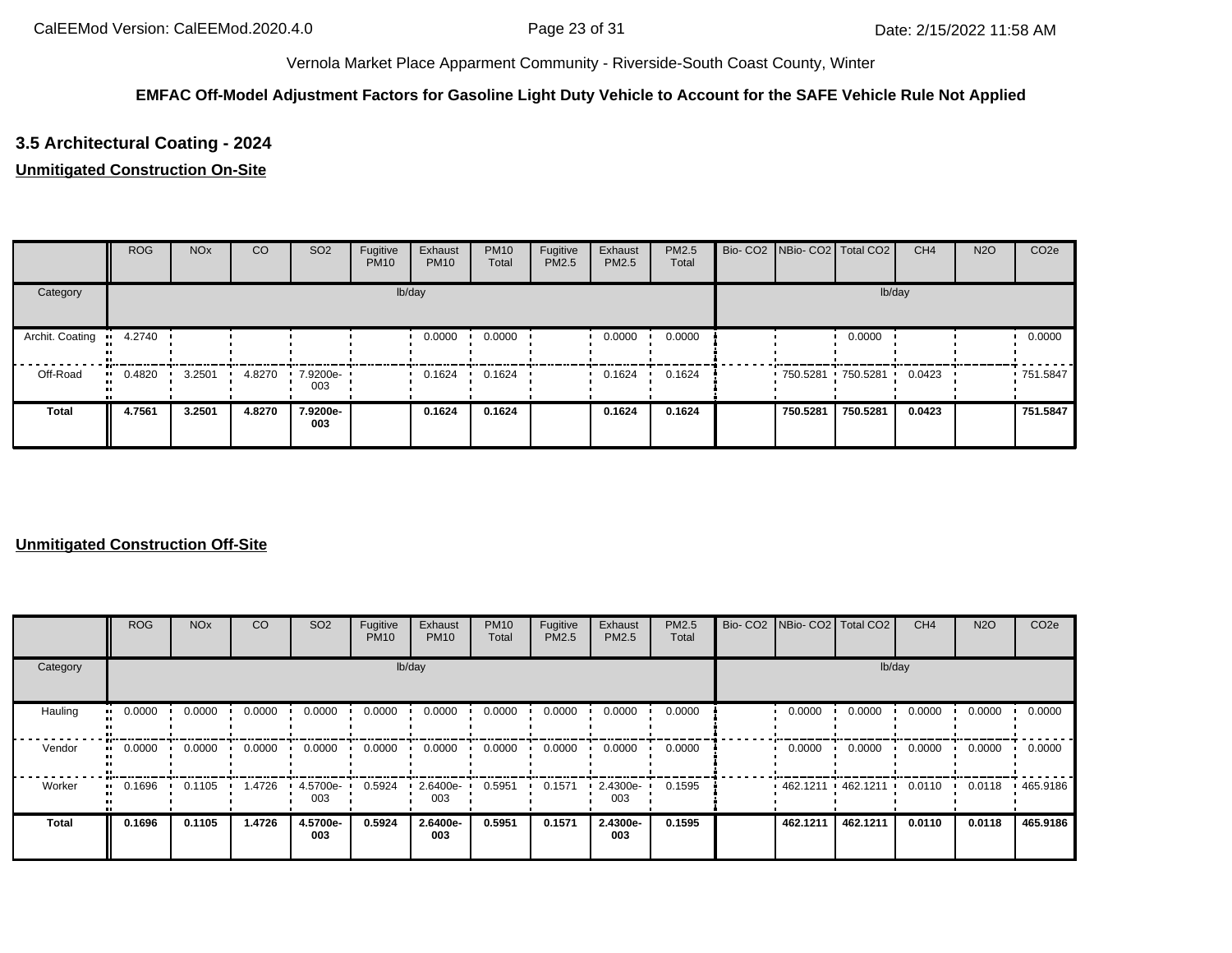Vernola Market Place Apparment Community - Riverside-South Coast County, Winter

**EMFAC Off-Model Adjustment Factors for Gasoline Light Duty Vehicle to Account for the SAFE Vehicle Rule Not Applied**

### 3.5 Architectural Coating - 2024

**Unmitigated Construction On-Site**

| | ROG | NOx | CO | SO2 | Fugitive PM10 | Exhaust PM10 | PM10 Total | Fugitive PM2.5 | Exhaust PM2.5 | PM2.5 Total | Bio- CO2 | NBio- CO2 | Total CO2 | CH4 | N2O | CO2e |
|---|---|---|---|---|---|---|---|---|---|---|---|---|---|---|---|---|
| Category | lb/day | | | | | | | | | | lb/day | | | | | |
| Archit. Coating | 4.2740 | | | | | 0.0000 | 0.0000 | | 0.0000 | 0.0000 | | | 0.0000 | | | 0.0000 |
| Off-Road | 0.4820 | 3.2501 | 4.8270 | 7.9200e-003 | | 0.1624 | 0.1624 | | 0.1624 | 0.1624 | | 750.5281 | 750.5281 | 0.0423 | | 751.5847 |
| **Total** | **4.7561** | **3.2501** | **4.8270** | **7.9200e-003** | | **0.1624** | **0.1624** | | **0.1624** | **0.1624** | | **750.5281** | **750.5281** | **0.0423** | | **751.5847** |

**Unmitigated Construction Off-Site**

| | ROG | NOx | CO | SO2 | Fugitive PM10 | Exhaust PM10 | PM10 Total | Fugitive PM2.5 | Exhaust PM2.5 | PM2.5 Total | Bio- CO2 | NBio- CO2 | Total CO2 | CH4 | N2O | CO2e |
|---|---|---|---|---|---|---|---|---|---|---|---|---|---|---|---|---|
| Category | lb/day | | | | | | | | | | lb/day | | | | | |
| Hauling | 0.0000 | 0.0000 | 0.0000 | 0.0000 | 0.0000 | 0.0000 | 0.0000 | 0.0000 | 0.0000 | 0.0000 | | 0.0000 | 0.0000 | 0.0000 | 0.0000 | 0.0000 |
| Vendor | 0.0000 | 0.0000 | 0.0000 | 0.0000 | 0.0000 | 0.0000 | 0.0000 | 0.0000 | 0.0000 | 0.0000 | | 0.0000 | 0.0000 | 0.0000 | 0.0000 | 0.0000 |
| Worker | 0.1696 | 0.1105 | 1.4726 | 4.5700e-003 | 0.5924 | 2.6400e-003 | 0.5951 | 0.1571 | 2.4300e-003 | 0.1595 | | 462.1211 | 462.1211 | 0.0110 | 0.0118 | 465.9186 |
| **Total** | **0.1696** | **0.1105** | **1.4726** | **4.5700e-003** | **0.5924** | **2.6400e-003** | **0.5951** | **0.1571** | **2.4300e-003** | **0.1595** | | **462.1211** | **462.1211** | **0.0110** | **0.0118** | **465.9186** |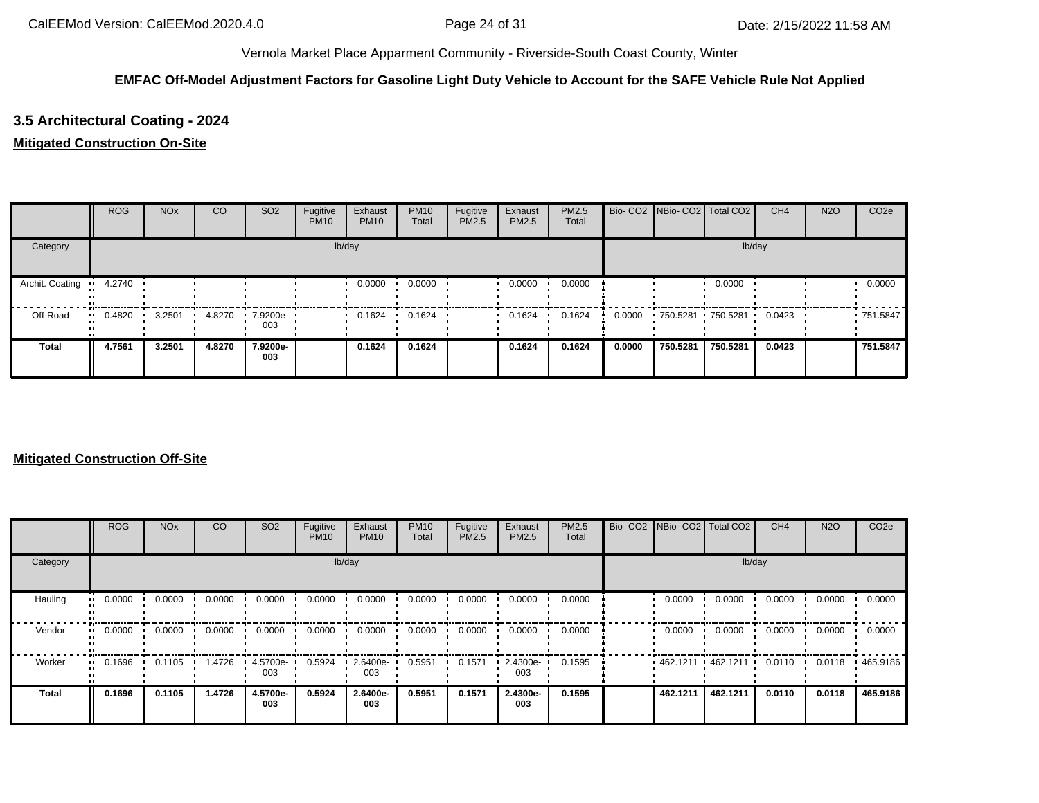Vernola Market Place Apparment Community - Riverside-South Coast County, Winter

**EMFAC Off-Model Adjustment Factors for Gasoline Light Duty Vehicle to Account for the SAFE Vehicle Rule Not Applied**

## 3.5 Architectural Coating - 2024

**Mitigated Construction On-Site**

| | ROG | NOx | CO | SO2 | Fugitive PM10 | Exhaust PM10 | PM10 Total | Fugitive PM2.5 | Exhaust PM2.5 | PM2.5 Total | Bio- CO2 | NBio- CO2 | Total CO2 | CH4 | N2O | CO2e |
|---|---|---|---|---|---|---|---|---|---|---|---|---|---|---|---|---|
| Category | lb/day | | | | | | | | | | lb/day | | | | | |
| Archit. Coating | 4.2740 | | | | | 0.0000 | 0.0000 | | 0.0000 | 0.0000 | | | 0.0000 | | | 0.0000 |
| Off-Road | 0.4820 | 3.2501 | 4.8270 | 7.9200e-003 | | 0.1624 | 0.1624 | | 0.1624 | 0.1624 | 0.0000 | 750.5281 | 750.5281 | 0.0423 | | 751.5847 |
| **Total** | **4.7561** | **3.2501** | **4.8270** | **7.9200e-003** | | **0.1624** | **0.1624** | | **0.1624** | **0.1624** | **0.0000** | **750.5281** | **750.5281** | **0.0423** | | **751.5847** |

**Mitigated Construction Off-Site**

| | ROG | NOx | CO | SO2 | Fugitive PM10 | Exhaust PM10 | PM10 Total | Fugitive PM2.5 | Exhaust PM2.5 | PM2.5 Total | Bio- CO2 | NBio- CO2 | Total CO2 | CH4 | N2O | CO2e |
|---|---|---|---|---|---|---|---|---|---|---|---|---|---|---|---|---|
| Category | lb/day | | | | | | | | | | lb/day | | | | | |
| Hauling | 0.0000 | 0.0000 | 0.0000 | 0.0000 | 0.0000 | 0.0000 | 0.0000 | 0.0000 | 0.0000 | 0.0000 | | 0.0000 | 0.0000 | 0.0000 | 0.0000 | 0.0000 |
| Vendor | 0.0000 | 0.0000 | 0.0000 | 0.0000 | 0.0000 | 0.0000 | 0.0000 | 0.0000 | 0.0000 | 0.0000 | | 0.0000 | 0.0000 | 0.0000 | 0.0000 | 0.0000 |
| Worker | 0.1696 | 0.1105 | 1.4726 | 4.5700e-003 | 0.5924 | 2.6400e-003 | 0.5951 | 0.1571 | 2.4300e-003 | 0.1595 | | 462.1211 | 462.1211 | 0.0110 | 0.0118 | 465.9186 |
| **Total** | **0.1696** | **0.1105** | **1.4726** | **4.5700e-003** | **0.5924** | **2.6400e-003** | **0.5951** | **0.1571** | **2.4300e-003** | **0.1595** | | **462.1211** | **462.1211** | **0.0110** | **0.0118** | **465.9186** |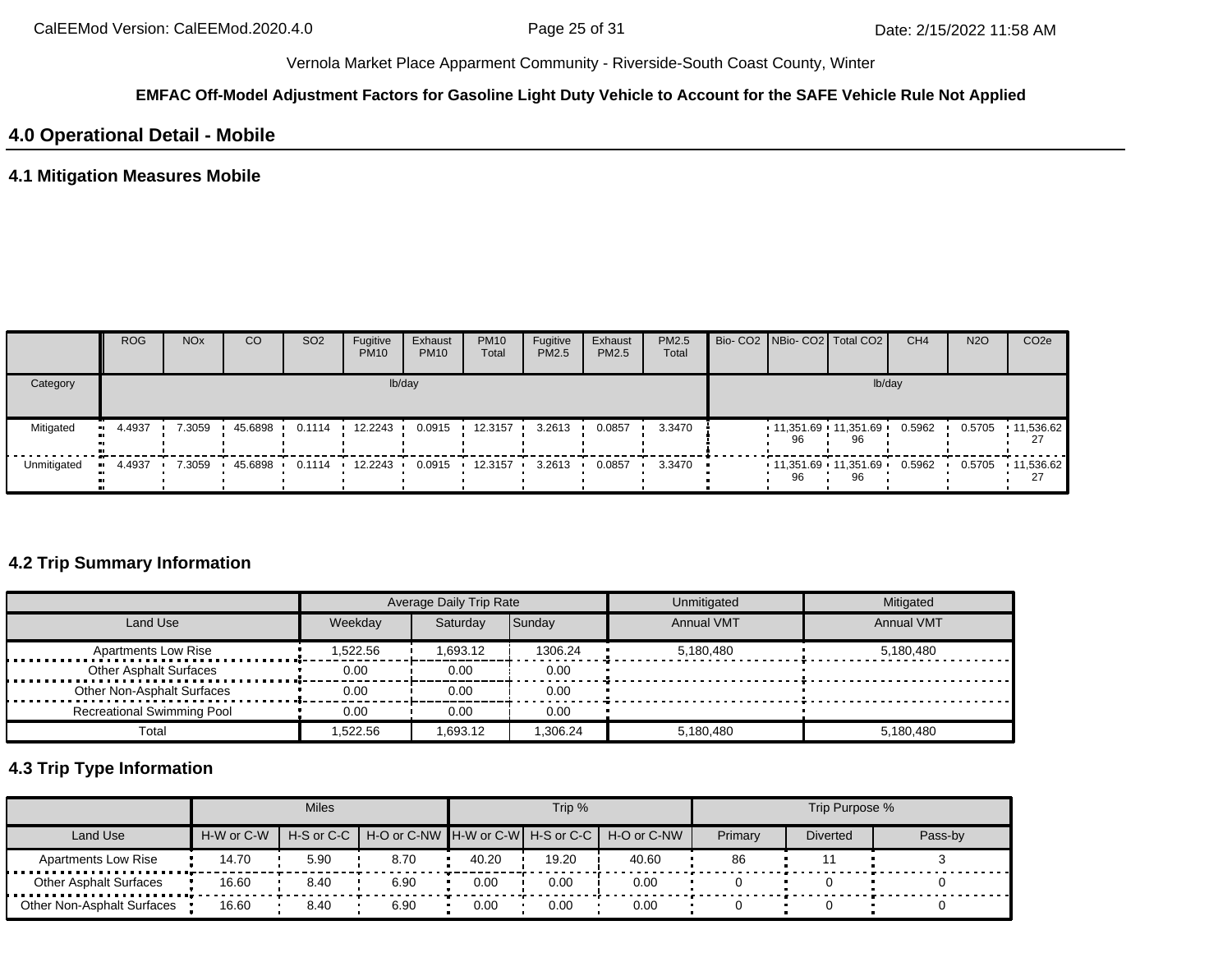Vernola Market Place Apparment Community - Riverside-South Coast County, Winter

**EMFAC Off-Model Adjustment Factors for Gasoline Light Duty Vehicle to Account for the SAFE Vehicle Rule Not Applied**

## 4.0 Operational Detail - Mobile

### 4.1 Mitigation Measures Mobile

| | ROG | NOx | CO | SO2 | Fugitive PM10 | Exhaust PM10 | PM10 Total | Fugitive PM2.5 | Exhaust PM2.5 | PM2.5 Total | Bio- CO2 | NBio- CO2 | Total CO2 | CH4 | N2O | CO2e |
|---|---|---|---|---|---|---|---|---|---|---|---|---|---|---|---|---|
| Category | lb/day | | | | | | | | | | lb/day | | | | | |
| Mitigated | 4.4937 | 7.3059 | 45.6898 | 0.1114 | 12.2243 | 0.0915 | 12.3157 | 3.2613 | 0.0857 | 3.3470 | | 11,351.6996 | 11,351.6996 | 0.5962 | 0.5705 | 11,536.6227 |
| Unmitigated | 4.4937 | 7.3059 | 45.6898 | 0.1114 | 12.2243 | 0.0915 | 12.3157 | 3.2613 | 0.0857 | 3.3470 | | 11,351.6996 | 11,351.6996 | 0.5962 | 0.5705 | 11,536.6227 |

### 4.2 Trip Summary Information

| | Average Daily Trip Rate | | | Unmitigated | Mitigated |
|---|---|---|---|---|---|
| Land Use | Weekday | Saturday | Sunday | Annual VMT | Annual VMT |
| Apartments Low Rise | 1,522.56 | 1,693.12 | 1306.24 | 5,180,480 | 5,180,480 |
| Other Asphalt Surfaces | 0.00 | 0.00 | 0.00 | | |
| Other Non-Asphalt Surfaces | 0.00 | 0.00 | 0.00 | | |
| Recreational Swimming Pool | 0.00 | 0.00 | 0.00 | | |
| Total | 1,522.56 | 1,693.12 | 1,306.24 | 5,180,480 | 5,180,480 |

### 4.3 Trip Type Information

| | Miles | | | Trip % | | | Trip Purpose % | | |
|---|---|---|---|---|---|---|---|---|---|
| Land Use | H-W or C-W | H-S or C-C | H-O or C-NW | H-W or C-W | H-S or C-C | H-O or C-NW | Primary | Diverted | Pass-by |
| Apartments Low Rise | 14.70 | 5.90 | 8.70 | 40.20 | 19.20 | 40.60 | 86 | 11 | 3 |
| Other Asphalt Surfaces | 16.60 | 8.40 | 6.90 | 0.00 | 0.00 | 0.00 | 0 | 0 | 0 |
| Other Non-Asphalt Surfaces | 16.60 | 8.40 | 6.90 | 0.00 | 0.00 | 0.00 | 0 | 0 | 0 |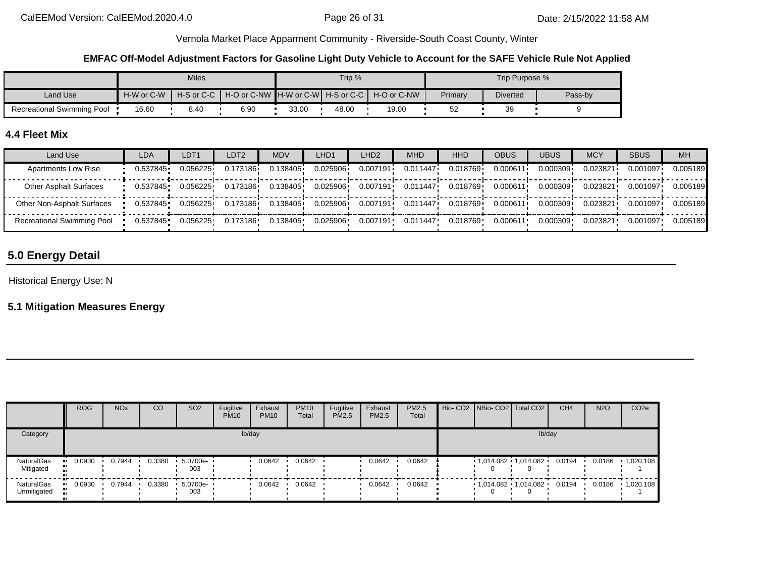Vernola Market Place Apparment Community - Riverside-South Coast County, Winter

**EMFAC Off-Model Adjustment Factors for Gasoline Light Duty Vehicle to Account for the SAFE Vehicle Rule Not Applied**

| | Miles | | | Trip % | | | Trip Purpose % | | |
|---|---|---|---|---|---|---|---|---|---|
| Land Use | H-W or C-W | H-S or C-C | H-O or C-NW | H-W or C-W | H-S or C-C | H-O or C-NW | Primary | Diverted | Pass-by |
| Recreational Swimming Pool | 16.60 | 8.40 | 6.90 | 33.00 | 48.00 | 19.00 | 52 | 39 | 9 |

### 4.4 Fleet Mix

| Land Use | LDA | LDT1 | LDT2 | MDV | LHD1 | LHD2 | MHD | HHD | OBUS | UBUS | MCY | SBUS | MH |
|---|---|---|---|---|---|---|---|---|---|---|---|---|---|
| Apartments Low Rise | 0.537845 | 0.056225 | 0.173186 | 0.138405 | 0.025906 | 0.007191 | 0.011447 | 0.018769 | 0.000611 | 0.000309 | 0.023821 | 0.001097 | 0.005189 |
| Other Asphalt Surfaces | 0.537845 | 0.056225 | 0.173186 | 0.138405 | 0.025906 | 0.007191 | 0.011447 | 0.018769 | 0.000611 | 0.000309 | 0.023821 | 0.001097 | 0.005189 |
| Other Non-Asphalt Surfaces | 0.537845 | 0.056225 | 0.173186 | 0.138405 | 0.025906 | 0.007191 | 0.011447 | 0.018769 | 0.000611 | 0.000309 | 0.023821 | 0.001097 | 0.005189 |
| Recreational Swimming Pool | 0.537845 | 0.056225 | 0.173186 | 0.138405 | 0.025906 | 0.007191 | 0.011447 | 0.018769 | 0.000611 | 0.000309 | 0.023821 | 0.001097 | 0.005189 |

## 5.0 Energy Detail

Historical Energy Use: N

### 5.1 Mitigation Measures Energy

| | ROG | NOx | CO | SO2 | Fugitive PM10 | Exhaust PM10 | PM10 Total | Fugitive PM2.5 | Exhaust PM2.5 | PM2.5 Total | Bio- CO2 | NBio- CO2 | Total CO2 | CH4 | N2O | CO2e |
|---|---|---|---|---|---|---|---|---|---|---|---|---|---|---|---|---|
| Category | lb/day | | | | | | | | | | lb/day | | | | | |
| NaturalGas Mitigated | 0.0930 | 0.7944 | 0.3380 | 5.0700e-003 | | 0.0642 | 0.0642 | | 0.0642 | 0.0642 | | 1,014.0820 | 1,014.0820 | 0.0194 | 0.0186 | 1,020.1081 |
| NaturalGas Unmitigated | 0.0930 | 0.7944 | 0.3380 | 5.0700e-003 | | 0.0642 | 0.0642 | | 0.0642 | 0.0642 | | 1,014.0820 | 1,014.0820 | 0.0194 | 0.0186 | 1,020.1081 |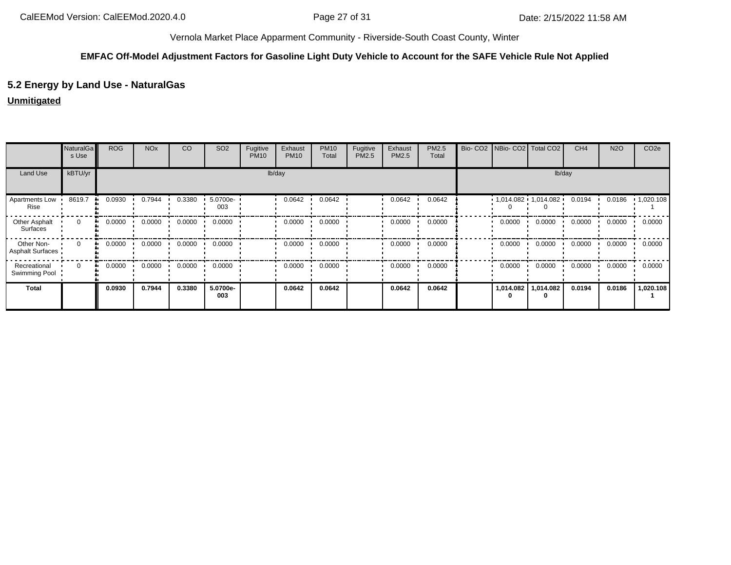Vernola Market Place Apparment Community - Riverside-South Coast County, Winter

**EMFAC Off-Model Adjustment Factors for Gasoline Light Duty Vehicle to Account for the SAFE Vehicle Rule Not Applied**

## 5.2 Energy by Land Use - NaturalGas

**Unmitigated**

| | NaturalGas Use | ROG | NOx | CO | SO2 | Fugitive PM10 | Exhaust PM10 | PM10 Total | Fugitive PM2.5 | Exhaust PM2.5 | PM2.5 Total | Bio- CO2 | NBio- CO2 | Total CO2 | CH4 | N2O | CO2e |
|---|---|---|---|---|---|---|---|---|---|---|---|---|---|---|---|---|---|
| Land Use | kBTU/yr | lb/day | | | | | | | | | | lb/day | | | | | |
| Apartments Low Rise | 8619.7 | 0.0930 | 0.7944 | 0.3380 | 5.0700e-003 | | 0.0642 | 0.0642 | | 0.0642 | 0.0642 | | 1,014.0820 | 1,014.0820 | 0.0194 | 0.0186 | 1,020.1081 |
| Other Asphalt Surfaces | 0 | 0.0000 | 0.0000 | 0.0000 | 0.0000 | | 0.0000 | 0.0000 | | 0.0000 | 0.0000 | | 0.0000 | 0.0000 | 0.0000 | 0.0000 | 0.0000 |
| Other Non-Asphalt Surfaces | 0 | 0.0000 | 0.0000 | 0.0000 | 0.0000 | | 0.0000 | 0.0000 | | 0.0000 | 0.0000 | | 0.0000 | 0.0000 | 0.0000 | 0.0000 | 0.0000 |
| Recreational Swimming Pool | 0 | 0.0000 | 0.0000 | 0.0000 | 0.0000 | | 0.0000 | 0.0000 | | 0.0000 | 0.0000 | | 0.0000 | 0.0000 | 0.0000 | 0.0000 | 0.0000 |
| **Total** | | **0.0930** | **0.7944** | **0.3380** | **5.0700e-003** | | **0.0642** | **0.0642** | | **0.0642** | **0.0642** | | **1,014.0820** | **1,014.0820** | **0.0194** | **0.0186** | **1,020.1081** |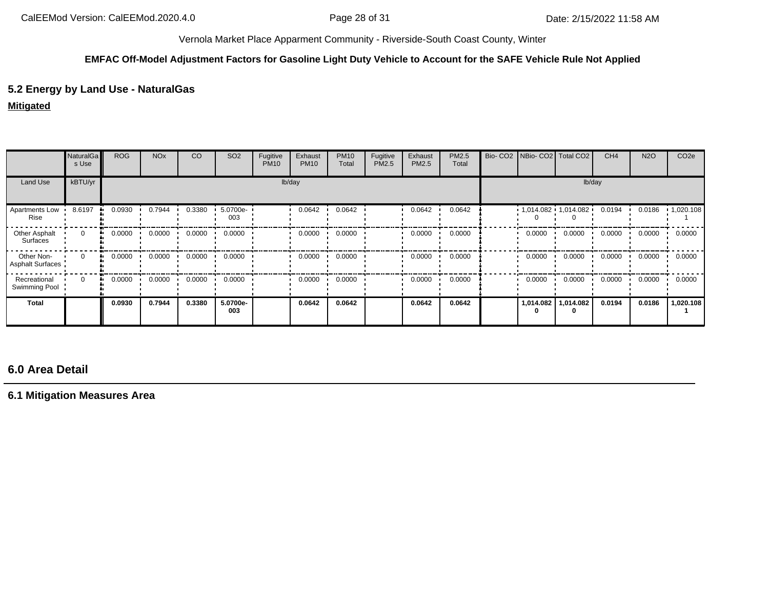Vernola Market Place Apparment Community - Riverside-South Coast County, Winter

**EMFAC Off-Model Adjustment Factors for Gasoline Light Duty Vehicle to Account for the SAFE Vehicle Rule Not Applied**

## 5.2 Energy by Land Use - NaturalGas

**Mitigated**

| | NaturalGas Use | ROG | NOx | CO | SO2 | Fugitive PM10 | Exhaust PM10 | PM10 Total | Fugitive PM2.5 | Exhaust PM2.5 | PM2.5 Total | Bio- CO2 | NBio- CO2 | Total CO2 | CH4 | N2O | CO2e |
|---|---|---|---|---|---|---|---|---|---|---|---|---|---|---|---|---|---|
| Land Use | kBTU/yr | lb/day | | | | | | | | | | lb/day | | | | | |
| Apartments Low Rise | 8.6197 | 0.0930 | 0.7944 | 0.3380 | 5.0700e-003 | | 0.0642 | 0.0642 | | 0.0642 | 0.0642 | | 1,014.0820 | 1,014.0820 | 0.0194 | 0.0186 | 1,020.1081 |
| Other Asphalt Surfaces | 0 | 0.0000 | 0.0000 | 0.0000 | 0.0000 | | 0.0000 | 0.0000 | | 0.0000 | 0.0000 | | 0.0000 | 0.0000 | 0.0000 | 0.0000 | 0.0000 |
| Other Non-Asphalt Surfaces | 0 | 0.0000 | 0.0000 | 0.0000 | 0.0000 | | 0.0000 | 0.0000 | | 0.0000 | 0.0000 | | 0.0000 | 0.0000 | 0.0000 | 0.0000 | 0.0000 |
| Recreational Swimming Pool | 0 | 0.0000 | 0.0000 | 0.0000 | 0.0000 | | 0.0000 | 0.0000 | | 0.0000 | 0.0000 | | 0.0000 | 0.0000 | 0.0000 | 0.0000 | 0.0000 |
| **Total** | | **0.0930** | **0.7944** | **0.3380** | **5.0700e-003** | | **0.0642** | **0.0642** | | **0.0642** | **0.0642** | | **1,014.0820** | **1,014.0820** | **0.0194** | **0.0186** | **1,020.1081** |

## 6.0 Area Detail

### 6.1 Mitigation Measures Area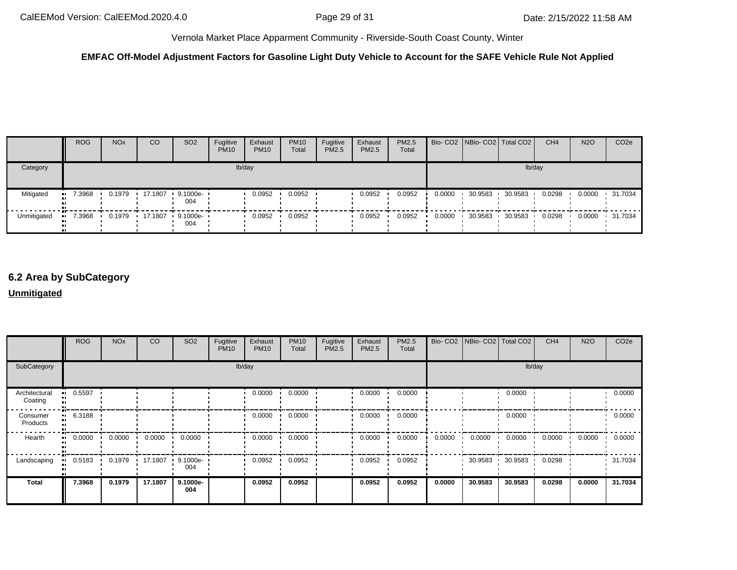**EMFAC Off-Model Adjustment Factors for Gasoline Light Duty Vehicle to Account for the SAFE Vehicle Rule Not Applied**

| | ROG | NOx | CO | SO2 | Fugitive PM10 | Exhaust PM10 | PM10 Total | Fugitive PM2.5 | Exhaust PM2.5 | PM2.5 Total | Bio- CO2 | NBio- CO2 | Total CO2 | CH4 | N2O | CO2e |
|---|---|---|---|---|---|---|---|---|---|---|---|---|---|---|---|---|
| Category | lb/day | | | | | | | | | | lb/day | | | | | |
| Mitigated | 7.3968 | 0.1979 | 17.1807 | 9.1000e-004 | | 0.0952 | 0.0952 | | 0.0952 | 0.0952 | 0.0000 | 30.9583 | 30.9583 | 0.0298 | 0.0000 | 31.7034 |
| Unmitigated | 7.3968 | 0.1979 | 17.1807 | 9.1000e-004 | | 0.0952 | 0.0952 | | 0.0952 | 0.0952 | 0.0000 | 30.9583 | 30.9583 | 0.0298 | 0.0000 | 31.7034 |

## 6.2 Area by SubCategory

**Unmitigated**

| | ROG | NOx | CO | SO2 | Fugitive PM10 | Exhaust PM10 | PM10 Total | Fugitive PM2.5 | Exhaust PM2.5 | PM2.5 Total | Bio- CO2 | NBio- CO2 | Total CO2 | CH4 | N2O | CO2e |
|---|---|---|---|---|---|---|---|---|---|---|---|---|---|---|---|---|
| SubCategory | lb/day | | | | | | | | | | lb/day | | | | | |
| Architectural Coating | 0.5597 | | | | | 0.0000 | 0.0000 | | 0.0000 | 0.0000 | | | 0.0000 | | | 0.0000 |
| Consumer Products | 6.3188 | | | | | 0.0000 | 0.0000 | | 0.0000 | 0.0000 | | | 0.0000 | | | 0.0000 |
| Hearth | 0.0000 | 0.0000 | 0.0000 | 0.0000 | | 0.0000 | 0.0000 | | 0.0000 | 0.0000 | 0.0000 | 0.0000 | 0.0000 | 0.0000 | 0.0000 | 0.0000 |
| Landscaping | 0.5183 | 0.1979 | 17.1807 | 9.1000e-004 | | 0.0952 | 0.0952 | | 0.0952 | 0.0952 | | 30.9583 | 30.9583 | 0.0298 | | 31.7034 |
| **Total** | **7.3968** | **0.1979** | **17.1807** | **9.1000e-004** | | **0.0952** | **0.0952** | | **0.0952** | **0.0952** | **0.0000** | **30.9583** | **30.9583** | **0.0298** | **0.0000** | **31.7034** |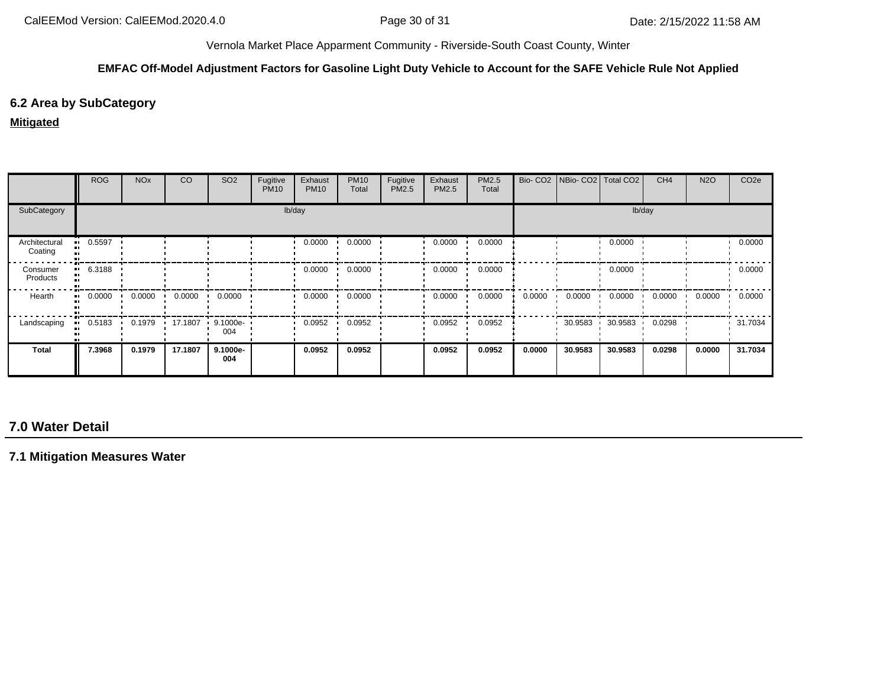Vernola Market Place Apparment Community - Riverside-South Coast County, Winter

**EMFAC Off-Model Adjustment Factors for Gasoline Light Duty Vehicle to Account for the SAFE Vehicle Rule Not Applied**

## 6.2 Area by SubCategory

**Mitigated**

| | ROG | NOx | CO | SO2 | Fugitive PM10 | Exhaust PM10 | PM10 Total | Fugitive PM2.5 | Exhaust PM2.5 | PM2.5 Total | Bio- CO2 | NBio- CO2 | Total CO2 | CH4 | N2O | CO2e |
|---|---|---|---|---|---|---|---|---|---|---|---|---|---|---|---|---|
| SubCategory | lb/day | | | | | | | | | | lb/day | | | | | |
| Architectural Coating | 0.5597 | | | | | 0.0000 | 0.0000 | | 0.0000 | 0.0000 | | | 0.0000 | | | 0.0000 |
| Consumer Products | 6.3188 | | | | | 0.0000 | 0.0000 | | 0.0000 | 0.0000 | | | 0.0000 | | | 0.0000 |
| Hearth | 0.0000 | 0.0000 | 0.0000 | 0.0000 | | 0.0000 | 0.0000 | | 0.0000 | 0.0000 | 0.0000 | 0.0000 | 0.0000 | 0.0000 | 0.0000 | 0.0000 |
| Landscaping | 0.5183 | 0.1979 | 17.1807 | 9.1000e-004 | | 0.0952 | 0.0952 | | 0.0952 | 0.0952 | | 30.9583 | 30.9583 | 0.0298 | | 31.7034 |
| **Total** | **7.3968** | **0.1979** | **17.1807** | **9.1000e-004** | | **0.0952** | **0.0952** | | **0.0952** | **0.0952** | **0.0000** | **30.9583** | **30.9583** | **0.0298** | **0.0000** | **31.7034** |

# 7.0 Water Detail

## 7.1 Mitigation Measures Water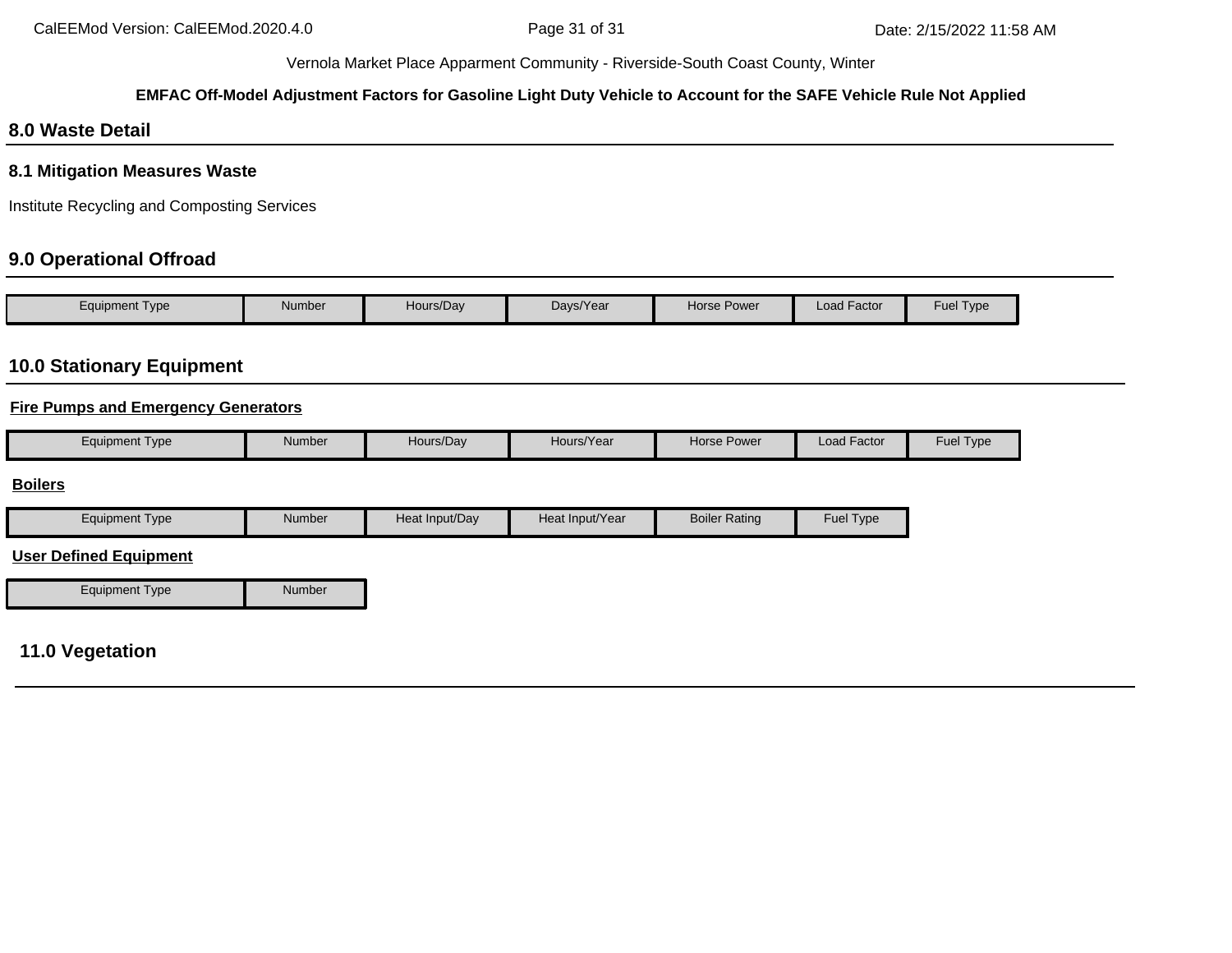## 8.0 Waste Detail

### 8.1 Mitigation Measures Waste

Institute Recycling and Composting Services

## 9.0 Operational Offroad

| Equipment Type | Number | Hours/Day | Days/Year | Horse Power | Load Factor | Fuel Type |
|---|---|---|---|---|---|---|

## 10.0 Stationary Equipment

**Fire Pumps and Emergency Generators**

| Equipment Type | Number | Hours/Day | Hours/Year | Horse Power | Load Factor | Fuel Type |
|---|---|---|---|---|---|---|

**Boilers**

| Equipment Type | Number | Heat Input/Day | Heat Input/Year | Boiler Rating | Fuel Type |
|---|---|---|---|---|---|

**User Defined Equipment**

| Equipment Type | Number |
|---|---|

## 11.0 Vegetation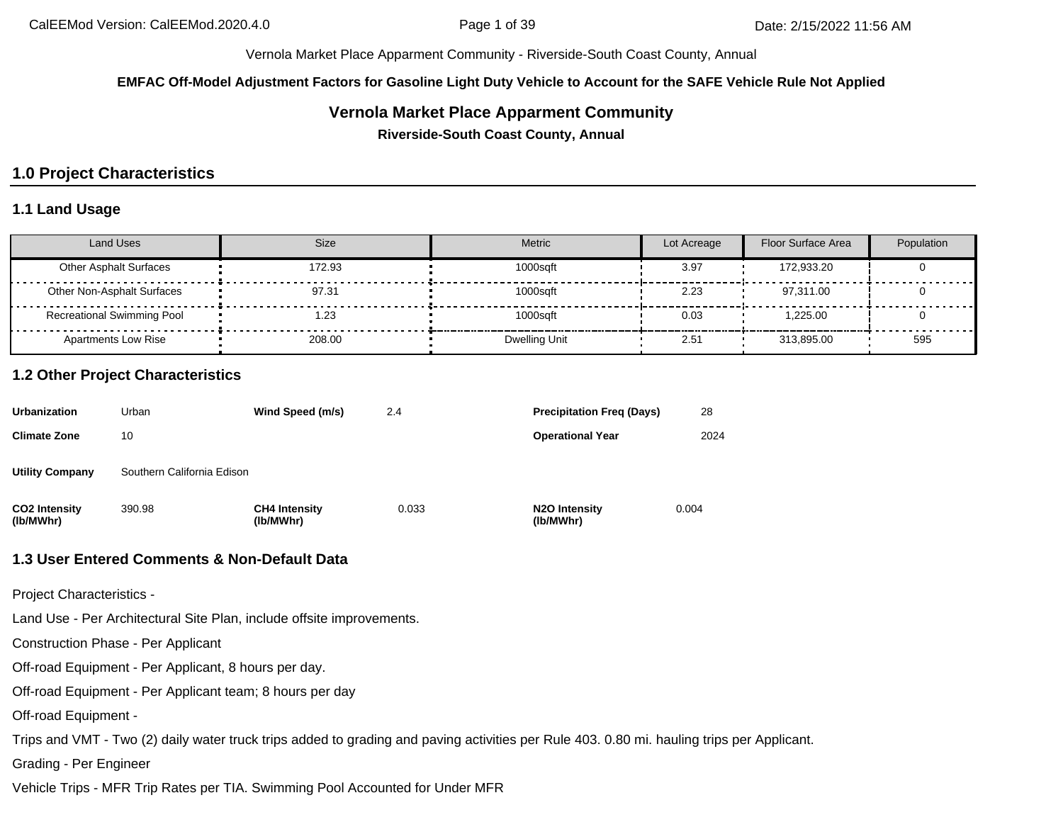Vernola Market Place Apparment Community - Riverside-South Coast County, Annual

**EMFAC Off-Model Adjustment Factors for Gasoline Light Duty Vehicle to Account for the SAFE Vehicle Rule Not Applied**

# Vernola Market Place Apparment Community

**Riverside-South Coast County, Annual**

## 1.0 Project Characteristics

### 1.1 Land Usage

| Land Uses | Size | Metric | Lot Acreage | Floor Surface Area | Population |
|---|---|---|---|---|---|
| Other Asphalt Surfaces | 172.93 | 1000sqft | 3.97 | 172,933.20 | 0 |
| Other Non-Asphalt Surfaces | 97.31 | 1000sqft | 2.23 | 97,311.00 | 0 |
| Recreational Swimming Pool | 1.23 | 1000sqft | 0.03 | 1,225.00 | 0 |
| Apartments Low Rise | 208.00 | Dwelling Unit | 2.51 | 313,895.00 | 595 |

### 1.2 Other Project Characteristics

| | | | | | |
|---|---|---|---|---|---|
| **Urbanization** | Urban | **Wind Speed (m/s)** | 2.4 | **Precipitation Freq (Days)** | 28 |
| **Climate Zone** | 10 | | | **Operational Year** | 2024 |
| **Utility Company** | Southern California Edison | | | | |
| **CO2 Intensity (lb/MWhr)** | 390.98 | **CH4 Intensity (lb/MWhr)** | 0.033 | **N2O Intensity (lb/MWhr)** | 0.004 |

### 1.3 User Entered Comments & Non-Default Data

Project Characteristics -

Land Use - Per Architectural Site Plan, include offsite improvements.

Construction Phase - Per Applicant

Off-road Equipment - Per Applicant, 8 hours per day.

Off-road Equipment - Per Applicant team; 8 hours per day

Off-road Equipment -

Trips and VMT - Two (2) daily water truck trips added to grading and paving activities per Rule 403. 0.80 mi. hauling trips per Applicant.

Grading - Per Engineer

Vehicle Trips - MFR Trip Rates per TIA. Swimming Pool Accounted for Under MFR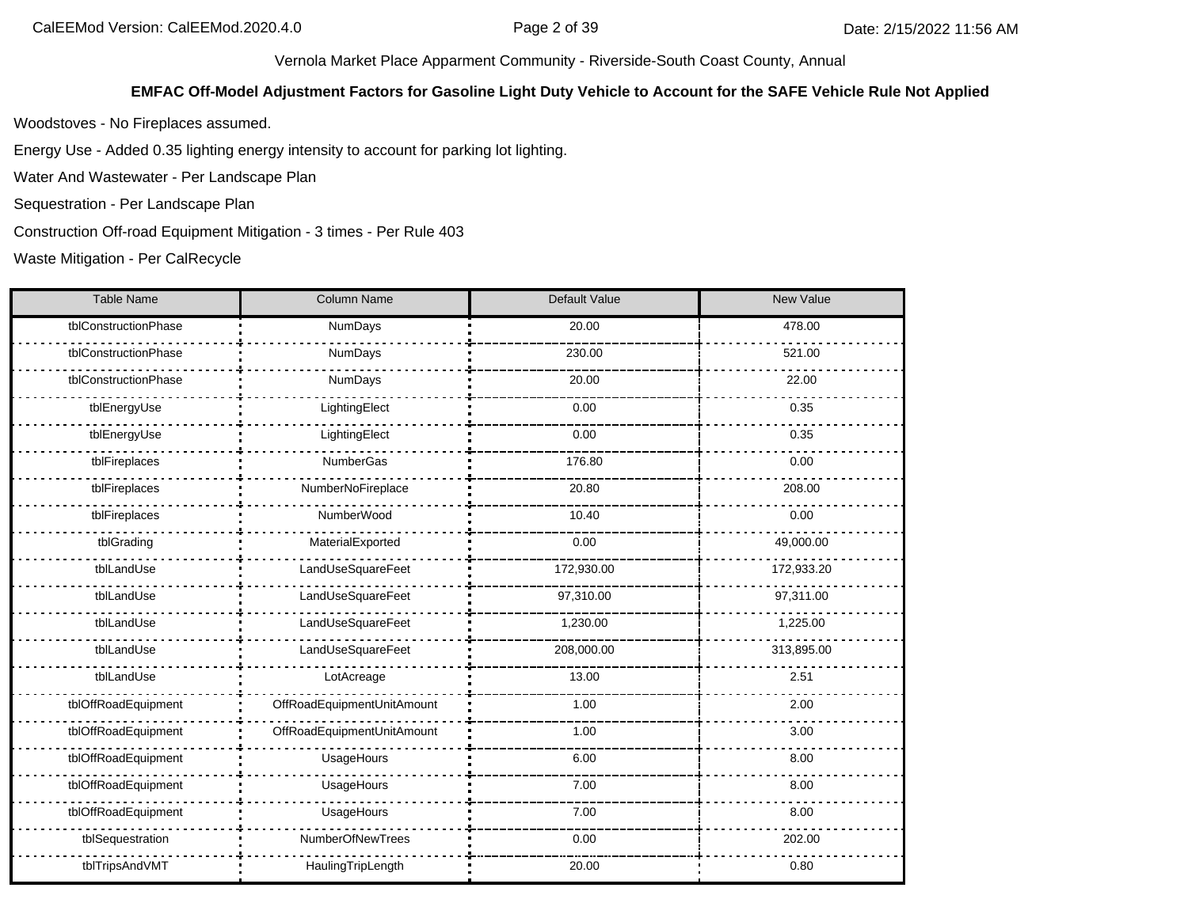Woodstoves - No Fireplaces assumed.

Energy Use - Added 0.35 lighting energy intensity to account for parking lot lighting.

Water And Wastewater - Per Landscape Plan

Sequestration - Per Landscape Plan

Construction Off-road Equipment Mitigation - 3 times - Per Rule 403

Waste Mitigation - Per CalRecycle

| Table Name | Column Name | Default Value | New Value |
|---|---|---|---|
| tblConstructionPhase | NumDays | 20.00 | 478.00 |
| tblConstructionPhase | NumDays | 230.00 | 521.00 |
| tblConstructionPhase | NumDays | 20.00 | 22.00 |
| tblEnergyUse | LightingElect | 0.00 | 0.35 |
| tblEnergyUse | LightingElect | 0.00 | 0.35 |
| tblFireplaces | NumberGas | 176.80 | 0.00 |
| tblFireplaces | NumberNoFireplace | 20.80 | 208.00 |
| tblFireplaces | NumberWood | 10.40 | 0.00 |
| tblGrading | MaterialExported | 0.00 | 49,000.00 |
| tblLandUse | LandUseSquareFeet | 172,930.00 | 172,933.20 |
| tblLandUse | LandUseSquareFeet | 97,310.00 | 97,311.00 |
| tblLandUse | LandUseSquareFeet | 1,230.00 | 1,225.00 |
| tblLandUse | LandUseSquareFeet | 208,000.00 | 313,895.00 |
| tblLandUse | LotAcreage | 13.00 | 2.51 |
| tblOffRoadEquipment | OffRoadEquipmentUnitAmount | 1.00 | 2.00 |
| tblOffRoadEquipment | OffRoadEquipmentUnitAmount | 1.00 | 3.00 |
| tblOffRoadEquipment | UsageHours | 6.00 | 8.00 |
| tblOffRoadEquipment | UsageHours | 7.00 | 8.00 |
| tblOffRoadEquipment | UsageHours | 7.00 | 8.00 |
| tblSequestration | NumberOfNewTrees | 0.00 | 202.00 |
| tblTripsAndVMT | HaulingTripLength | 20.00 | 0.80 |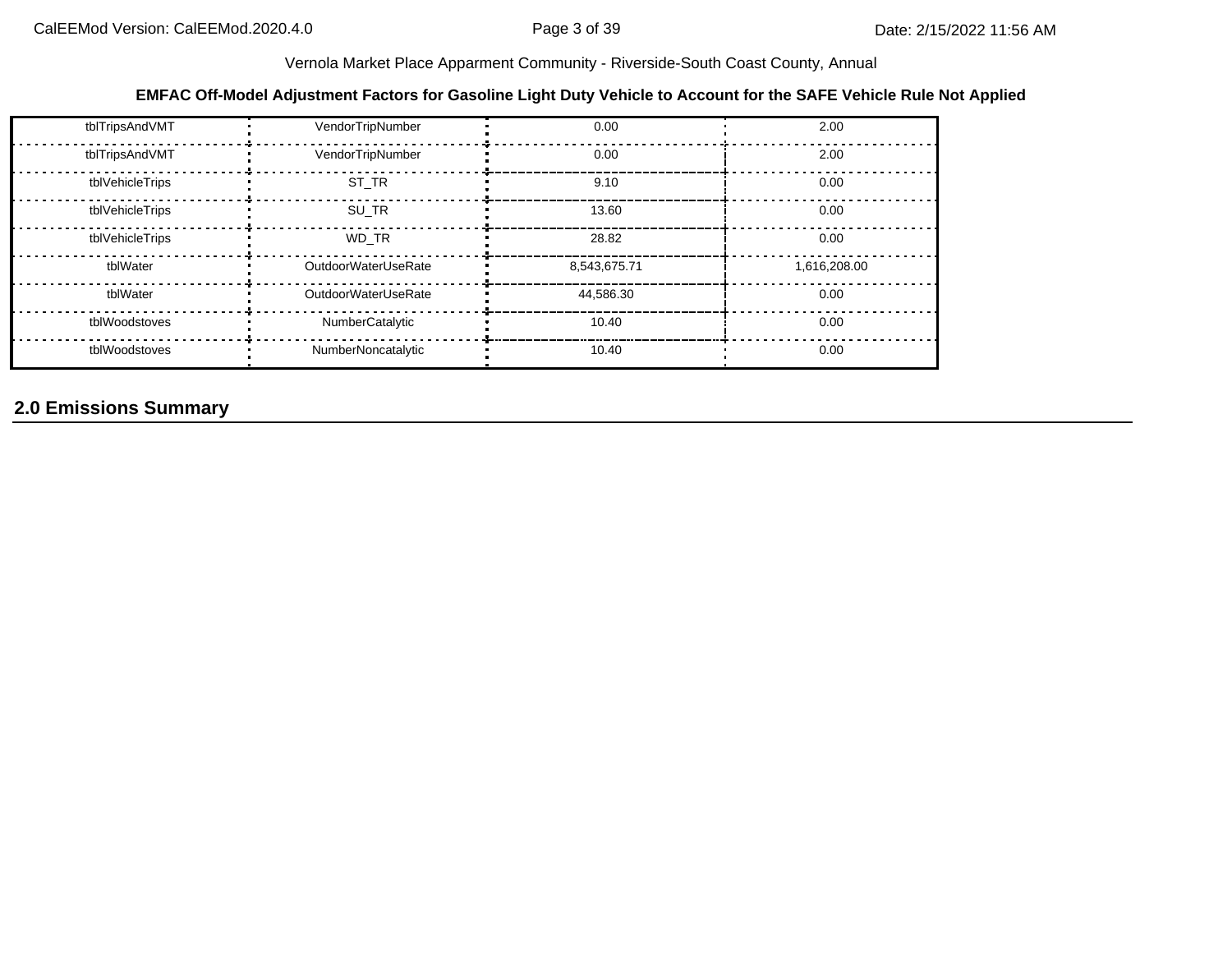Vernola Market Place Apparment Community - Riverside-South Coast County, Annual

**EMFAC Off-Model Adjustment Factors for Gasoline Light Duty Vehicle to Account for the SAFE Vehicle Rule Not Applied**

| | | | |
|---|---|---|---|
| tblTripsAndVMT | VendorTripNumber | 0.00 | 2.00 |
| tblTripsAndVMT | VendorTripNumber | 0.00 | 2.00 |
| tblVehicleTrips | ST_TR | 9.10 | 0.00 |
| tblVehicleTrips | SU_TR | 13.60 | 0.00 |
| tblVehicleTrips | WD_TR | 28.82 | 0.00 |
| tblWater | OutdoorWaterUseRate | 8,543,675.71 | 1,616,208.00 |
| tblWater | OutdoorWaterUseRate | 44,586.30 | 0.00 |
| tblWoodstoves | NumberCatalytic | 10.40 | 0.00 |
| tblWoodstoves | NumberNoncatalytic | 10.40 | 0.00 |

## 2.0 Emissions Summary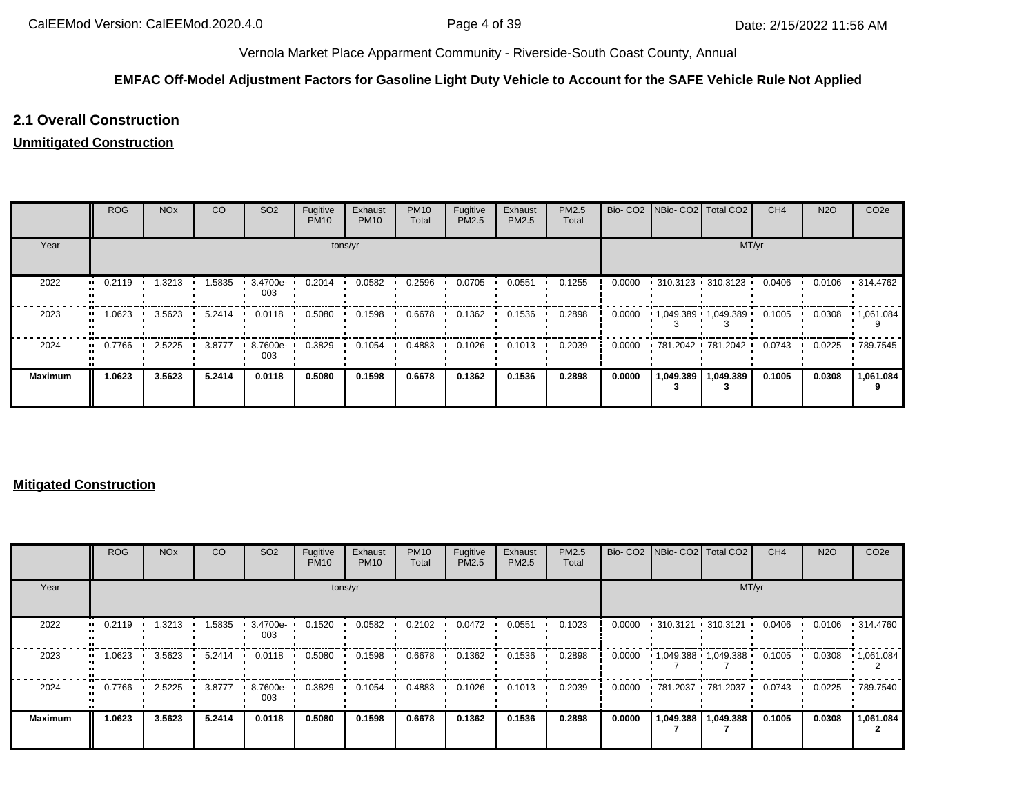Vernola Market Place Apparment Community - Riverside-South Coast County, Annual

**EMFAC Off-Model Adjustment Factors for Gasoline Light Duty Vehicle to Account for the SAFE Vehicle Rule Not Applied**

## 2.1 Overall Construction

**Unmitigated Construction**

| | ROG | NOx | CO | SO2 | Fugitive PM10 | Exhaust PM10 | PM10 Total | Fugitive PM2.5 | Exhaust PM2.5 | PM2.5 Total | Bio- CO2 | NBio- CO2 | Total CO2 | CH4 | N2O | CO2e |
|---|---|---|---|---|---|---|---|---|---|---|---|---|---|---|---|---|
| Year | tons/yr | | | | | | | | | | MT/yr | | | | | |
| 2022 | 0.2119 | 1.3213 | 1.5835 | 3.4700e-003 | 0.2014 | 0.0582 | 0.2596 | 0.0705 | 0.0551 | 0.1255 | 0.0000 | 310.3123 | 310.3123 | 0.0406 | 0.0106 | 314.4762 |
| 2023 | 1.0623 | 3.5623 | 5.2414 | 0.0118 | 0.5080 | 0.1598 | 0.6678 | 0.1362 | 0.1536 | 0.2898 | 0.0000 | 1,049.3893 | 1,049.3893 | 0.1005 | 0.0308 | 1,061.0849 |
| 2024 | 0.7766 | 2.5225 | 3.8777 | 8.7600e-003 | 0.3829 | 0.1054 | 0.4883 | 0.1026 | 0.1013 | 0.2039 | 0.0000 | 781.2042 | 781.2042 | 0.0743 | 0.0225 | 789.7545 |
| **Maximum** | **1.0623** | **3.5623** | **5.2414** | **0.0118** | **0.5080** | **0.1598** | **0.6678** | **0.1362** | **0.1536** | **0.2898** | **0.0000** | **1,049.3893** | **1,049.3893** | **0.1005** | **0.0308** | **1,061.0849** |

**Mitigated Construction**

| | ROG | NOx | CO | SO2 | Fugitive PM10 | Exhaust PM10 | PM10 Total | Fugitive PM2.5 | Exhaust PM2.5 | PM2.5 Total | Bio- CO2 | NBio- CO2 | Total CO2 | CH4 | N2O | CO2e |
|---|---|---|---|---|---|---|---|---|---|---|---|---|---|---|---|---|
| Year | tons/yr | | | | | | | | | | MT/yr | | | | | |
| 2022 | 0.2119 | 1.3213 | 1.5835 | 3.4700e-003 | 0.1520 | 0.0582 | 0.2102 | 0.0472 | 0.0551 | 0.1023 | 0.0000 | 310.3121 | 310.3121 | 0.0406 | 0.0106 | 314.4760 |
| 2023 | 1.0623 | 3.5623 | 5.2414 | 0.0118 | 0.5080 | 0.1598 | 0.6678 | 0.1362 | 0.1536 | 0.2898 | 0.0000 | 1,049.3887 | 1,049.3887 | 0.1005 | 0.0308 | 1,061.0842 |
| 2024 | 0.7766 | 2.5225 | 3.8777 | 8.7600e-003 | 0.3829 | 0.1054 | 0.4883 | 0.1026 | 0.1013 | 0.2039 | 0.0000 | 781.2037 | 781.2037 | 0.0743 | 0.0225 | 789.7540 |
| **Maximum** | **1.0623** | **3.5623** | **5.2414** | **0.0118** | **0.5080** | **0.1598** | **0.6678** | **0.1362** | **0.1536** | **0.2898** | **0.0000** | **1,049.3887** | **1,049.3887** | **0.1005** | **0.0308** | **1,061.0842** |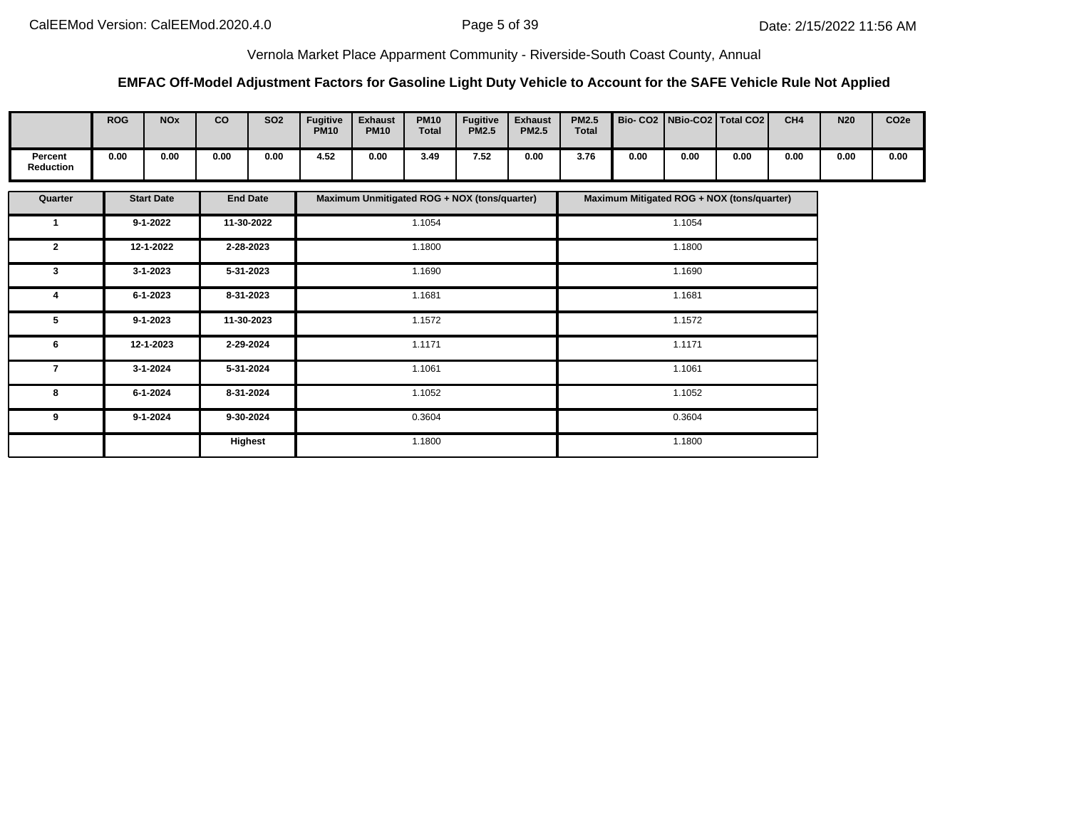Vernola Market Place Apparment Community - Riverside-South Coast County, Annual

**EMFAC Off-Model Adjustment Factors for Gasoline Light Duty Vehicle to Account for the SAFE Vehicle Rule Not Applied**

| | ROG | NOx | CO | SO2 | Fugitive PM10 | Exhaust PM10 | PM10 Total | Fugitive PM2.5 | Exhaust PM2.5 | PM2.5 Total | Bio- CO2 | NBio-CO2 | Total CO2 | CH4 | N20 | CO2e |
|---|---|---|---|---|---|---|---|---|---|---|---|---|---|---|---|---|
| Percent Reduction | 0.00 | 0.00 | 0.00 | 0.00 | 4.52 | 0.00 | 3.49 | 7.52 | 0.00 | 3.76 | 0.00 | 0.00 | 0.00 | 0.00 | 0.00 | 0.00 |

| Quarter | Start Date | End Date | Maximum Unmitigated ROG + NOX (tons/quarter) | Maximum Mitigated ROG + NOX (tons/quarter) |
|---|---|---|---|---|
| 1 | 9-1-2022 | 11-30-2022 | 1.1054 | 1.1054 |
| 2 | 12-1-2022 | 2-28-2023 | 1.1800 | 1.1800 |
| 3 | 3-1-2023 | 5-31-2023 | 1.1690 | 1.1690 |
| 4 | 6-1-2023 | 8-31-2023 | 1.1681 | 1.1681 |
| 5 | 9-1-2023 | 11-30-2023 | 1.1572 | 1.1572 |
| 6 | 12-1-2023 | 2-29-2024 | 1.1171 | 1.1171 |
| 7 | 3-1-2024 | 5-31-2024 | 1.1061 | 1.1061 |
| 8 | 6-1-2024 | 8-31-2024 | 1.1052 | 1.1052 |
| 9 | 9-1-2024 | 9-30-2024 | 0.3604 | 0.3604 |
| | | Highest | 1.1800 | 1.1800 |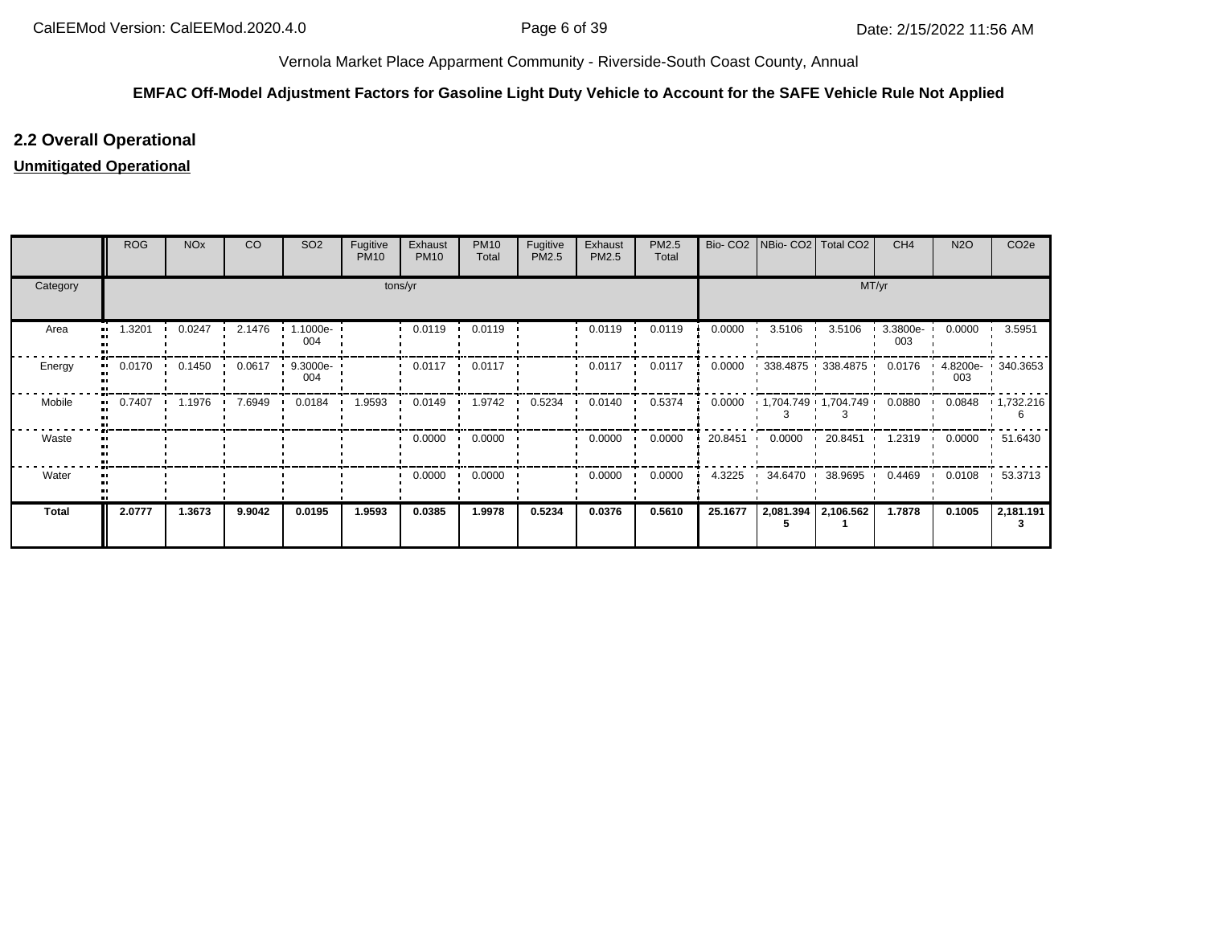Vernola Market Place Apparment Community - Riverside-South Coast County, Annual

**EMFAC Off-Model Adjustment Factors for Gasoline Light Duty Vehicle to Account for the SAFE Vehicle Rule Not Applied**

## 2.2 Overall Operational

**Unmitigated Operational**

| | ROG | NOx | CO | SO2 | Fugitive PM10 | Exhaust PM10 | PM10 Total | Fugitive PM2.5 | Exhaust PM2.5 | PM2.5 Total | Bio- CO2 | NBio- CO2 | Total CO2 | CH4 | N2O | CO2e |
|---|---|---|---|---|---|---|---|---|---|---|---|---|---|---|---|---|
| Category | tons/yr | | | | | | | | | | MT/yr | | | | | |
| Area | 1.3201 | 0.0247 | 2.1476 | 1.1000e-004 | | 0.0119 | 0.0119 | | 0.0119 | 0.0119 | 0.0000 | 3.5106 | 3.5106 | 3.3800e-003 | 0.0000 | 3.5951 |
| Energy | 0.0170 | 0.1450 | 0.0617 | 9.3000e-004 | | 0.0117 | 0.0117 | | 0.0117 | 0.0117 | 0.0000 | 338.4875 | 338.4875 | 0.0176 | 4.8200e-003 | 340.3653 |
| Mobile | 0.7407 | 1.1976 | 7.6949 | 0.0184 | 1.9593 | 0.0149 | 1.9742 | 0.5234 | 0.0140 | 0.5374 | 0.0000 | 1,704.7493 | 1,704.7493 | 0.0880 | 0.0848 | 1,732.2166 |
| Waste | | | | | | 0.0000 | 0.0000 | | 0.0000 | 0.0000 | 20.8451 | 0.0000 | 20.8451 | 1.2319 | 0.0000 | 51.6430 |
| Water | | | | | | 0.0000 | 0.0000 | | 0.0000 | 0.0000 | 4.3225 | 34.6470 | 38.9695 | 0.4469 | 0.0108 | 53.3713 |
| **Total** | **2.0777** | **1.3673** | **9.9042** | **0.0195** | **1.9593** | **0.0385** | **1.9978** | **0.5234** | **0.0376** | **0.5610** | **25.1677** | **2,081.3945** | **2,106.5621** | **1.7878** | **0.1005** | **2,181.1913** |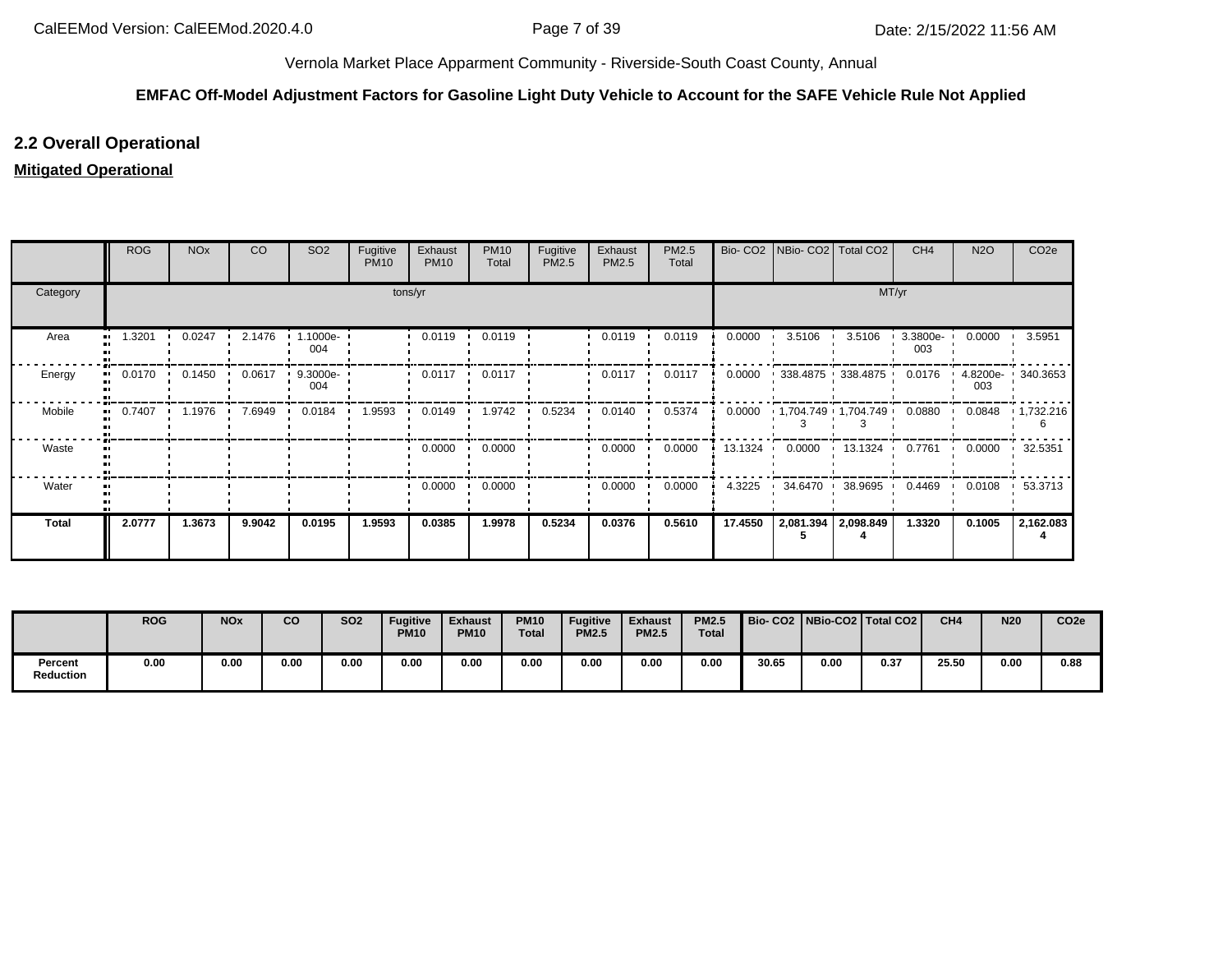Vernola Market Place Apparment Community - Riverside-South Coast County, Annual

**EMFAC Off-Model Adjustment Factors for Gasoline Light Duty Vehicle to Account for the SAFE Vehicle Rule Not Applied**

## 2.2 Overall Operational

**Mitigated Operational**

| | ROG | NOx | CO | SO2 | Fugitive PM10 | Exhaust PM10 | PM10 Total | Fugitive PM2.5 | Exhaust PM2.5 | PM2.5 Total | Bio- CO2 | NBio- CO2 | Total CO2 | CH4 | N2O | CO2e |
|---|---|---|---|---|---|---|---|---|---|---|---|---|---|---|---|---|
| Category | tons/yr | | | | | | | | | | MT/yr | | | | | |
| Area | 1.3201 | 0.0247 | 2.1476 | 1.1000e-004 | | 0.0119 | 0.0119 | | 0.0119 | 0.0119 | 0.0000 | 3.5106 | 3.5106 | 3.3800e-003 | 0.0000 | 3.5951 |
| Energy | 0.0170 | 0.1450 | 0.0617 | 9.3000e-004 | | 0.0117 | 0.0117 | | 0.0117 | 0.0117 | 0.0000 | 338.4875 | 338.4875 | 0.0176 | 4.8200e-003 | 340.3653 |
| Mobile | 0.7407 | 1.1976 | 7.6949 | 0.0184 | 1.9593 | 0.0149 | 1.9742 | 0.5234 | 0.0140 | 0.5374 | 0.0000 | 1,704.7493 | 1,704.7493 | 0.0880 | 0.0848 | 1,732.2166 |
| Waste | | | | | | 0.0000 | 0.0000 | | 0.0000 | 0.0000 | 13.1324 | 0.0000 | 13.1324 | 0.7761 | 0.0000 | 32.5351 |
| Water | | | | | | 0.0000 | 0.0000 | | 0.0000 | 0.0000 | 4.3225 | 34.6470 | 38.9695 | 0.4469 | 0.0108 | 53.3713 |
| **Total** | **2.0777** | **1.3673** | **9.9042** | **0.0195** | **1.9593** | **0.0385** | **1.9978** | **0.5234** | **0.0376** | **0.5610** | **17.4550** | **2,081.3945** | **2,098.8494** | **1.3320** | **0.1005** | **2,162.0834** |

| | ROG | NOx | CO | SO2 | Fugitive PM10 | Exhaust PM10 | PM10 Total | Fugitive PM2.5 | Exhaust PM2.5 | PM2.5 Total | Bio- CO2 | NBio-CO2 | Total CO2 | CH4 | N20 | CO2e |
|---|---|---|---|---|---|---|---|---|---|---|---|---|---|---|---|---|
| **Percent Reduction** | 0.00 | 0.00 | 0.00 | 0.00 | 0.00 | 0.00 | 0.00 | 0.00 | 0.00 | 0.00 | 30.65 | 0.00 | 0.37 | 25.50 | 0.00 | 0.88 |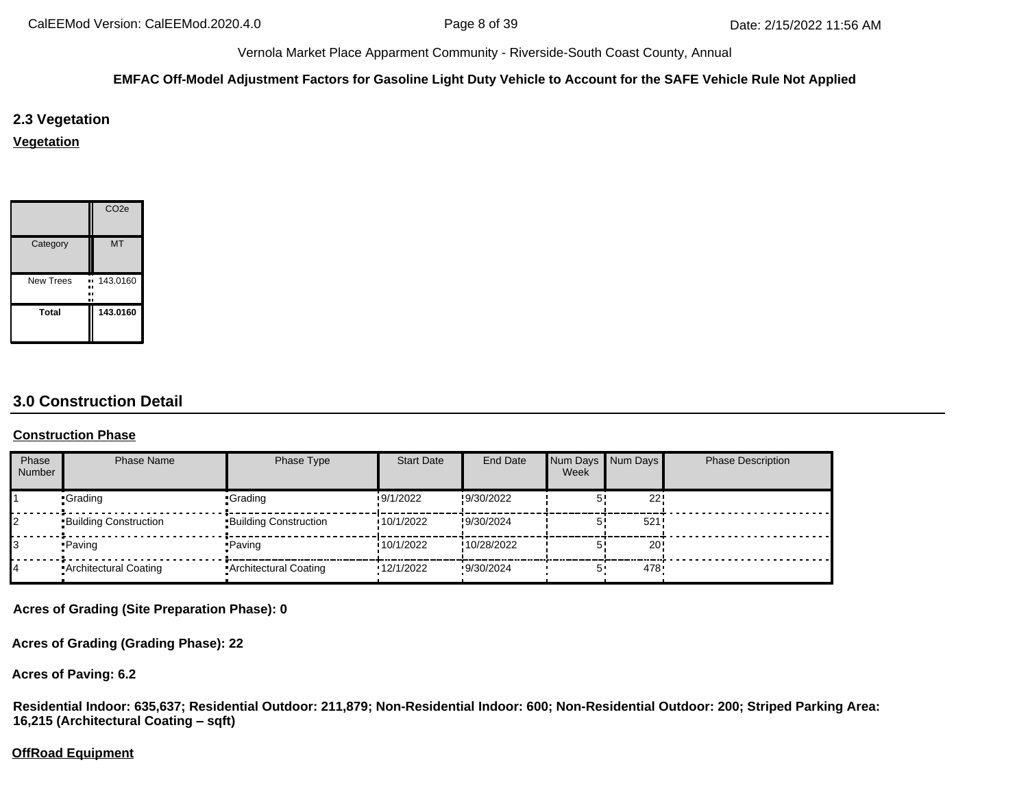## 2.3 Vegetation

**Vegetation**

| | $CO_2e$ |
|---|---|
| Category | MT |
| New Trees | 143.0160 |
| **Total** | **143.0160** |

## 3.0 Construction Detail

**Construction Phase**

| Phase Number | Phase Name | Phase Type | Start Date | End Date | Num Days Week | Num Days | Phase Description |
|---|---|---|---|---|---|---|---|
| 1 | Grading | Grading | 9/1/2022 | 9/30/2022 | 5 | 22 | |
| 2 | Building Construction | Building Construction | 10/1/2022 | 9/30/2024 | 5 | 521 | |
| 3 | Paving | Paving | 10/1/2022 | 10/28/2022 | 5 | 20 | |
| 4 | Architectural Coating | Architectural Coating | 12/1/2022 | 9/30/2024 | 5 | 478 | |

**Acres of Grading (Site Preparation Phase): 0**

**Acres of Grading (Grading Phase): 22**

**Acres of Paving: 6.2**

**Residential Indoor: 635,637; Residential Outdoor: 211,879; Non-Residential Indoor: 600; Non-Residential Outdoor: 200; Striped Parking Area: 16,215 (Architectural Coating – sqft)**

**OffRoad Equipment**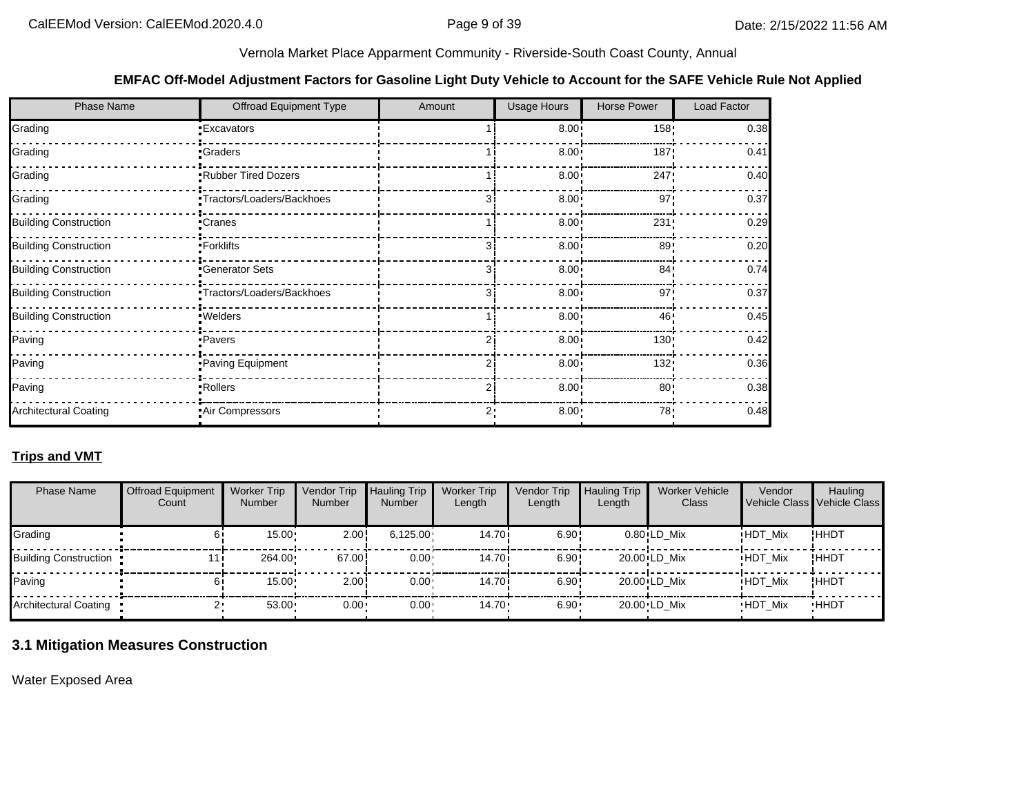Vernola Market Place Apparment Community - Riverside-South Coast County, Annual

**EMFAC Off-Model Adjustment Factors for Gasoline Light Duty Vehicle to Account for the SAFE Vehicle Rule Not Applied**

| Phase Name | Offroad Equipment Type | Amount | Usage Hours | Horse Power | Load Factor |
|---|---|---|---|---|---|
| Grading | Excavators | 1 | 8.00 | 158 | 0.38 |
| Grading | Graders | 1 | 8.00 | 187 | 0.41 |
| Grading | Rubber Tired Dozers | 1 | 8.00 | 247 | 0.40 |
| Grading | Tractors/Loaders/Backhoes | 3 | 8.00 | 97 | 0.37 |
| Building Construction | Cranes | 1 | 8.00 | 231 | 0.29 |
| Building Construction | Forklifts | 3 | 8.00 | 89 | 0.20 |
| Building Construction | Generator Sets | 3 | 8.00 | 84 | 0.74 |
| Building Construction | Tractors/Loaders/Backhoes | 3 | 8.00 | 97 | 0.37 |
| Building Construction | Welders | 1 | 8.00 | 46 | 0.45 |
| Paving | Pavers | 2 | 8.00 | 130 | 0.42 |
| Paving | Paving Equipment | 2 | 8.00 | 132 | 0.36 |
| Paving | Rollers | 2 | 8.00 | 80 | 0.38 |
| Architectural Coating | Air Compressors | 2 | 8.00 | 78 | 0.48 |

**Trips and VMT**

| Phase Name | Offroad Equipment Count | Worker Trip Number | Vendor Trip Number | Hauling Trip Number | Worker Trip Length | Vendor Trip Length | Hauling Trip Length | Worker Vehicle Class | Vendor Vehicle Class | Hauling Vehicle Class |
|---|---|---|---|---|---|---|---|---|---|---|
| Grading | 6 | 15.00 | 2.00 | 6,125.00 | 14.70 | 6.90 | 0.80 | LD_Mix | HDT_Mix | HHDT |
| Building Construction | 11 | 264.00 | 67.00 | 0.00 | 14.70 | 6.90 | 20.00 | LD_Mix | HDT_Mix | HHDT |
| Paving | 6 | 15.00 | 2.00 | 0.00 | 14.70 | 6.90 | 20.00 | LD_Mix | HDT_Mix | HHDT |
| Architectural Coating | 2 | 53.00 | 0.00 | 0.00 | 14.70 | 6.90 | 20.00 | LD_Mix | HDT_Mix | HHDT |

## 3.1 Mitigation Measures Construction

Water Exposed Area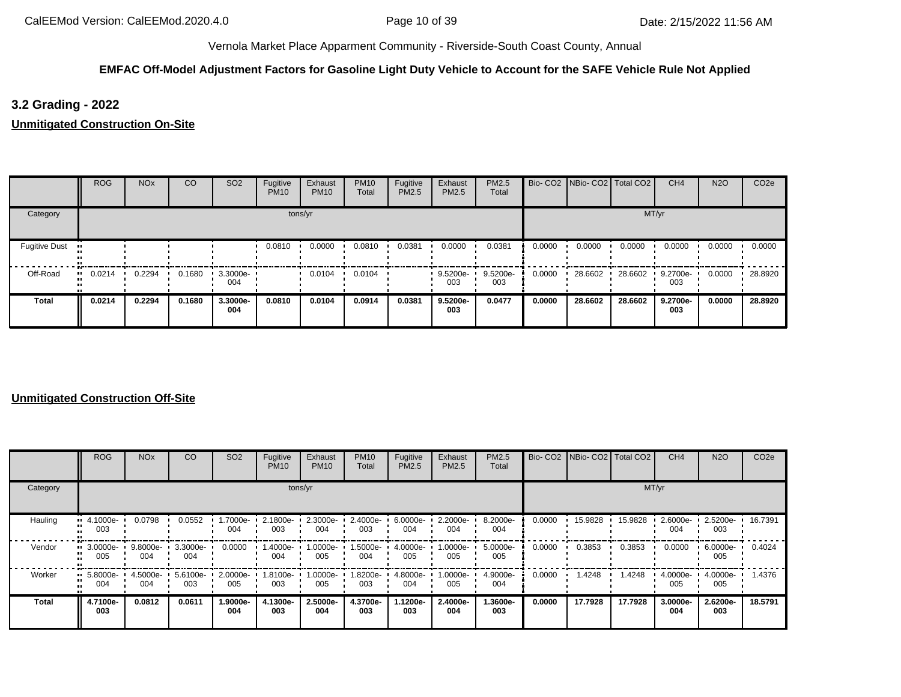Vernola Market Place Apparment Community - Riverside-South Coast County, Annual

**EMFAC Off-Model Adjustment Factors for Gasoline Light Duty Vehicle to Account for the SAFE Vehicle Rule Not Applied**

## 3.2 Grading - 2022

**Unmitigated Construction On-Site**

| | ROG | NOx | CO | SO2 | Fugitive PM10 | Exhaust PM10 | PM10 Total | Fugitive PM2.5 | Exhaust PM2.5 | PM2.5 Total | Bio- CO2 | NBio- CO2 | Total CO2 | CH4 | N2O | CO2e |
|---|---|---|---|---|---|---|---|---|---|---|---|---|---|---|---|---|
| Category | tons/yr | | | | | | | | | | MT/yr | | | | | |
| Fugitive Dust | | | | | 0.0810 | 0.0000 | 0.0810 | 0.0381 | 0.0000 | 0.0381 | 0.0000 | 0.0000 | 0.0000 | 0.0000 | 0.0000 | 0.0000 |
| Off-Road | 0.0214 | 0.2294 | 0.1680 | 3.3000e-004 | | 0.0104 | 0.0104 | | 9.5200e-003 | 9.5200e-003 | 0.0000 | 28.6602 | 28.6602 | 9.2700e-003 | 0.0000 | 28.8920 |
| **Total** | **0.0214** | **0.2294** | **0.1680** | **3.3000e-004** | **0.0810** | **0.0104** | **0.0914** | **0.0381** | **9.5200e-003** | **0.0477** | **0.0000** | **28.6602** | **28.6602** | **9.2700e-003** | **0.0000** | **28.8920** |

**Unmitigated Construction Off-Site**

| | ROG | NOx | CO | SO2 | Fugitive PM10 | Exhaust PM10 | PM10 Total | Fugitive PM2.5 | Exhaust PM2.5 | PM2.5 Total | Bio- CO2 | NBio- CO2 | Total CO2 | CH4 | N2O | CO2e |
|---|---|---|---|---|---|---|---|---|---|---|---|---|---|---|---|---|
| Category | tons/yr | | | | | | | | | | MT/yr | | | | | |
| Hauling | 4.1000e-003 | 0.0798 | 0.0552 | 1.7000e-004 | 2.1800e-003 | 2.3000e-004 | 2.4000e-003 | 6.0000e-004 | 2.2000e-004 | 8.2000e-004 | 0.0000 | 15.9828 | 15.9828 | 2.6000e-004 | 2.5200e-003 | 16.7391 |
| Vendor | 3.0000e-005 | 9.8000e-004 | 3.3000e-004 | 0.0000 | 1.4000e-004 | 1.0000e-005 | 1.5000e-004 | 4.0000e-005 | 1.0000e-005 | 5.0000e-005 | 0.0000 | 0.3853 | 0.3853 | 0.0000 | 6.0000e-005 | 0.4024 |
| Worker | 5.8000e-004 | 4.5000e-004 | 5.6100e-003 | 2.0000e-005 | 1.8100e-003 | 1.0000e-005 | 1.8200e-003 | 4.8000e-004 | 1.0000e-005 | 4.9000e-004 | 0.0000 | 1.4248 | 1.4248 | 4.0000e-005 | 4.0000e-005 | 1.4376 |
| **Total** | **4.7100e-003** | **0.0812** | **0.0611** | **1.9000e-004** | **4.1300e-003** | **2.5000e-004** | **4.3700e-003** | **1.1200e-003** | **2.4000e-004** | **1.3600e-003** | **0.0000** | **17.7928** | **17.7928** | **3.0000e-004** | **2.6200e-003** | **18.5791** |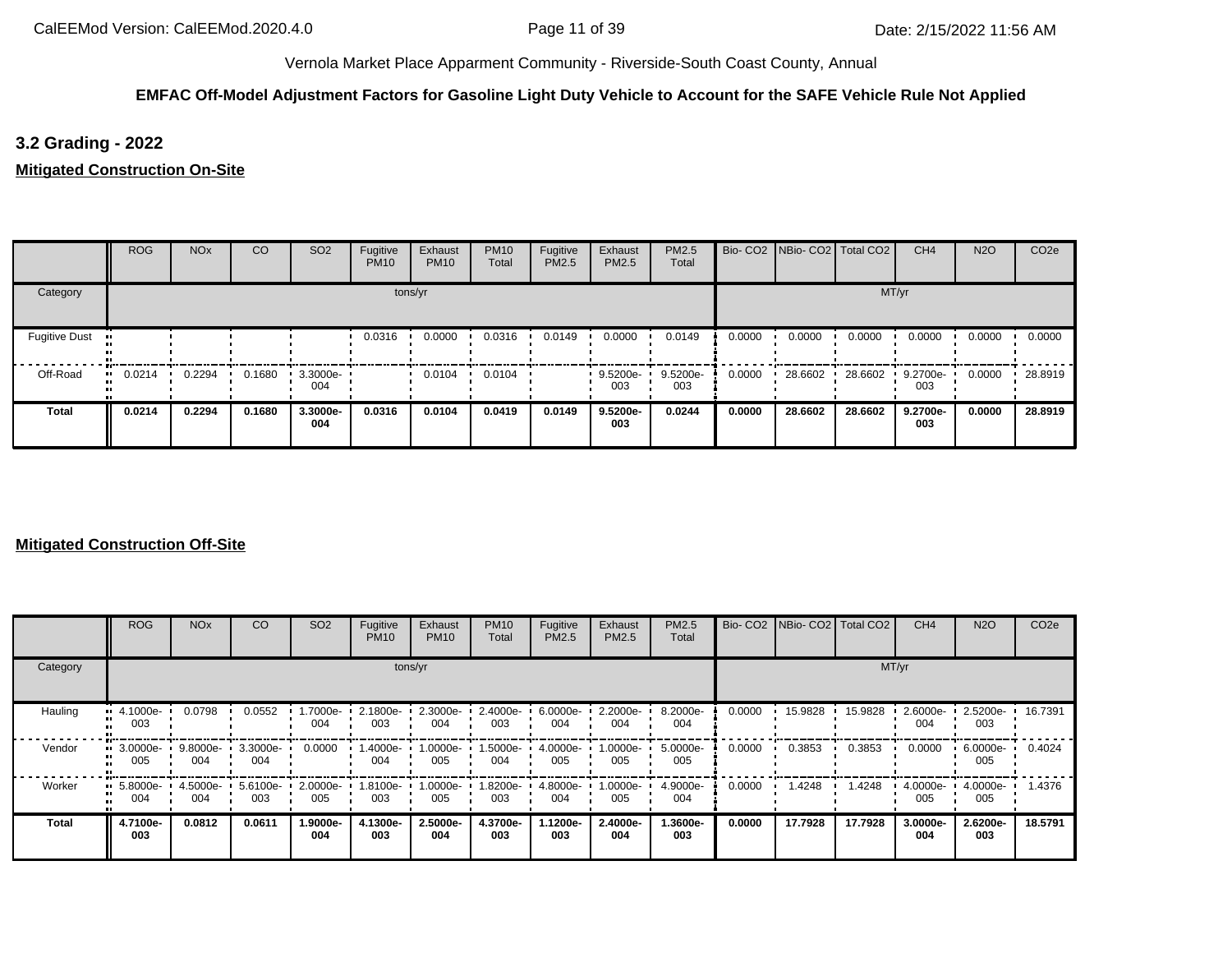Vernola Market Place Apparment Community - Riverside-South Coast County, Annual

**EMFAC Off-Model Adjustment Factors for Gasoline Light Duty Vehicle to Account for the SAFE Vehicle Rule Not Applied**

## 3.2 Grading - 2022

**Mitigated Construction On-Site**

| | ROG | NOx | CO | SO2 | Fugitive PM10 | Exhaust PM10 | PM10 Total | Fugitive PM2.5 | Exhaust PM2.5 | PM2.5 Total | Bio- CO2 | NBio- CO2 | Total CO2 | CH4 | N2O | CO2e |
|---|---|---|---|---|---|---|---|---|---|---|---|---|---|---|---|---|
| Category | tons/yr | | | | | | | | | | MT/yr | | | | | |
| Fugitive Dust | | | | | 0.0316 | 0.0000 | 0.0316 | 0.0149 | 0.0000 | 0.0149 | 0.0000 | 0.0000 | 0.0000 | 0.0000 | 0.0000 | 0.0000 |
| Off-Road | 0.0214 | 0.2294 | 0.1680 | 3.3000e-004 | | 0.0104 | 0.0104 | | 9.5200e-003 | 9.5200e-003 | 0.0000 | 28.6602 | 28.6602 | 9.2700e-003 | 0.0000 | 28.8919 |
| **Total** | **0.0214** | **0.2294** | **0.1680** | **3.3000e-004** | **0.0316** | **0.0104** | **0.0419** | **0.0149** | **9.5200e-003** | **0.0244** | **0.0000** | **28.6602** | **28.6602** | **9.2700e-003** | **0.0000** | **28.8919** |

**Mitigated Construction Off-Site**

| | ROG | NOx | CO | SO2 | Fugitive PM10 | Exhaust PM10 | PM10 Total | Fugitive PM2.5 | Exhaust PM2.5 | PM2.5 Total | Bio- CO2 | NBio- CO2 | Total CO2 | CH4 | N2O | CO2e |
|---|---|---|---|---|---|---|---|---|---|---|---|---|---|---|---|---|
| Category | tons/yr | | | | | | | | | | MT/yr | | | | | |
| Hauling | 4.1000e-003 | 0.0798 | 0.0552 | 1.7000e-004 | 2.1800e-003 | 2.3000e-004 | 2.4000e-003 | 6.0000e-004 | 2.2000e-004 | 8.2000e-004 | 0.0000 | 15.9828 | 15.9828 | 2.6000e-004 | 2.5200e-003 | 16.7391 |
| Vendor | 3.0000e-005 | 9.8000e-004 | 3.3000e-004 | 0.0000 | 1.4000e-004 | 1.0000e-005 | 1.5000e-004 | 4.0000e-005 | 1.0000e-005 | 5.0000e-005 | 0.0000 | 0.3853 | 0.3853 | 0.0000 | 6.0000e-005 | 0.4024 |
| Worker | 5.8000e-004 | 4.5000e-004 | 5.6100e-003 | 2.0000e-005 | 1.8100e-003 | 1.0000e-005 | 1.8200e-003 | 4.8000e-004 | 1.0000e-005 | 4.9000e-004 | 0.0000 | 1.4248 | 1.4248 | 4.0000e-005 | 4.0000e-005 | 1.4376 |
| **Total** | **4.7100e-003** | **0.0812** | **0.0611** | **1.9000e-004** | **4.1300e-003** | **2.5000e-004** | **4.3700e-003** | **1.1200e-003** | **2.4000e-004** | **1.3600e-003** | **0.0000** | **17.7928** | **17.7928** | **3.0000e-004** | **2.6200e-003** | **18.5791** |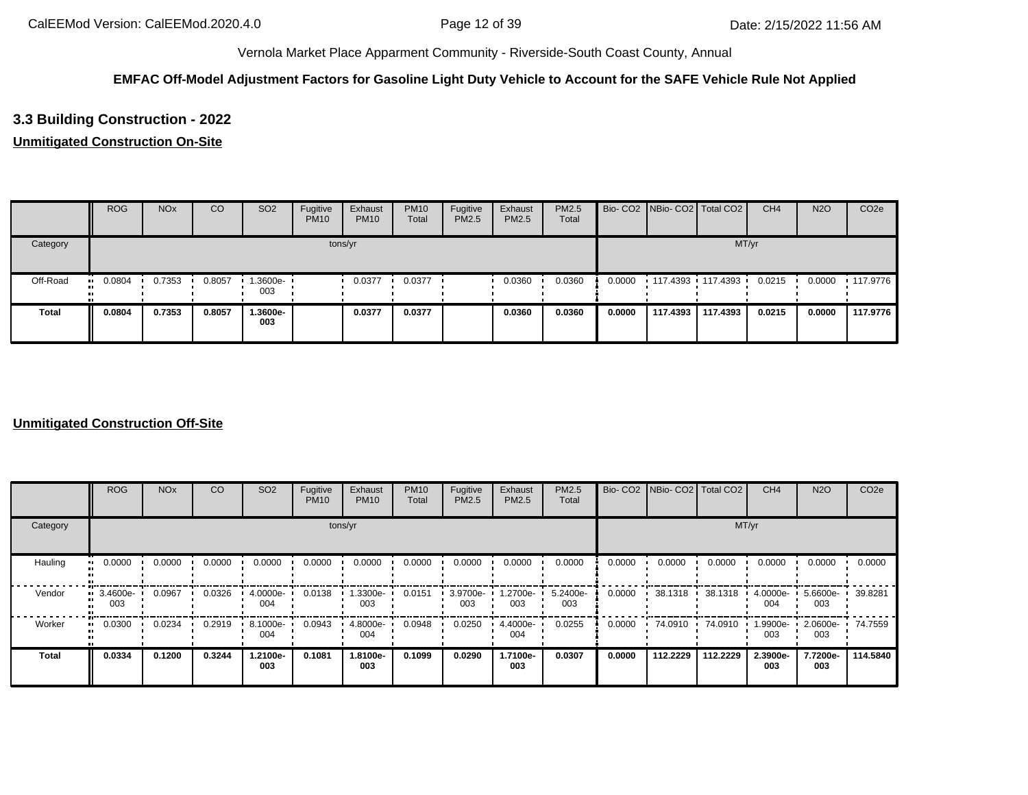Vernola Market Place Apparment Community - Riverside-South Coast County, Annual

**EMFAC Off-Model Adjustment Factors for Gasoline Light Duty Vehicle to Account for the SAFE Vehicle Rule Not Applied**

## 3.3 Building Construction - 2022

**Unmitigated Construction On-Site**

| | ROG | NOx | CO | SO2 | Fugitive PM10 | Exhaust PM10 | PM10 Total | Fugitive PM2.5 | Exhaust PM2.5 | PM2.5 Total | Bio- CO2 | NBio- CO2 | Total CO2 | CH4 | N2O | CO2e |
|---|---|---|---|---|---|---|---|---|---|---|---|---|---|---|---|---|
| Category | tons/yr | | | | | | | | | | MT/yr | | | | | |
| Off-Road | 0.0804 | 0.7353 | 0.8057 | 1.3600e-003 | | 0.0377 | 0.0377 | | 0.0360 | 0.0360 | 0.0000 | 117.4393 | 117.4393 | 0.0215 | 0.0000 | 117.9776 |
| **Total** | **0.0804** | **0.7353** | **0.8057** | **1.3600e-003** | | **0.0377** | **0.0377** | | **0.0360** | **0.0360** | **0.0000** | **117.4393** | **117.4393** | **0.0215** | **0.0000** | **117.9776** |

**Unmitigated Construction Off-Site**

| | ROG | NOx | CO | SO2 | Fugitive PM10 | Exhaust PM10 | PM10 Total | Fugitive PM2.5 | Exhaust PM2.5 | PM2.5 Total | Bio- CO2 | NBio- CO2 | Total CO2 | CH4 | N2O | CO2e |
|---|---|---|---|---|---|---|---|---|---|---|---|---|---|---|---|---|
| Category | tons/yr | | | | | | | | | | MT/yr | | | | | |
| Hauling | 0.0000 | 0.0000 | 0.0000 | 0.0000 | 0.0000 | 0.0000 | 0.0000 | 0.0000 | 0.0000 | 0.0000 | 0.0000 | 0.0000 | 0.0000 | 0.0000 | 0.0000 | 0.0000 |
| Vendor | 3.4600e-003 | 0.0967 | 0.0326 | 4.0000e-004 | 0.0138 | 1.3300e-003 | 0.0151 | 3.9700e-003 | 1.2700e-003 | 5.2400e-003 | 0.0000 | 38.1318 | 38.1318 | 4.0000e-004 | 5.6600e-003 | 39.8281 |
| Worker | 0.0300 | 0.0234 | 0.2919 | 8.1000e-004 | 0.0943 | 4.8000e-004 | 0.0948 | 0.0250 | 4.4000e-004 | 0.0255 | 0.0000 | 74.0910 | 74.0910 | 1.9900e-003 | 2.0600e-003 | 74.7559 |
| **Total** | **0.0334** | **0.1200** | **0.3244** | **1.2100e-003** | **0.1081** | **1.8100e-003** | **0.1099** | **0.0290** | **1.7100e-003** | **0.0307** | **0.0000** | **112.2229** | **112.2229** | **2.3900e-003** | **7.7200e-003** | **114.5840** |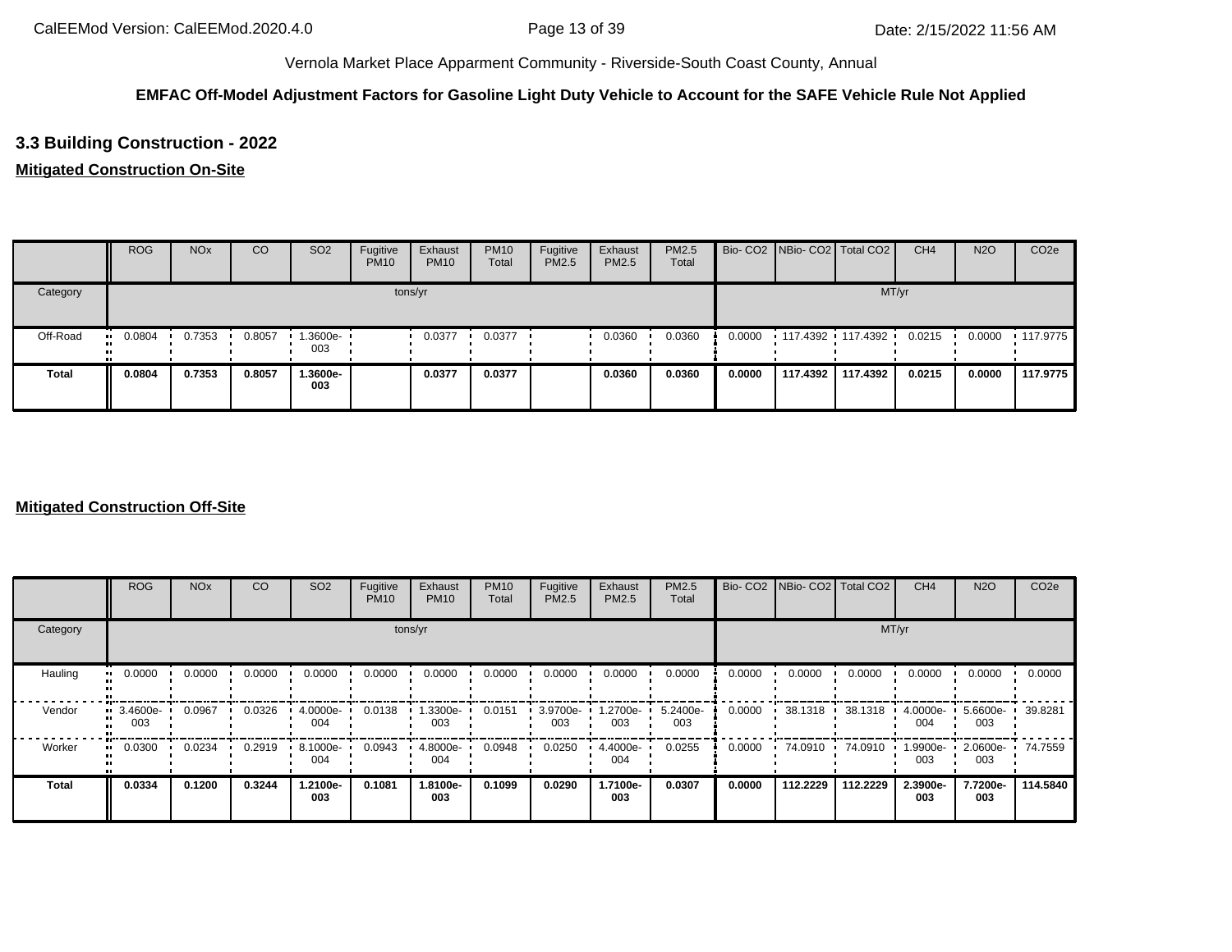Vernola Market Place Apparment Community - Riverside-South Coast County, Annual

**EMFAC Off-Model Adjustment Factors for Gasoline Light Duty Vehicle to Account for the SAFE Vehicle Rule Not Applied**

## 3.3 Building Construction - 2022

### Mitigated Construction On-Site

| | ROG | NOx | CO | SO2 | Fugitive PM10 | Exhaust PM10 | PM10 Total | Fugitive PM2.5 | Exhaust PM2.5 | PM2.5 Total | Bio- CO2 | NBio- CO2 | Total CO2 | CH4 | N2O | CO2e |
|---|---|---|---|---|---|---|---|---|---|---|---|---|---|---|---|---|
| Category | tons/yr | | | | | | | | | | MT/yr | | | | | |
| Off-Road | 0.0804 | 0.7353 | 0.8057 | 1.3600e-003 | | 0.0377 | 0.0377 | | 0.0360 | 0.0360 | 0.0000 | 117.4392 | 117.4392 | 0.0215 | 0.0000 | 117.9775 |
| **Total** | **0.0804** | **0.7353** | **0.8057** | **1.3600e-003** | | **0.0377** | **0.0377** | | **0.0360** | **0.0360** | **0.0000** | **117.4392** | **117.4392** | **0.0215** | **0.0000** | **117.9775** |

### Mitigated Construction Off-Site

| | ROG | NOx | CO | SO2 | Fugitive PM10 | Exhaust PM10 | PM10 Total | Fugitive PM2.5 | Exhaust PM2.5 | PM2.5 Total | Bio- CO2 | NBio- CO2 | Total CO2 | CH4 | N2O | CO2e |
|---|---|---|---|---|---|---|---|---|---|---|---|---|---|---|---|---|
| Category | tons/yr | | | | | | | | | | MT/yr | | | | | |
| Hauling | 0.0000 | 0.0000 | 0.0000 | 0.0000 | 0.0000 | 0.0000 | 0.0000 | 0.0000 | 0.0000 | 0.0000 | 0.0000 | 0.0000 | 0.0000 | 0.0000 | 0.0000 | 0.0000 |
| Vendor | 3.4600e-003 | 0.0967 | 0.0326 | 4.0000e-004 | 0.0138 | 1.3300e-003 | 0.0151 | 3.9700e-003 | 1.2700e-003 | 5.2400e-003 | 0.0000 | 38.1318 | 38.1318 | 4.0000e-004 | 5.6600e-003 | 39.8281 |
| Worker | 0.0300 | 0.0234 | 0.2919 | 8.1000e-004 | 0.0943 | 4.8000e-004 | 0.0948 | 0.0250 | 4.4000e-004 | 0.0255 | 0.0000 | 74.0910 | 74.0910 | 1.9900e-003 | 2.0600e-003 | 74.7559 |
| **Total** | **0.0334** | **0.1200** | **0.3244** | **1.2100e-003** | **0.1081** | **1.8100e-003** | **0.1099** | **0.0290** | **1.7100e-003** | **0.0307** | **0.0000** | **112.2229** | **112.2229** | **2.3900e-003** | **7.7200e-003** | **114.5840** |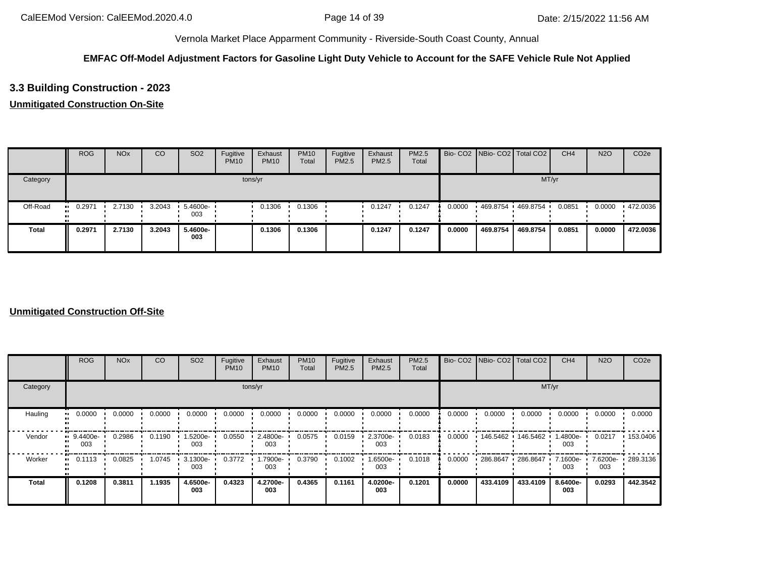Vernola Market Place Apparment Community - Riverside-South Coast County, Annual

**EMFAC Off-Model Adjustment Factors for Gasoline Light Duty Vehicle to Account for the SAFE Vehicle Rule Not Applied**

## 3.3 Building Construction - 2023

**Unmitigated Construction On-Site**

| | ROG | NOx | CO | SO2 | Fugitive PM10 | Exhaust PM10 | PM10 Total | Fugitive PM2.5 | Exhaust PM2.5 | PM2.5 Total | Bio- CO2 | NBio- CO2 | Total CO2 | CH4 | N2O | CO2e |
|---|---|---|---|---|---|---|---|---|---|---|---|---|---|---|---|---|
| Category | tons/yr | | | | | | | | | | MT/yr | | | | | |
| Off-Road | 0.2971 | 2.7130 | 3.2043 | 5.4600e-003 | | 0.1306 | 0.1306 | | 0.1247 | 0.1247 | 0.0000 | 469.8754 | 469.8754 | 0.0851 | 0.0000 | 472.0036 |
| **Total** | **0.2971** | **2.7130** | **3.2043** | **5.4600e-003** | | **0.1306** | **0.1306** | | **0.1247** | **0.1247** | **0.0000** | **469.8754** | **469.8754** | **0.0851** | **0.0000** | **472.0036** |

**Unmitigated Construction Off-Site**

| | ROG | NOx | CO | SO2 | Fugitive PM10 | Exhaust PM10 | PM10 Total | Fugitive PM2.5 | Exhaust PM2.5 | PM2.5 Total | Bio- CO2 | NBio- CO2 | Total CO2 | CH4 | N2O | CO2e |
|---|---|---|---|---|---|---|---|---|---|---|---|---|---|---|---|---|
| Category | tons/yr | | | | | | | | | | MT/yr | | | | | |
| Hauling | 0.0000 | 0.0000 | 0.0000 | 0.0000 | 0.0000 | 0.0000 | 0.0000 | 0.0000 | 0.0000 | 0.0000 | 0.0000 | 0.0000 | 0.0000 | 0.0000 | 0.0000 | 0.0000 |
| Vendor | 9.4400e-003 | 0.2986 | 0.1190 | 1.5200e-003 | 0.0550 | 2.4800e-003 | 0.0575 | 0.0159 | 2.3700e-003 | 0.0183 | 0.0000 | 146.5462 | 146.5462 | 1.4800e-003 | 0.0217 | 153.0406 |
| Worker | 0.1113 | 0.0825 | 1.0745 | 3.1300e-003 | 0.3772 | 1.7900e-003 | 0.3790 | 0.1002 | 1.6500e-003 | 0.1018 | 0.0000 | 286.8647 | 286.8647 | 7.1600e-003 | 7.6200e-003 | 289.3136 |
| **Total** | **0.1208** | **0.3811** | **1.1935** | **4.6500e-003** | **0.4323** | **4.2700e-003** | **0.4365** | **0.1161** | **4.0200e-003** | **0.1201** | **0.0000** | **433.4109** | **433.4109** | **8.6400e-003** | **0.0293** | **442.3542** |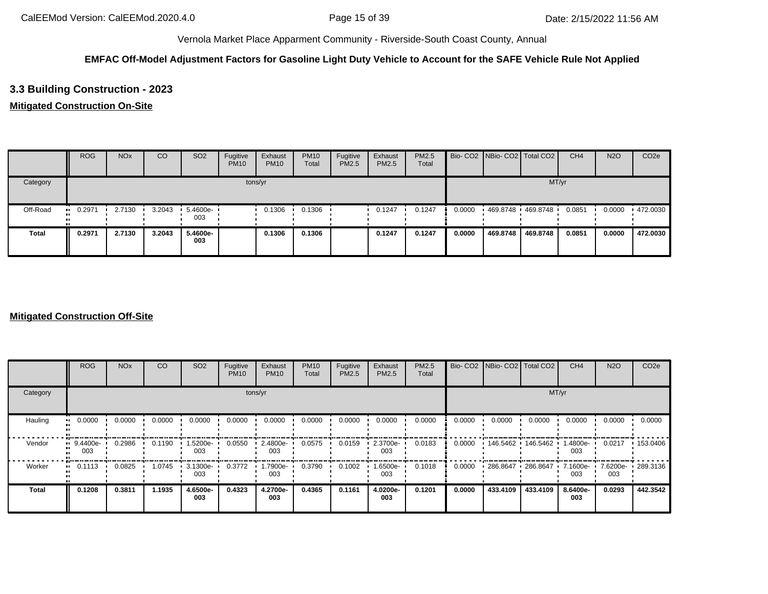Vernola Market Place Apparment Community - Riverside-South Coast County, Annual

**EMFAC Off-Model Adjustment Factors for Gasoline Light Duty Vehicle to Account for the SAFE Vehicle Rule Not Applied**

### 3.3 Building Construction - 2023

**Mitigated Construction On-Site**

| | ROG | NOx | CO | SO2 | Fugitive PM10 | Exhaust PM10 | PM10 Total | Fugitive PM2.5 | Exhaust PM2.5 | PM2.5 Total | Bio- CO2 | NBio- CO2 | Total CO2 | CH4 | N2O | CO2e |
|---|---|---|---|---|---|---|---|---|---|---|---|---|---|---|---|---|
| Category | tons/yr | | | | | | | | | | MT/yr | | | | | |
| Off-Road | 0.2971 | 2.7130 | 3.2043 | 5.4600e-003 | | 0.1306 | 0.1306 | | 0.1247 | 0.1247 | 0.0000 | 469.8748 | 469.8748 | 0.0851 | 0.0000 | 472.0030 |
| **Total** | **0.2971** | **2.7130** | **3.2043** | **5.4600e-003** | | **0.1306** | **0.1306** | | **0.1247** | **0.1247** | **0.0000** | **469.8748** | **469.8748** | **0.0851** | **0.0000** | **472.0030** |

**Mitigated Construction Off-Site**

| | ROG | NOx | CO | SO2 | Fugitive PM10 | Exhaust PM10 | PM10 Total | Fugitive PM2.5 | Exhaust PM2.5 | PM2.5 Total | Bio- CO2 | NBio- CO2 | Total CO2 | CH4 | N2O | CO2e |
|---|---|---|---|---|---|---|---|---|---|---|---|---|---|---|---|---|
| Category | tons/yr | | | | | | | | | | MT/yr | | | | | |
| Hauling | 0.0000 | 0.0000 | 0.0000 | 0.0000 | 0.0000 | 0.0000 | 0.0000 | 0.0000 | 0.0000 | 0.0000 | 0.0000 | 0.0000 | 0.0000 | 0.0000 | 0.0000 | 0.0000 |
| Vendor | 9.4400e-003 | 0.2986 | 0.1190 | 1.5200e-003 | 0.0550 | 2.4800e-003 | 0.0575 | 0.0159 | 2.3700e-003 | 0.0183 | 0.0000 | 146.5462 | 146.5462 | 1.4800e-003 | 0.0217 | 153.0406 |
| Worker | 0.1113 | 0.0825 | 1.0745 | 3.1300e-003 | 0.3772 | 1.7900e-003 | 0.3790 | 0.1002 | 1.6500e-003 | 0.1018 | 0.0000 | 286.8647 | 286.8647 | 7.1600e-003 | 7.6200e-003 | 289.3136 |
| **Total** | **0.1208** | **0.3811** | **1.1935** | **4.6500e-003** | **0.4323** | **4.2700e-003** | **0.4365** | **0.1161** | **4.0200e-003** | **0.1201** | **0.0000** | **433.4109** | **433.4109** | **8.6400e-003** | **0.0293** | **442.3542** |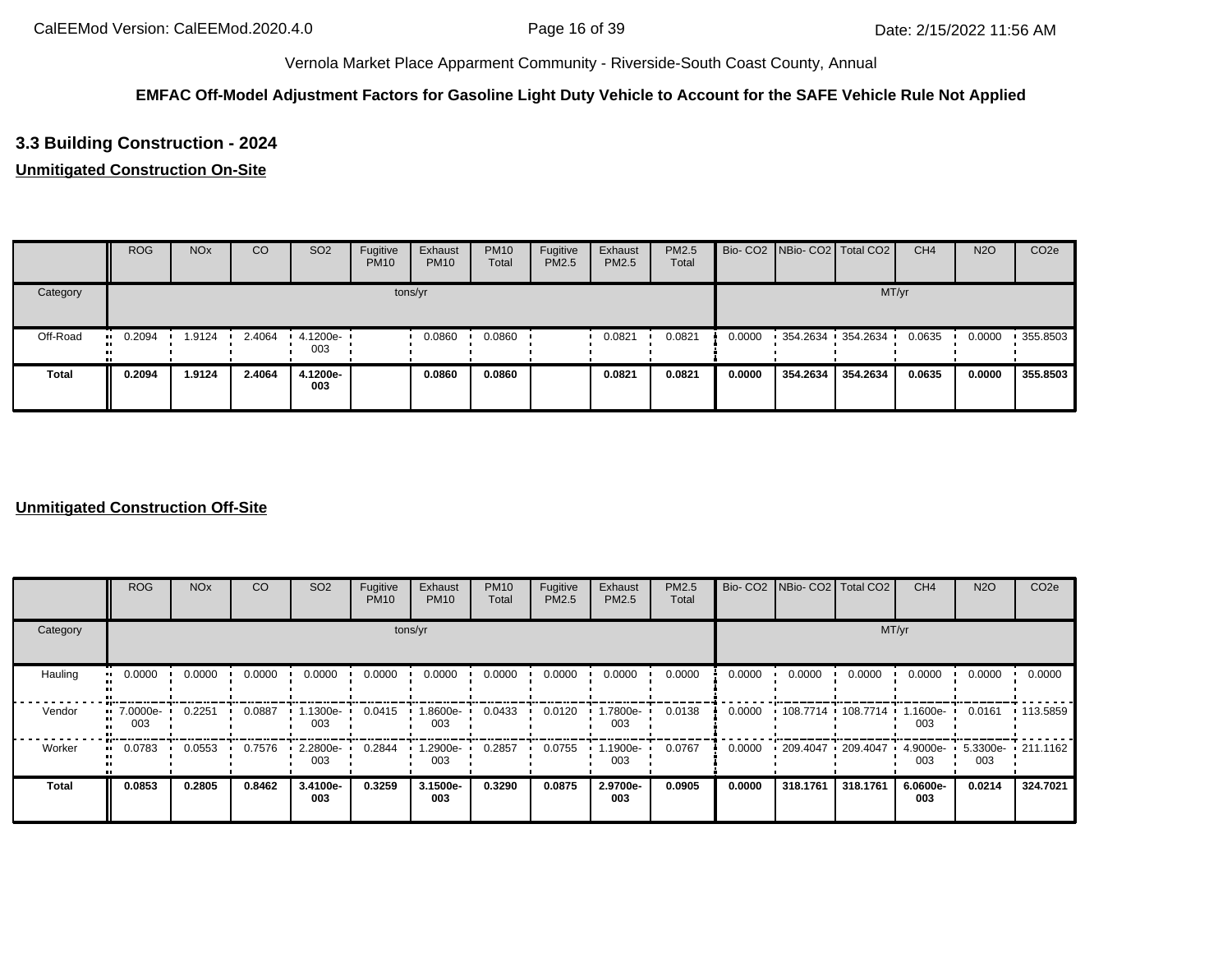Vernola Market Place Apparment Community - Riverside-South Coast County, Annual

**EMFAC Off-Model Adjustment Factors for Gasoline Light Duty Vehicle to Account for the SAFE Vehicle Rule Not Applied**

## 3.3 Building Construction - 2024

### Unmitigated Construction On-Site

| | ROG | NOx | CO | SO2 | Fugitive PM10 | Exhaust PM10 | PM10 Total | Fugitive PM2.5 | Exhaust PM2.5 | PM2.5 Total | Bio- CO2 | NBio- CO2 | Total CO2 | CH4 | N2O | CO2e |
|---|---|---|---|---|---|---|---|---|---|---|---|---|---|---|---|---|
| Category | tons/yr | | | | | | | | | | MT/yr | | | | | |
| Off-Road | 0.2094 | 1.9124 | 2.4064 | 4.1200e-003 | | 0.0860 | 0.0860 | | 0.0821 | 0.0821 | 0.0000 | 354.2634 | 354.2634 | 0.0635 | 0.0000 | 355.8503 |
| **Total** | **0.2094** | **1.9124** | **2.4064** | **4.1200e-003** | | **0.0860** | **0.0860** | | **0.0821** | **0.0821** | **0.0000** | **354.2634** | **354.2634** | **0.0635** | **0.0000** | **355.8503** |

### Unmitigated Construction Off-Site

| | ROG | NOx | CO | SO2 | Fugitive PM10 | Exhaust PM10 | PM10 Total | Fugitive PM2.5 | Exhaust PM2.5 | PM2.5 Total | Bio- CO2 | NBio- CO2 | Total CO2 | CH4 | N2O | CO2e |
|---|---|---|---|---|---|---|---|---|---|---|---|---|---|---|---|---|
| Category | tons/yr | | | | | | | | | | MT/yr | | | | | |
| Hauling | 0.0000 | 0.0000 | 0.0000 | 0.0000 | 0.0000 | 0.0000 | 0.0000 | 0.0000 | 0.0000 | 0.0000 | 0.0000 | 0.0000 | 0.0000 | 0.0000 | 0.0000 | 0.0000 |
| Vendor | 7.0000e-003 | 0.2251 | 0.0887 | 1.1300e-003 | 0.0415 | 1.8600e-003 | 0.0433 | 0.0120 | 1.7800e-003 | 0.0138 | 0.0000 | 108.7714 | 108.7714 | 1.1600e-003 | 0.0161 | 113.5859 |
| Worker | 0.0783 | 0.0553 | 0.7576 | 2.2800e-003 | 0.2844 | 1.2900e-003 | 0.2857 | 0.0755 | 1.1900e-003 | 0.0767 | 0.0000 | 209.4047 | 209.4047 | 4.9000e-003 | 5.3300e-003 | 211.1162 |
| **Total** | **0.0853** | **0.2805** | **0.8462** | **3.4100e-003** | **0.3259** | **3.1500e-003** | **0.3290** | **0.0875** | **2.9700e-003** | **0.0905** | **0.0000** | **318.1761** | **318.1761** | **6.0600e-003** | **0.0214** | **324.7021** |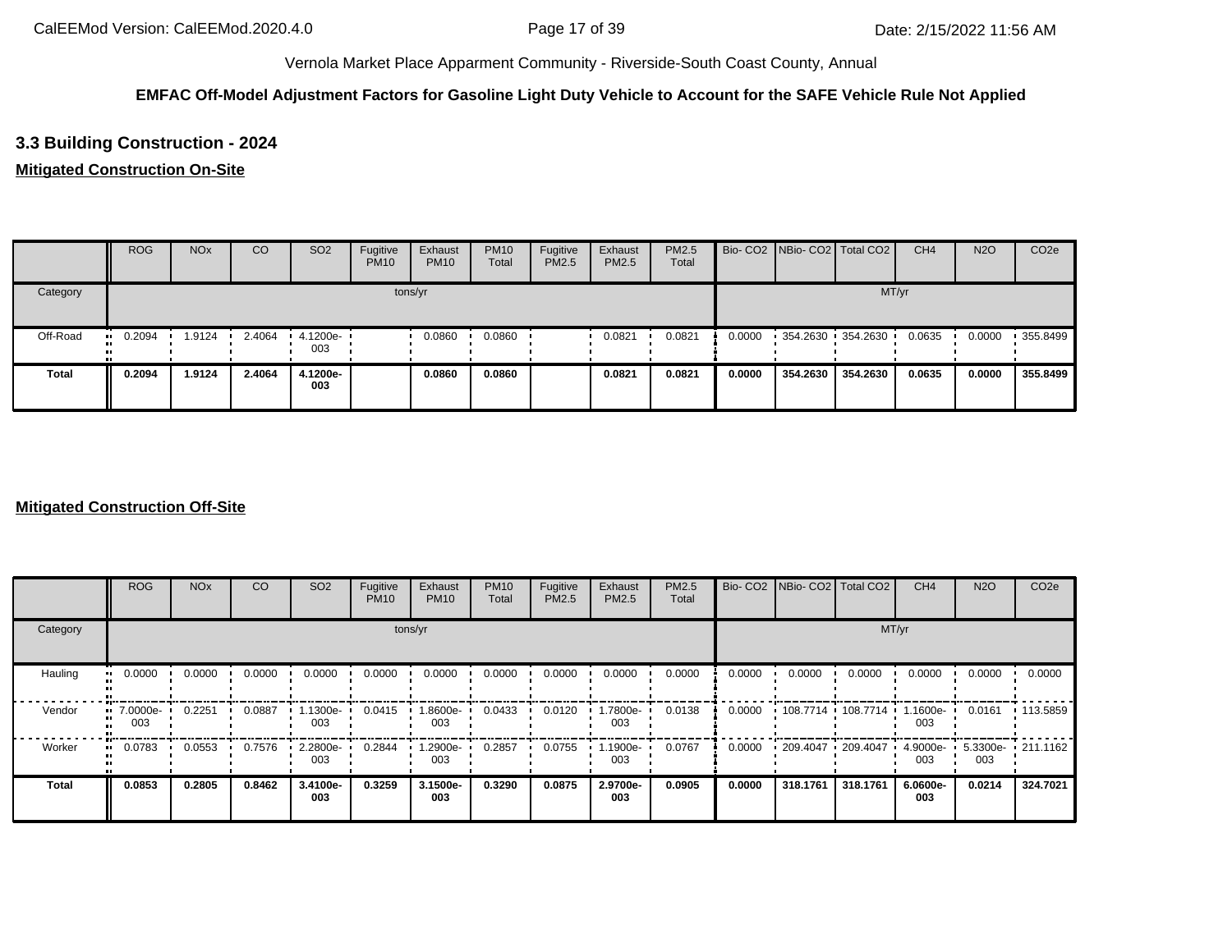Vernola Market Place Apparment Community - Riverside-South Coast County, Annual

**EMFAC Off-Model Adjustment Factors for Gasoline Light Duty Vehicle to Account for the SAFE Vehicle Rule Not Applied**

### 3.3 Building Construction - 2024

**Mitigated Construction On-Site**

| | ROG | NOx | CO | SO2 | Fugitive PM10 | Exhaust PM10 | PM10 Total | Fugitive PM2.5 | Exhaust PM2.5 | PM2.5 Total | Bio- CO2 | NBio- CO2 | Total CO2 | CH4 | N2O | CO2e |
|---|---|---|---|---|---|---|---|---|---|---|---|---|---|---|---|---|
| Category | tons/yr | | | | | | | | | | MT/yr | | | | | |
| Off-Road | 0.2094 | 1.9124 | 2.4064 | 4.1200e-003 | | 0.0860 | 0.0860 | | 0.0821 | 0.0821 | 0.0000 | 354.2630 | 354.2630 | 0.0635 | 0.0000 | 355.8499 |
| **Total** | **0.2094** | **1.9124** | **2.4064** | **4.1200e-003** | | **0.0860** | **0.0860** | | **0.0821** | **0.0821** | **0.0000** | **354.2630** | **354.2630** | **0.0635** | **0.0000** | **355.8499** |

**Mitigated Construction Off-Site**

| | ROG | NOx | CO | SO2 | Fugitive PM10 | Exhaust PM10 | PM10 Total | Fugitive PM2.5 | Exhaust PM2.5 | PM2.5 Total | Bio- CO2 | NBio- CO2 | Total CO2 | CH4 | N2O | CO2e |
|---|---|---|---|---|---|---|---|---|---|---|---|---|---|---|---|---|
| Category | tons/yr | | | | | | | | | | MT/yr | | | | | |
| Hauling | 0.0000 | 0.0000 | 0.0000 | 0.0000 | 0.0000 | 0.0000 | 0.0000 | 0.0000 | 0.0000 | 0.0000 | 0.0000 | 0.0000 | 0.0000 | 0.0000 | 0.0000 | 0.0000 |
| Vendor | 7.0000e-003 | 0.2251 | 0.0887 | 1.1300e-003 | 0.0415 | 1.8600e-003 | 0.0433 | 0.0120 | 1.7800e-003 | 0.0138 | 0.0000 | 108.7714 | 108.7714 | 1.1600e-003 | 0.0161 | 113.5859 |
| Worker | 0.0783 | 0.0553 | 0.7576 | 2.2800e-003 | 0.2844 | 1.2900e-003 | 0.2857 | 0.0755 | 1.1900e-003 | 0.0767 | 0.0000 | 209.4047 | 209.4047 | 4.9000e-003 | 5.3300e-003 | 211.1162 |
| **Total** | **0.0853** | **0.2805** | **0.8462** | **3.4100e-003** | **0.3259** | **3.1500e-003** | **0.3290** | **0.0875** | **2.9700e-003** | **0.0905** | **0.0000** | **318.1761** | **318.1761** | **6.0600e-003** | **0.0214** | **324.7021** |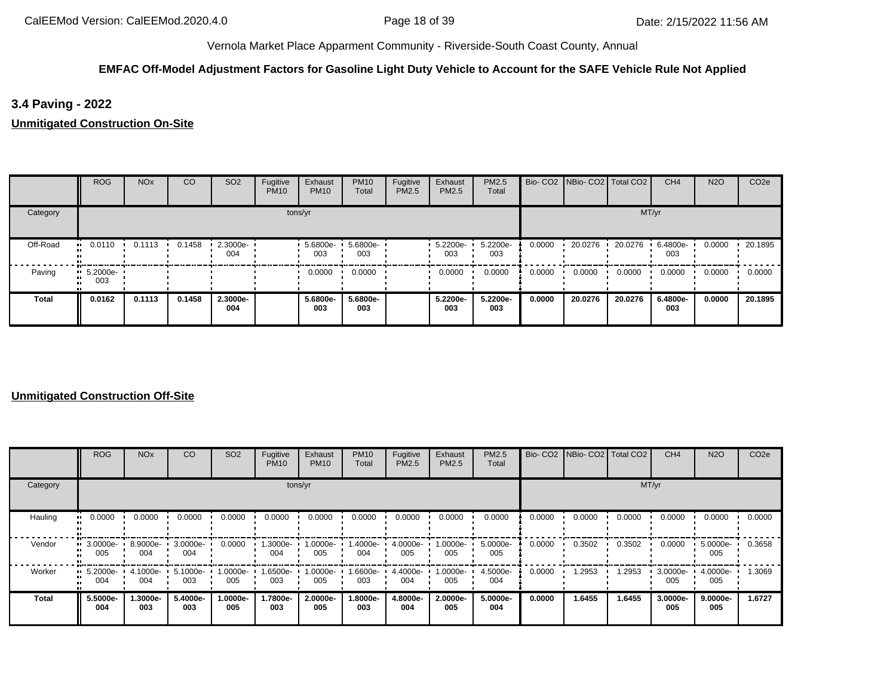Vernola Market Place Apparment Community - Riverside-South Coast County, Annual

**EMFAC Off-Model Adjustment Factors for Gasoline Light Duty Vehicle to Account for the SAFE Vehicle Rule Not Applied**

### 3.4 Paving - 2022

**Unmitigated Construction On-Site**

| | ROG | NOx | CO | SO2 | Fugitive PM10 | Exhaust PM10 | PM10 Total | Fugitive PM2.5 | Exhaust PM2.5 | PM2.5 Total | Bio- CO2 | NBio- CO2 | Total CO2 | CH4 | N2O | CO2e |
|---|---|---|---|---|---|---|---|---|---|---|---|---|---|---|---|---|
| Category | tons/yr | | | | | | | | | | MT/yr | | | | | |
| Off-Road | 0.0110 | 0.1113 | 0.1458 | 2.3000e-004 | | 5.6800e-003 | 5.6800e-003 | | 5.2200e-003 | 5.2200e-003 | 0.0000 | 20.0276 | 20.0276 | 6.4800e-003 | 0.0000 | 20.1895 |
| Paving | 5.2000e-003 | | | | | 0.0000 | 0.0000 | | 0.0000 | 0.0000 | 0.0000 | 0.0000 | 0.0000 | 0.0000 | 0.0000 | 0.0000 |
| **Total** | **0.0162** | **0.1113** | **0.1458** | **2.3000e-004** | | **5.6800e-003** | **5.6800e-003** | | **5.2200e-003** | **5.2200e-003** | **0.0000** | **20.0276** | **20.0276** | **6.4800e-003** | **0.0000** | **20.1895** |

**Unmitigated Construction Off-Site**

| | ROG | NOx | CO | SO2 | Fugitive PM10 | Exhaust PM10 | PM10 Total | Fugitive PM2.5 | Exhaust PM2.5 | PM2.5 Total | Bio- CO2 | NBio- CO2 | Total CO2 | CH4 | N2O | CO2e |
|---|---|---|---|---|---|---|---|---|---|---|---|---|---|---|---|---|
| Category | tons/yr | | | | | | | | | | MT/yr | | | | | |
| Hauling | 0.0000 | 0.0000 | 0.0000 | 0.0000 | 0.0000 | 0.0000 | 0.0000 | 0.0000 | 0.0000 | 0.0000 | 0.0000 | 0.0000 | 0.0000 | 0.0000 | 0.0000 | 0.0000 |
| Vendor | 3.0000e-005 | 8.9000e-004 | 3.0000e-004 | 0.0000 | 1.3000e-004 | 1.0000e-005 | 1.4000e-004 | 4.0000e-005 | 1.0000e-005 | 5.0000e-005 | 0.0000 | 0.3502 | 0.3502 | 0.0000 | 5.0000e-005 | 0.3658 |
| Worker | 5.2000e-004 | 4.1000e-004 | 5.1000e-003 | 1.0000e-005 | 1.6500e-003 | 1.0000e-005 | 1.6600e-003 | 4.4000e-004 | 1.0000e-005 | 4.5000e-004 | 0.0000 | 1.2953 | 1.2953 | 3.0000e-005 | 4.0000e-005 | 1.3069 |
| **Total** | **5.5000e-004** | **1.3000e-003** | **5.4000e-003** | **1.0000e-005** | **1.7800e-003** | **2.0000e-005** | **1.8000e-003** | **4.8000e-004** | **2.0000e-005** | **5.0000e-004** | **0.0000** | **1.6455** | **1.6455** | **3.0000e-005** | **9.0000e-005** | **1.6727** |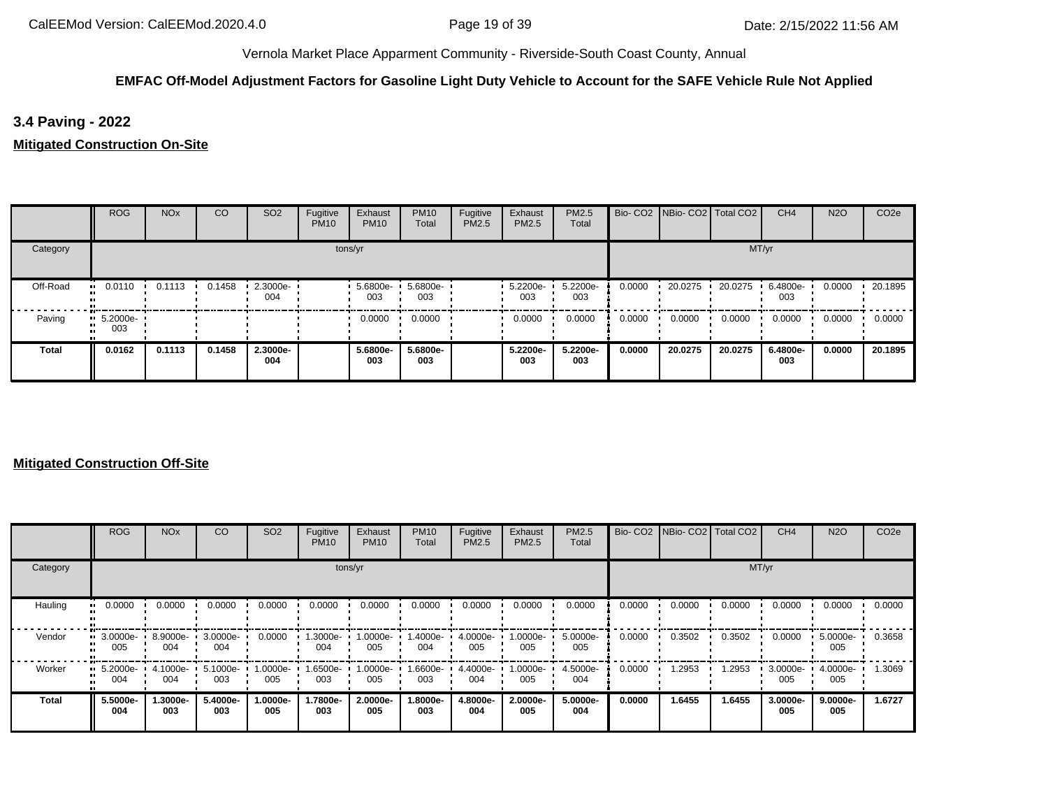Vernola Market Place Apparment Community - Riverside-South Coast County, Annual

**EMFAC Off-Model Adjustment Factors for Gasoline Light Duty Vehicle to Account for the SAFE Vehicle Rule Not Applied**

### 3.4 Paving - 2022

**Mitigated Construction On-Site**

| | ROG | NOx | CO | SO2 | Fugitive PM10 | Exhaust PM10 | PM10 Total | Fugitive PM2.5 | Exhaust PM2.5 | PM2.5 Total | Bio- CO2 | NBio- CO2 | Total CO2 | CH4 | N2O | CO2e |
|---|---|---|---|---|---|---|---|---|---|---|---|---|---|---|---|---|
| Category | tons/yr | | | | | | | | | | MT/yr | | | | | |
| Off-Road | 0.0110 | 0.1113 | 0.1458 | 2.3000e-004 | | 5.6800e-003 | 5.6800e-003 | | 5.2200e-003 | 5.2200e-003 | 0.0000 | 20.0275 | 20.0275 | 6.4800e-003 | 0.0000 | 20.1895 |
| Paving | 5.2000e-003 | | | | | 0.0000 | 0.0000 | | 0.0000 | 0.0000 | 0.0000 | 0.0000 | 0.0000 | 0.0000 | 0.0000 | 0.0000 |
| **Total** | **0.0162** | **0.1113** | **0.1458** | **2.3000e-004** | | **5.6800e-003** | **5.6800e-003** | | **5.2200e-003** | **5.2200e-003** | **0.0000** | **20.0275** | **20.0275** | **6.4800e-003** | **0.0000** | **20.1895** |

**Mitigated Construction Off-Site**

| | ROG | NOx | CO | SO2 | Fugitive PM10 | Exhaust PM10 | PM10 Total | Fugitive PM2.5 | Exhaust PM2.5 | PM2.5 Total | Bio- CO2 | NBio- CO2 | Total CO2 | CH4 | N2O | CO2e |
|---|---|---|---|---|---|---|---|---|---|---|---|---|---|---|---|---|
| Category | tons/yr | | | | | | | | | | MT/yr | | | | | |
| Hauling | 0.0000 | 0.0000 | 0.0000 | 0.0000 | 0.0000 | 0.0000 | 0.0000 | 0.0000 | 0.0000 | 0.0000 | 0.0000 | 0.0000 | 0.0000 | 0.0000 | 0.0000 | 0.0000 |
| Vendor | 3.0000e-005 | 8.9000e-004 | 3.0000e-004 | 0.0000 | 1.3000e-004 | 1.0000e-005 | 1.4000e-004 | 4.0000e-005 | 1.0000e-005 | 5.0000e-005 | 0.0000 | 0.3502 | 0.3502 | 0.0000 | 5.0000e-005 | 0.3658 |
| Worker | 5.2000e-004 | 4.1000e-004 | 5.1000e-003 | 1.0000e-005 | 1.6500e-003 | 1.0000e-005 | 1.6600e-003 | 4.4000e-004 | 1.0000e-005 | 4.5000e-004 | 0.0000 | 1.2953 | 1.2953 | 3.0000e-005 | 4.0000e-005 | 1.3069 |
| **Total** | **5.5000e-004** | **1.3000e-003** | **5.4000e-003** | **1.0000e-005** | **1.7800e-003** | **2.0000e-005** | **1.8000e-003** | **4.8000e-004** | **2.0000e-005** | **5.0000e-004** | **0.0000** | **1.6455** | **1.6455** | **3.0000e-005** | **9.0000e-005** | **1.6727** |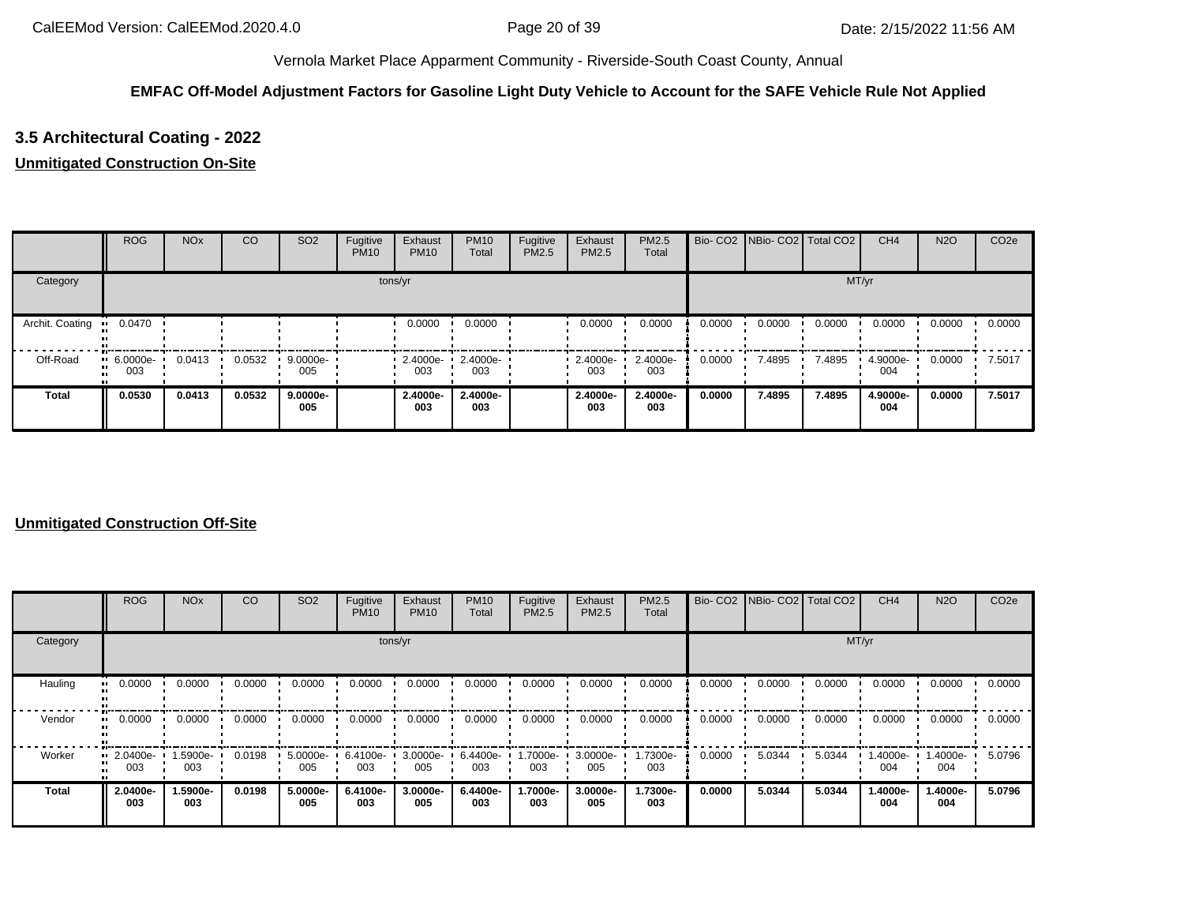Vernola Market Place Apparment Community - Riverside-South Coast County, Annual

**EMFAC Off-Model Adjustment Factors for Gasoline Light Duty Vehicle to Account for the SAFE Vehicle Rule Not Applied**

## 3.5 Architectural Coating - 2022

**Unmitigated Construction On-Site**

| | ROG | NOx | CO | SO2 | Fugitive PM10 | Exhaust PM10 | PM10 Total | Fugitive PM2.5 | Exhaust PM2.5 | PM2.5 Total | Bio- CO2 | NBio- CO2 | Total CO2 | CH4 | N2O | CO2e |
|---|---|---|---|---|---|---|---|---|---|---|---|---|---|---|---|---|
| Category | tons/yr | | | | | | | | | | MT/yr | | | | | |
| Archit. Coating | 0.0470 | | | | | 0.0000 | 0.0000 | | 0.0000 | 0.0000 | 0.0000 | 0.0000 | 0.0000 | 0.0000 | 0.0000 | 0.0000 |
| Off-Road | 6.0000e-003 | 0.0413 | 0.0532 | 9.0000e-005 | | 2.4000e-003 | 2.4000e-003 | | 2.4000e-003 | 2.4000e-003 | 0.0000 | 7.4895 | 7.4895 | 4.9000e-004 | 0.0000 | 7.5017 |
| **Total** | **0.0530** | **0.0413** | **0.0532** | **9.0000e-005** | | **2.4000e-003** | **2.4000e-003** | | **2.4000e-003** | **2.4000e-003** | **0.0000** | **7.4895** | **7.4895** | **4.9000e-004** | **0.0000** | **7.5017** |

**Unmitigated Construction Off-Site**

| | ROG | NOx | CO | SO2 | Fugitive PM10 | Exhaust PM10 | PM10 Total | Fugitive PM2.5 | Exhaust PM2.5 | PM2.5 Total | Bio- CO2 | NBio- CO2 | Total CO2 | CH4 | N2O | CO2e |
|---|---|---|---|---|---|---|---|---|---|---|---|---|---|---|---|---|
| Category | tons/yr | | | | | | | | | | MT/yr | | | | | |
| Hauling | 0.0000 | 0.0000 | 0.0000 | 0.0000 | 0.0000 | 0.0000 | 0.0000 | 0.0000 | 0.0000 | 0.0000 | 0.0000 | 0.0000 | 0.0000 | 0.0000 | 0.0000 | 0.0000 |
| Vendor | 0.0000 | 0.0000 | 0.0000 | 0.0000 | 0.0000 | 0.0000 | 0.0000 | 0.0000 | 0.0000 | 0.0000 | 0.0000 | 0.0000 | 0.0000 | 0.0000 | 0.0000 | 0.0000 |
| Worker | 2.0400e-003 | 1.5900e-003 | 0.0198 | 5.0000e-005 | 6.4100e-003 | 3.0000e-005 | 6.4400e-003 | 1.7000e-003 | 3.0000e-005 | 1.7300e-003 | 0.0000 | 5.0344 | 5.0344 | 1.4000e-004 | 1.4000e-004 | 5.0796 |
| **Total** | **2.0400e-003** | **1.5900e-003** | **0.0198** | **5.0000e-005** | **6.4100e-003** | **3.0000e-005** | **6.4400e-003** | **1.7000e-003** | **3.0000e-005** | **1.7300e-003** | **0.0000** | **5.0344** | **5.0344** | **1.4000e-004** | **1.4000e-004** | **5.0796** |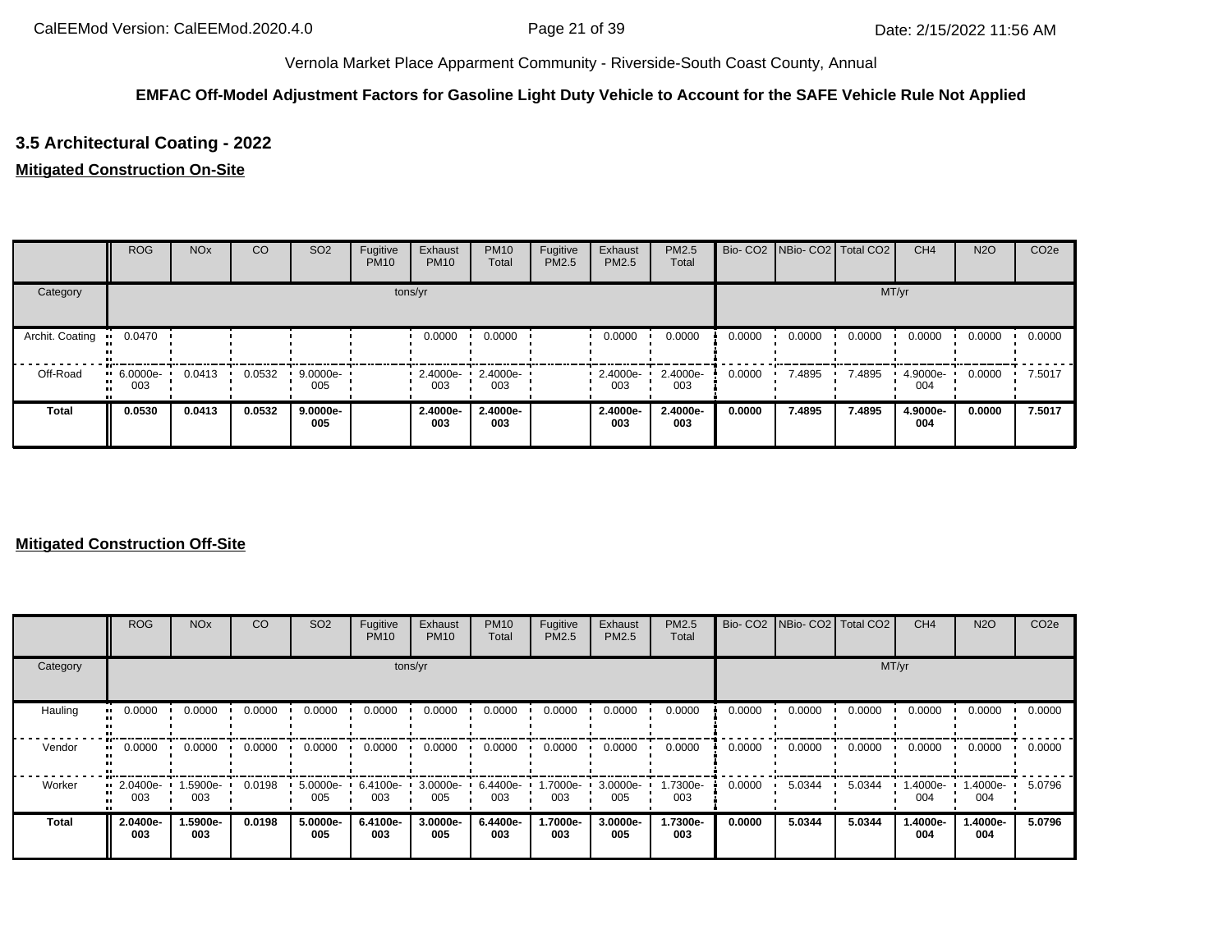Vernola Market Place Apparment Community - Riverside-South Coast County, Annual

**EMFAC Off-Model Adjustment Factors for Gasoline Light Duty Vehicle to Account for the SAFE Vehicle Rule Not Applied**

### 3.5 Architectural Coating - 2022

**Mitigated Construction On-Site**

| | ROG | NOx | CO | SO2 | Fugitive PM10 | Exhaust PM10 | PM10 Total | Fugitive PM2.5 | Exhaust PM2.5 | PM2.5 Total | Bio- CO2 | NBio- CO2 | Total CO2 | CH4 | N2O | CO2e |
|---|---|---|---|---|---|---|---|---|---|---|---|---|---|---|---|---|
| Category | tons/yr | | | | | | | | | | MT/yr | | | | | |
| Archit. Coating | 0.0470 | | | | | 0.0000 | 0.0000 | | 0.0000 | 0.0000 | 0.0000 | 0.0000 | 0.0000 | 0.0000 | 0.0000 | 0.0000 |
| Off-Road | 6.0000e-003 | 0.0413 | 0.0532 | 9.0000e-005 | | 2.4000e-003 | 2.4000e-003 | | 2.4000e-003 | 2.4000e-003 | 0.0000 | 7.4895 | 7.4895 | 4.9000e-004 | 0.0000 | 7.5017 |
| **Total** | **0.0530** | **0.0413** | **0.0532** | **9.0000e-005** | | **2.4000e-003** | **2.4000e-003** | | **2.4000e-003** | **2.4000e-003** | **0.0000** | **7.4895** | **7.4895** | **4.9000e-004** | **0.0000** | **7.5017** |

**Mitigated Construction Off-Site**

| | ROG | NOx | CO | SO2 | Fugitive PM10 | Exhaust PM10 | PM10 Total | Fugitive PM2.5 | Exhaust PM2.5 | PM2.5 Total | Bio- CO2 | NBio- CO2 | Total CO2 | CH4 | N2O | CO2e |
|---|---|---|---|---|---|---|---|---|---|---|---|---|---|---|---|---|
| Category | tons/yr | | | | | | | | | | MT/yr | | | | | |
| Hauling | 0.0000 | 0.0000 | 0.0000 | 0.0000 | 0.0000 | 0.0000 | 0.0000 | 0.0000 | 0.0000 | 0.0000 | 0.0000 | 0.0000 | 0.0000 | 0.0000 | 0.0000 | 0.0000 |
| Vendor | 0.0000 | 0.0000 | 0.0000 | 0.0000 | 0.0000 | 0.0000 | 0.0000 | 0.0000 | 0.0000 | 0.0000 | 0.0000 | 0.0000 | 0.0000 | 0.0000 | 0.0000 | 0.0000 |
| Worker | 2.0400e-003 | 1.5900e-003 | 0.0198 | 5.0000e-005 | 6.4100e-003 | 3.0000e-005 | 6.4400e-003 | 1.7000e-003 | 3.0000e-005 | 1.7300e-003 | 0.0000 | 5.0344 | 5.0344 | 1.4000e-004 | 1.4000e-004 | 5.0796 |
| **Total** | **2.0400e-003** | **1.5900e-003** | **0.0198** | **5.0000e-005** | **6.4100e-003** | **3.0000e-005** | **6.4400e-003** | **1.7000e-003** | **3.0000e-005** | **1.7300e-003** | **0.0000** | **5.0344** | **5.0344** | **1.4000e-004** | **1.4000e-004** | **5.0796** |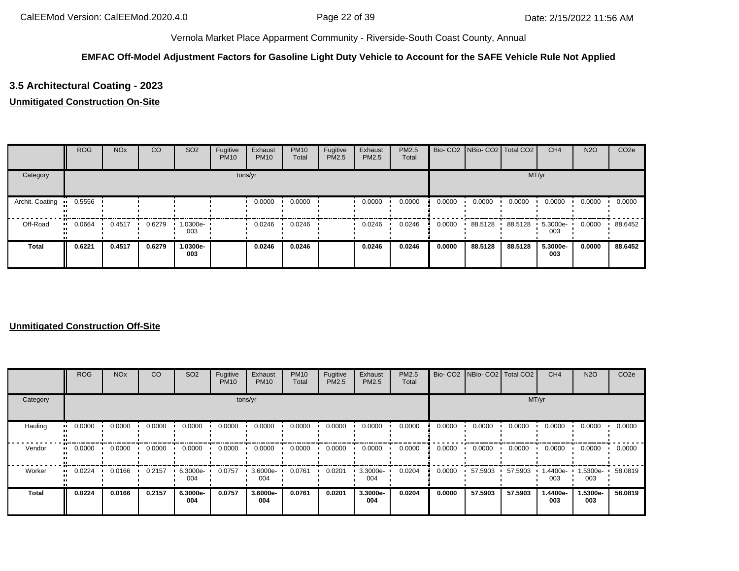Vernola Market Place Apparment Community - Riverside-South Coast County, Annual

**EMFAC Off-Model Adjustment Factors for Gasoline Light Duty Vehicle to Account for the SAFE Vehicle Rule Not Applied**

### 3.5 Architectural Coating - 2023

**Unmitigated Construction On-Site**

| | ROG | NOx | CO | SO2 | Fugitive PM10 | Exhaust PM10 | PM10 Total | Fugitive PM2.5 | Exhaust PM2.5 | PM2.5 Total | Bio- CO2 | NBio- CO2 | Total CO2 | CH4 | N2O | CO2e |
|---|---|---|---|---|---|---|---|---|---|---|---|---|---|---|---|---|
| Category | tons/yr | | | | | | | | | | MT/yr | | | | | |
| Archit. Coating | 0.5556 | | | | | 0.0000 | 0.0000 | | 0.0000 | 0.0000 | 0.0000 | 0.0000 | 0.0000 | 0.0000 | 0.0000 | 0.0000 |
| Off-Road | 0.0664 | 0.4517 | 0.6279 | 1.0300e-003 | | 0.0246 | 0.0246 | | 0.0246 | 0.0246 | 0.0000 | 88.5128 | 88.5128 | 5.3000e-003 | 0.0000 | 88.6452 |
| **Total** | **0.6221** | **0.4517** | **0.6279** | **1.0300e-003** | | **0.0246** | **0.0246** | | **0.0246** | **0.0246** | **0.0000** | **88.5128** | **88.5128** | **5.3000e-003** | **0.0000** | **88.6452** |

**Unmitigated Construction Off-Site**

| | ROG | NOx | CO | SO2 | Fugitive PM10 | Exhaust PM10 | PM10 Total | Fugitive PM2.5 | Exhaust PM2.5 | PM2.5 Total | Bio- CO2 | NBio- CO2 | Total CO2 | CH4 | N2O | CO2e |
|---|---|---|---|---|---|---|---|---|---|---|---|---|---|---|---|---|
| Category | tons/yr | | | | | | | | | | MT/yr | | | | | |
| Hauling | 0.0000 | 0.0000 | 0.0000 | 0.0000 | 0.0000 | 0.0000 | 0.0000 | 0.0000 | 0.0000 | 0.0000 | 0.0000 | 0.0000 | 0.0000 | 0.0000 | 0.0000 | 0.0000 |
| Vendor | 0.0000 | 0.0000 | 0.0000 | 0.0000 | 0.0000 | 0.0000 | 0.0000 | 0.0000 | 0.0000 | 0.0000 | 0.0000 | 0.0000 | 0.0000 | 0.0000 | 0.0000 | 0.0000 |
| Worker | 0.0224 | 0.0166 | 0.2157 | 6.3000e-004 | 0.0757 | 3.6000e-004 | 0.0761 | 0.0201 | 3.3000e-004 | 0.0204 | 0.0000 | 57.5903 | 57.5903 | 1.4400e-003 | 1.5300e-003 | 58.0819 |
| **Total** | **0.0224** | **0.0166** | **0.2157** | **6.3000e-004** | **0.0757** | **3.6000e-004** | **0.0761** | **0.0201** | **3.3000e-004** | **0.0204** | **0.0000** | **57.5903** | **57.5903** | **1.4400e-003** | **1.5300e-003** | **58.0819** |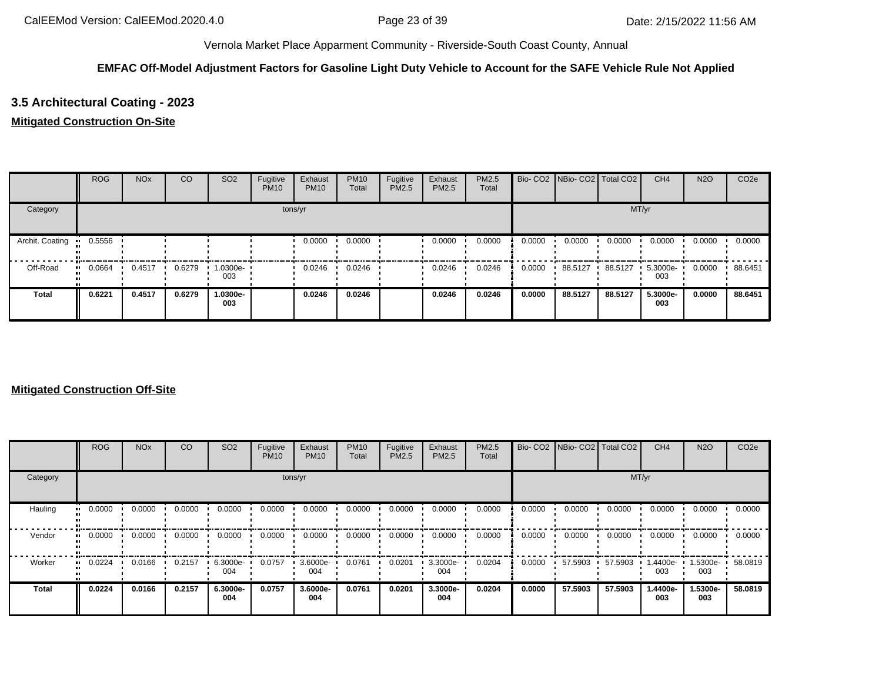Vernola Market Place Apparment Community - Riverside-South Coast County, Annual

**EMFAC Off-Model Adjustment Factors for Gasoline Light Duty Vehicle to Account for the SAFE Vehicle Rule Not Applied**

## 3.5 Architectural Coating - 2023

**Mitigated Construction On-Site**

| | ROG | NOx | CO | SO2 | Fugitive PM10 | Exhaust PM10 | PM10 Total | Fugitive PM2.5 | Exhaust PM2.5 | PM2.5 Total | Bio- CO2 | NBio- CO2 | Total CO2 | CH4 | N2O | CO2e |
|---|---|---|---|---|---|---|---|---|---|---|---|---|---|---|---|---|
| Category | tons/yr | | | | | | | | | | MT/yr | | | | | |
| Archit. Coating | 0.5556 | | | | | 0.0000 | 0.0000 | | 0.0000 | 0.0000 | 0.0000 | 0.0000 | 0.0000 | 0.0000 | 0.0000 | 0.0000 |
| Off-Road | 0.0664 | 0.4517 | 0.6279 | 1.0300e-003 | | 0.0246 | 0.0246 | | 0.0246 | 0.0246 | 0.0000 | 88.5127 | 88.5127 | 5.3000e-003 | 0.0000 | 88.6451 |
| **Total** | **0.6221** | **0.4517** | **0.6279** | **1.0300e-003** | | **0.0246** | **0.0246** | | **0.0246** | **0.0246** | **0.0000** | **88.5127** | **88.5127** | **5.3000e-003** | **0.0000** | **88.6451** |

**Mitigated Construction Off-Site**

| | ROG | NOx | CO | SO2 | Fugitive PM10 | Exhaust PM10 | PM10 Total | Fugitive PM2.5 | Exhaust PM2.5 | PM2.5 Total | Bio- CO2 | NBio- CO2 | Total CO2 | CH4 | N2O | CO2e |
|---|---|---|---|---|---|---|---|---|---|---|---|---|---|---|---|---|
| Category | tons/yr | | | | | | | | | | MT/yr | | | | | |
| Hauling | 0.0000 | 0.0000 | 0.0000 | 0.0000 | 0.0000 | 0.0000 | 0.0000 | 0.0000 | 0.0000 | 0.0000 | 0.0000 | 0.0000 | 0.0000 | 0.0000 | 0.0000 | 0.0000 |
| Vendor | 0.0000 | 0.0000 | 0.0000 | 0.0000 | 0.0000 | 0.0000 | 0.0000 | 0.0000 | 0.0000 | 0.0000 | 0.0000 | 0.0000 | 0.0000 | 0.0000 | 0.0000 | 0.0000 |
| Worker | 0.0224 | 0.0166 | 0.2157 | 6.3000e-004 | 0.0757 | 3.6000e-004 | 0.0761 | 0.0201 | 3.3000e-004 | 0.0204 | 0.0000 | 57.5903 | 57.5903 | 1.4400e-003 | 1.5300e-003 | 58.0819 |
| **Total** | **0.0224** | **0.0166** | **0.2157** | **6.3000e-004** | **0.0757** | **3.6000e-004** | **0.0761** | **0.0201** | **3.3000e-004** | **0.0204** | **0.0000** | **57.5903** | **57.5903** | **1.4400e-003** | **1.5300e-003** | **58.0819** |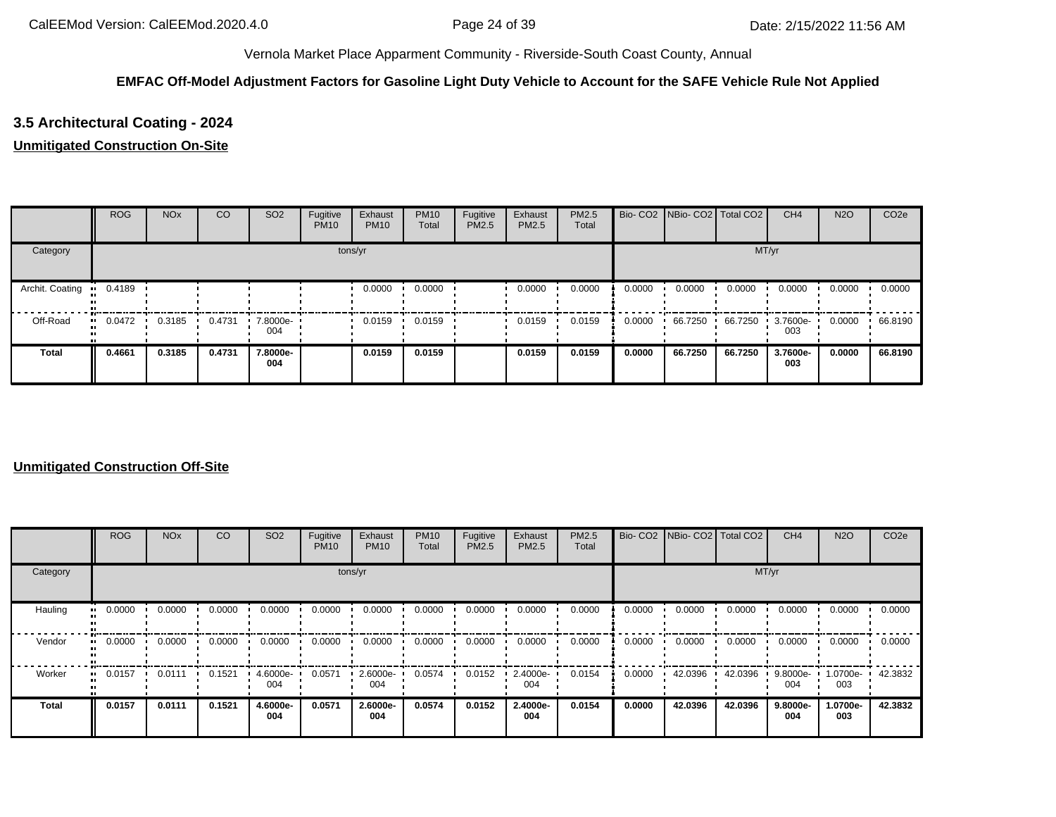Vernola Market Place Apparment Community - Riverside-South Coast County, Annual

**EMFAC Off-Model Adjustment Factors for Gasoline Light Duty Vehicle to Account for the SAFE Vehicle Rule Not Applied**

### 3.5 Architectural Coating - 2024

**Unmitigated Construction On-Site**

| | ROG | NOx | CO | SO2 | Fugitive PM10 | Exhaust PM10 | PM10 Total | Fugitive PM2.5 | Exhaust PM2.5 | PM2.5 Total | Bio- CO2 | NBio- CO2 | Total CO2 | CH4 | N2O | CO2e |
|---|---|---|---|---|---|---|---|---|---|---|---|---|---|---|---|---|
| Category | tons/yr | | | | | | | | | | MT/yr | | | | | |
| Archit. Coating | 0.4189 | | | | | 0.0000 | 0.0000 | | 0.0000 | 0.0000 | 0.0000 | 0.0000 | 0.0000 | 0.0000 | 0.0000 | 0.0000 |
| Off-Road | 0.0472 | 0.3185 | 0.4731 | 7.8000e-004 | | 0.0159 | 0.0159 | | 0.0159 | 0.0159 | 0.0000 | 66.7250 | 66.7250 | 3.7600e-003 | 0.0000 | 66.8190 |
| **Total** | **0.4661** | **0.3185** | **0.4731** | **7.8000e-004** | | **0.0159** | **0.0159** | | **0.0159** | **0.0159** | **0.0000** | **66.7250** | **66.7250** | **3.7600e-003** | **0.0000** | **66.8190** |

**Unmitigated Construction Off-Site**

| | ROG | NOx | CO | SO2 | Fugitive PM10 | Exhaust PM10 | PM10 Total | Fugitive PM2.5 | Exhaust PM2.5 | PM2.5 Total | Bio- CO2 | NBio- CO2 | Total CO2 | CH4 | N2O | CO2e |
|---|---|---|---|---|---|---|---|---|---|---|---|---|---|---|---|---|
| Category | tons/yr | | | | | | | | | | MT/yr | | | | | |
| Hauling | 0.0000 | 0.0000 | 0.0000 | 0.0000 | 0.0000 | 0.0000 | 0.0000 | 0.0000 | 0.0000 | 0.0000 | 0.0000 | 0.0000 | 0.0000 | 0.0000 | 0.0000 | 0.0000 |
| Vendor | 0.0000 | 0.0000 | 0.0000 | 0.0000 | 0.0000 | 0.0000 | 0.0000 | 0.0000 | 0.0000 | 0.0000 | 0.0000 | 0.0000 | 0.0000 | 0.0000 | 0.0000 | 0.0000 |
| Worker | 0.0157 | 0.0111 | 0.1521 | 4.6000e-004 | 0.0571 | 2.6000e-004 | 0.0574 | 0.0152 | 2.4000e-004 | 0.0154 | 0.0000 | 42.0396 | 42.0396 | 9.8000e-004 | 1.0700e-003 | 42.3832 |
| **Total** | **0.0157** | **0.0111** | **0.1521** | **4.6000e-004** | **0.0571** | **2.6000e-004** | **0.0574** | **0.0152** | **2.4000e-004** | **0.0154** | **0.0000** | **42.0396** | **42.0396** | **9.8000e-004** | **1.0700e-003** | **42.3832** |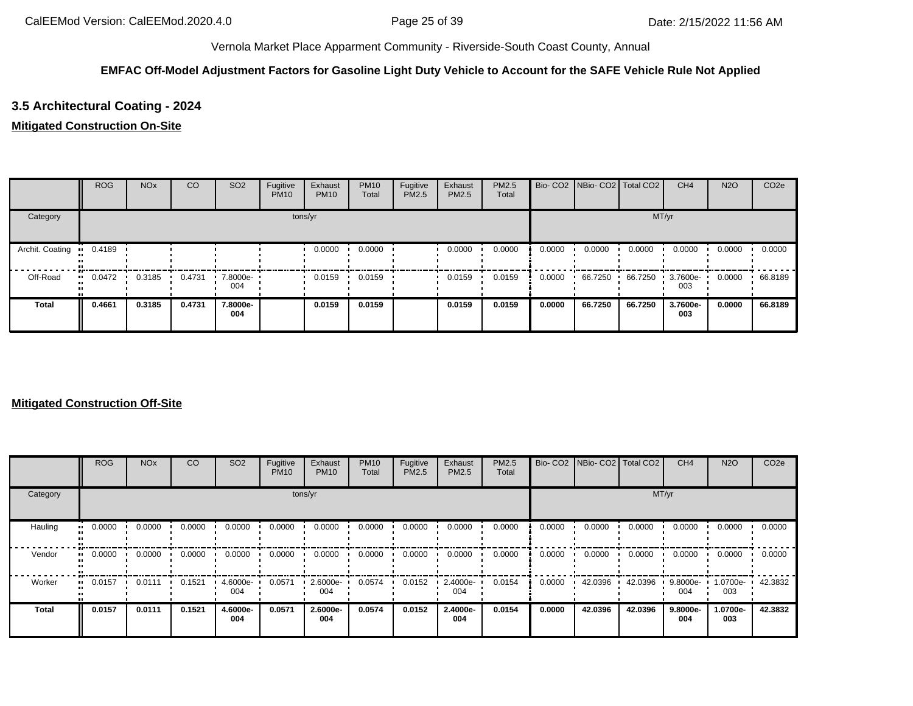Vernola Market Place Apparment Community - Riverside-South Coast County, Annual

**EMFAC Off-Model Adjustment Factors for Gasoline Light Duty Vehicle to Account for the SAFE Vehicle Rule Not Applied**

### 3.5 Architectural Coating - 2024

**Mitigated Construction On-Site**

| | ROG | NOx | CO | SO2 | Fugitive PM10 | Exhaust PM10 | PM10 Total | Fugitive PM2.5 | Exhaust PM2.5 | PM2.5 Total | Bio- CO2 | NBio- CO2 | Total CO2 | CH4 | N2O | CO2e |
|---|---|---|---|---|---|---|---|---|---|---|---|---|---|---|---|---|
| Category | tons/yr | | | | | | | | | | MT/yr | | | | | |
| Archit. Coating | 0.4189 | | | | | 0.0000 | 0.0000 | | 0.0000 | 0.0000 | 0.0000 | 0.0000 | 0.0000 | 0.0000 | 0.0000 | 0.0000 |
| Off-Road | 0.0472 | 0.3185 | 0.4731 | 7.8000e-004 | | 0.0159 | 0.0159 | | 0.0159 | 0.0159 | 0.0000 | 66.7250 | 66.7250 | 3.7600e-003 | 0.0000 | 66.8189 |
| **Total** | **0.4661** | **0.3185** | **0.4731** | **7.8000e-004** | | **0.0159** | **0.0159** | | **0.0159** | **0.0159** | **0.0000** | **66.7250** | **66.7250** | **3.7600e-003** | **0.0000** | **66.8189** |

**Mitigated Construction Off-Site**

| | ROG | NOx | CO | SO2 | Fugitive PM10 | Exhaust PM10 | PM10 Total | Fugitive PM2.5 | Exhaust PM2.5 | PM2.5 Total | Bio- CO2 | NBio- CO2 | Total CO2 | CH4 | N2O | CO2e |
|---|---|---|---|---|---|---|---|---|---|---|---|---|---|---|---|---|
| Category | tons/yr | | | | | | | | | | MT/yr | | | | | |
| Hauling | 0.0000 | 0.0000 | 0.0000 | 0.0000 | 0.0000 | 0.0000 | 0.0000 | 0.0000 | 0.0000 | 0.0000 | 0.0000 | 0.0000 | 0.0000 | 0.0000 | 0.0000 | 0.0000 |
| Vendor | 0.0000 | 0.0000 | 0.0000 | 0.0000 | 0.0000 | 0.0000 | 0.0000 | 0.0000 | 0.0000 | 0.0000 | 0.0000 | 0.0000 | 0.0000 | 0.0000 | 0.0000 | 0.0000 |
| Worker | 0.0157 | 0.0111 | 0.1521 | 4.6000e-004 | 0.0571 | 2.6000e-004 | 0.0574 | 0.0152 | 2.4000e-004 | 0.0154 | 0.0000 | 42.0396 | 42.0396 | 9.8000e-004 | 1.0700e-003 | 42.3832 |
| **Total** | **0.0157** | **0.0111** | **0.1521** | **4.6000e-004** | **0.0571** | **2.6000e-004** | **0.0574** | **0.0152** | **2.4000e-004** | **0.0154** | **0.0000** | **42.0396** | **42.0396** | **9.8000e-004** | **1.0700e-003** | **42.3832** |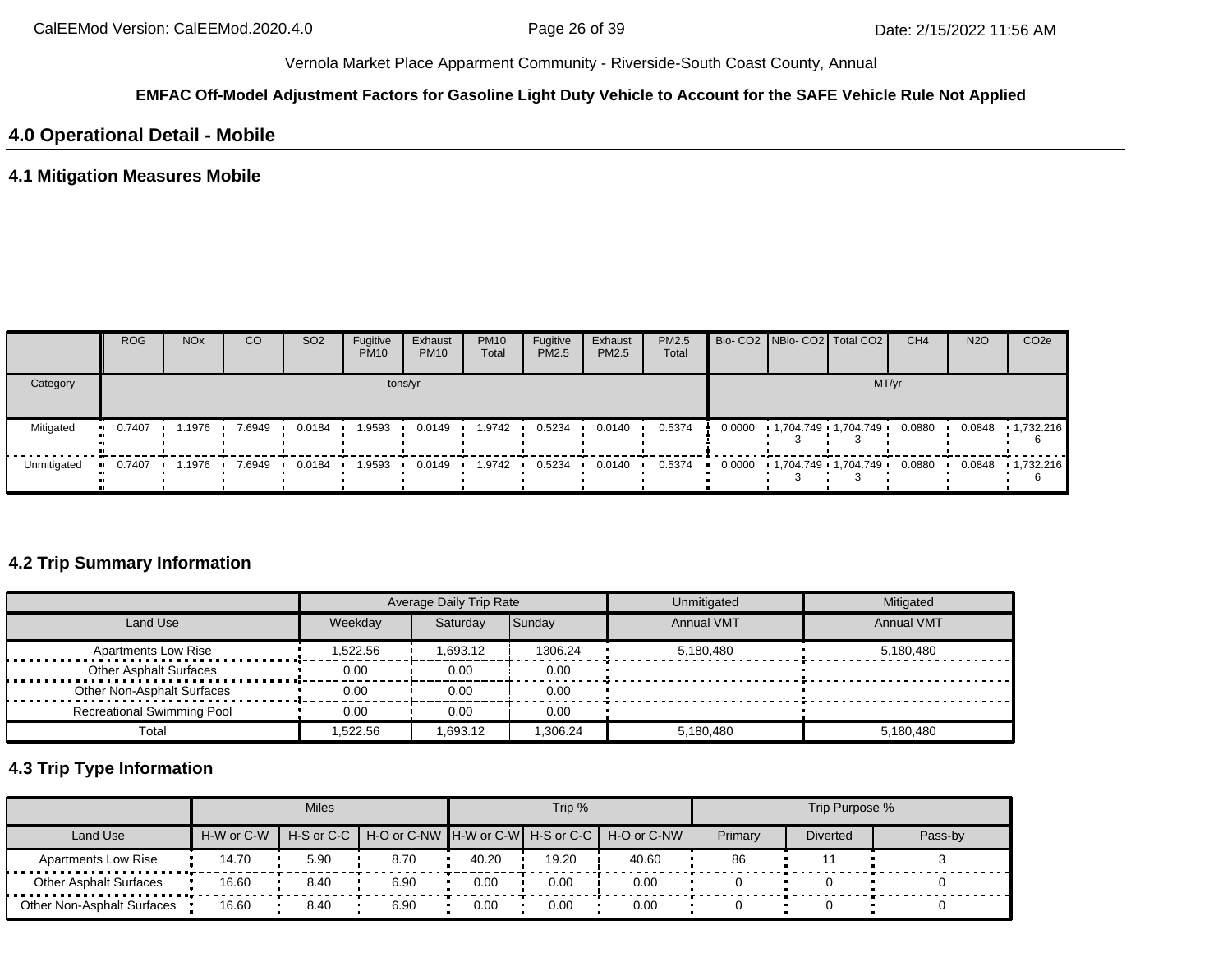Vernola Market Place Appartment Community - Riverside-South Coast County, Annual

**EMFAC Off-Model Adjustment Factors for Gasoline Light Duty Vehicle to Account for the SAFE Vehicle Rule Not Applied**

## 4.0 Operational Detail - Mobile

### 4.1 Mitigation Measures Mobile

| | ROG | NOx | CO | SO2 | Fugitive PM10 | Exhaust PM10 | PM10 Total | Fugitive PM2.5 | Exhaust PM2.5 | PM2.5 Total | Bio- CO2 | NBio- CO2 | Total CO2 | CH4 | N2O | CO2e |
|---|---|---|---|---|---|---|---|---|---|---|---|---|---|---|---|---|
| Category | tons/yr | | | | | | | | | | MT/yr | | | | | |
| Mitigated | 0.7407 | 1.1976 | 7.6949 | 0.0184 | 1.9593 | 0.0149 | 1.9742 | 0.5234 | 0.0140 | 0.5374 | 0.0000 | 1,704.7493 | 1,704.7493 | 0.0880 | 0.0848 | 1,732.2166 |
| Unmitigated | 0.7407 | 1.1976 | 7.6949 | 0.0184 | 1.9593 | 0.0149 | 1.9742 | 0.5234 | 0.0140 | 0.5374 | 0.0000 | 1,704.7493 | 1,704.7493 | 0.0880 | 0.0848 | 1,732.2166 |

### 4.2 Trip Summary Information

| | Average Daily Trip Rate | | | Unmitigated | Mitigated |
|---|---|---|---|---|---|
| Land Use | Weekday | Saturday | Sunday | Annual VMT | Annual VMT |
| Apartments Low Rise | 1,522.56 | 1,693.12 | 1306.24 | 5,180,480 | 5,180,480 |
| Other Asphalt Surfaces | 0.00 | 0.00 | 0.00 | | |
| Other Non-Asphalt Surfaces | 0.00 | 0.00 | 0.00 | | |
| Recreational Swimming Pool | 0.00 | 0.00 | 0.00 | | |
| Total | 1,522.56 | 1,693.12 | 1,306.24 | 5,180,480 | 5,180,480 |

### 4.3 Trip Type Information

| | Miles | | | Trip % | | | Trip Purpose % | | |
|---|---|---|---|---|---|---|---|---|---|
| Land Use | H-W or C-W | H-S or C-C | H-O or C-NW | H-W or C-W | H-S or C-C | H-O or C-NW | Primary | Diverted | Pass-by |
| Apartments Low Rise | 14.70 | 5.90 | 8.70 | 40.20 | 19.20 | 40.60 | 86 | 11 | 3 |
| Other Asphalt Surfaces | 16.60 | 8.40 | 6.90 | 0.00 | 0.00 | 0.00 | 0 | 0 | 0 |
| Other Non-Asphalt Surfaces | 16.60 | 8.40 | 6.90 | 0.00 | 0.00 | 0.00 | 0 | 0 | 0 |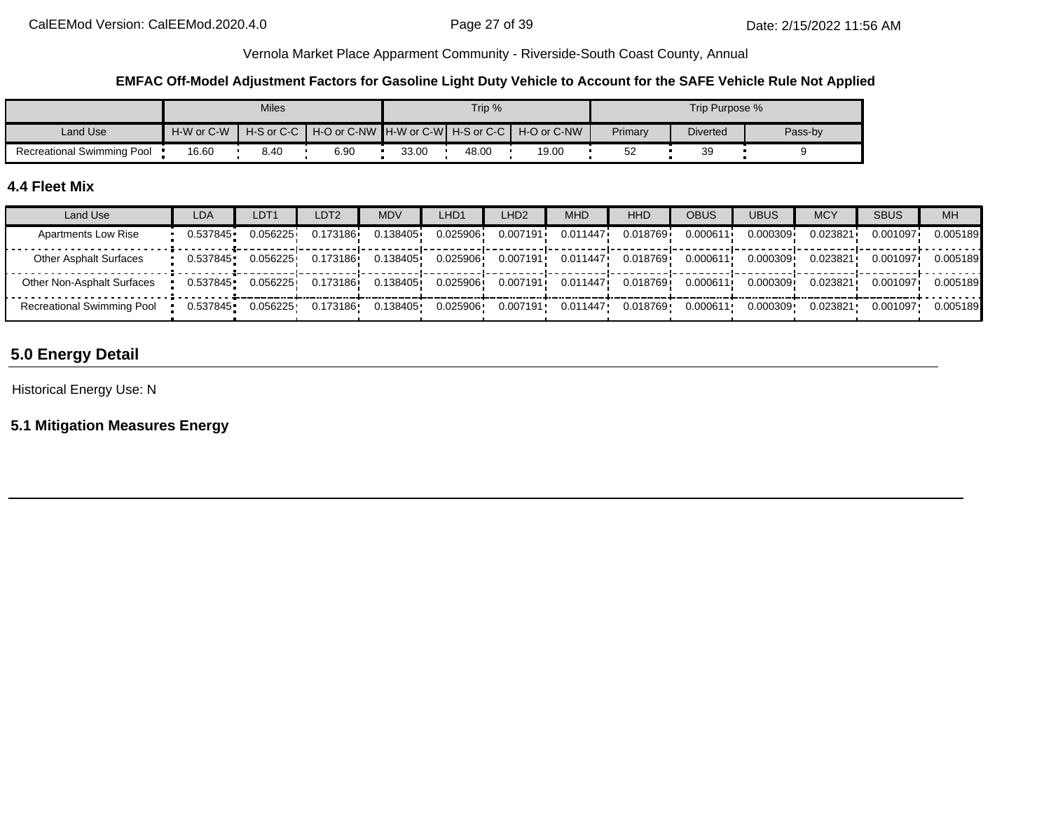Vernola Market Place Apparment Community - Riverside-South Coast County, Annual

**EMFAC Off-Model Adjustment Factors for Gasoline Light Duty Vehicle to Account for the SAFE Vehicle Rule Not Applied**

| | Miles | | | Trip % | | | Trip Purpose % | | |
|---|---|---|---|---|---|---|---|---|---|
| Land Use | H-W or C-W | H-S or C-C | H-O or C-NW | H-W or C-W | H-S or C-C | H-O or C-NW | Primary | Diverted | Pass-by |
| Recreational Swimming Pool | 16.60 | 8.40 | 6.90 | 33.00 | 48.00 | 19.00 | 52 | 39 | 9 |

### 4.4 Fleet Mix

| Land Use | LDA | LDT1 | LDT2 | MDV | LHD1 | LHD2 | MHD | HHD | OBUS | UBUS | MCY | SBUS | MH |
|---|---|---|---|---|---|---|---|---|---|---|---|---|---|
| Apartments Low Rise | 0.537845 | 0.056225 | 0.173186 | 0.138405 | 0.025906 | 0.007191 | 0.011447 | 0.018769 | 0.000611 | 0.000309 | 0.023821 | 0.001097 | 0.005189 |
| Other Asphalt Surfaces | 0.537845 | 0.056225 | 0.173186 | 0.138405 | 0.025906 | 0.007191 | 0.011447 | 0.018769 | 0.000611 | 0.000309 | 0.023821 | 0.001097 | 0.005189 |
| Other Non-Asphalt Surfaces | 0.537845 | 0.056225 | 0.173186 | 0.138405 | 0.025906 | 0.007191 | 0.011447 | 0.018769 | 0.000611 | 0.000309 | 0.023821 | 0.001097 | 0.005189 |
| Recreational Swimming Pool | 0.537845 | 0.056225 | 0.173186 | 0.138405 | 0.025906 | 0.007191 | 0.011447 | 0.018769 | 0.000611 | 0.000309 | 0.023821 | 0.001097 | 0.005189 |

## 5.0 Energy Detail

Historical Energy Use: N

### 5.1 Mitigation Measures Energy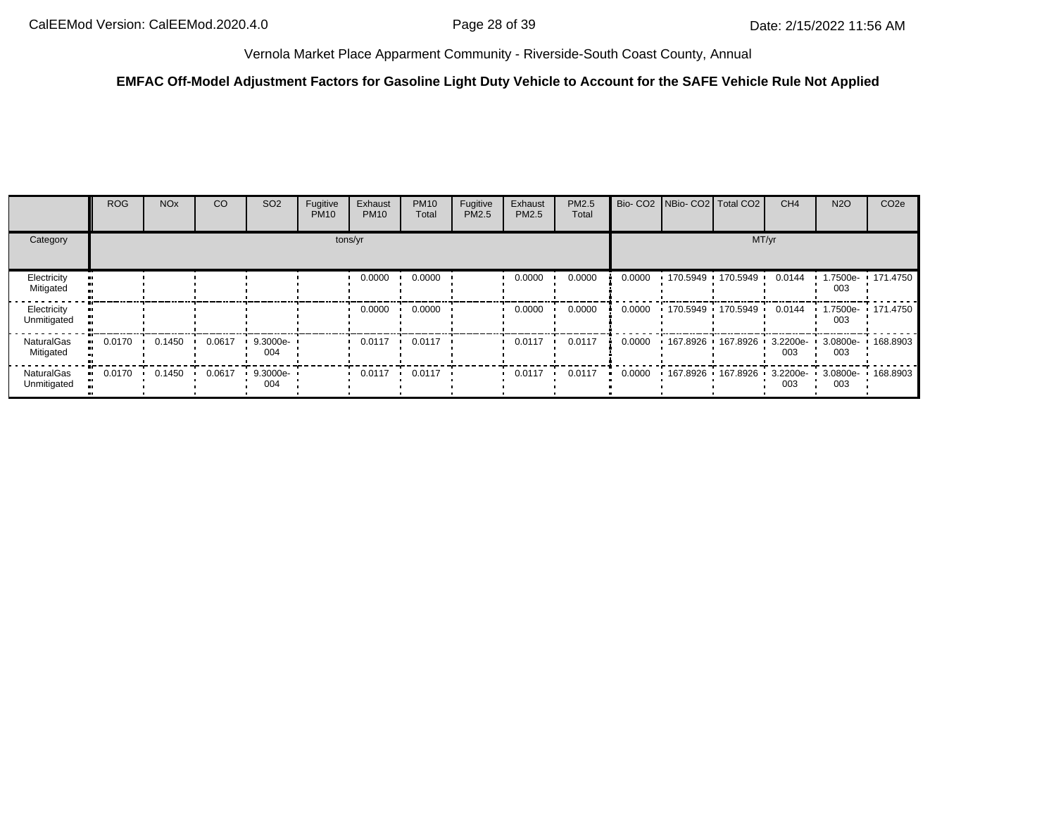Vernola Market Place Apparment Community - Riverside-South Coast County, Annual

**EMFAC Off-Model Adjustment Factors for Gasoline Light Duty Vehicle to Account for the SAFE Vehicle Rule Not Applied**

| | ROG | NOx | CO | SO2 | Fugitive PM10 | Exhaust PM10 | PM10 Total | Fugitive PM2.5 | Exhaust PM2.5 | PM2.5 Total | Bio- CO2 | NBio- CO2 | Total CO2 | CH4 | N2O | CO2e |
|---|---|---|---|---|---|---|---|---|---|---|---|---|---|---|---|---|
| Category | tons/yr | | | | | | | | | | MT/yr | | | | | |
| Electricity Mitigated | | | | | | 0.0000 | 0.0000 | | 0.0000 | 0.0000 | 0.0000 | 170.5949 | 170.5949 | 0.0144 | 1.7500e-003 | 171.4750 |
| Electricity Unmitigated | | | | | | 0.0000 | 0.0000 | | 0.0000 | 0.0000 | 0.0000 | 170.5949 | 170.5949 | 0.0144 | 1.7500e-003 | 171.4750 |
| NaturalGas Mitigated | 0.0170 | 0.1450 | 0.0617 | 9.3000e-004 | | 0.0117 | 0.0117 | | 0.0117 | 0.0117 | 0.0000 | 167.8926 | 167.8926 | 3.2200e-003 | 3.0800e-003 | 168.8903 |
| NaturalGas Unmitigated | 0.0170 | 0.1450 | 0.0617 | 9.3000e-004 | | 0.0117 | 0.0117 | | 0.0117 | 0.0117 | 0.0000 | 167.8926 | 167.8926 | 3.2200e-003 | 3.0800e-003 | 168.8903 |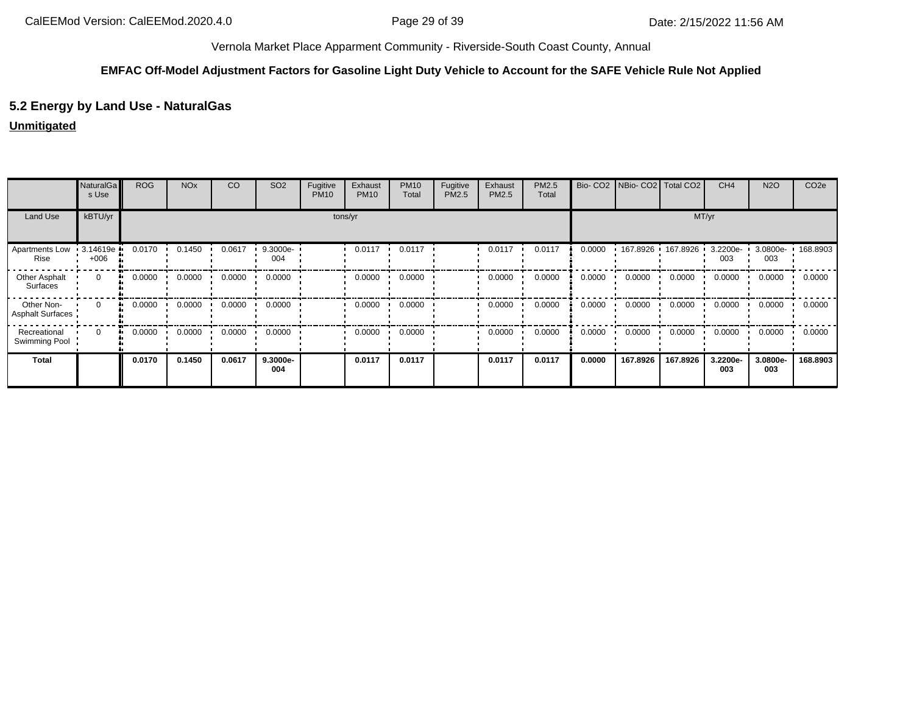Vernola Market Place Apparment Community - Riverside-South Coast County, Annual

**EMFAC Off-Model Adjustment Factors for Gasoline Light Duty Vehicle to Account for the SAFE Vehicle Rule Not Applied**

## 5.2 Energy by Land Use - NaturalGas

**Unmitigated**

| | NaturalGas Use | ROG | NOx | CO | SO2 | Fugitive PM10 | Exhaust PM10 | PM10 Total | Fugitive PM2.5 | Exhaust PM2.5 | PM2.5 Total | Bio- CO2 | NBio- CO2 | Total CO2 | CH4 | N2O | CO2e |
|---|---|---|---|---|---|---|---|---|---|---|---|---|---|---|---|---|---|
| Land Use | kBTU/yr | tons/yr | | | | | | | | | | MT/yr | | | | | |
| Apartments Low Rise | 3.14619e+006 | 0.0170 | 0.1450 | 0.0617 | 9.3000e-004 | | 0.0117 | 0.0117 | | 0.0117 | 0.0117 | 0.0000 | 167.8926 | 167.8926 | 3.2200e-003 | 3.0800e-003 | 168.8903 |
| Other Asphalt Surfaces | 0 | 0.0000 | 0.0000 | 0.0000 | 0.0000 | | 0.0000 | 0.0000 | | 0.0000 | 0.0000 | 0.0000 | 0.0000 | 0.0000 | 0.0000 | 0.0000 | 0.0000 |
| Other Non-Asphalt Surfaces | 0 | 0.0000 | 0.0000 | 0.0000 | 0.0000 | | 0.0000 | 0.0000 | | 0.0000 | 0.0000 | 0.0000 | 0.0000 | 0.0000 | 0.0000 | 0.0000 | 0.0000 |
| Recreational Swimming Pool | 0 | 0.0000 | 0.0000 | 0.0000 | 0.0000 | | 0.0000 | 0.0000 | | 0.0000 | 0.0000 | 0.0000 | 0.0000 | 0.0000 | 0.0000 | 0.0000 | 0.0000 |
| **Total** | | **0.0170** | **0.1450** | **0.0617** | **9.3000e-004** | | **0.0117** | **0.0117** | | **0.0117** | **0.0117** | **0.0000** | **167.8926** | **167.8926** | **3.2200e-003** | **3.0800e-003** | **168.8903** |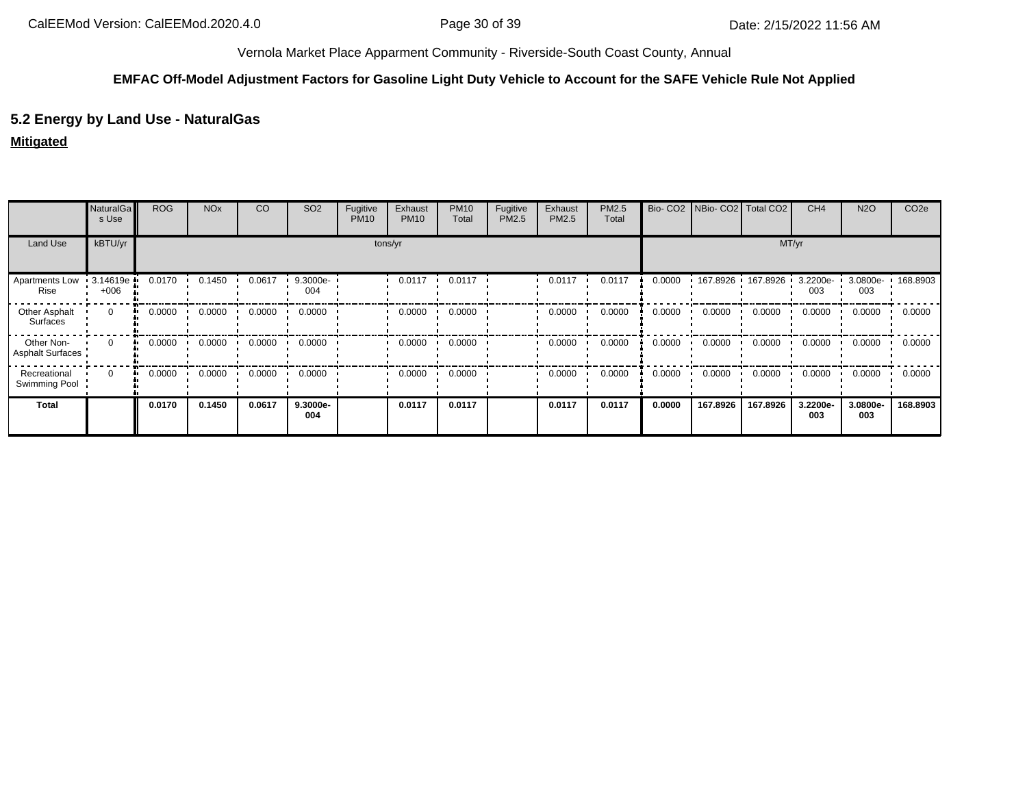Vernola Market Place Apparment Community - Riverside-South Coast County, Annual

**EMFAC Off-Model Adjustment Factors for Gasoline Light Duty Vehicle to Account for the SAFE Vehicle Rule Not Applied**

## 5.2 Energy by Land Use - NaturalGas

**Mitigated**

| | NaturalGas Use | ROG | NOx | CO | SO2 | Fugitive PM10 | Exhaust PM10 | PM10 Total | Fugitive PM2.5 | Exhaust PM2.5 | PM2.5 Total | Bio- CO2 | NBio- CO2 | Total CO2 | CH4 | N2O | CO2e |
|---|---|---|---|---|---|---|---|---|---|---|---|---|---|---|---|---|---|
| Land Use | kBTU/yr | tons/yr | | | | | | | | | | MT/yr | | | | | |
| Apartments Low Rise | 3.14619e+006 | 0.0170 | 0.1450 | 0.0617 | 9.3000e-004 | | 0.0117 | 0.0117 | | 0.0117 | 0.0117 | 0.0000 | 167.8926 | 167.8926 | 3.2200e-003 | 3.0800e-003 | 168.8903 |
| Other Asphalt Surfaces | 0 | 0.0000 | 0.0000 | 0.0000 | 0.0000 | | 0.0000 | 0.0000 | | 0.0000 | 0.0000 | 0.0000 | 0.0000 | 0.0000 | 0.0000 | 0.0000 | 0.0000 |
| Other Non-Asphalt Surfaces | 0 | 0.0000 | 0.0000 | 0.0000 | 0.0000 | | 0.0000 | 0.0000 | | 0.0000 | 0.0000 | 0.0000 | 0.0000 | 0.0000 | 0.0000 | 0.0000 | 0.0000 |
| Recreational Swimming Pool | 0 | 0.0000 | 0.0000 | 0.0000 | 0.0000 | | 0.0000 | 0.0000 | | 0.0000 | 0.0000 | 0.0000 | 0.0000 | 0.0000 | 0.0000 | 0.0000 | 0.0000 |
| **Total** | | **0.0170** | **0.1450** | **0.0617** | **9.3000e-004** | | **0.0117** | **0.0117** | | **0.0117** | **0.0117** | **0.0000** | **167.8926** | **167.8926** | **3.2200e-003** | **3.0800e-003** | **168.8903** |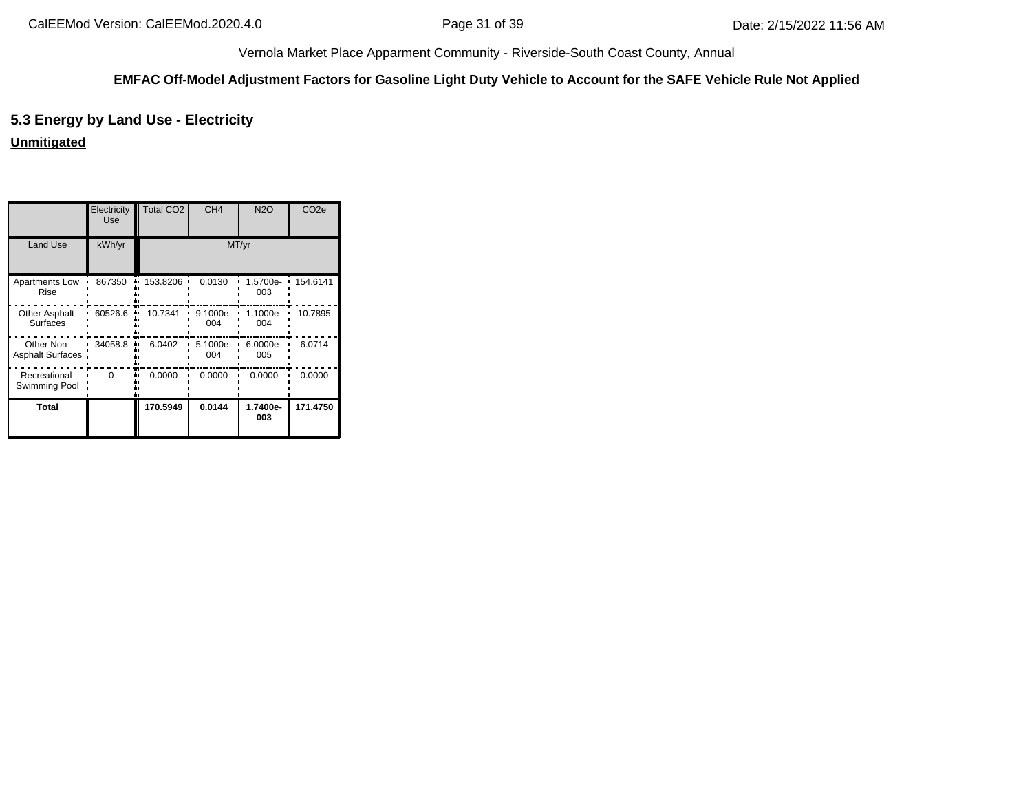Vernola Market Place Apparment Community - Riverside-South Coast County, Annual

**EMFAC Off-Model Adjustment Factors for Gasoline Light Duty Vehicle to Account for the SAFE Vehicle Rule Not Applied**

## 5.3 Energy by Land Use - Electricity

**Unmitigated**

| | Electricity Use | Total CO2 | CH4 | N2O | CO2e |
|---|---|---|---|---|---|
| Land Use | kWh/yr | MT/yr | | | |
| Apartments Low Rise | 867350 | 153.8206 | 0.0130 | 1.5700e-003 | 154.6141 |
| Other Asphalt Surfaces | 60526.6 | 10.7341 | 9.1000e-004 | 1.1000e-004 | 10.7895 |
| Other Non-Asphalt Surfaces | 34058.8 | 6.0402 | 5.1000e-004 | 6.0000e-005 | 6.0714 |
| Recreational Swimming Pool | 0 | 0.0000 | 0.0000 | 0.0000 | 0.0000 |
| **Total** | | **170.5949** | **0.0144** | **1.7400e-003** | **171.4750** |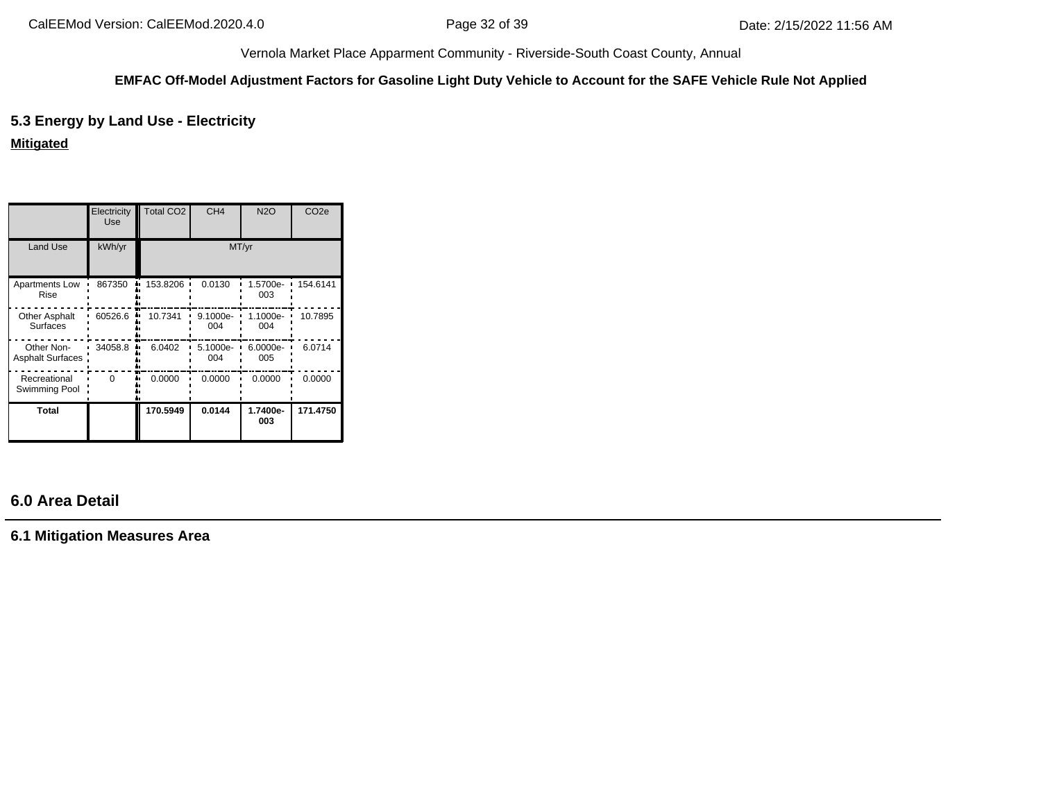Vernola Market Place Apparment Community - Riverside-South Coast County, Annual

**EMFAC Off-Model Adjustment Factors for Gasoline Light Duty Vehicle to Account for the SAFE Vehicle Rule Not Applied**

### 5.3 Energy by Land Use - Electricity

**Mitigated**

| | Electricity Use | Total CO2 | CH4 | N2O | CO2e |
|---|---|---|---|---|---|
| Land Use | kWh/yr | MT/yr | | | |
| Apartments Low Rise | 867350 | 153.8206 | 0.0130 | 1.5700e-003 | 154.6141 |
| Other Asphalt Surfaces | 60526.6 | 10.7341 | 9.1000e-004 | 1.1000e-004 | 10.7895 |
| Other Non-Asphalt Surfaces | 34058.8 | 6.0402 | 5.1000e-004 | 6.0000e-005 | 6.0714 |
| Recreational Swimming Pool | 0 | 0.0000 | 0.0000 | 0.0000 | 0.0000 |
| **Total** | | **170.5949** | **0.0144** | **1.7400e-003** | **171.4750** |

## 6.0 Area Detail

### 6.1 Mitigation Measures Area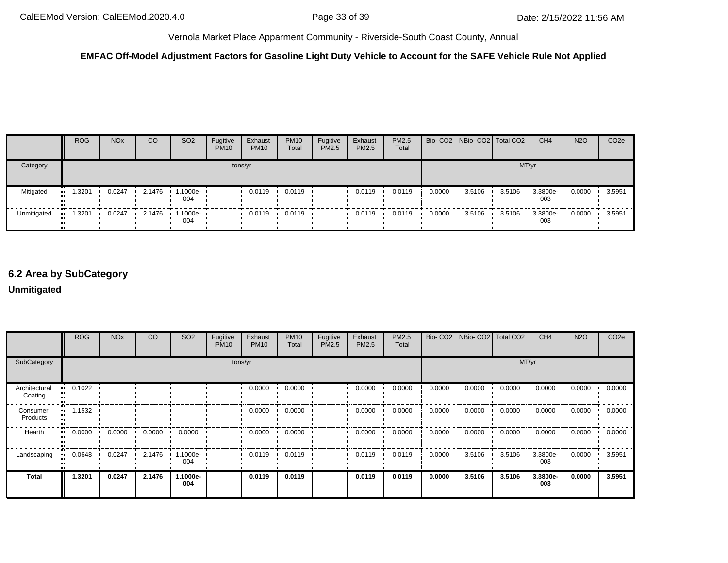**EMFAC Off-Model Adjustment Factors for Gasoline Light Duty Vehicle to Account for the SAFE Vehicle Rule Not Applied**

| | ROG | NOx | CO | SO2 | Fugitive PM10 | Exhaust PM10 | PM10 Total | Fugitive PM2.5 | Exhaust PM2.5 | PM2.5 Total | Bio- CO2 | NBio- CO2 | Total CO2 | CH4 | N2O | CO2e |
|---|---|---|---|---|---|---|---|---|---|---|---|---|---|---|---|---|
| Category | tons/yr | | | | | | | | | | MT/yr | | | | | |
| Mitigated | 1.3201 | 0.0247 | 2.1476 | 1.1000e-004 | | 0.0119 | 0.0119 | | 0.0119 | 0.0119 | 0.0000 | 3.5106 | 3.5106 | 3.3800e-003 | 0.0000 | 3.5951 |
| Unmitigated | 1.3201 | 0.0247 | 2.1476 | 1.1000e-004 | | 0.0119 | 0.0119 | | 0.0119 | 0.0119 | 0.0000 | 3.5106 | 3.5106 | 3.3800e-003 | 0.0000 | 3.5951 |

## 6.2 Area by SubCategory

**Unmitigated**

| | ROG | NOx | CO | SO2 | Fugitive PM10 | Exhaust PM10 | PM10 Total | Fugitive PM2.5 | Exhaust PM2.5 | PM2.5 Total | Bio- CO2 | NBio- CO2 | Total CO2 | CH4 | N2O | CO2e |
|---|---|---|---|---|---|---|---|---|---|---|---|---|---|---|---|---|
| SubCategory | tons/yr | | | | | | | | | | MT/yr | | | | | |
| Architectural Coating | 0.1022 | | | | | 0.0000 | 0.0000 | | 0.0000 | 0.0000 | 0.0000 | 0.0000 | 0.0000 | 0.0000 | 0.0000 | 0.0000 |
| Consumer Products | 1.1532 | | | | | 0.0000 | 0.0000 | | 0.0000 | 0.0000 | 0.0000 | 0.0000 | 0.0000 | 0.0000 | 0.0000 | 0.0000 |
| Hearth | 0.0000 | 0.0000 | 0.0000 | 0.0000 | | 0.0000 | 0.0000 | | 0.0000 | 0.0000 | 0.0000 | 0.0000 | 0.0000 | 0.0000 | 0.0000 | 0.0000 |
| Landscaping | 0.0648 | 0.0247 | 2.1476 | 1.1000e-004 | | 0.0119 | 0.0119 | | 0.0119 | 0.0119 | 0.0000 | 3.5106 | 3.5106 | 3.3800e-003 | 0.0000 | 3.5951 |
| **Total** | **1.3201** | **0.0247** | **2.1476** | **1.1000e-004** | | **0.0119** | **0.0119** | | **0.0119** | **0.0119** | **0.0000** | **3.5106** | **3.5106** | **3.3800e-003** | **0.0000** | **3.5951** |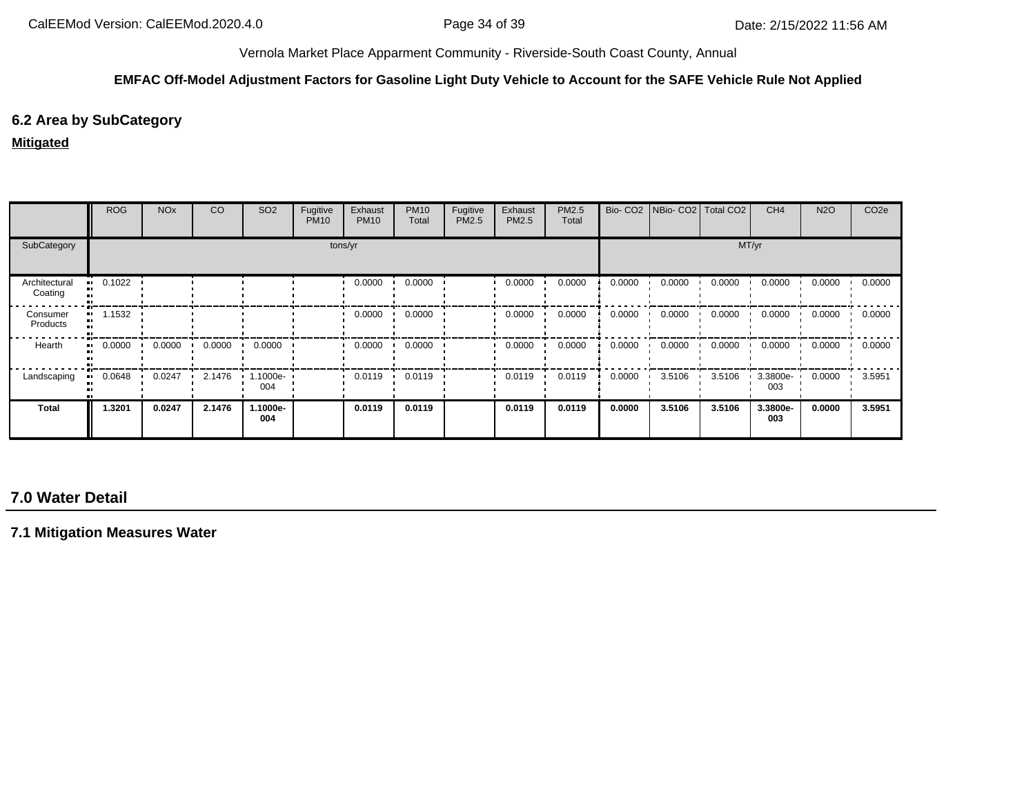Vernola Market Place Apparment Community - Riverside-South Coast County, Annual

**EMFAC Off-Model Adjustment Factors for Gasoline Light Duty Vehicle to Account for the SAFE Vehicle Rule Not Applied**

## 6.2 Area by SubCategory

**Mitigated**

| | ROG | NOx | CO | SO2 | Fugitive PM10 | Exhaust PM10 | PM10 Total | Fugitive PM2.5 | Exhaust PM2.5 | PM2.5 Total | Bio- CO2 | NBio- CO2 | Total CO2 | CH4 | N2O | CO2e |
|---|---|---|---|---|---|---|---|---|---|---|---|---|---|---|---|---|
| SubCategory | tons/yr | | | | | | | | | | MT/yr | | | | | |
| Architectural Coating | 0.1022 | | | | | 0.0000 | 0.0000 | | 0.0000 | 0.0000 | 0.0000 | 0.0000 | 0.0000 | 0.0000 | 0.0000 | 0.0000 |
| Consumer Products | 1.1532 | | | | | 0.0000 | 0.0000 | | 0.0000 | 0.0000 | 0.0000 | 0.0000 | 0.0000 | 0.0000 | 0.0000 | 0.0000 |
| Hearth | 0.0000 | 0.0000 | 0.0000 | 0.0000 | | 0.0000 | 0.0000 | | 0.0000 | 0.0000 | 0.0000 | 0.0000 | 0.0000 | 0.0000 | 0.0000 | 0.0000 |
| Landscaping | 0.0648 | 0.0247 | 2.1476 | 1.1000e-004 | | 0.0119 | 0.0119 | | 0.0119 | 0.0119 | 0.0000 | 3.5106 | 3.5106 | 3.3800e-003 | 0.0000 | 3.5951 |
| **Total** | **1.3201** | **0.0247** | **2.1476** | **1.1000e-004** | | **0.0119** | **0.0119** | | **0.0119** | **0.0119** | **0.0000** | **3.5106** | **3.5106** | **3.3800e-003** | **0.0000** | **3.5951** |

# 7.0 Water Detail

## 7.1 Mitigation Measures Water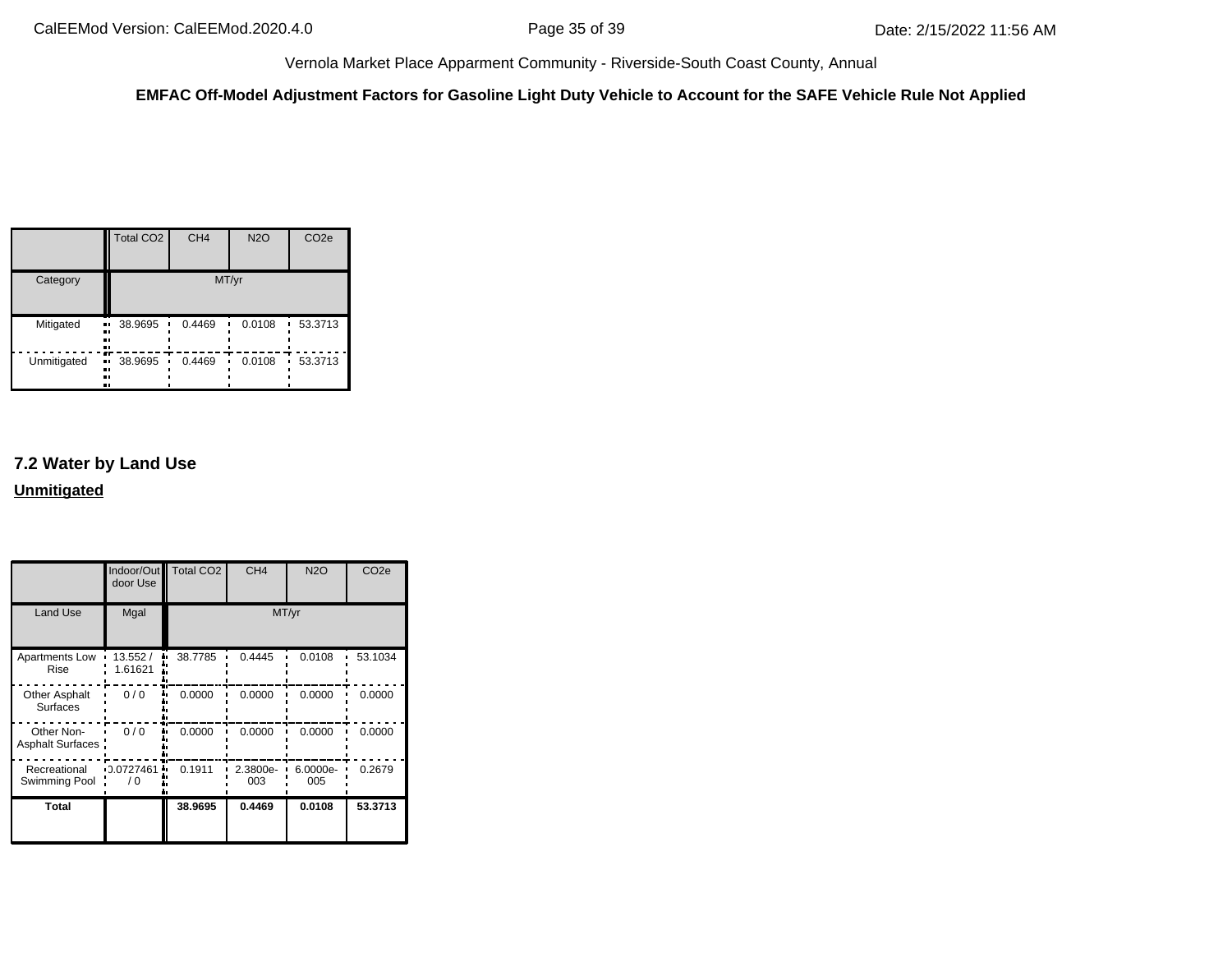Vernola Market Place Apparment Community - Riverside-South Coast County, Annual

**EMFAC Off-Model Adjustment Factors for Gasoline Light Duty Vehicle to Account for the SAFE Vehicle Rule Not Applied**

| | Total CO2 | CH4 | N2O | CO2e |
|---|---|---|---|---|
| Category | MT/yr | | | |
| Mitigated | 38.9695 | 0.4469 | 0.0108 | 53.3713 |
| Unmitigated | 38.9695 | 0.4469 | 0.0108 | 53.3713 |

### 7.2 Water by Land Use

**Unmitigated**

| | Indoor/Outdoor Use | Total CO2 | CH4 | N2O | CO2e |
|---|---|---|---|---|---|
| Land Use | Mgal | MT/yr | | | |
| Apartments Low Rise | 13.552 / 1.61621 | 38.7785 | 0.4445 | 0.0108 | 53.1034 |
| Other Asphalt Surfaces | 0 / 0 | 0.0000 | 0.0000 | 0.0000 | 0.0000 |
| Other Non-Asphalt Surfaces | 0 / 0 | 0.0000 | 0.0000 | 0.0000 | 0.0000 |
| Recreational Swimming Pool | 0.0727461 / 0 | 0.1911 | 2.3800e-003 | 6.0000e-005 | 0.2679 |
| **Total** | | **38.9695** | **0.4469** | **0.0108** | **53.3713** |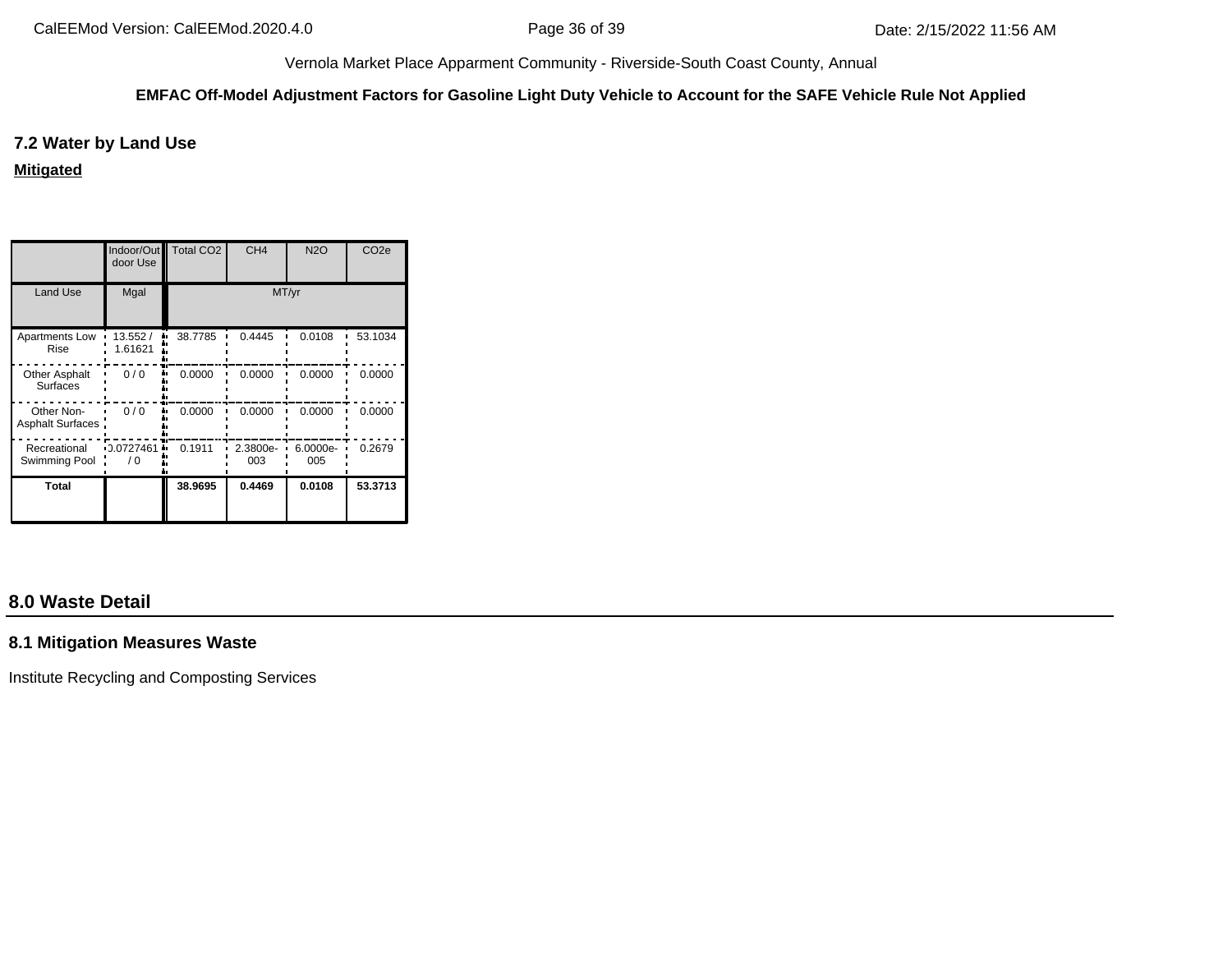Vernola Market Place Apparment Community - Riverside-South Coast County, Annual

**EMFAC Off-Model Adjustment Factors for Gasoline Light Duty Vehicle to Account for the SAFE Vehicle Rule Not Applied**

### 7.2 Water by Land Use

**Mitigated**

| | Indoor/Outdoor Use | Total CO2 | CH4 | N2O | CO2e |
|---|---|---|---|---|---|
| Land Use | Mgal | MT/yr | | | |
| Apartments Low Rise | 13.552 / 1.61621 | 38.7785 | 0.4445 | 0.0108 | 53.1034 |
| Other Asphalt Surfaces | 0 / 0 | 0.0000 | 0.0000 | 0.0000 | 0.0000 |
| Other Non-Asphalt Surfaces | 0 / 0 | 0.0000 | 0.0000 | 0.0000 | 0.0000 |
| Recreational Swimming Pool | 0.0727461 / 0 | 0.1911 | 2.3800e-003 | 6.0000e-005 | 0.2679 |
| **Total** | | **38.9695** | **0.4469** | **0.0108** | **53.3713** |

## 8.0 Waste Detail

### 8.1 Mitigation Measures Waste

Institute Recycling and Composting Services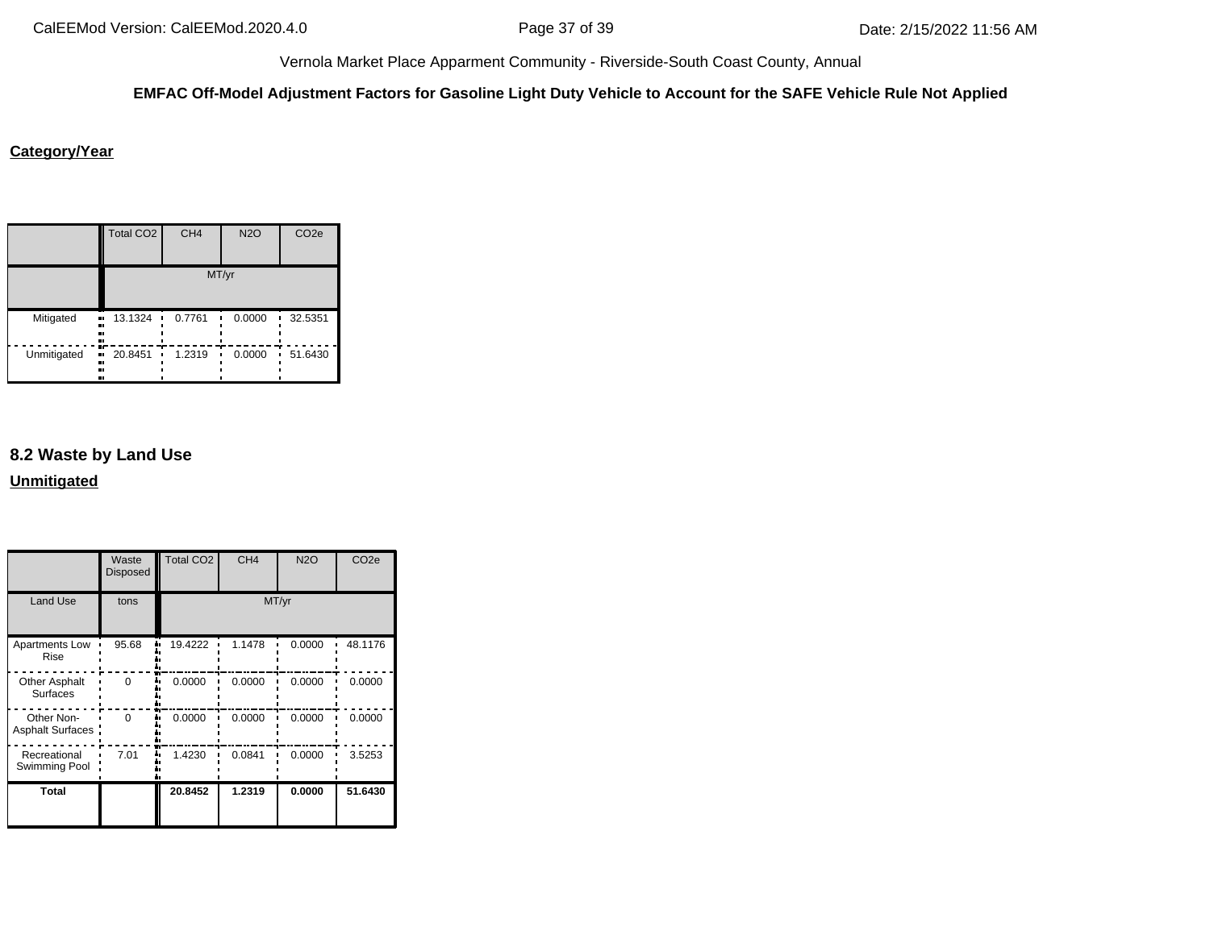Vernola Market Place Apparment Community - Riverside-South Coast County, Annual

**EMFAC Off-Model Adjustment Factors for Gasoline Light Duty Vehicle to Account for the SAFE Vehicle Rule Not Applied**

**Category/Year**

| | Total $CO_2$ | $CH_4$ | $N_2O$ | $CO_2e$ |
|---|---|---|---|---|
| | MT/yr | | | |
| Mitigated | 13.1324 | 0.7761 | 0.0000 | 32.5351 |
| Unmitigated | 20.8451 | 1.2319 | 0.0000 | 51.6430 |

## 8.2 Waste by Land Use

**Unmitigated**

| | Waste Disposed | Total $CO_2$ | $CH_4$ | $N_2O$ | $CO_2e$ |
|---|---|---|---|---|---|
| Land Use | tons | MT/yr | | | |
| Apartments Low Rise | 95.68 | 19.4222 | 1.1478 | 0.0000 | 48.1176 |
| Other Asphalt Surfaces | 0 | 0.0000 | 0.0000 | 0.0000 | 0.0000 |
| Other Non-Asphalt Surfaces | 0 | 0.0000 | 0.0000 | 0.0000 | 0.0000 |
| Recreational Swimming Pool | 7.01 | 1.4230 | 0.0841 | 0.0000 | 3.5253 |
| **Total** | | **20.8452** | **1.2319** | **0.0000** | **51.6430** |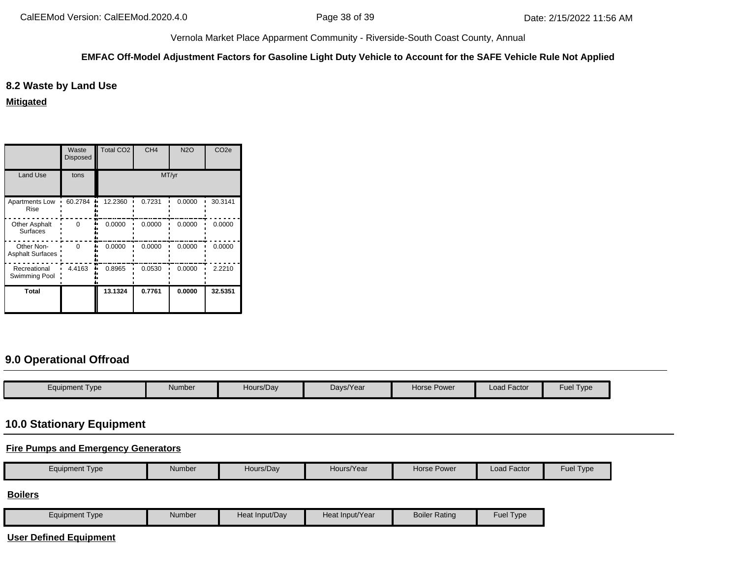Vernola Market Place Apparment Community - Riverside-South Coast County, Annual

**EMFAC Off-Model Adjustment Factors for Gasoline Light Duty Vehicle to Account for the SAFE Vehicle Rule Not Applied**

### 8.2 Waste by Land Use

**Mitigated**

| | Waste Disposed | Total CO2 | CH4 | N2O | CO2e |
|---|---|---|---|---|---|
| Land Use | tons | MT/yr | | | |
| Apartments Low Rise | 60.2784 | 12.2360 | 0.7231 | 0.0000 | 30.3141 |
| Other Asphalt Surfaces | 0 | 0.0000 | 0.0000 | 0.0000 | 0.0000 |
| Other Non-Asphalt Surfaces | 0 | 0.0000 | 0.0000 | 0.0000 | 0.0000 |
| Recreational Swimming Pool | 4.4163 | 0.8965 | 0.0530 | 0.0000 | 2.2210 |
| **Total** | | **13.1324** | **0.7761** | **0.0000** | **32.5351** |

## 9.0 Operational Offroad

| Equipment Type | Number | Hours/Day | Days/Year | Horse Power | Load Factor | Fuel Type |
|---|---|---|---|---|---|---|

## 10.0 Stationary Equipment

**Fire Pumps and Emergency Generators**

| Equipment Type | Number | Hours/Day | Hours/Year | Horse Power | Load Factor | Fuel Type |
|---|---|---|---|---|---|---|

**Boilers**

| Equipment Type | Number | Heat Input/Day | Heat Input/Year | Boiler Rating | Fuel Type |
|---|---|---|---|---|---|

**User Defined Equipment**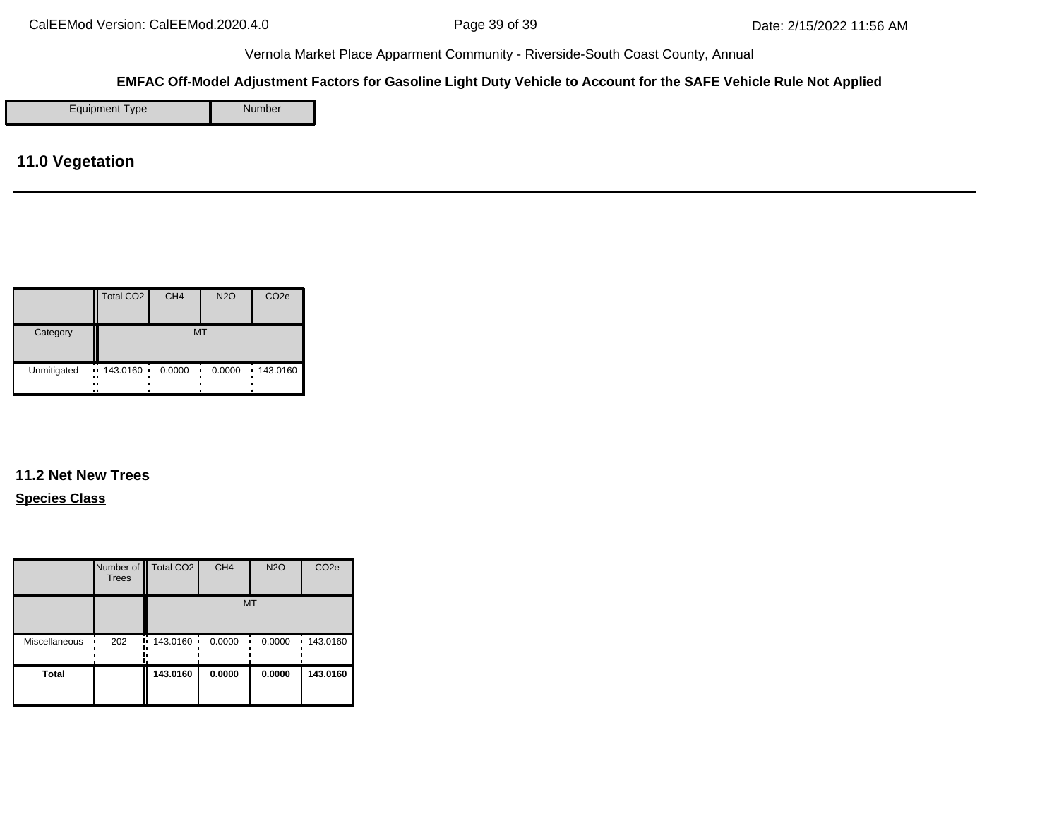**EMFAC Off-Model Adjustment Factors for Gasoline Light Duty Vehicle to Account for the SAFE Vehicle Rule Not Applied**

| Equipment Type | Number |
|---|---|

## 11.0 Vegetation

| | Total CO2 | CH4 | N2O | CO2e |
|---|---|---|---|---|
| Category | MT | | | |
| Unmitigated | 143.0160 | 0.0000 | 0.0000 | 143.0160 |

### 11.2 Net New Trees

**Species Class**

| | Number of Trees | Total CO2 | CH4 | N2O | CO2e |
|---|---|---|---|---|---|
| | | MT | | | |
| Miscellaneous | 202 | 143.0160 | 0.0000 | 0.0000 | 143.0160 |
| **Total** | | **143.0160** | **0.0000** | **0.0000** | **143.0160** |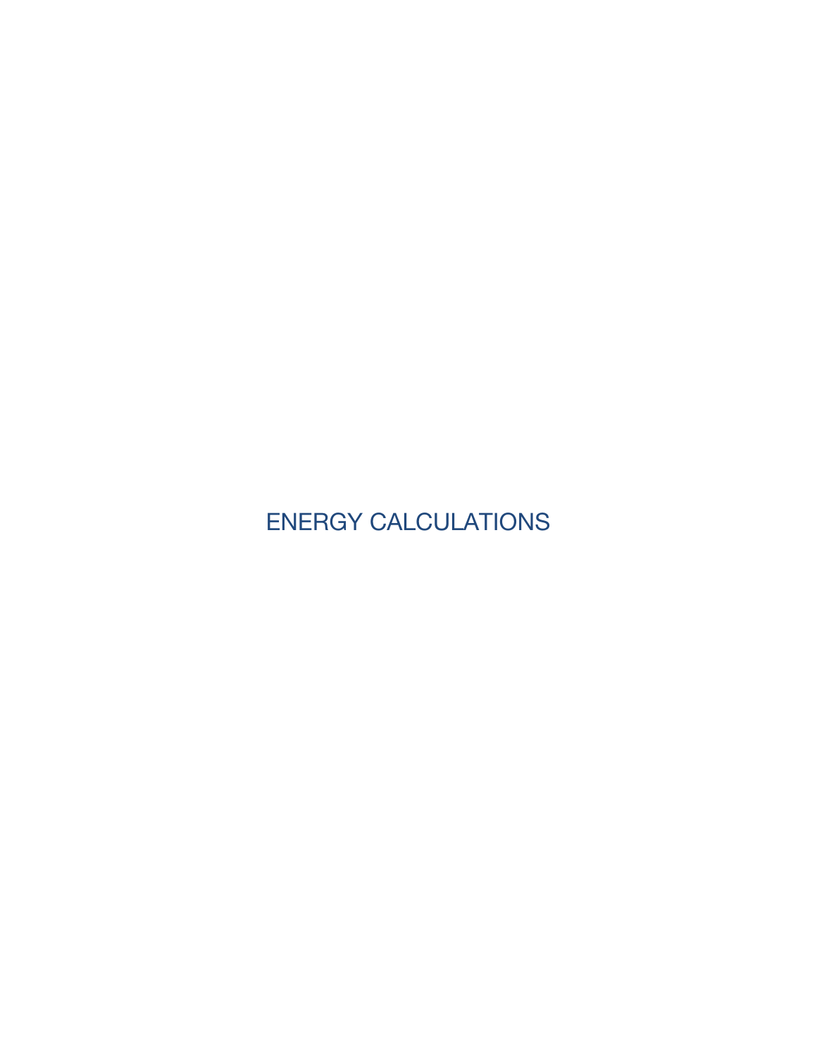# ENERGY CALCULATIONS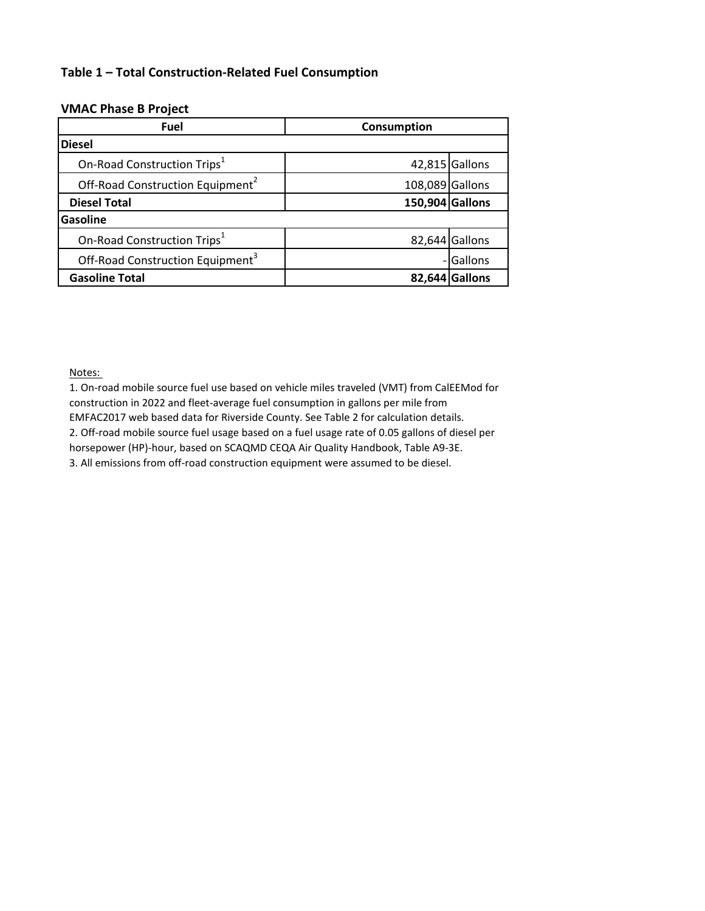## Table 1 – Total Construction-Related Fuel Consumption

### VMAC Phase B Project

| Fuel | Consumption | |
|---|---|---|
| **Diesel** | | |
| On-Road Construction Trips[1] | 42,815 | Gallons |
| Off-Road Construction Equipment[2] | 108,089 | Gallons |
| **Diesel Total** | **150,904** | **Gallons** |
| **Gasoline** | | |
| On-Road Construction Trips[1] | 82,644 | Gallons |
| Off-Road Construction Equipment[3] | - | Gallons |
| **Gasoline Total** | **82,644** | **Gallons** |

Notes:

1. On-road mobile source fuel use based on vehicle miles traveled (VMT) from CalEEMod for construction in 2022 and fleet-average fuel consumption in gallons per mile from EMFAC2017 web based data for Riverside County. See Table 2 for calculation details.
2. Off-road mobile source fuel usage based on a fuel usage rate of 0.05 gallons of diesel per horsepower (HP)-hour, based on SCAQMD CEQA Air Quality Handbook, Table A9-3E.
3. All emissions from off-road construction equipment were assumed to be diesel.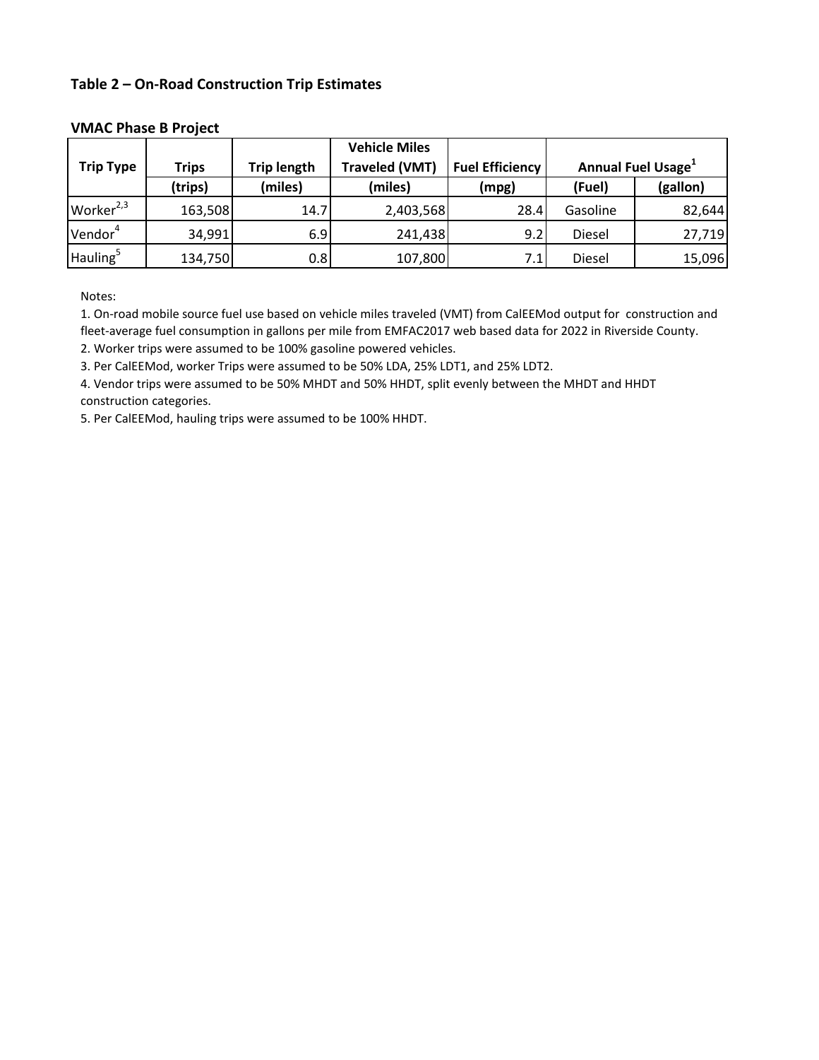### Table 2 – On-Road Construction Trip Estimates

**VMAC Phase B Project**

| Trip Type | Trips | Trip length | Vehicle Miles Traveled (VMT) | Fuel Efficiency | Annual Fuel Usage[1] | |
|---|---|---|---|---|---|---|
| | (trips) | (miles) | (miles) | (mpg) | (Fuel) | (gallon) |
| Worker[2,3] | 163,508 | 14.7 | 2,403,568 | 28.4 | Gasoline | 82,644 |
| Vendor[4] | 34,991 | 6.9 | 241,438 | 9.2 | Diesel | 27,719 |
| Hauling[5] | 134,750 | 0.8 | 107,800 | 7.1 | Diesel | 15,096 |

Notes:

1. On-road mobile source fuel use based on vehicle miles traveled (VMT) from CalEEMod output for construction and fleet-average fuel consumption in gallons per mile from EMFAC2017 web based data for 2022 in Riverside County.
2. Worker trips were assumed to be 100% gasoline powered vehicles.
3. Per CalEEMod, worker Trips were assumed to be 50% LDA, 25% LDT1, and 25% LDT2.
4. Vendor trips were assumed to be 50% MHDT and 50% HHDT, split evenly between the MHDT and HHDT construction categories.
5. Per CalEEMod, hauling trips were assumed to be 100% HHDT.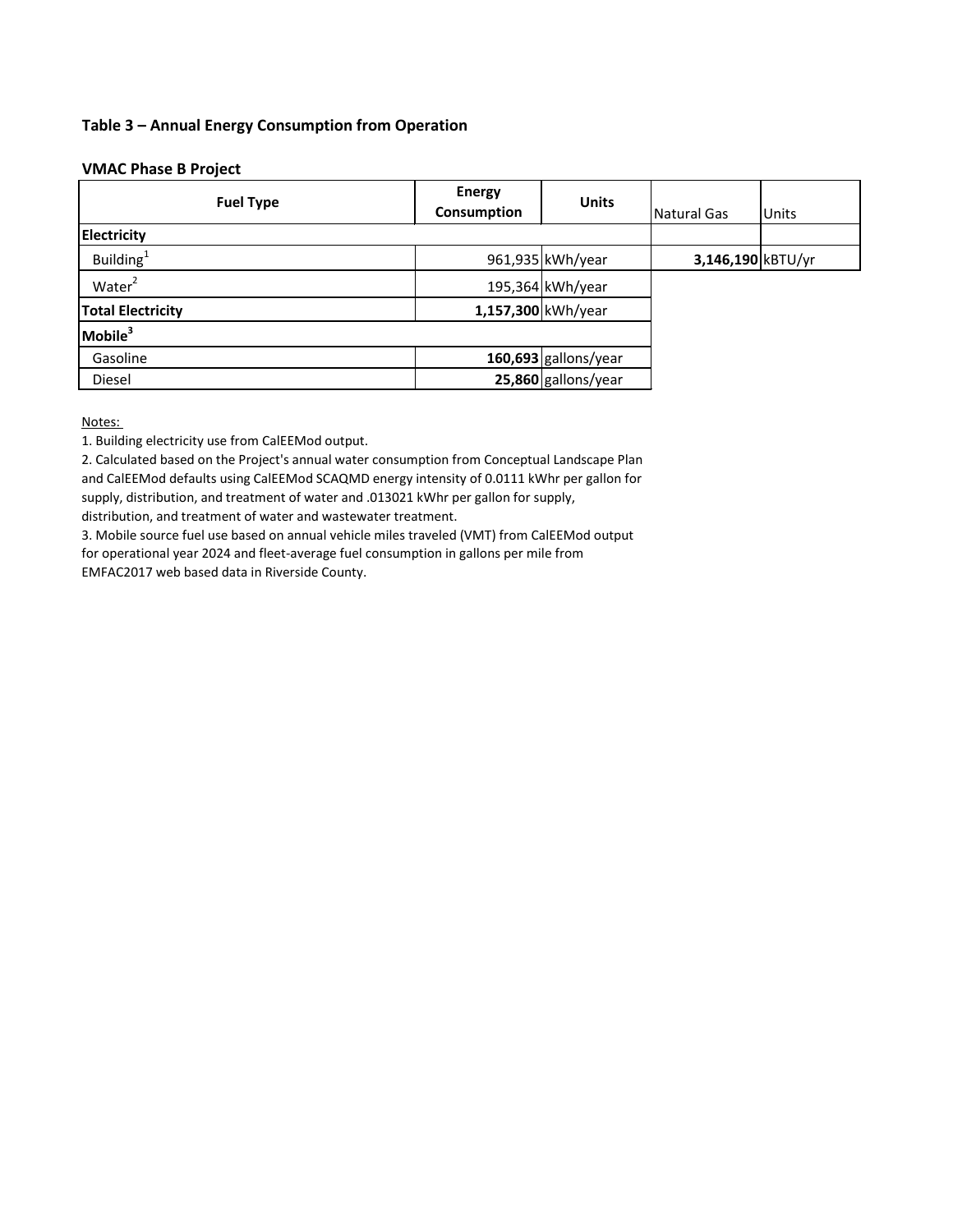### Table 3 – Annual Energy Consumption from Operation

**VMAC Phase B Project**

| Fuel Type | Energy Consumption | Units | Natural Gas | Units |
|---|---|---|---|---|
| **Electricity** | | | | |
| Building[1] | 961,935 | kWh/year | **3,146,190** | kBTU/yr |
| Water[2] | 195,364 | kWh/year | | |
| **Total Electricity** | **1,157,300** | kWh/year | | |
| **Mobile[3]** | | | | |
| Gasoline | **160,693** | gallons/year | | |
| Diesel | **25,860** | gallons/year | | |

Notes:

1. Building electricity use from CalEEMod output.
2. Calculated based on the Project's annual water consumption from Conceptual Landscape Plan and CalEEMod defaults using CalEEMod SCAQMD energy intensity of 0.0111 kWhr per gallon for supply, distribution, and treatment of water and .013021 kWhr per gallon for supply, distribution, and treatment of water and wastewater treatment.
3. Mobile source fuel use based on annual vehicle miles traveled (VMT) from CalEEMod output for operational year 2024 and fleet-average fuel consumption in gallons per mile from EMFAC2017 web based data in Riverside County.